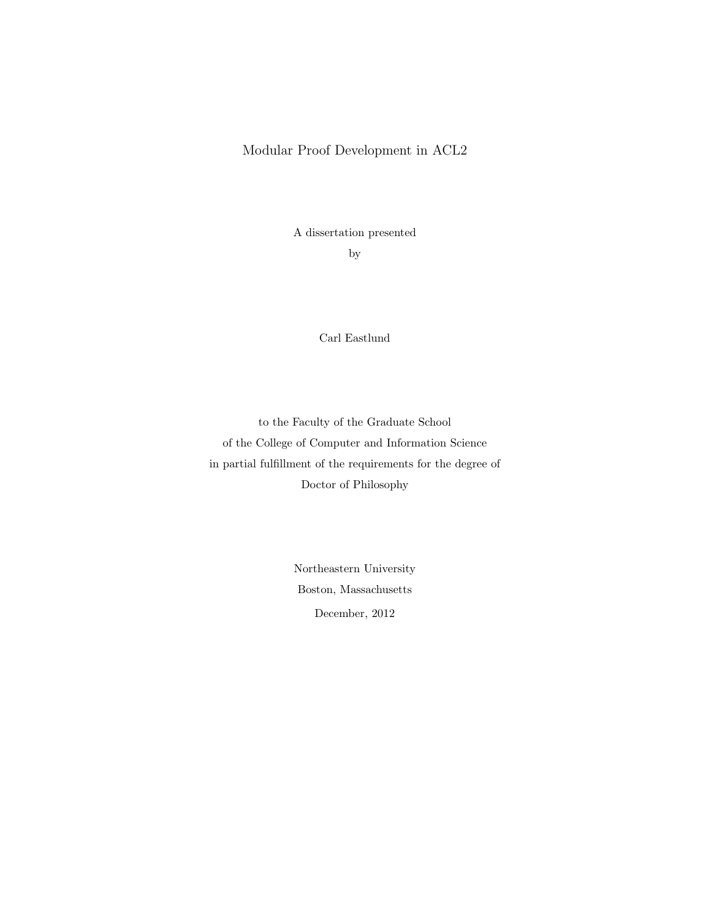# Modular Proof Development in ACL2

A dissertation presented

by

Carl Eastlund

to the Faculty of the Graduate School
of the College of Computer and Information Science
in partial fulfillment of the requirements for the degree of
Doctor of Philosophy

Northeastern University
Boston, Massachusetts
December, 2012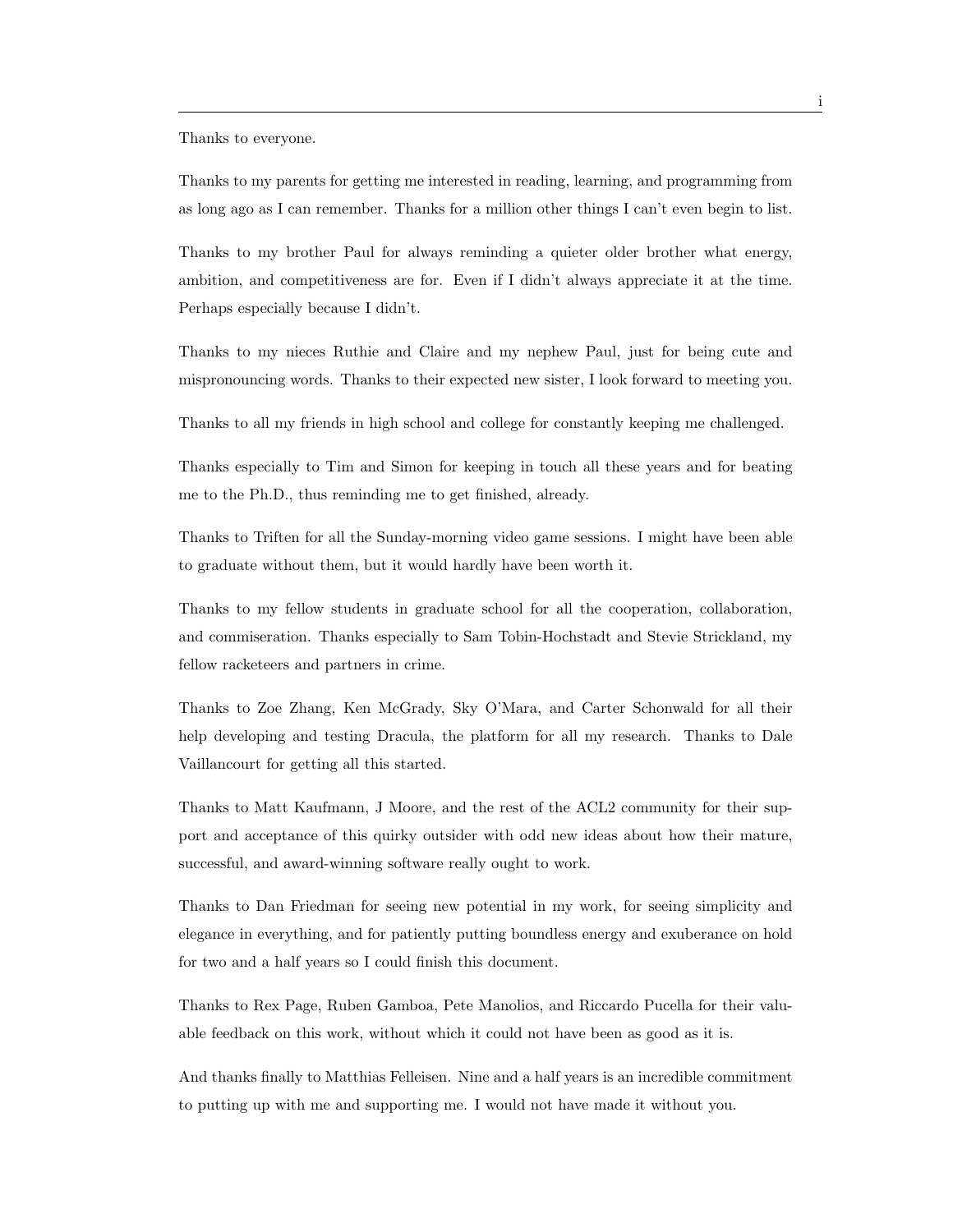Thanks to everyone.

Thanks to my parents for getting me interested in reading, learning, and programming from as long ago as I can remember. Thanks for a million other things I can't even begin to list.

Thanks to my brother Paul for always reminding a quieter older brother what energy, ambition, and competitiveness are for. Even if I didn't always appreciate it at the time. Perhaps especially because I didn't.

Thanks to my nieces Ruthie and Claire and my nephew Paul, just for being cute and mispronouncing words. Thanks to their expected new sister, I look forward to meeting you.

Thanks to all my friends in high school and college for constantly keeping me challenged.

Thanks especially to Tim and Simon for keeping in touch all these years and for beating me to the Ph.D., thus reminding me to get finished, already.

Thanks to Triften for all the Sunday-morning video game sessions. I might have been able to graduate without them, but it would hardly have been worth it.

Thanks to my fellow students in graduate school for all the cooperation, collaboration, and commiseration. Thanks especially to Sam Tobin-Hochstadt and Stevie Strickland, my fellow racketeers and partners in crime.

Thanks to Zoe Zhang, Ken McGrady, Sky O'Mara, and Carter Schonwald for all their help developing and testing Dracula, the platform for all my research. Thanks to Dale Vaillancourt for getting all this started.

Thanks to Matt Kaufmann, J Moore, and the rest of the ACL2 community for their support and acceptance of this quirky outsider with odd new ideas about how their mature, successful, and award-winning software really ought to work.

Thanks to Dan Friedman for seeing new potential in my work, for seeing simplicity and elegance in everything, and for patiently putting boundless energy and exuberance on hold for two and a half years so I could finish this document.

Thanks to Rex Page, Ruben Gamboa, Pete Manolios, and Riccardo Pucella for their valuable feedback on this work, without which it could not have been as good as it is.

And thanks finally to Matthias Felleisen. Nine and a half years is an incredible commitment to putting up with me and supporting me. I would not have made it without you.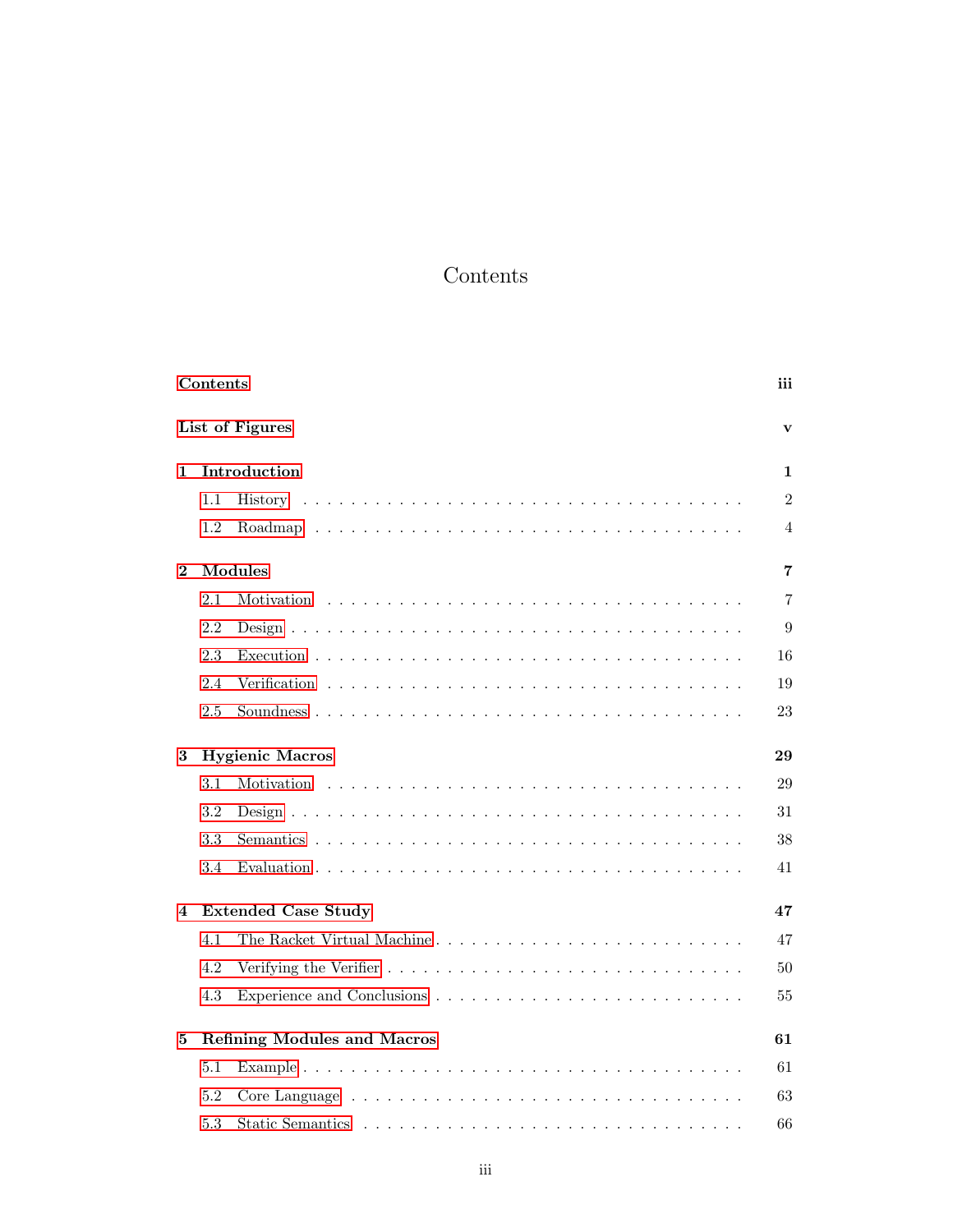# Contents

**Contents** — iii

**List of Figures** — v

**1 Introduction** — 1

- 1.1 History — 2
- 1.2 Roadmap — 4

**2 Modules** — 7

- 2.1 Motivation — 7
- 2.2 Design — 9
- 2.3 Execution — 16
- 2.4 Verification — 19
- 2.5 Soundness — 23

**3 Hygienic Macros** — 29

- 3.1 Motivation — 29
- 3.2 Design — 31
- 3.3 Semantics — 38
- 3.4 Evaluation — 41

**4 Extended Case Study** — 47

- 4.1 The Racket Virtual Machine — 47
- 4.2 Verifying the Verifier — 50
- 4.3 Experience and Conclusions — 55

**5 Refining Modules and Macros** — 61

- 5.1 Example — 61
- 5.2 Core Language — 63
- 5.3 Static Semantics — 66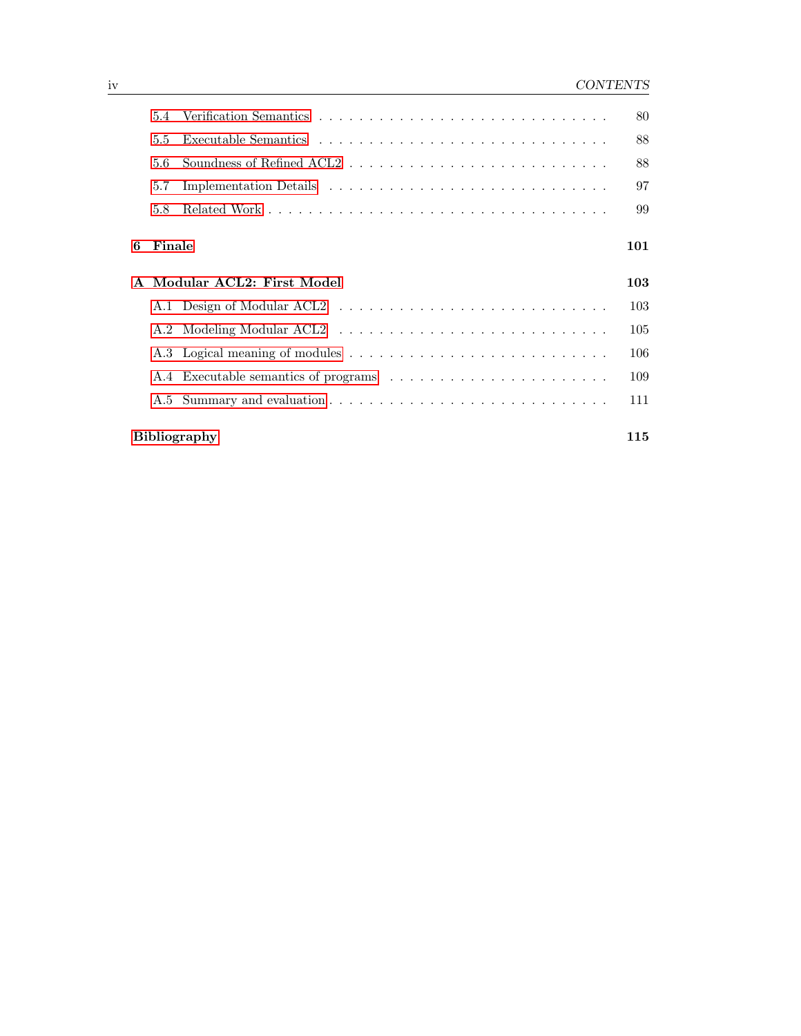- 5.4 Verification Semantics . . . . . . . . . . . . . . . . . . . . . . . . . . . 80
- 5.5 Executable Semantics . . . . . . . . . . . . . . . . . . . . . . . . . . . 88
- 5.6 Soundness of Refined ACL2 . . . . . . . . . . . . . . . . . . . . . . . . 88
- 5.7 Implementation Details . . . . . . . . . . . . . . . . . . . . . . . . . . 97
- 5.8 Related Work . . . . . . . . . . . . . . . . . . . . . . . . . . . . . . . 99

**6 Finale** **101**

**A Modular ACL2: First Model** **103**

- A.1 Design of Modular ACL2 . . . . . . . . . . . . . . . . . . . . . . . . . 103
- A.2 Modeling Modular ACL2 . . . . . . . . . . . . . . . . . . . . . . . . . 105
- A.3 Logical meaning of modules . . . . . . . . . . . . . . . . . . . . . . . . 106
- A.4 Executable semantics of programs . . . . . . . . . . . . . . . . . . . . 109
- A.5 Summary and evaluation . . . . . . . . . . . . . . . . . . . . . . . . . 111

**Bibliography** **115**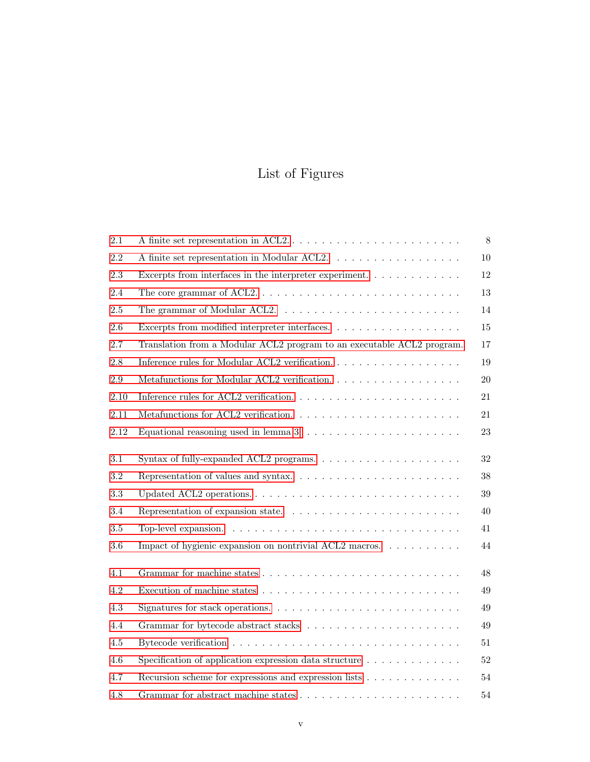# List of Figures

| | | |
|---|---|---|
| 2.1 | A finite set representation in ACL2. | 8 |
| 2.2 | A finite set representation in Modular ACL2. | 10 |
| 2.3 | Excerpts from interfaces in the interpreter experiment. | 12 |
| 2.4 | The core grammar of ACL2. | 13 |
| 2.5 | The grammar of Modular ACL2. | 14 |
| 2.6 | Excerpts from modified interpreter interfaces. | 15 |
| 2.7 | Translation from a Modular ACL2 program to an executable ACL2 program. | 17 |
| 2.8 | Inference rules for Modular ACL2 verification. | 19 |
| 2.9 | Metafunctions for Modular ACL2 verification. | 20 |
| 2.10 | Inference rules for ACL2 verification. | 21 |
| 2.11 | Metafunctions for ACL2 verification. | 21 |
| 2.12 | Equational reasoning used in lemma 3 | 23 |
| 3.1 | Syntax of fully-expanded ACL2 programs. | 32 |
| 3.2 | Representation of values and syntax. | 38 |
| 3.3 | Updated ACL2 operations. | 39 |
| 3.4 | Representation of expansion state. | 40 |
| 3.5 | Top-level expansion. | 41 |
| 3.6 | Impact of hygienic expansion on nontrivial ACL2 macros. | 44 |
| 4.1 | Grammar for machine states | 48 |
| 4.2 | Execution of machine states | 49 |
| 4.3 | Signatures for stack operations. | 49 |
| 4.4 | Grammar for bytecode abstract stacks | 49 |
| 4.5 | Bytecode verification | 51 |
| 4.6 | Specification of application expression data structure | 52 |
| 4.7 | Recursion scheme for expressions and expression lists | 54 |
| 4.8 | Grammar for abstract machine states | 54 |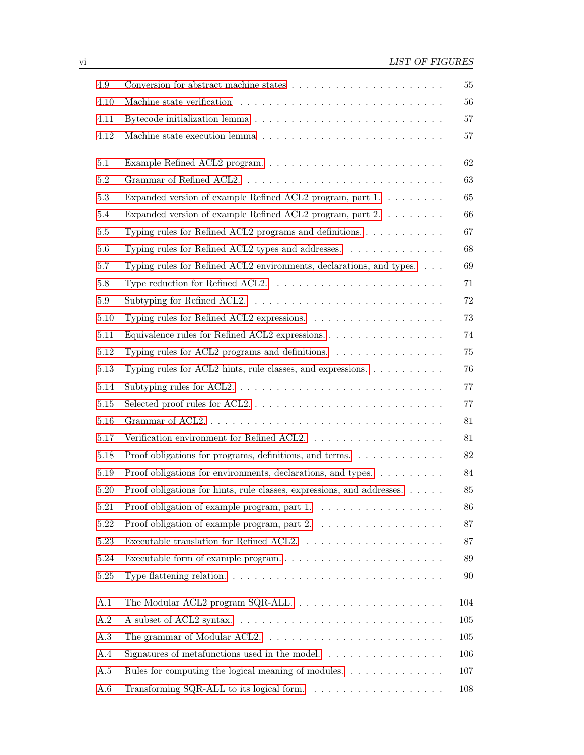| | | |
|---|---|---|
| 4.9 | Conversion for abstract machine states | 55 |
| 4.10 | Machine state verification | 56 |
| 4.11 | Bytecode initialization lemma | 57 |
| 4.12 | Machine state execution lemma | 57 |
| 5.1 | Example Refined ACL2 program. | 62 |
| 5.2 | Grammar of Refined ACL2. | 63 |
| 5.3 | Expanded version of example Refined ACL2 program, part 1. | 65 |
| 5.4 | Expanded version of example Refined ACL2 program, part 2. | 66 |
| 5.5 | Typing rules for Refined ACL2 programs and definitions. | 67 |
| 5.6 | Typing rules for Refined ACL2 types and addresses. | 68 |
| 5.7 | Typing rules for Refined ACL2 environments, declarations, and types. | 69 |
| 5.8 | Type reduction for Refined ACL2. | 71 |
| 5.9 | Subtyping for Refined ACL2. | 72 |
| 5.10 | Typing rules for Refined ACL2 expressions. | 73 |
| 5.11 | Equivalence rules for Refined ACL2 expressions. | 74 |
| 5.12 | Typing rules for ACL2 programs and definitions. | 75 |
| 5.13 | Typing rules for ACL2 hints, rule classes, and expressions. | 76 |
| 5.14 | Subtyping rules for ACL2. | 77 |
| 5.15 | Selected proof rules for ACL2. | 77 |
| 5.16 | Grammar of ACL2. | 81 |
| 5.17 | Verification environment for Refined ACL2. | 81 |
| 5.18 | Proof obligations for programs, definitions, and terms. | 82 |
| 5.19 | Proof obligations for environments, declarations, and types. | 84 |
| 5.20 | Proof obligations for hints, rule classes, expressions, and addresses. | 85 |
| 5.21 | Proof obligation of example program, part 1. | 86 |
| 5.22 | Proof obligation of example program, part 2. | 87 |
| 5.23 | Executable translation for Refined ACL2. | 87 |
| 5.24 | Executable form of example program. | 89 |
| 5.25 | Type flattening relation. | 90 |
| A.1 | The Modular ACL2 program SQR-ALL. | 104 |
| A.2 | A subset of ACL2 syntax. | 105 |
| A.3 | The grammar of Modular ACL2. | 105 |
| A.4 | Signatures of metafunctions used in the model. | 106 |
| A.5 | Rules for computing the logical meaning of modules. | 107 |
| A.6 | Transforming SQR-ALL to its logical form. | 108 |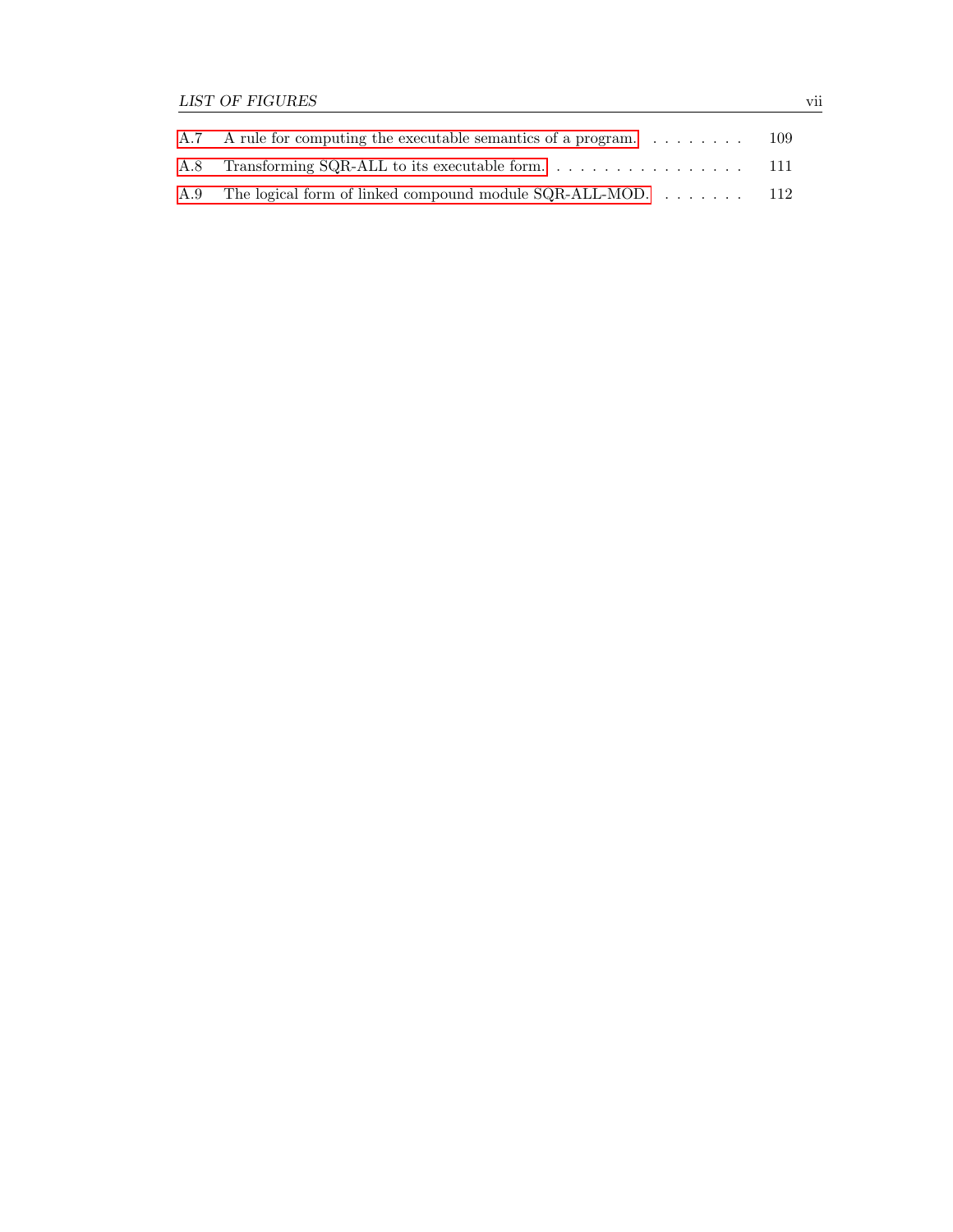| | | |
|---|---|---|
| A.7 | A rule for computing the executable semantics of a program. | 109 |
| A.8 | Transforming SQR-ALL to its executable form. | 111 |
| A.9 | The logical form of linked compound module SQR-ALL-MOD. | 112 |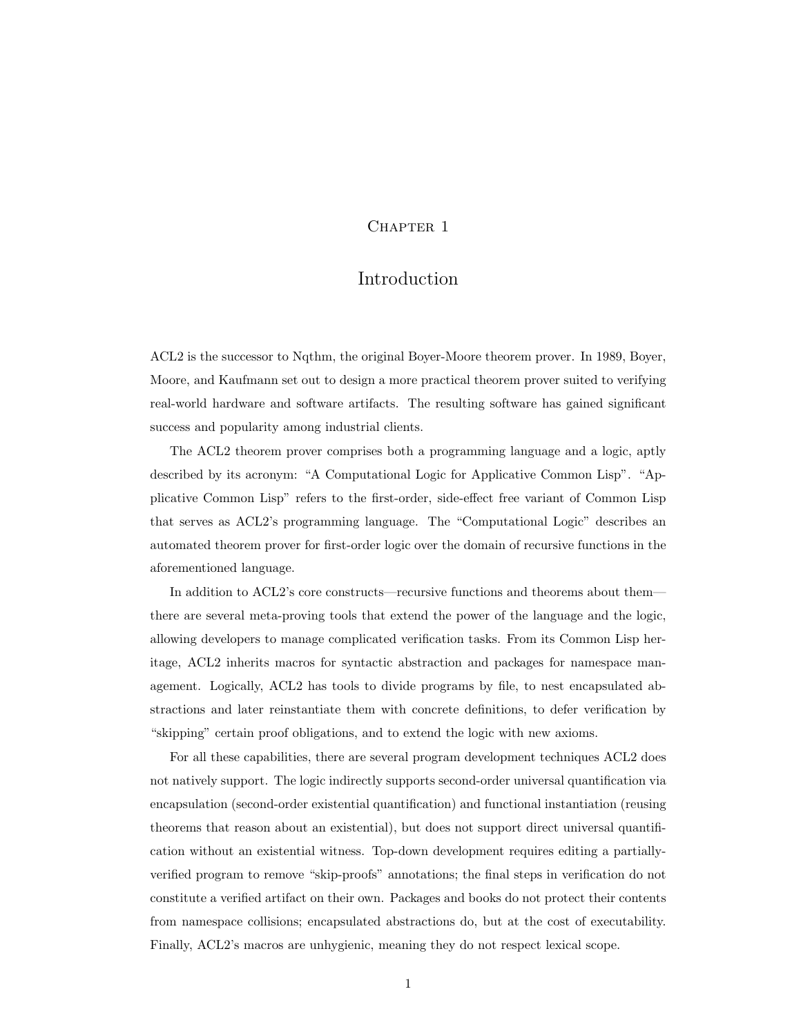# Chapter 1

# Introduction

ACL2 is the successor to Nqthm, the original Boyer-Moore theorem prover. In 1989, Boyer, Moore, and Kaufmann set out to design a more practical theorem prover suited to verifying real-world hardware and software artifacts. The resulting software has gained significant success and popularity among industrial clients.

The ACL2 theorem prover comprises both a programming language and a logic, aptly described by its acronym: "A Computational Logic for Applicative Common Lisp". "Applicative Common Lisp" refers to the first-order, side-effect free variant of Common Lisp that serves as ACL2's programming language. The "Computational Logic" describes an automated theorem prover for first-order logic over the domain of recursive functions in the aforementioned language.

In addition to ACL2's core constructs—recursive functions and theorems about them—there are several meta-proving tools that extend the power of the language and the logic, allowing developers to manage complicated verification tasks. From its Common Lisp heritage, ACL2 inherits macros for syntactic abstraction and packages for namespace management. Logically, ACL2 has tools to divide programs by file, to nest encapsulated abstractions and later reinstantiate them with concrete definitions, to defer verification by "skipping" certain proof obligations, and to extend the logic with new axioms.

For all these capabilities, there are several program development techniques ACL2 does not natively support. The logic indirectly supports second-order universal quantification via encapsulation (second-order existential quantification) and functional instantiation (reusing theorems that reason about an existential), but does not support direct universal quantification without an existential witness. Top-down development requires editing a partially-verified program to remove "skip-proofs" annotations; the final steps in verification do not constitute a verified artifact on their own. Packages and books do not protect their contents from namespace collisions; encapsulated abstractions do, but at the cost of executability. Finally, ACL2's macros are unhygienic, meaning they do not respect lexical scope.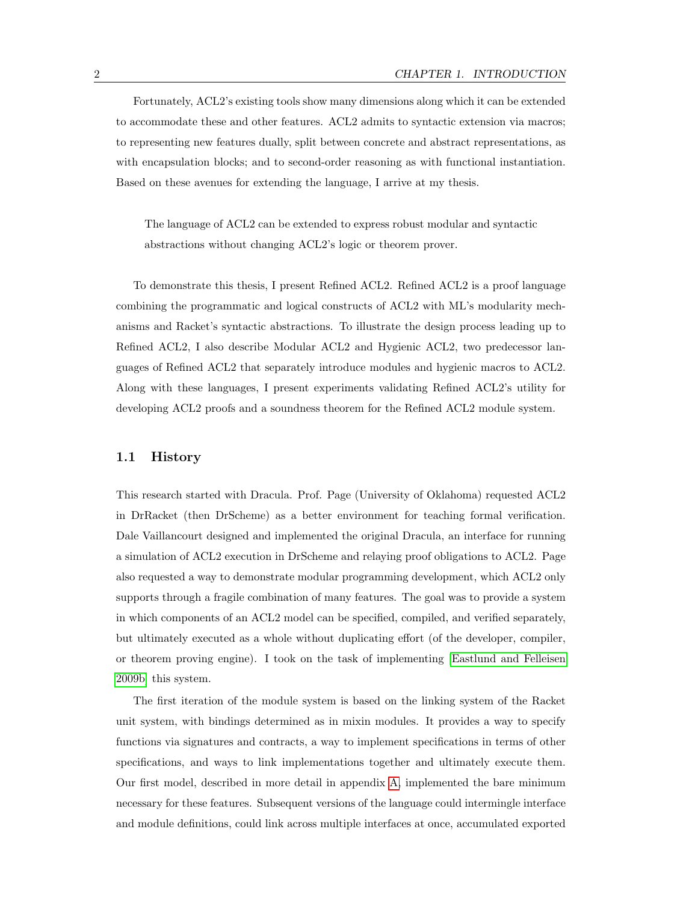Fortunately, ACL2's existing tools show many dimensions along which it can be extended to accommodate these and other features. ACL2 admits to syntactic extension via macros; to representing new features dually, split between concrete and abstract representations, as with encapsulation blocks; and to second-order reasoning as with functional instantiation. Based on these avenues for extending the language, I arrive at my thesis.

> The language of ACL2 can be extended to express robust modular and syntactic abstractions without changing ACL2's logic or theorem prover.

To demonstrate this thesis, I present Refined ACL2. Refined ACL2 is a proof language combining the programmatic and logical constructs of ACL2 with ML's modularity mechanisms and Racket's syntactic abstractions. To illustrate the design process leading up to Refined ACL2, I also describe Modular ACL2 and Hygienic ACL2, two predecessor languages of Refined ACL2 that separately introduce modules and hygienic macros to ACL2. Along with these languages, I present experiments validating Refined ACL2's utility for developing ACL2 proofs and a soundness theorem for the Refined ACL2 module system.

## 1.1 History

This research started with Dracula. Prof. Page (University of Oklahoma) requested ACL2 in DrRacket (then DrScheme) as a better environment for teaching formal verification. Dale Vaillancourt designed and implemented the original Dracula, an interface for running a simulation of ACL2 execution in DrScheme and relaying proof obligations to ACL2. Page also requested a way to demonstrate modular programming development, which ACL2 only supports through a fragile combination of many features. The goal was to provide a system in which components of an ACL2 model can be specified, compiled, and verified separately, but ultimately executed as a whole without duplicating effort (of the developer, compiler, or theorem proving engine). I took on the task of implementing [Eastlund and Felleisen 2009b] this system.

The first iteration of the module system is based on the linking system of the Racket unit system, with bindings determined as in mixin modules. It provides a way to specify functions via signatures and contracts, a way to implement specifications in terms of other specifications, and ways to link implementations together and ultimately execute them. Our first model, described in more detail in appendix A, implemented the bare minimum necessary for these features. Subsequent versions of the language could intermingle interface and module definitions, could link across multiple interfaces at once, accumulated exported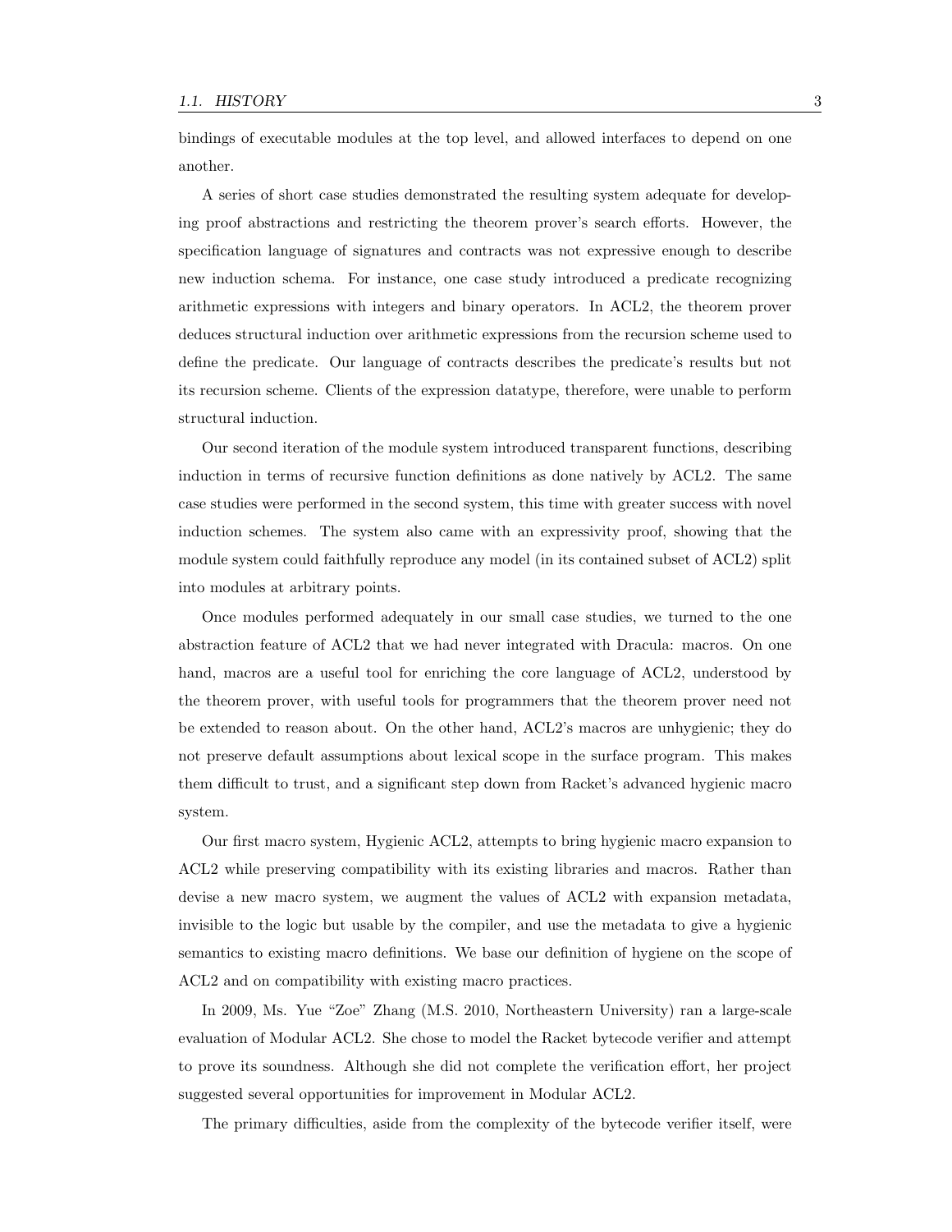bindings of executable modules at the top level, and allowed interfaces to depend on one another.

A series of short case studies demonstrated the resulting system adequate for developing proof abstractions and restricting the theorem prover's search efforts. However, the specification language of signatures and contracts was not expressive enough to describe new induction schema. For instance, one case study introduced a predicate recognizing arithmetic expressions with integers and binary operators. In ACL2, the theorem prover deduces structural induction over arithmetic expressions from the recursion scheme used to define the predicate. Our language of contracts describes the predicate's results but not its recursion scheme. Clients of the expression datatype, therefore, were unable to perform structural induction.

Our second iteration of the module system introduced transparent functions, describing induction in terms of recursive function definitions as done natively by ACL2. The same case studies were performed in the second system, this time with greater success with novel induction schemes. The system also came with an expressivity proof, showing that the module system could faithfully reproduce any model (in its contained subset of ACL2) split into modules at arbitrary points.

Once modules performed adequately in our small case studies, we turned to the one abstraction feature of ACL2 that we had never integrated with Dracula: macros. On one hand, macros are a useful tool for enriching the core language of ACL2, understood by the theorem prover, with useful tools for programmers that the theorem prover need not be extended to reason about. On the other hand, ACL2's macros are unhygienic; they do not preserve default assumptions about lexical scope in the surface program. This makes them difficult to trust, and a significant step down from Racket's advanced hygienic macro system.

Our first macro system, Hygienic ACL2, attempts to bring hygienic macro expansion to ACL2 while preserving compatibility with its existing libraries and macros. Rather than devise a new macro system, we augment the values of ACL2 with expansion metadata, invisible to the logic but usable by the compiler, and use the metadata to give a hygienic semantics to existing macro definitions. We base our definition of hygiene on the scope of ACL2 and on compatibility with existing macro practices.

In 2009, Ms. Yue "Zoe" Zhang (M.S. 2010, Northeastern University) ran a large-scale evaluation of Modular ACL2. She chose to model the Racket bytecode verifier and attempt to prove its soundness. Although she did not complete the verification effort, her project suggested several opportunities for improvement in Modular ACL2.

The primary difficulties, aside from the complexity of the bytecode verifier itself, were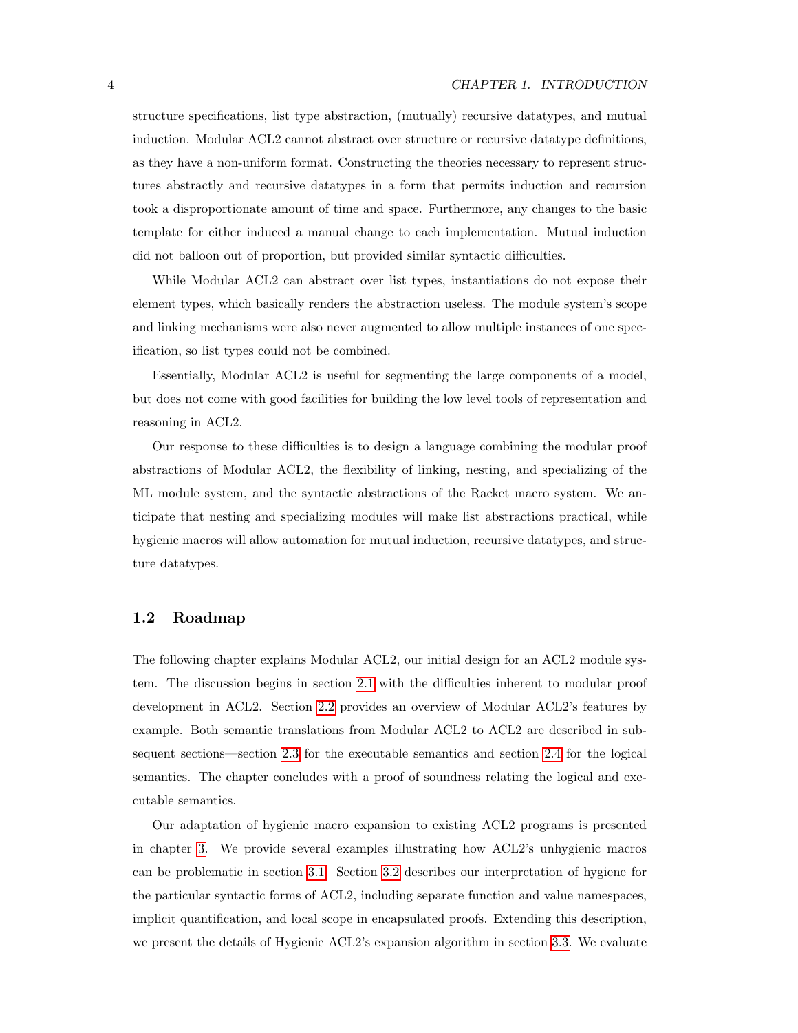structure specifications, list type abstraction, (mutually) recursive datatypes, and mutual induction. Modular ACL2 cannot abstract over structure or recursive datatype definitions, as they have a non-uniform format. Constructing the theories necessary to represent structures abstractly and recursive datatypes in a form that permits induction and recursion took a disproportionate amount of time and space. Furthermore, any changes to the basic template for either induced a manual change to each implementation. Mutual induction did not balloon out of proportion, but provided similar syntactic difficulties.

While Modular ACL2 can abstract over list types, instantiations do not expose their element types, which basically renders the abstraction useless. The module system's scope and linking mechanisms were also never augmented to allow multiple instances of one specification, so list types could not be combined.

Essentially, Modular ACL2 is useful for segmenting the large components of a model, but does not come with good facilities for building the low level tools of representation and reasoning in ACL2.

Our response to these difficulties is to design a language combining the modular proof abstractions of Modular ACL2, the flexibility of linking, nesting, and specializing of the ML module system, and the syntactic abstractions of the Racket macro system. We anticipate that nesting and specializing modules will make list abstractions practical, while hygienic macros will allow automation for mutual induction, recursive datatypes, and structure datatypes.

## 1.2 Roadmap

The following chapter explains Modular ACL2, our initial design for an ACL2 module system. The discussion begins in section 2.1 with the difficulties inherent to modular proof development in ACL2. Section 2.2 provides an overview of Modular ACL2's features by example. Both semantic translations from Modular ACL2 to ACL2 are described in subsequent sections—section 2.3 for the executable semantics and section 2.4 for the logical semantics. The chapter concludes with a proof of soundness relating the logical and executable semantics.

Our adaptation of hygienic macro expansion to existing ACL2 programs is presented in chapter 3. We provide several examples illustrating how ACL2's unhygienic macros can be problematic in section 3.1. Section 3.2 describes our interpretation of hygiene for the particular syntactic forms of ACL2, including separate function and value namespaces, implicit quantification, and local scope in encapsulated proofs. Extending this description, we present the details of Hygienic ACL2's expansion algorithm in section 3.3. We evaluate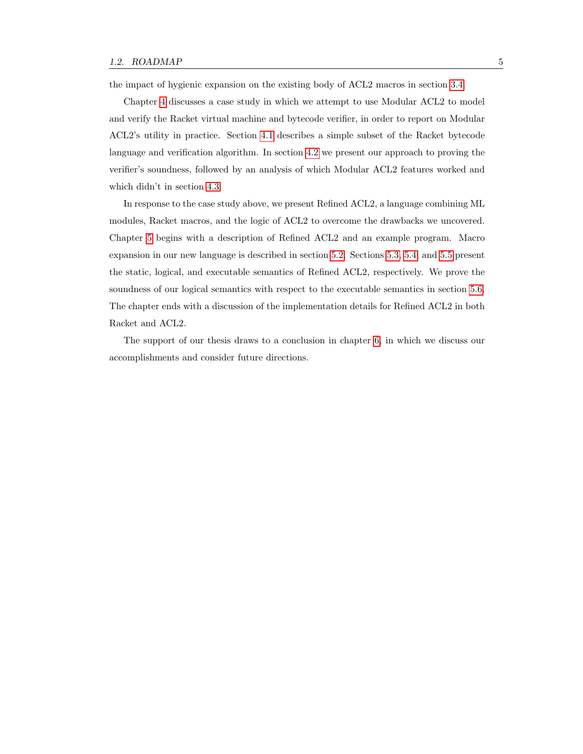the impact of hygienic expansion on the existing body of ACL2 macros in section 3.4.

Chapter 4 discusses a case study in which we attempt to use Modular ACL2 to model and verify the Racket virtual machine and bytecode verifier, in order to report on Modular ACL2's utility in practice. Section 4.1 describes a simple subset of the Racket bytecode language and verification algorithm. In section 4.2 we present our approach to proving the verifier's soundness, followed by an analysis of which Modular ACL2 features worked and which didn't in section 4.3.

In response to the case study above, we present Refined ACL2, a language combining ML modules, Racket macros, and the logic of ACL2 to overcome the drawbacks we uncovered. Chapter 5 begins with a description of Refined ACL2 and an example program. Macro expansion in our new language is described in section 5.2. Sections 5.3, 5.4, and 5.5 present the static, logical, and executable semantics of Refined ACL2, respectively. We prove the soundness of our logical semantics with respect to the executable semantics in section 5.6. The chapter ends with a discussion of the implementation details for Refined ACL2 in both Racket and ACL2.

The support of our thesis draws to a conclusion in chapter 6, in which we discuss our accomplishments and consider future directions.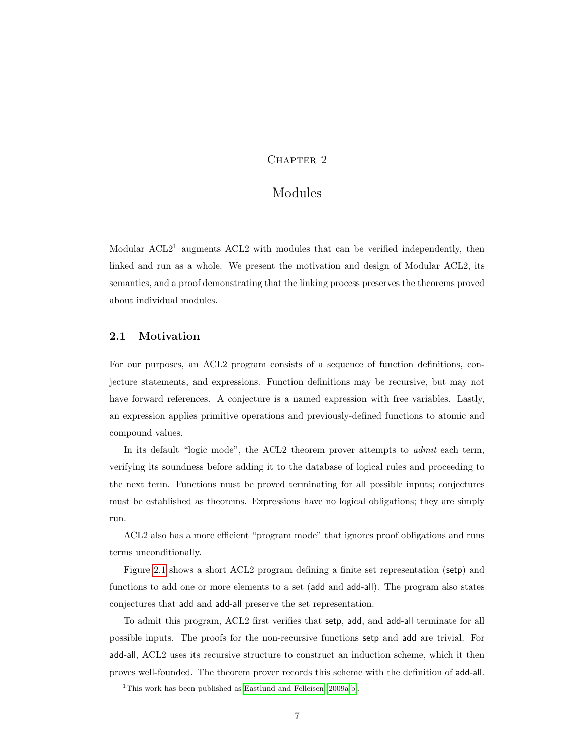# Chapter 2

# Modules

Modular ACL2[1] augments ACL2 with modules that can be verified independently, then linked and run as a whole. We present the motivation and design of Modular ACL2, its semantics, and a proof demonstrating that the linking process preserves the theorems proved about individual modules.

## 2.1 Motivation

For our purposes, an ACL2 program consists of a sequence of function definitions, conjecture statements, and expressions. Function definitions may be recursive, but may not have forward references. A conjecture is a named expression with free variables. Lastly, an expression applies primitive operations and previously-defined functions to atomic and compound values.

In its default "logic mode", the ACL2 theorem prover attempts to *admit* each term, verifying its soundness before adding it to the database of logical rules and proceeding to the next term. Functions must be proved terminating for all possible inputs; conjectures must be established as theorems. Expressions have no logical obligations; they are simply run.

ACL2 also has a more efficient "program mode" that ignores proof obligations and runs terms unconditionally.

Figure 2.1 shows a short ACL2 program defining a finite set representation (setp) and functions to add one or more elements to a set (add and add-all). The program also states conjectures that add and add-all preserve the set representation.

To admit this program, ACL2 first verifies that setp, add, and add-all terminate for all possible inputs. The proofs for the non-recursive functions setp and add are trivial. For add-all, ACL2 uses its recursive structure to construct an induction scheme, which it then proves well-founded. The theorem prover records this scheme with the definition of add-all.

[1] This work has been published as Eastlund and Felleisen [2009a,b].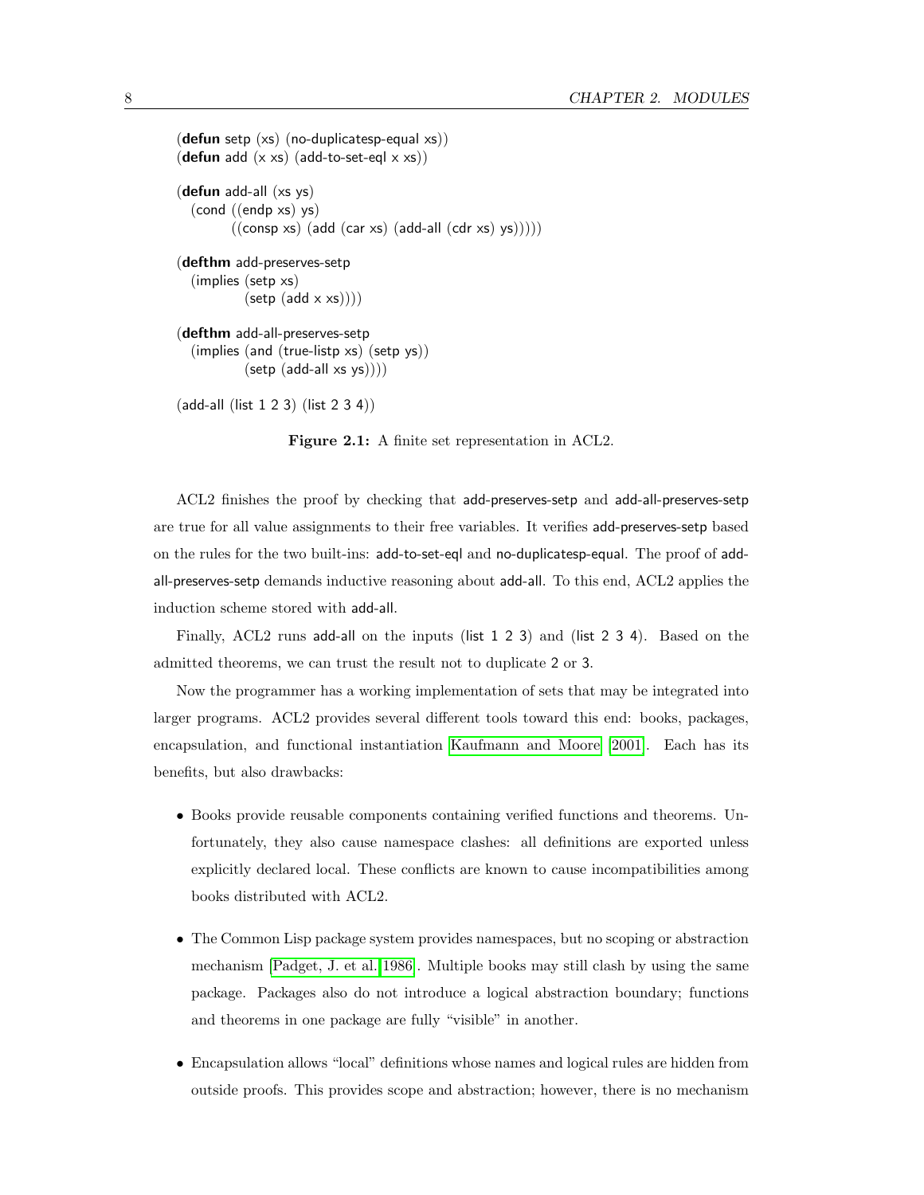```
(defun setp (xs) (no-duplicatesp-equal xs))
(defun add (x xs) (add-to-set-eql x xs))

(defun add-all (xs ys)
  (cond ((endp xs) ys)
        ((consp xs) (add (car xs) (add-all (cdr xs) ys)))))

(defthm add-preserves-setp
  (implies (setp xs)
           (setp (add x xs))))

(defthm add-all-preserves-setp
  (implies (and (true-listp xs) (setp ys))
           (setp (add-all xs ys))))

(add-all (list 1 2 3) (list 2 3 4))
```

**Figure 2.1:** A finite set representation in ACL2.

ACL2 finishes the proof by checking that add-preserves-setp and add-all-preserves-setp are true for all value assignments to their free variables. It verifies add-preserves-setp based on the rules for the two built-ins: add-to-set-eql and no-duplicatesp-equal. The proof of add-all-preserves-setp demands inductive reasoning about add-all. To this end, ACL2 applies the induction scheme stored with add-all.

Finally, ACL2 runs add-all on the inputs (list 1 2 3) and (list 2 3 4). Based on the admitted theorems, we can trust the result not to duplicate 2 or 3.

Now the programmer has a working implementation of sets that may be integrated into larger programs. ACL2 provides several different tools toward this end: books, packages, encapsulation, and functional instantiation [Kaufmann and Moore 2001]. Each has its benefits, but also drawbacks:

- Books provide reusable components containing verified functions and theorems. Unfortunately, they also cause namespace clashes: all definitions are exported unless explicitly declared local. These conflicts are known to cause incompatibilities among books distributed with ACL2.

- The Common Lisp package system provides namespaces, but no scoping or abstraction mechanism [Padget, J. et al. 1986]. Multiple books may still clash by using the same package. Packages also do not introduce a logical abstraction boundary; functions and theorems in one package are fully "visible" in another.

- Encapsulation allows "local" definitions whose names and logical rules are hidden from outside proofs. This provides scope and abstraction; however, there is no mechanism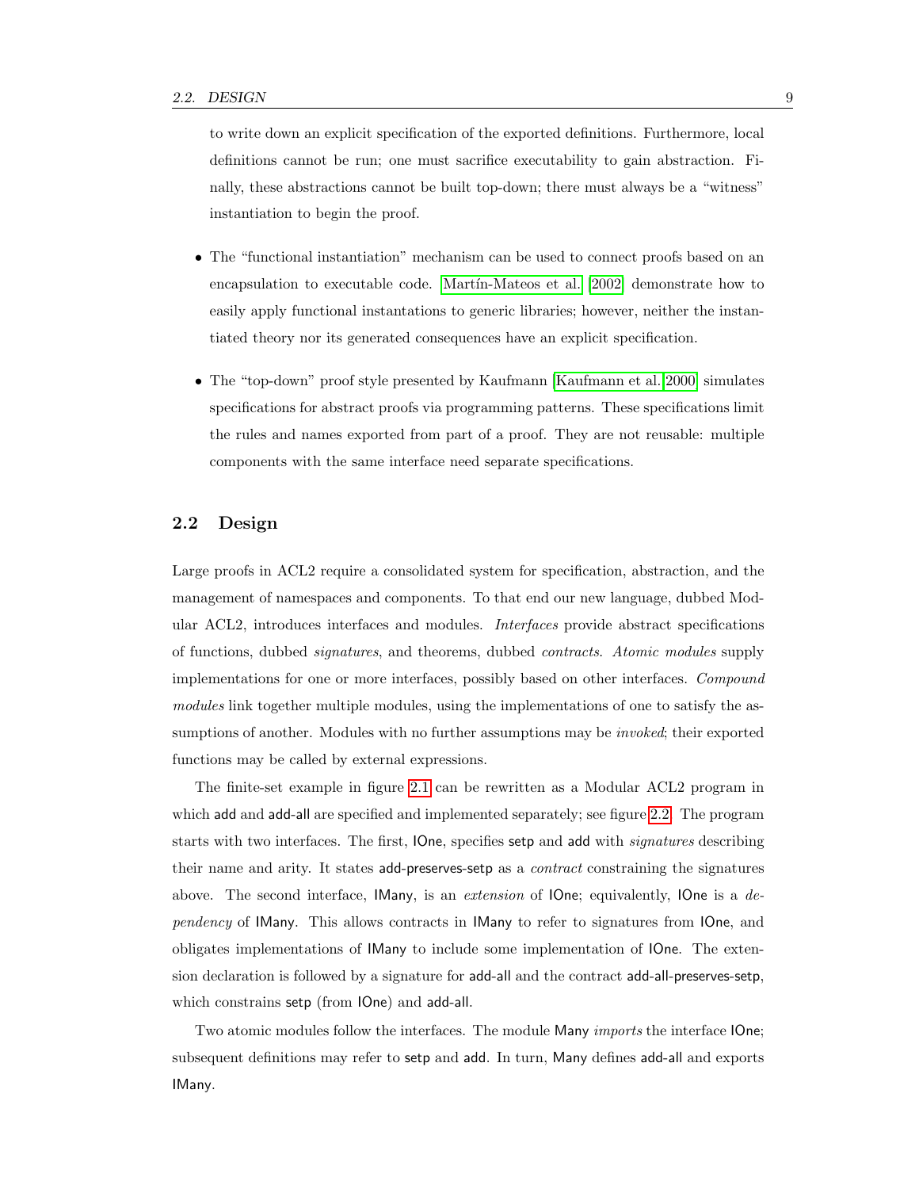to write down an explicit specification of the exported definitions. Furthermore, local definitions cannot be run; one must sacrifice executability to gain abstraction. Finally, these abstractions cannot be built top-down; there must always be a "witness" instantiation to begin the proof.

- The "functional instantiation" mechanism can be used to connect proofs based on an encapsulation to executable code. Martín-Mateos et al. [2002] demonstrate how to easily apply functional instantations to generic libraries; however, neither the instantiated theory nor its generated consequences have an explicit specification.

- The "top-down" proof style presented by Kaufmann [Kaufmann et al. 2000] simulates specifications for abstract proofs via programming patterns. These specifications limit the rules and names exported from part of a proof. They are not reusable: multiple components with the same interface need separate specifications.

## 2.2 Design

Large proofs in ACL2 require a consolidated system for specification, abstraction, and the management of namespaces and components. To that end our new language, dubbed Modular ACL2, introduces interfaces and modules. *Interfaces* provide abstract specifications of functions, dubbed *signatures*, and theorems, dubbed *contracts*. *Atomic modules* supply implementations for one or more interfaces, possibly based on other interfaces. *Compound modules* link together multiple modules, using the implementations of one to satisfy the assumptions of another. Modules with no further assumptions may be *invoked*; their exported functions may be called by external expressions.

The finite-set example in figure 2.1 can be rewritten as a Modular ACL2 program in which add and add-all are specified and implemented separately; see figure 2.2. The program starts with two interfaces. The first, IOne, specifies setp and add with *signatures* describing their name and arity. It states add-preserves-setp as a *contract* constraining the signatures above. The second interface, IMany, is an *extension* of IOne; equivalently, IOne is a *dependency* of IMany. This allows contracts in IMany to refer to signatures from IOne, and obligates implementations of IMany to include some implementation of IOne. The extension declaration is followed by a signature for add-all and the contract add-all-preserves-setp, which constrains setp (from IOne) and add-all.

Two atomic modules follow the interfaces. The module Many *imports* the interface IOne; subsequent definitions may refer to setp and add. In turn, Many defines add-all and exports IMany.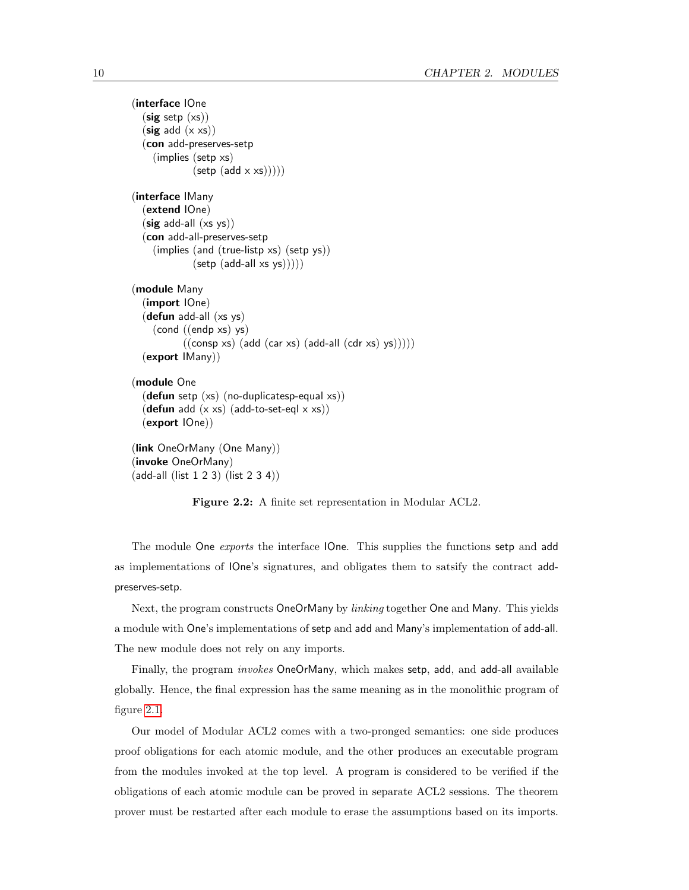```
(interface IOne
  (sig setp (xs))
  (sig add (x xs))
  (con add-preserves-setp
    (implies (setp xs)
             (setp (add x xs)))))

(interface IMany
  (extend IOne)
  (sig add-all (xs ys))
  (con add-all-preserves-setp
    (implies (and (true-listp xs) (setp ys))
             (setp (add-all xs ys)))))

(module Many
  (import IOne)
  (defun add-all (xs ys)
    (cond ((endp xs) ys)
          ((consp xs) (add (car xs) (add-all (cdr xs) ys)))))
  (export IMany))

(module One
  (defun setp (xs) (no-duplicatesp-equal xs))
  (defun add (x xs) (add-to-set-eql x xs))
  (export IOne))

(link OneOrMany (One Many))
(invoke OneOrMany)
(add-all (list 1 2 3) (list 2 3 4))
```

**Figure 2.2:** A finite set representation in Modular ACL2.

The module One *exports* the interface IOne. This supplies the functions setp and add as implementations of IOne's signatures, and obligates them to satsify the contract add-preserves-setp.

Next, the program constructs OneOrMany by *linking* together One and Many. This yields a module with One's implementations of setp and add and Many's implementation of add-all. The new module does not rely on any imports.

Finally, the program *invokes* OneOrMany, which makes setp, add, and add-all available globally. Hence, the final expression has the same meaning as in the monolithic program of figure 2.1.

Our model of Modular ACL2 comes with a two-pronged semantics: one side produces proof obligations for each atomic module, and the other produces an executable program from the modules invoked at the top level. A program is considered to be verified if the obligations of each atomic module can be proved in separate ACL2 sessions. The theorem prover must be restarted after each module to erase the assumptions based on its imports.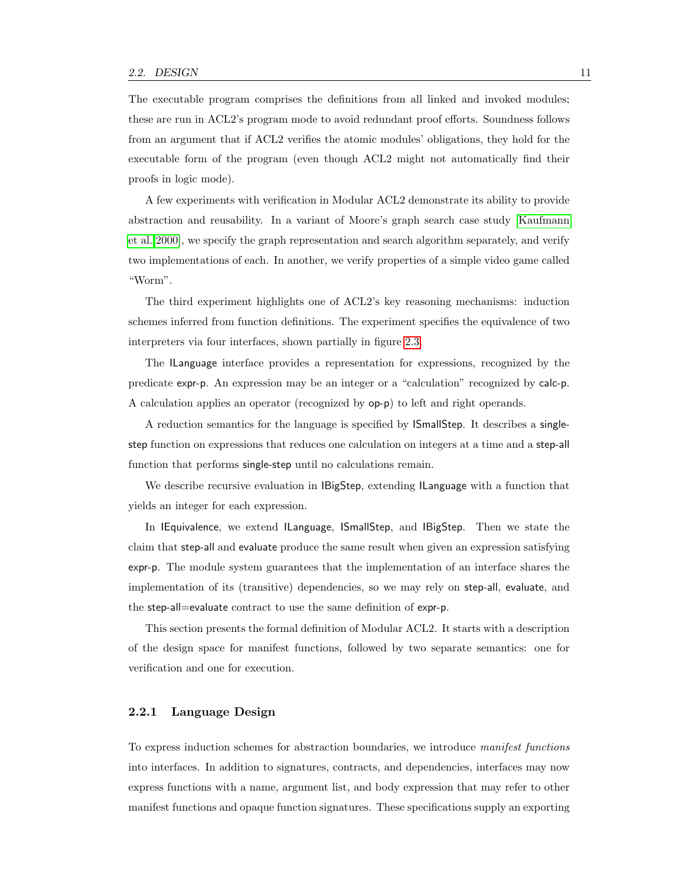The executable program comprises the definitions from all linked and invoked modules; these are run in ACL2's program mode to avoid redundant proof efforts. Soundness follows from an argument that if ACL2 verifies the atomic modules' obligations, they hold for the executable form of the program (even though ACL2 might not automatically find their proofs in logic mode).

A few experiments with verification in Modular ACL2 demonstrate its ability to provide abstraction and reusability. In a variant of Moore's graph search case study [Kaufmann et al. 2000], we specify the graph representation and search algorithm separately, and verify two implementations of each. In another, we verify properties of a simple video game called "Worm".

The third experiment highlights one of ACL2's key reasoning mechanisms: induction schemes inferred from function definitions. The experiment specifies the equivalence of two interpreters via four interfaces, shown partially in figure 2.3.

The ILanguage interface provides a representation for expressions, recognized by the predicate expr-p. An expression may be an integer or a "calculation" recognized by calc-p. A calculation applies an operator (recognized by op-p) to left and right operands.

A reduction semantics for the language is specified by ISmallStep. It describes a single-step function on expressions that reduces one calculation on integers at a time and a step-all function that performs single-step until no calculations remain.

We describe recursive evaluation in IBigStep, extending ILanguage with a function that yields an integer for each expression.

In IEquivalence, we extend ILanguage, ISmallStep, and IBigStep. Then we state the claim that step-all and evaluate produce the same result when given an expression satisfying expr-p. The module system guarantees that the implementation of an interface shares the implementation of its (transitive) dependencies, so we may rely on step-all, evaluate, and the step-all=evaluate contract to use the same definition of expr-p.

This section presents the formal definition of Modular ACL2. It starts with a description of the design space for manifest functions, followed by two separate semantics: one for verification and one for execution.

### 2.2.1 Language Design

To express induction schemes for abstraction boundaries, we introduce *manifest functions* into interfaces. In addition to signatures, contracts, and dependencies, interfaces may now express functions with a name, argument list, and body expression that may refer to other manifest functions and opaque function signatures. These specifications supply an exporting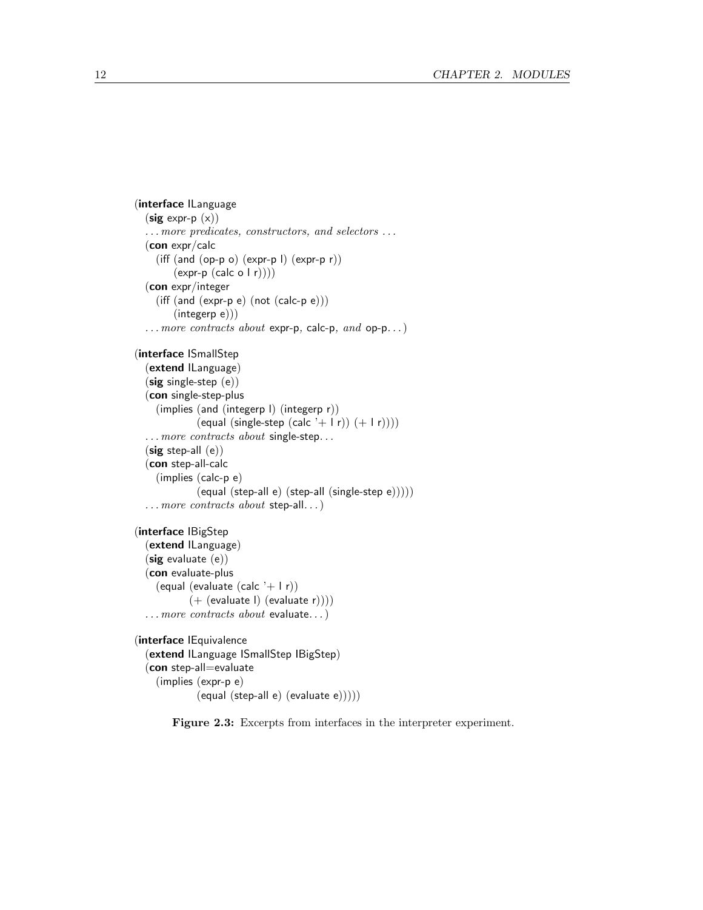```
(interface ILanguage
  (sig expr-p (x))
  ... more predicates, constructors, and selectors ...
  (con expr/calc
    (iff (and (op-p o) (expr-p l) (expr-p r))
         (expr-p (calc o l r))))
  (con expr/integer
    (iff (and (expr-p e) (not (calc-p e)))
         (integerp e)))
  ... more contracts about expr-p, calc-p, and op-p...)

(interface ISmallStep
  (extend ILanguage)
  (sig single-step (e))
  (con single-step-plus
    (implies (and (integerp l) (integerp r))
             (equal (single-step (calc '+ l r)) (+ l r))))
  ... more contracts about single-step...
  (sig step-all (e))
  (con step-all-calc
    (implies (calc-p e)
             (equal (step-all e) (step-all (single-step e)))))
  ... more contracts about step-all...)

(interface IBigStep
  (extend ILanguage)
  (sig evaluate (e))
  (con evaluate-plus
    (equal (evaluate (calc '+ l r))
           (+ (evaluate l) (evaluate r))))
  ... more contracts about evaluate...)

(interface IEquivalence
  (extend ILanguage ISmallStep IBigStep)
  (con step-all=evaluate
    (implies (expr-p e)
             (equal (step-all e) (evaluate e)))))
```

**Figure 2.3:** Excerpts from interfaces in the interpreter experiment.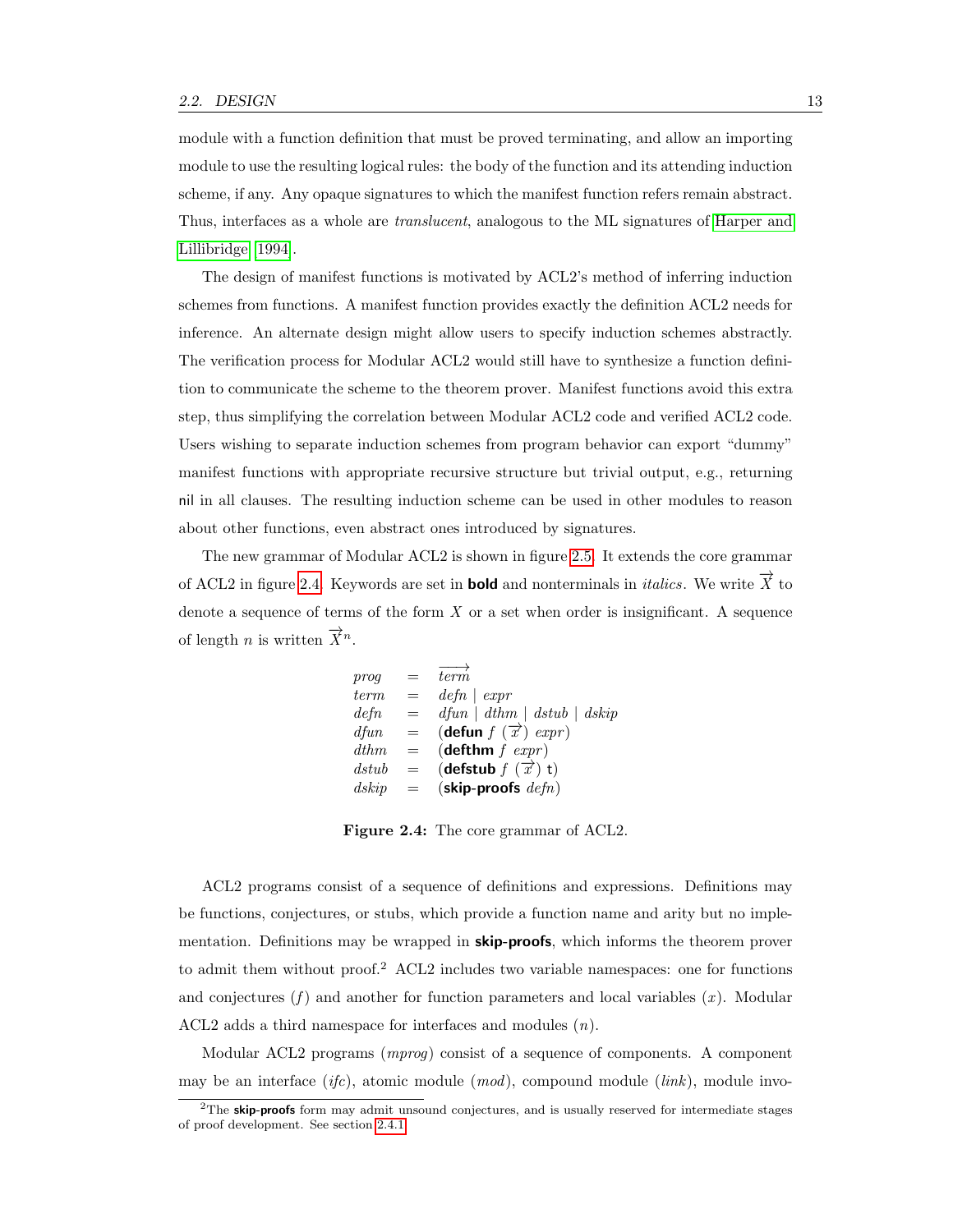module with a function definition that must be proved terminating, and allow an importing module to use the resulting logical rules: the body of the function and its attending induction scheme, if any. Any opaque signatures to which the manifest function refers remain abstract. Thus, interfaces as a whole are *translucent*, analogous to the ML signatures of Harper and Lillibridge [1994].

The design of manifest functions is motivated by ACL2's method of inferring induction schemes from functions. A manifest function provides exactly the definition ACL2 needs for inference. An alternate design might allow users to specify induction schemes abstractly. The verification process for Modular ACL2 would still have to synthesize a function definition to communicate the scheme to the theorem prover. Manifest functions avoid this extra step, thus simplifying the correlation between Modular ACL2 code and verified ACL2 code. Users wishing to separate induction schemes from program behavior can export "dummy" manifest functions with appropriate recursive structure but trivial output, e.g., returning nil in all clauses. The resulting induction scheme can be used in other modules to reason about other functions, even abstract ones introduced by signatures.

The new grammar of Modular ACL2 is shown in figure 2.5. It extends the core grammar of ACL2 in figure 2.4. Keywords are set in **bold** and nonterminals in *italics*. We write $\overrightarrow{X}$ to denote a sequence of terms of the form $X$ or a set when order is insignificant. A sequence of length $n$ is written $\overrightarrow{X}^n$.

$$
\begin{array}{lcl}
\mathit{prog} & = & \overrightarrow{\mathit{term}} \\
\mathit{term} & = & \mathit{defn} \mid \mathit{expr} \\
\mathit{defn} & = & \mathit{dfun} \mid \mathit{dthm} \mid \mathit{dstub} \mid \mathit{dskip} \\
\mathit{dfun} & = & (\textbf{defun}\ f\ (\overrightarrow{x})\ \mathit{expr}) \\
\mathit{dthm} & = & (\textbf{defthm}\ f\ \mathit{expr}) \\
\mathit{dstub} & = & (\textbf{defstub}\ f\ (\overrightarrow{x})\ \mathtt{t}) \\
\mathit{dskip} & = & (\textbf{skip-proofs}\ \mathit{defn})
\end{array}
$$

**Figure 2.4:** The core grammar of ACL2.

ACL2 programs consist of a sequence of definitions and expressions. Definitions may be functions, conjectures, or stubs, which provide a function name and arity but no implementation. Definitions may be wrapped in **skip-proofs**, which informs the theorem prover to admit them without proof.[2] ACL2 includes two variable namespaces: one for functions and conjectures ($f$) and another for function parameters and local variables ($x$). Modular ACL2 adds a third namespace for interfaces and modules ($n$).

Modular ACL2 programs (*mprog*) consist of a sequence of components. A component may be an interface (*ifc*), atomic module (*mod*), compound module (*link*), module invo-

[2] The **skip-proofs** form may admit unsound conjectures, and is usually reserved for intermediate stages of proof development. See section 2.4.1.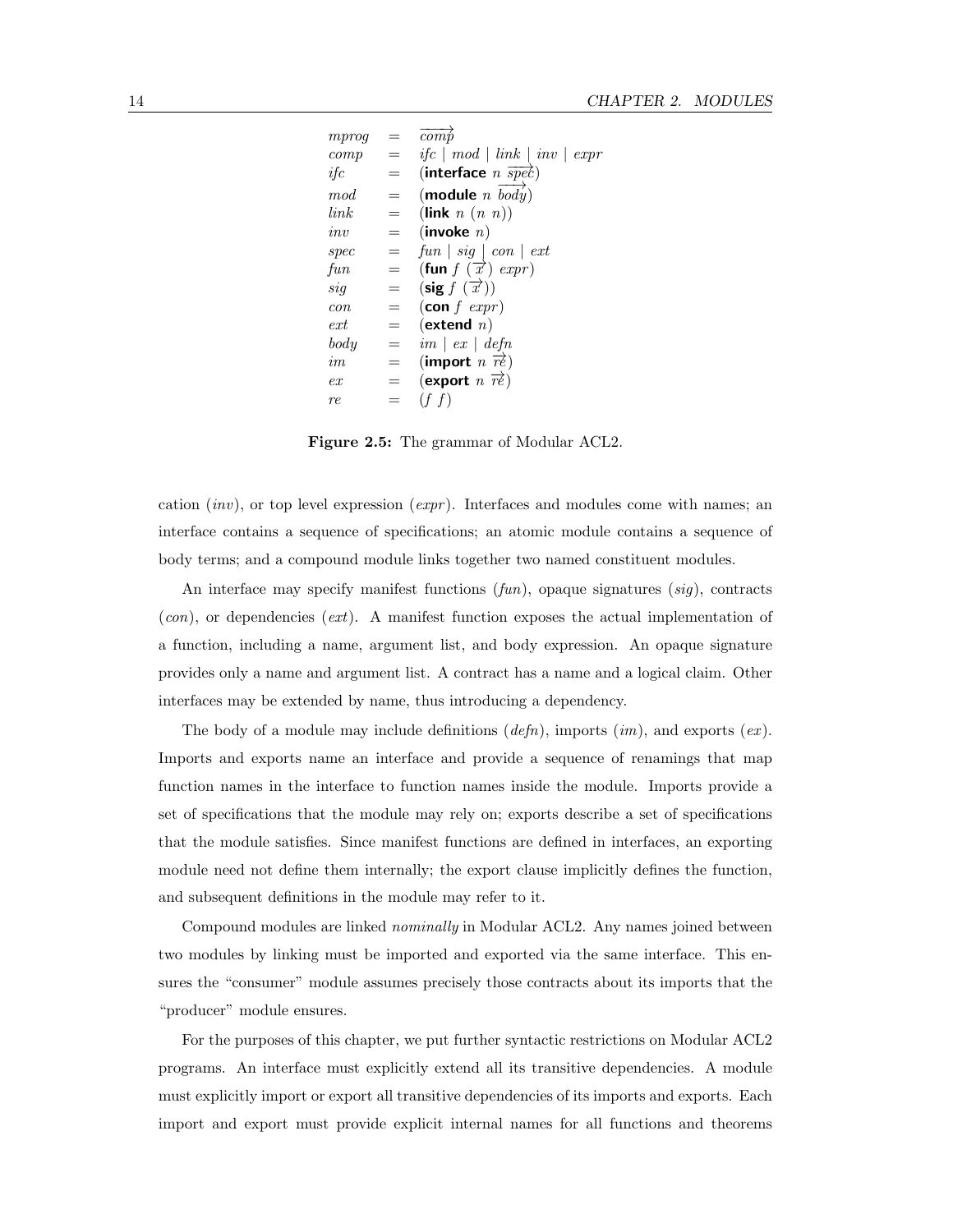$$
\begin{array}{lcl}
mprog & = & \overrightarrow{comp} \\
comp & = & ifc \mid mod \mid link \mid inv \mid expr \\
ifc & = & (\textsf{\textbf{interface}}\ n\ \overrightarrow{spec}) \\
mod & = & (\textsf{\textbf{module}}\ n\ \overrightarrow{body}) \\
link & = & (\textsf{\textbf{link}}\ n\ (n\ n)) \\
inv & = & (\textsf{\textbf{invoke}}\ n) \\
spec & = & fun \mid sig \mid con \mid ext \\
fun & = & (\textsf{\textbf{fun}}\ f\ (\overrightarrow{x})\ expr) \\
sig & = & (\textsf{\textbf{sig}}\ f\ (\overrightarrow{x})) \\
con & = & (\textsf{\textbf{con}}\ f\ expr) \\
ext & = & (\textsf{\textbf{extend}}\ n) \\
body & = & im \mid ex \mid defn \\
im & = & (\textsf{\textbf{import}}\ n\ \overrightarrow{re}) \\
ex & = & (\textsf{\textbf{export}}\ n\ \overrightarrow{re}) \\
re & = & (f\ f)
\end{array}
$$

**Figure 2.5:** The grammar of Modular ACL2.

cation (*inv*), or top level expression (*expr*). Interfaces and modules come with names; an interface contains a sequence of specifications; an atomic module contains a sequence of body terms; and a compound module links together two named constituent modules.

An interface may specify manifest functions (*fun*), opaque signatures (*sig*), contracts (*con*), or dependencies (*ext*). A manifest function exposes the actual implementation of a function, including a name, argument list, and body expression. An opaque signature provides only a name and argument list. A contract has a name and a logical claim. Other interfaces may be extended by name, thus introducing a dependency.

The body of a module may include definitions (*defn*), imports (*im*), and exports (*ex*). Imports and exports name an interface and provide a sequence of renamings that map function names in the interface to function names inside the module. Imports provide a set of specifications that the module may rely on; exports describe a set of specifications that the module satisfies. Since manifest functions are defined in interfaces, an exporting module need not define them internally; the export clause implicitly defines the function, and subsequent definitions in the module may refer to it.

Compound modules are linked *nominally* in Modular ACL2. Any names joined between two modules by linking must be imported and exported via the same interface. This ensures the "consumer" module assumes precisely those contracts about its imports that the "producer" module ensures.

For the purposes of this chapter, we put further syntactic restrictions on Modular ACL2 programs. An interface must explicitly extend all its transitive dependencies. A module must explicitly import or export all transitive dependencies of its imports and exports. Each import and export must provide explicit internal names for all functions and theorems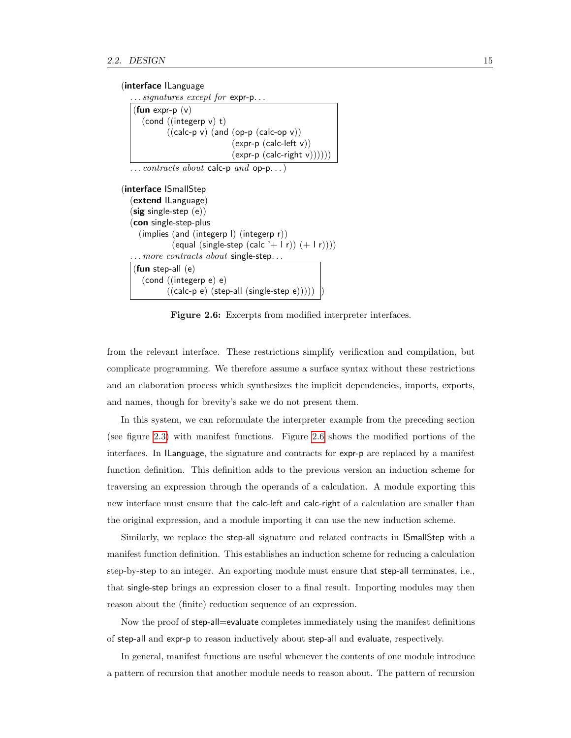```
(interface ILanguage
  ...signatures except for expr-p...
  (fun expr-p (v)
    (cond ((integerp v) t)
          ((calc-p v) (and (op-p (calc-op v))
                           (expr-p (calc-left v))
                           (expr-p (calc-right v))))))
  ...contracts about calc-p and op-p...)

(interface ISmallStep
  (extend ILanguage)
  (sig single-step (e))
  (con single-step-plus
    (implies (and (integerp l) (integerp r))
             (equal (single-step (calc '+ l r)) (+ l r))))
  ...more contracts about single-step...
  (fun step-all (e)
    (cond ((integerp e) e)
          ((calc-p e) (step-all (single-step e))))) )
```

**Figure 2.6:** Excerpts from modified interpreter interfaces.

from the relevant interface. These restrictions simplify verification and compilation, but complicate programming. We therefore assume a surface syntax without these restrictions and an elaboration process which synthesizes the implicit dependencies, imports, exports, and names, though for brevity's sake we do not present them.

In this system, we can reformulate the interpreter example from the preceding section (see figure 2.3) with manifest functions. Figure 2.6 shows the modified portions of the interfaces. In ILanguage, the signature and contracts for expr-p are replaced by a manifest function definition. This definition adds to the previous version an induction scheme for traversing an expression through the operands of a calculation. A module exporting this new interface must ensure that the calc-left and calc-right of a calculation are smaller than the original expression, and a module importing it can use the new induction scheme.

Similarly, we replace the step-all signature and related contracts in ISmallStep with a manifest function definition. This establishes an induction scheme for reducing a calculation step-by-step to an integer. An exporting module must ensure that step-all terminates, i.e., that single-step brings an expression closer to a final result. Importing modules may then reason about the (finite) reduction sequence of an expression.

Now the proof of step-all=evaluate completes immediately using the manifest definitions of step-all and expr-p to reason inductively about step-all and evaluate, respectively.

In general, manifest functions are useful whenever the contents of one module introduce a pattern of recursion that another module needs to reason about. The pattern of recursion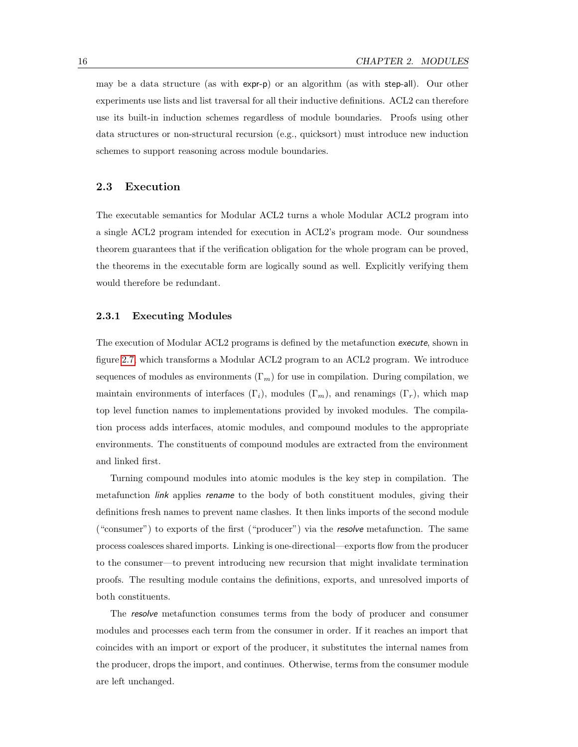may be a data structure (as with expr-p) or an algorithm (as with step-all). Our other experiments use lists and list traversal for all their inductive definitions. ACL2 can therefore use its built-in induction schemes regardless of module boundaries. Proofs using other data structures or non-structural recursion (e.g., quicksort) must introduce new induction schemes to support reasoning across module boundaries.

## 2.3 Execution

The executable semantics for Modular ACL2 turns a whole Modular ACL2 program into a single ACL2 program intended for execution in ACL2's program mode. Our soundness theorem guarantees that if the verification obligation for the whole program can be proved, the theorems in the executable form are logically sound as well. Explicitly verifying them would therefore be redundant.

### 2.3.1 Executing Modules

The execution of Modular ACL2 programs is defined by the metafunction *execute*, shown in figure 2.7, which transforms a Modular ACL2 program to an ACL2 program. We introduce sequences of modules as environments ($\Gamma_m$) for use in compilation. During compilation, we maintain environments of interfaces ($\Gamma_i$), modules ($\Gamma_m$), and renamings ($\Gamma_r$), which map top level function names to implementations provided by invoked modules. The compilation process adds interfaces, atomic modules, and compound modules to the appropriate environments. The constituents of compound modules are extracted from the environment and linked first.

Turning compound modules into atomic modules is the key step in compilation. The metafunction *link* applies *rename* to the body of both constituent modules, giving their definitions fresh names to prevent name clashes. It then links imports of the second module ("consumer") to exports of the first ("producer") via the *resolve* metafunction. The same process coalesces shared imports. Linking is one-directional—exports flow from the producer to the consumer—to prevent introducing new recursion that might invalidate termination proofs. The resulting module contains the definitions, exports, and unresolved imports of both constituents.

The *resolve* metafunction consumes terms from the body of producer and consumer modules and processes each term from the consumer in order. If it reaches an import that coincides with an import or export of the producer, it substitutes the internal names from the producer, drops the import, and continues. Otherwise, terms from the consumer module are left unchanged.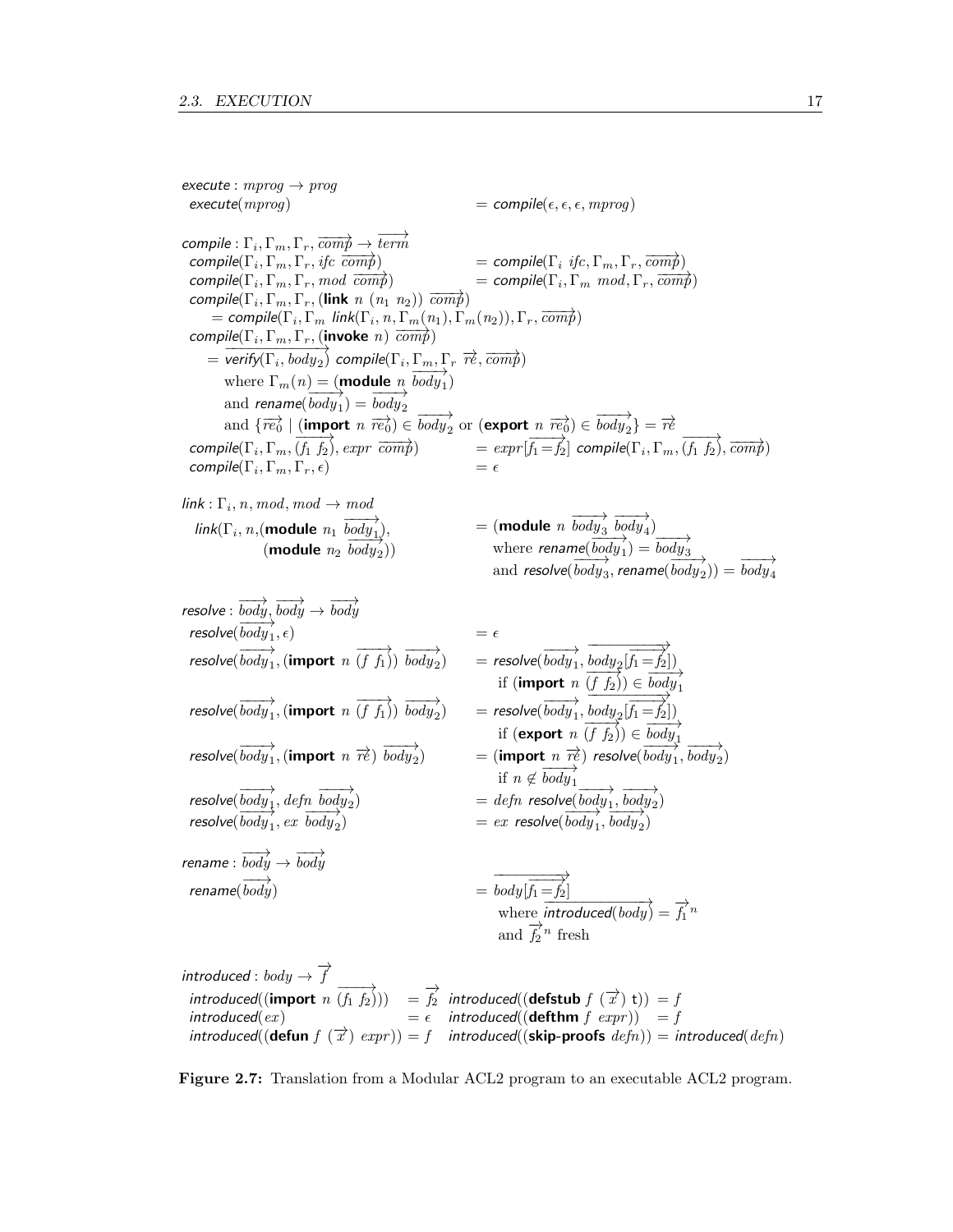$$
\begin{array}{ll}
\textsf{execute} : mprog \rightarrow prog & \\
\quad \textsf{execute}(mprog) & = \textsf{compile}(\epsilon, \epsilon, \epsilon, mprog) \\
& \\
\textsf{compile} : \Gamma_i, \Gamma_m, \Gamma_r, \overrightarrow{comp} \rightarrow \overrightarrow{term} & \\
\quad \textsf{compile}(\Gamma_i, \Gamma_m, \Gamma_r, ifc\ \overrightarrow{comp}) & = \textsf{compile}(\Gamma_i\ ifc, \Gamma_m, \Gamma_r, \overrightarrow{comp}) \\
\quad \textsf{compile}(\Gamma_i, \Gamma_m, \Gamma_r, mod\ \overrightarrow{comp}) & = \textsf{compile}(\Gamma_i, \Gamma_m\ mod, \Gamma_r, \overrightarrow{comp}) \\
\quad \textsf{compile}(\Gamma_i, \Gamma_m, \Gamma_r, (\textbf{link}\ n\ (n_1\ n_2))\ \overrightarrow{comp}) & \\
\qquad = \textsf{compile}(\Gamma_i, \Gamma_m\ \textsf{link}(\Gamma_i, n, \Gamma_m(n_1), \Gamma_m(n_2)), \Gamma_r, \overrightarrow{comp}) & \\
\quad \textsf{compile}(\Gamma_i, \Gamma_m, \Gamma_r, (\textbf{invoke}\ n)\ \overrightarrow{comp}) & \\
\qquad = \overrightarrow{\textsf{verify}(\Gamma_i, body_2)}\ \textsf{compile}(\Gamma_i, \Gamma_m, \Gamma_r\ \overrightarrow{re}, \overrightarrow{comp}) & \\
\qquad\quad \text{where } \Gamma_m(n) = (\textbf{module}\ n\ \overrightarrow{body_1}) & \\
\qquad\quad \text{and } \textsf{rename}(\overrightarrow{body_1}) = \overrightarrow{body_2} & \\
\qquad\quad \text{and } \{\overrightarrow{re_0} \mid (\textbf{import}\ n\ \overrightarrow{re_0}) \in \overrightarrow{body_2} \text{ or } (\textbf{export}\ n\ \overrightarrow{re_0}) \in \overrightarrow{body_2}\} = \overrightarrow{re} & \\
\quad \textsf{compile}(\Gamma_i, \Gamma_m, \overrightarrow{(f_1\ f_2)}, expr\ \overrightarrow{comp}) & = expr[f_1 = f_2]\ \textsf{compile}(\Gamma_i, \Gamma_m, \overrightarrow{(f_1\ f_2)}, \overrightarrow{comp}) \\
\quad \textsf{compile}(\Gamma_i, \Gamma_m, \Gamma_r, \epsilon) & = \epsilon \\
& \\
\textsf{link} : \Gamma_i, n, mod, mod \rightarrow mod & \\
\quad \textsf{link}(\Gamma_i, n, (\textbf{module}\ n_1\ \overrightarrow{body_1}), & = (\textbf{module}\ n\ \overrightarrow{body_3}\ \overrightarrow{body_4}) \\
\qquad\qquad (\textbf{module}\ n_2\ \overrightarrow{body_2})) & \quad \text{where } \textsf{rename}(\overrightarrow{body_1}) = \overrightarrow{body_3} \\
& \quad \text{and } \textsf{resolve}(\overrightarrow{body_3}, \textsf{rename}(\overrightarrow{body_2})) = \overrightarrow{body_4} \\
& \\
\textsf{resolve} : \overrightarrow{body}, \overrightarrow{body} \rightarrow \overrightarrow{body} & \\
\quad \textsf{resolve}(\overrightarrow{body_1}, \epsilon) & = \epsilon \\
\quad \textsf{resolve}(\overrightarrow{body_1}, (\textbf{import}\ n\ \overrightarrow{(f\ f_1)})\ \overrightarrow{body_2}) & = \textsf{resolve}(\overrightarrow{body_1}, \overrightarrow{body_2[\overrightarrow{f_1 = f_2}]}) \\
& \quad \text{if } (\textbf{import}\ n\ \overrightarrow{(f\ f_2)}) \in \overrightarrow{body_1} \\
\quad \textsf{resolve}(\overrightarrow{body_1}, (\textbf{import}\ n\ \overrightarrow{(f\ f_1)})\ \overrightarrow{body_2}) & = \textsf{resolve}(\overrightarrow{body_1}, \overrightarrow{body_2[\overrightarrow{f_1 = f_2}]}) \\
& \quad \text{if } (\textbf{export}\ n\ \overrightarrow{(f\ f_2)}) \in \overrightarrow{body_1} \\
\quad \textsf{resolve}(\overrightarrow{body_1}, (\textbf{import}\ n\ \overrightarrow{re})\ \overrightarrow{body_2}) & = (\textbf{import}\ n\ \overrightarrow{re})\ \textsf{resolve}(\overrightarrow{body_1}, \overrightarrow{body_2}) \\
& \quad \text{if } n \notin \overrightarrow{body_1} \\
\quad \textsf{resolve}(\overrightarrow{body_1}, defn\ \overrightarrow{body_2}) & = defn\ \textsf{resolve}(\overrightarrow{body_1}, \overrightarrow{body_2}) \\
\quad \textsf{resolve}(\overrightarrow{body_1}, ex\ \overrightarrow{body_2}) & = ex\ \textsf{resolve}(\overrightarrow{body_1}, \overrightarrow{body_2}) \\
& \\
\textsf{rename} : \overrightarrow{body} \rightarrow \overrightarrow{body} & \\
\quad \textsf{rename}(\overrightarrow{body}) & = \overrightarrow{body[\overrightarrow{f_1 = f_2}]} \\
& \quad \text{where } \overrightarrow{\textsf{introduced}(body)} = \overrightarrow{f_1}^{\,n} \\
& \quad \text{and } \overrightarrow{f_2}^{\,n} \text{ fresh}
\end{array}
$$

$$
\begin{array}{llll}
\textsf{introduced} : body \rightarrow \overrightarrow{f} & & & \\
\quad \textsf{introduced}((\textbf{import}\ n\ \overrightarrow{(f_1\ f_2)})) & = \overrightarrow{f_2} & \textsf{introduced}((\textbf{defstub}\ f\ (\overrightarrow{x})\ \texttt{t})) & = f \\
\quad \textsf{introduced}(ex) & = \epsilon & \textsf{introduced}((\textbf{defthm}\ f\ expr)) & = f \\
\quad \textsf{introduced}((\textbf{defun}\ f\ (\overrightarrow{x})\ expr)) & = f & \textsf{introduced}((\textbf{skip-proofs}\ defn)) & = \textsf{introduced}(defn)
\end{array}
$$

**Figure 2.7:** Translation from a Modular ACL2 program to an executable ACL2 program.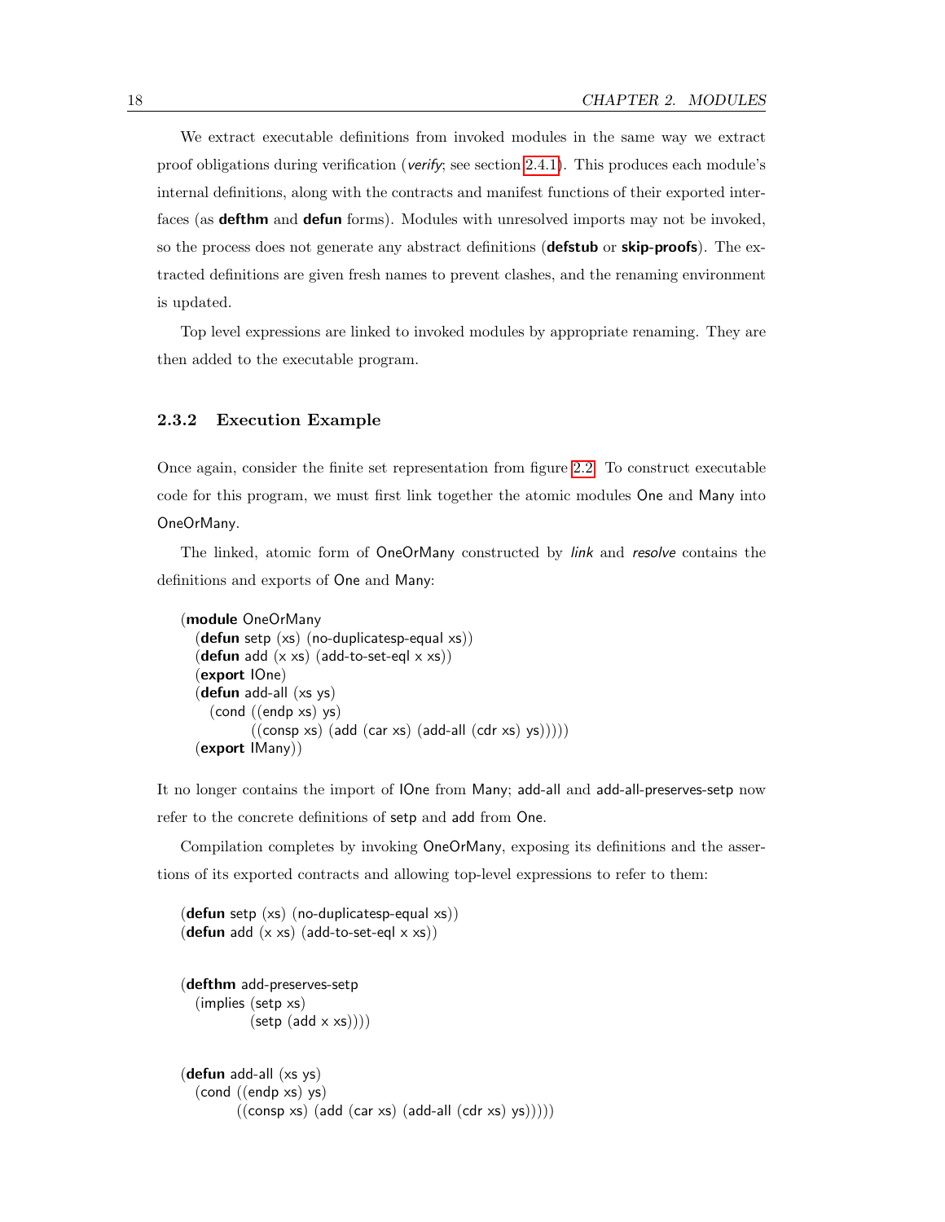We extract executable definitions from invoked modules in the same way we extract proof obligations during verification (*verify*; see section 2.4.1). This produces each module's internal definitions, along with the contracts and manifest functions of their exported interfaces (as **defthm** and **defun** forms). Modules with unresolved imports may not be invoked, so the process does not generate any abstract definitions (**defstub** or **skip-proofs**). The extracted definitions are given fresh names to prevent clashes, and the renaming environment is updated.

Top level expressions are linked to invoked modules by appropriate renaming. They are then added to the executable program.

### 2.3.2 Execution Example

Once again, consider the finite set representation from figure 2.2. To construct executable code for this program, we must first link together the atomic modules One and Many into OneOrMany.

The linked, atomic form of OneOrMany constructed by *link* and *resolve* contains the definitions and exports of One and Many:

```
(module OneOrMany
  (defun setp (xs) (no-duplicatesp-equal xs))
  (defun add (x xs) (add-to-set-eql x xs))
  (export IOne)
  (defun add-all (xs ys)
    (cond ((endp xs) ys)
          ((consp xs) (add (car xs) (add-all (cdr xs) ys)))))
  (export IMany))
```

It no longer contains the import of IOne from Many; add-all and add-all-preserves-setp now refer to the concrete definitions of setp and add from One.

Compilation completes by invoking OneOrMany, exposing its definitions and the assertions of its exported contracts and allowing top-level expressions to refer to them:

```
(defun setp (xs) (no-duplicatesp-equal xs))
(defun add (x xs) (add-to-set-eql x xs))


(defthm add-preserves-setp
  (implies (setp xs)
           (setp (add x xs))))


(defun add-all (xs ys)
  (cond ((endp xs) ys)
        ((consp xs) (add (car xs) (add-all (cdr xs) ys)))))
```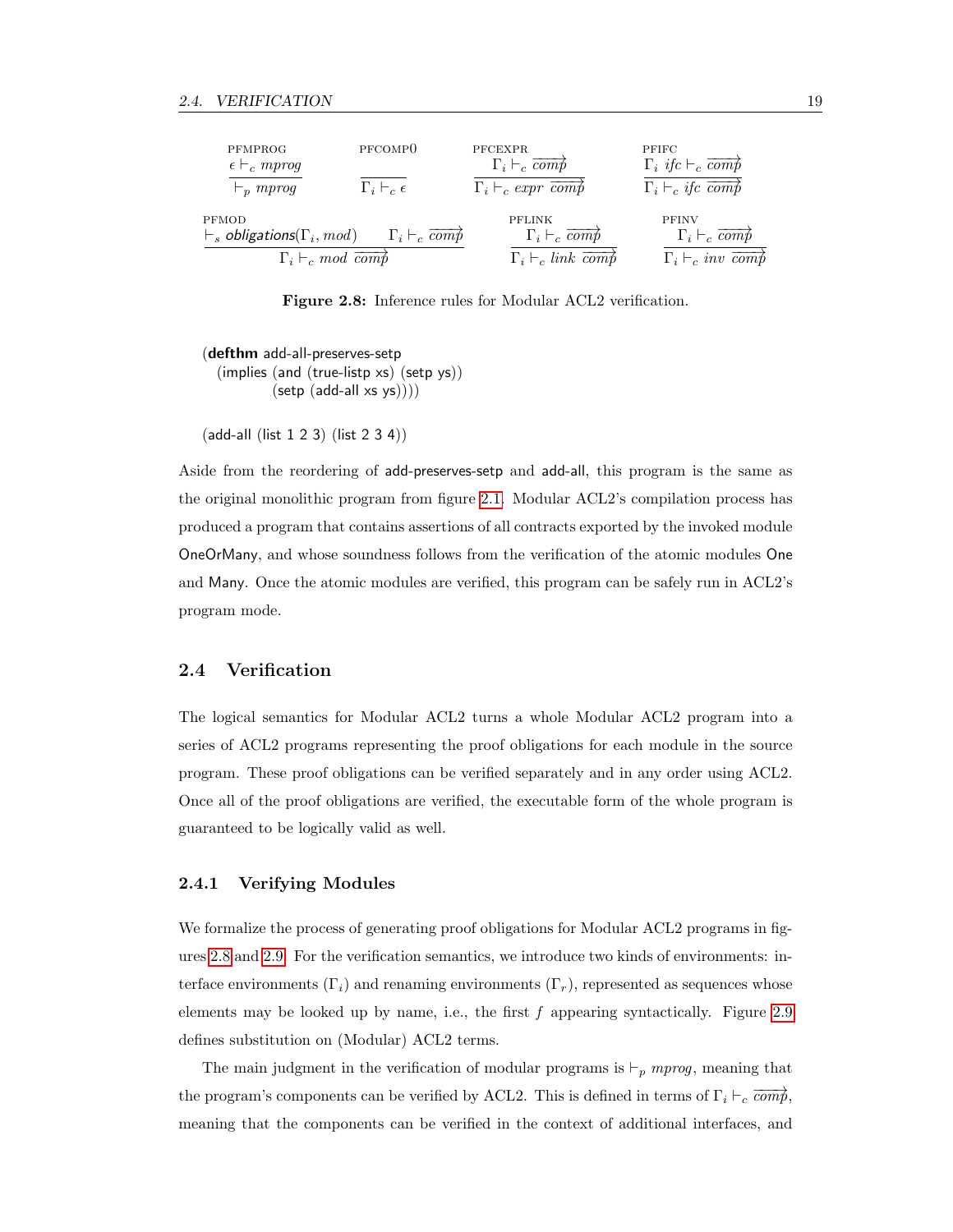$$\frac{\epsilon \vdash_c \mathit{mprog}}{\vdash_p \mathit{mprog}}\ \text{PFMPROG} \qquad \frac{}{\Gamma_i \vdash_c \epsilon}\ \text{PFCOMP0} \qquad \frac{\Gamma_i \vdash_c \overrightarrow{\mathit{comp}}}{\Gamma_i \vdash_c \mathit{expr}\ \overrightarrow{\mathit{comp}}}\ \text{PFCEXPR} \qquad \frac{\Gamma_i\ \mathit{ifc} \vdash_c \overrightarrow{\mathit{comp}}}{\Gamma_i \vdash_c \mathit{ifc}\ \overrightarrow{\mathit{comp}}}\ \text{PFIFC}$$

$$\frac{\vdash_s \textsf{\textit{obligations}}(\Gamma_i, \mathit{mod}) \qquad \Gamma_i \vdash_c \overrightarrow{\mathit{comp}}}{\Gamma_i \vdash_c \mathit{mod}\ \overrightarrow{\mathit{comp}}}\ \text{PFMOD} \qquad \frac{\Gamma_i \vdash_c \overrightarrow{\mathit{comp}}}{\Gamma_i \vdash_c \mathit{link}\ \overrightarrow{\mathit{comp}}}\ \text{PFLINK} \qquad \frac{\Gamma_i \vdash_c \overrightarrow{\mathit{comp}}}{\Gamma_i \vdash_c \mathit{inv}\ \overrightarrow{\mathit{comp}}}\ \text{PFINV}$$

**Figure 2.8:** Inference rules for Modular ACL2 verification.

```
(defthm add-all-preserves-setp
  (implies (and (true-listp xs) (setp ys))
           (setp (add-all xs ys))))

(add-all (list 1 2 3) (list 2 3 4))
```

Aside from the reordering of add-preserves-setp and add-all, this program is the same as the original monolithic program from figure 2.1. Modular ACL2's compilation process has produced a program that contains assertions of all contracts exported by the invoked module OneOrMany, and whose soundness follows from the verification of the atomic modules One and Many. Once the atomic modules are verified, this program can be safely run in ACL2's program mode.

## 2.4 Verification

The logical semantics for Modular ACL2 turns a whole Modular ACL2 program into a series of ACL2 programs representing the proof obligations for each module in the source program. These proof obligations can be verified separately and in any order using ACL2. Once all of the proof obligations are verified, the executable form of the whole program is guaranteed to be logically valid as well.

### 2.4.1 Verifying Modules

We formalize the process of generating proof obligations for Modular ACL2 programs in figures 2.8 and 2.9. For the verification semantics, we introduce two kinds of environments: interface environments ($\Gamma_i$) and renaming environments ($\Gamma_r$), represented as sequences whose elements may be looked up by name, i.e., the first $f$ appearing syntactically. Figure 2.9 defines substitution on (Modular) ACL2 terms.

The main judgment in the verification of modular programs is $\vdash_p \mathit{mprog}$, meaning that the program's components can be verified by ACL2. This is defined in terms of $\Gamma_i \vdash_c \overrightarrow{\mathit{comp}}$, meaning that the components can be verified in the context of additional interfaces, and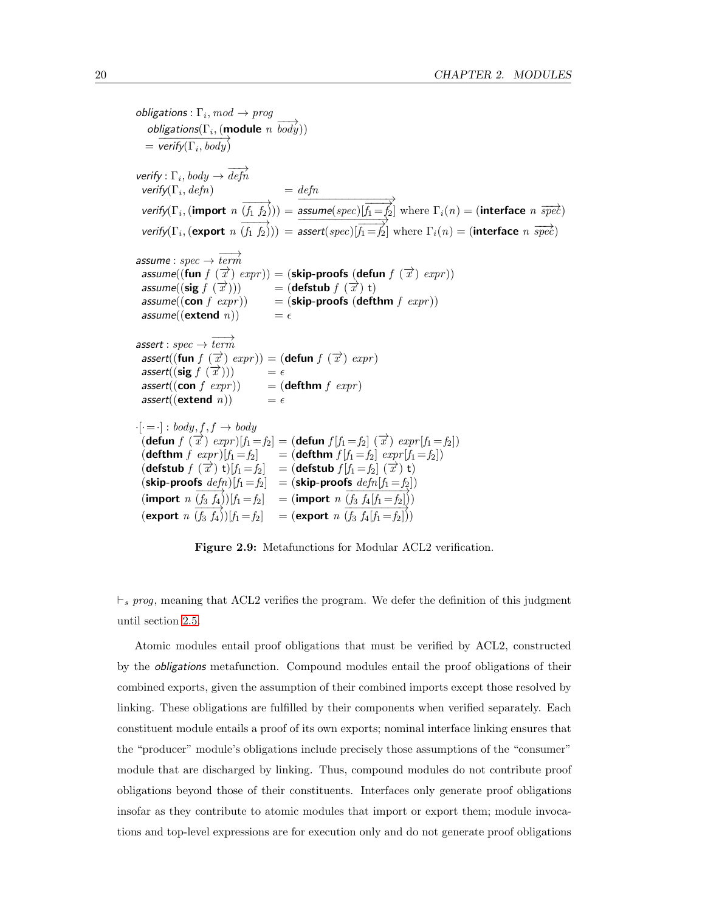$$
\begin{array}{l}
\textsf{\textit{obligations}} : \Gamma_i, mod \rightarrow prog \\
\quad \textsf{\textit{obligations}}(\Gamma_i, (\textbf{module}\ n\ \overrightarrow{body})) \\
\quad = \overrightarrow{\textsf{\textit{verify}}(\Gamma_i, body)}
\end{array}
$$

$$
\begin{array}{lcl}
\multicolumn{3}{l}{\textsf{\textit{verify}} : \Gamma_i, body \rightarrow \overrightarrow{defn}} \\
\textsf{\textit{verify}}(\Gamma_i, defn) & = & defn \\
\textsf{\textit{verify}}(\Gamma_i, (\textbf{import}\ n\ \overrightarrow{(f_1\ f_2)})) & = & \overrightarrow{\textsf{\textit{assume}}(spec)[\overrightarrow{f_1 = f_2}]} \text{ where } \Gamma_i(n) = (\textbf{interface}\ n\ \overrightarrow{spec}) \\
\textsf{\textit{verify}}(\Gamma_i, (\textbf{export}\ n\ \overrightarrow{(f_1\ f_2)})) & = & \overrightarrow{\textsf{\textit{assert}}(spec)[\overrightarrow{f_1 = f_2}]} \text{ where } \Gamma_i(n) = (\textbf{interface}\ n\ \overrightarrow{spec})
\end{array}
$$

$$
\begin{array}{lcl}
\multicolumn{3}{l}{\textsf{\textit{assume}} : spec \rightarrow \overrightarrow{term}} \\
\textsf{\textit{assume}}((\textbf{fun}\ f\ (\overrightarrow{x})\ expr)) & = & (\textbf{skip-proofs}\ (\textbf{defun}\ f\ (\overrightarrow{x})\ expr)) \\
\textsf{\textit{assume}}((\textbf{sig}\ f\ (\overrightarrow{x}))) & = & (\textbf{defstub}\ f\ (\overrightarrow{x})\ \textsf{t}) \\
\textsf{\textit{assume}}((\textbf{con}\ f\ expr)) & = & (\textbf{skip-proofs}\ (\textbf{defthm}\ f\ expr)) \\
\textsf{\textit{assume}}((\textbf{extend}\ n)) & = & \epsilon
\end{array}
$$

$$
\begin{array}{lcl}
\multicolumn{3}{l}{\textsf{\textit{assert}} : spec \rightarrow \overrightarrow{term}} \\
\textsf{\textit{assert}}((\textbf{fun}\ f\ (\overrightarrow{x})\ expr)) & = & (\textbf{defun}\ f\ (\overrightarrow{x})\ expr) \\
\textsf{\textit{assert}}((\textbf{sig}\ f\ (\overrightarrow{x}))) & = & \epsilon \\
\textsf{\textit{assert}}((\textbf{con}\ f\ expr)) & = & (\textbf{defthm}\ f\ expr) \\
\textsf{\textit{assert}}((\textbf{extend}\ n)) & = & \epsilon
\end{array}
$$

$$
\begin{array}{lcl}
\multicolumn{3}{l}{\cdot[\cdot = \cdot] : body, f, f \rightarrow body} \\
(\textbf{defun}\ f\ (\overrightarrow{x})\ expr)[f_1 = f_2] & = & (\textbf{defun}\ f[f_1 = f_2]\ (\overrightarrow{x})\ expr[f_1 = f_2]) \\
(\textbf{defthm}\ f\ expr)[f_1 = f_2] & = & (\textbf{defthm}\ f[f_1 = f_2]\ expr[f_1 = f_2]) \\
(\textbf{defstub}\ f\ (\overrightarrow{x})\ \textsf{t})[f_1 = f_2] & = & (\textbf{defstub}\ f[f_1 = f_2]\ (\overrightarrow{x})\ \textsf{t}) \\
(\textbf{skip-proofs}\ defn)[f_1 = f_2] & = & (\textbf{skip-proofs}\ defn[f_1 = f_2]) \\
(\textbf{import}\ n\ \overrightarrow{(f_3\ f_4)})[f_1 = f_2] & = & (\textbf{import}\ n\ \overrightarrow{(f_3\ f_4[f_1 = f_2])}) \\
(\textbf{export}\ n\ \overrightarrow{(f_3\ f_4)})[f_1 = f_2] & = & (\textbf{export}\ n\ \overrightarrow{(f_3\ f_4[f_1 = f_2])})
\end{array}
$$

**Figure 2.9:** Metafunctions for Modular ACL2 verification.

$\vdash_s prog$, meaning that ACL2 verifies the program. We defer the definition of this judgment until section 2.5.

Atomic modules entail proof obligations that must be verified by ACL2, constructed by the *obligations* metafunction. Compound modules entail the proof obligations of their combined exports, given the assumption of their combined imports except those resolved by linking. These obligations are fulfilled by their components when verified separately. Each constituent module entails a proof of its own exports; nominal interface linking ensures that the "producer" module's obligations include precisely those assumptions of the "consumer" module that are discharged by linking. Thus, compound modules do not contribute proof obligations beyond those of their constituents. Interfaces only generate proof obligations insofar as they contribute to atomic modules that import or export them; module invocations and top-level expressions are for execution only and do not generate proof obligations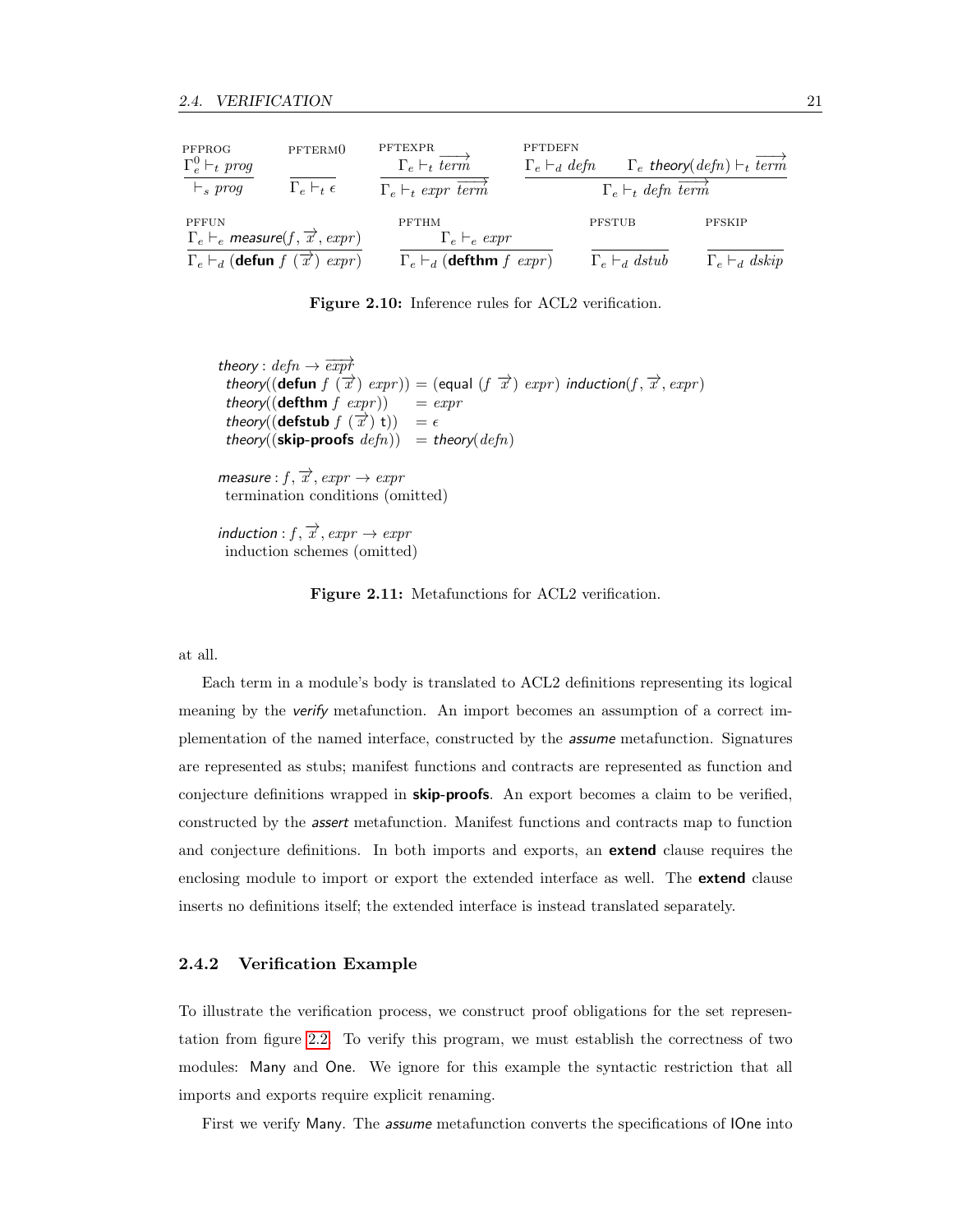$$\frac{\Gamma_e^0 \vdash_t prog}{\vdash_s prog}\ \text{PFPROG} \qquad \frac{}{\Gamma_e \vdash_t \epsilon}\ \text{PFTERM0} \qquad \frac{\Gamma_e \vdash_t \overrightarrow{term}}{\Gamma_e \vdash_t expr\ \overrightarrow{term}}\ \text{PFTEXPR} \qquad \frac{\Gamma_e \vdash_d defn \qquad \Gamma_e\ \textit{theory}(defn) \vdash_t \overrightarrow{term}}{\Gamma_e \vdash_t defn\ \overrightarrow{term}}\ \text{PFTDEFN}$$

$$\frac{\Gamma_e \vdash_e \textit{measure}(f, \overrightarrow{x}, expr)}{\Gamma_e \vdash_d (\textbf{defun}\ f\ (\overrightarrow{x})\ expr)}\ \text{PFFUN} \qquad \frac{\Gamma_e \vdash_e expr}{\Gamma_e \vdash_d (\textbf{defthm}\ f\ expr)}\ \text{PFTHM} \qquad \frac{}{\Gamma_e \vdash_d dstub}\ \text{PFSTUB} \qquad \frac{}{\Gamma_e \vdash_d dskip}\ \text{PFSKIP}$$

**Figure 2.10:** Inference rules for ACL2 verification.

$\textit{theory} : defn \rightarrow \overrightarrow{expr}$

$\textit{theory}((\textbf{defun}\ f\ (\overrightarrow{x})\ expr)) = (\text{equal}\ (f\ \overrightarrow{x})\ expr)\ \textit{induction}(f, \overrightarrow{x}, expr)$

$\textit{theory}((\textbf{defthm}\ f\ expr)) \quad = expr$

$\textit{theory}((\textbf{defstub}\ f\ (\overrightarrow{x})\ \text{t})) \quad = \epsilon$

$\textit{theory}((\textbf{skip-proofs}\ defn)) \quad = \textit{theory}(defn)$

$\textit{measure} : f, \overrightarrow{x}, expr \rightarrow expr$

termination conditions (omitted)

$\textit{induction} : f, \overrightarrow{x}, expr \rightarrow expr$

induction schemes (omitted)

**Figure 2.11:** Metafunctions for ACL2 verification.

at all.

Each term in a module's body is translated to ACL2 definitions representing its logical meaning by the *verify* metafunction. An import becomes an assumption of a correct implementation of the named interface, constructed by the *assume* metafunction. Signatures are represented as stubs; manifest functions and contracts are represented as function and conjecture definitions wrapped in **skip-proofs**. An export becomes a claim to be verified, constructed by the *assert* metafunction. Manifest functions and contracts map to function and conjecture definitions. In both imports and exports, an **extend** clause requires the enclosing module to import or export the extended interface as well. The **extend** clause inserts no definitions itself; the extended interface is instead translated separately.

### 2.4.2 Verification Example

To illustrate the verification process, we construct proof obligations for the set representation from figure 2.2. To verify this program, we must establish the correctness of two modules: Many and One. We ignore for this example the syntactic restriction that all imports and exports require explicit renaming.

First we verify Many. The *assume* metafunction converts the specifications of IOne into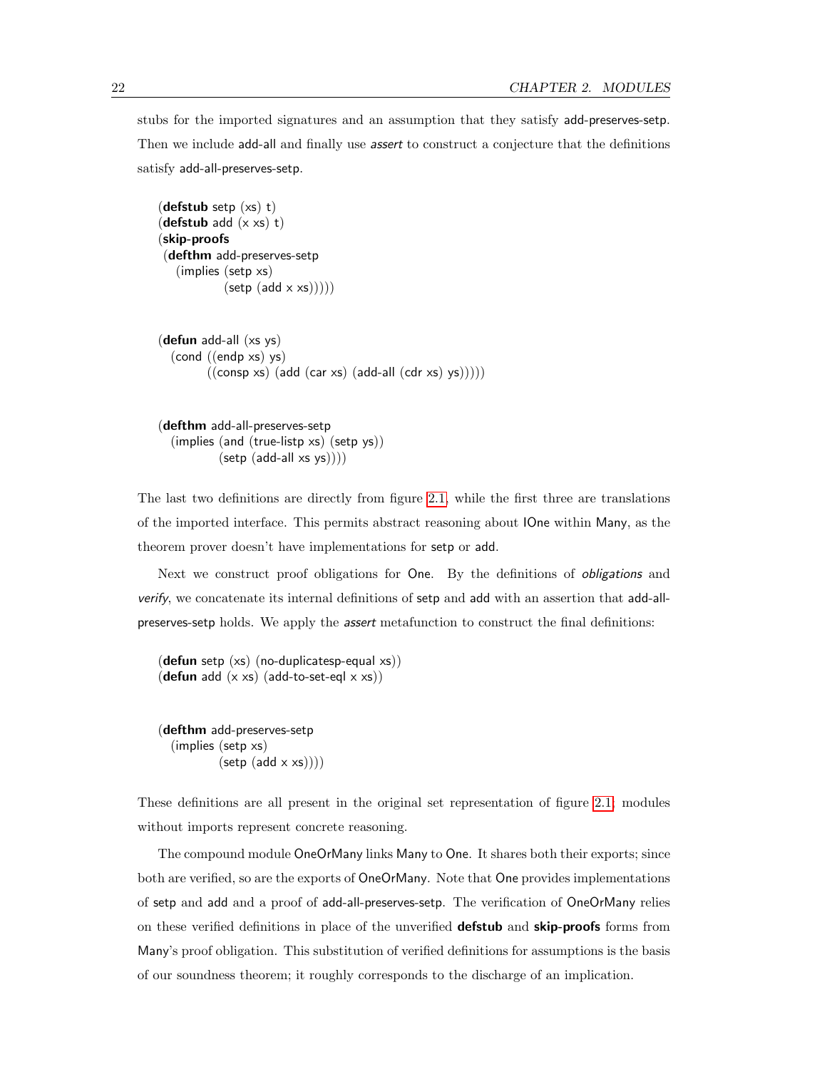stubs for the imported signatures and an assumption that they satisfy add-preserves-setp. Then we include add-all and finally use *assert* to construct a conjecture that the definitions satisfy add-all-preserves-setp.

```
(defstub setp (xs) t)
(defstub add (x xs) t)
(skip-proofs
 (defthm add-preserves-setp
   (implies (setp xs)
            (setp (add x xs)))))


(defun add-all (xs ys)
  (cond ((endp xs) ys)
        ((consp xs) (add (car xs) (add-all (cdr xs) ys)))))


(defthm add-all-preserves-setp
  (implies (and (true-listp xs) (setp ys))
           (setp (add-all xs ys))))
```

The last two definitions are directly from figure 2.1, while the first three are translations of the imported interface. This permits abstract reasoning about IOne within Many, as the theorem prover doesn't have implementations for setp or add.

Next we construct proof obligations for One. By the definitions of *obligations* and *verify*, we concatenate its internal definitions of setp and add with an assertion that add-all-preserves-setp holds. We apply the *assert* metafunction to construct the final definitions:

```
(defun setp (xs) (no-duplicatesp-equal xs))
(defun add (x xs) (add-to-set-eql x xs))


(defthm add-preserves-setp
  (implies (setp xs)
           (setp (add x xs))))
```

These definitions are all present in the original set representation of figure 2.1; modules without imports represent concrete reasoning.

The compound module OneOrMany links Many to One. It shares both their exports; since both are verified, so are the exports of OneOrMany. Note that One provides implementations of setp and add and a proof of add-all-preserves-setp. The verification of OneOrMany relies on these verified definitions in place of the unverified **defstub** and **skip-proofs** forms from Many's proof obligation. This substitution of verified definitions for assumptions is the basis of our soundness theorem; it roughly corresponds to the discharge of an implication.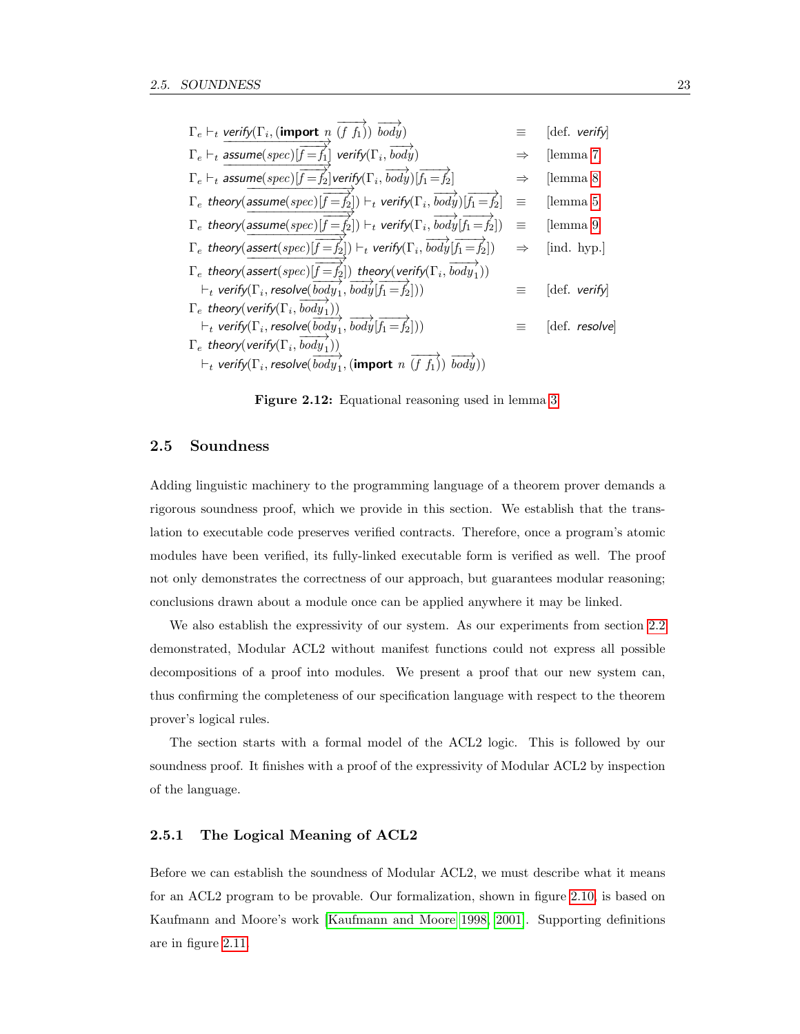$$
\begin{array}{lll}
\Gamma_e \vdash_t \mathit{verify}(\Gamma_i, (\textbf{import}\ n\ \overrightarrow{(f\ f_1)})\ \overrightarrow{body}) & \equiv & \text{[def. } \mathit{verify}\text{]} \\
\Gamma_e \vdash_t \overrightarrow{\mathit{assume}(spec)[\overrightarrow{f = f_1}]}\ \mathit{verify}(\Gamma_i, \overrightarrow{body}) & \Rightarrow & \text{[lemma 7]} \\
\Gamma_e \vdash_t \overrightarrow{\mathit{assume}(spec)[\overrightarrow{f = f_2}]}\mathit{verify}(\Gamma_i, \overrightarrow{body})[\overrightarrow{f_1 = f_2}] & \Rightarrow & \text{[lemma 8]} \\
\Gamma_e\ \mathit{theory}(\overrightarrow{\mathit{assume}(spec)[\overrightarrow{f = f_2}]}) \vdash_t \mathit{verify}(\Gamma_i, \overrightarrow{body})[\overrightarrow{f_1 = f_2}] & \equiv & \text{[lemma 5]} \\
\Gamma_e\ \mathit{theory}(\overrightarrow{\mathit{assume}(spec)[\overrightarrow{f = f_2}]}) \vdash_t \mathit{verify}(\Gamma_i, \overrightarrow{body}[\overrightarrow{f_1 = f_2}]) & \equiv & \text{[lemma 9]} \\
\Gamma_e\ \mathit{theory}(\overrightarrow{\mathit{assert}(spec)[\overrightarrow{f = f_2}]}) \vdash_t \mathit{verify}(\Gamma_i, \overrightarrow{body}[\overrightarrow{f_1 = f_2}]) & \Rightarrow & \text{[ind. hyp.]} \\
\Gamma_e\ \mathit{theory}(\overrightarrow{\mathit{assert}(spec)[\overrightarrow{f = f_2}]})\ \mathit{theory}(\mathit{verify}(\Gamma_i, \overrightarrow{body_1})) & & \\
\quad \vdash_t \mathit{verify}(\Gamma_i, \mathit{resolve}(\overrightarrow{body_1}, \overrightarrow{body}[\overrightarrow{f_1 = f_2}])) & \equiv & \text{[def. } \mathit{verify}\text{]} \\
\Gamma_e\ \mathit{theory}(\mathit{verify}(\Gamma_i, \overrightarrow{body_1})) & & \\
\quad \vdash_t \mathit{verify}(\Gamma_i, \mathit{resolve}(\overrightarrow{body_1}, \overrightarrow{body}[\overrightarrow{f_1 = f_2}])) & \equiv & \text{[def. } \mathit{resolve}\text{]} \\
\Gamma_e\ \mathit{theory}(\mathit{verify}(\Gamma_i, \overrightarrow{body_1})) & & \\
\quad \vdash_t \mathit{verify}(\Gamma_i, \mathit{resolve}(\overrightarrow{body_1}, (\textbf{import}\ n\ \overrightarrow{(f\ f_1)})\ \overrightarrow{body})) & &
\end{array}
$$

**Figure 2.12:** Equational reasoning used in lemma 3

## 2.5 Soundness

Adding linguistic machinery to the programming language of a theorem prover demands a rigorous soundness proof, which we provide in this section. We establish that the translation to executable code preserves verified contracts. Therefore, once a program's atomic modules have been verified, its fully-linked executable form is verified as well. The proof not only demonstrates the correctness of our approach, but guarantees modular reasoning; conclusions drawn about a module once can be applied anywhere it may be linked.

We also establish the expressivity of our system. As our experiments from section 2.2 demonstrated, Modular ACL2 without manifest functions could not express all possible decompositions of a proof into modules. We present a proof that our new system can, thus confirming the completeness of our specification language with respect to the theorem prover's logical rules.

The section starts with a formal model of the ACL2 logic. This is followed by our soundness proof. It finishes with a proof of the expressivity of Modular ACL2 by inspection of the language.

### 2.5.1 The Logical Meaning of ACL2

Before we can establish the soundness of Modular ACL2, we must describe what it means for an ACL2 program to be provable. Our formalization, shown in figure 2.10, is based on Kaufmann and Moore's work [Kaufmann and Moore 1998, 2001]. Supporting definitions are in figure 2.11.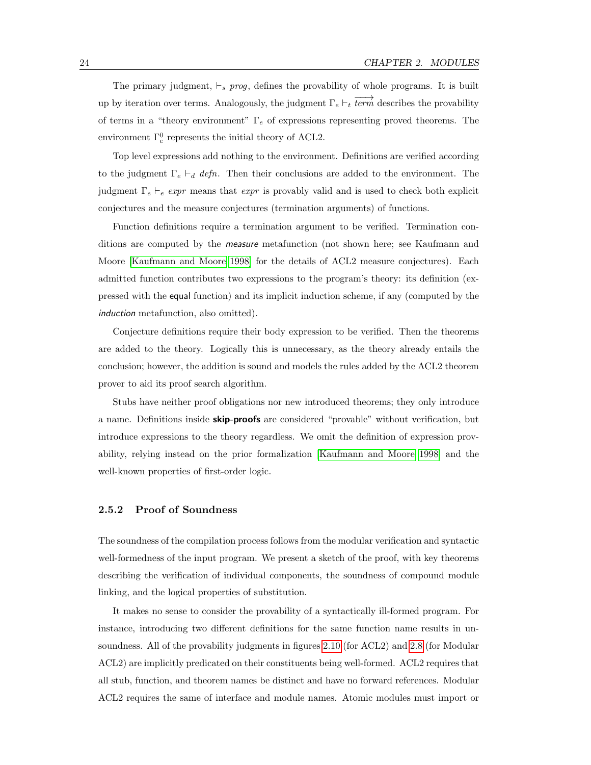The primary judgment, $\vdash_s$ *prog*, defines the provability of whole programs. It is built up by iteration over terms. Analogously, the judgment $\Gamma_e \vdash_t \overrightarrow{term}$ describes the provability of terms in a "theory environment" $\Gamma_e$ of expressions representing proved theorems. The environment $\Gamma_e^0$ represents the initial theory of ACL2.

Top level expressions add nothing to the environment. Definitions are verified according to the judgment $\Gamma_e \vdash_d$ *defn*. Then their conclusions are added to the environment. The judgment $\Gamma_e \vdash_e$ *expr* means that *expr* is provably valid and is used to check both explicit conjectures and the measure conjectures (termination arguments) of functions.

Function definitions require a termination argument to be verified. Termination conditions are computed by the ***measure*** metafunction (not shown here; see Kaufmann and Moore [Kaufmann and Moore 1998] for the details of ACL2 measure conjectures). Each admitted function contributes two expressions to the program's theory: its definition (expressed with the equal function) and its implicit induction scheme, if any (computed by the *induction* metafunction, also omitted).

Conjecture definitions require their body expression to be verified. Then the theorems are added to the theory. Logically this is unnecessary, as the theory already entails the conclusion; however, the addition is sound and models the rules added by the ACL2 theorem prover to aid its proof search algorithm.

Stubs have neither proof obligations nor new introduced theorems; they only introduce a name. Definitions inside **skip-proofs** are considered "provable" without verification, but introduce expressions to the theory regardless. We omit the definition of expression provability, relying instead on the prior formalization [Kaufmann and Moore 1998] and the well-known properties of first-order logic.

### 2.5.2 Proof of Soundness

The soundness of the compilation process follows from the modular verification and syntactic well-formedness of the input program. We present a sketch of the proof, with key theorems describing the verification of individual components, the soundness of compound module linking, and the logical properties of substitution.

It makes no sense to consider the provability of a syntactically ill-formed program. For instance, introducing two different definitions for the same function name results in unsoundness. All of the provability judgments in figures 2.10 (for ACL2) and 2.8 (for Modular ACL2) are implicitly predicated on their constituents being well-formed. ACL2 requires that all stub, function, and theorem names be distinct and have no forward references. Modular ACL2 requires the same of interface and module names. Atomic modules must import or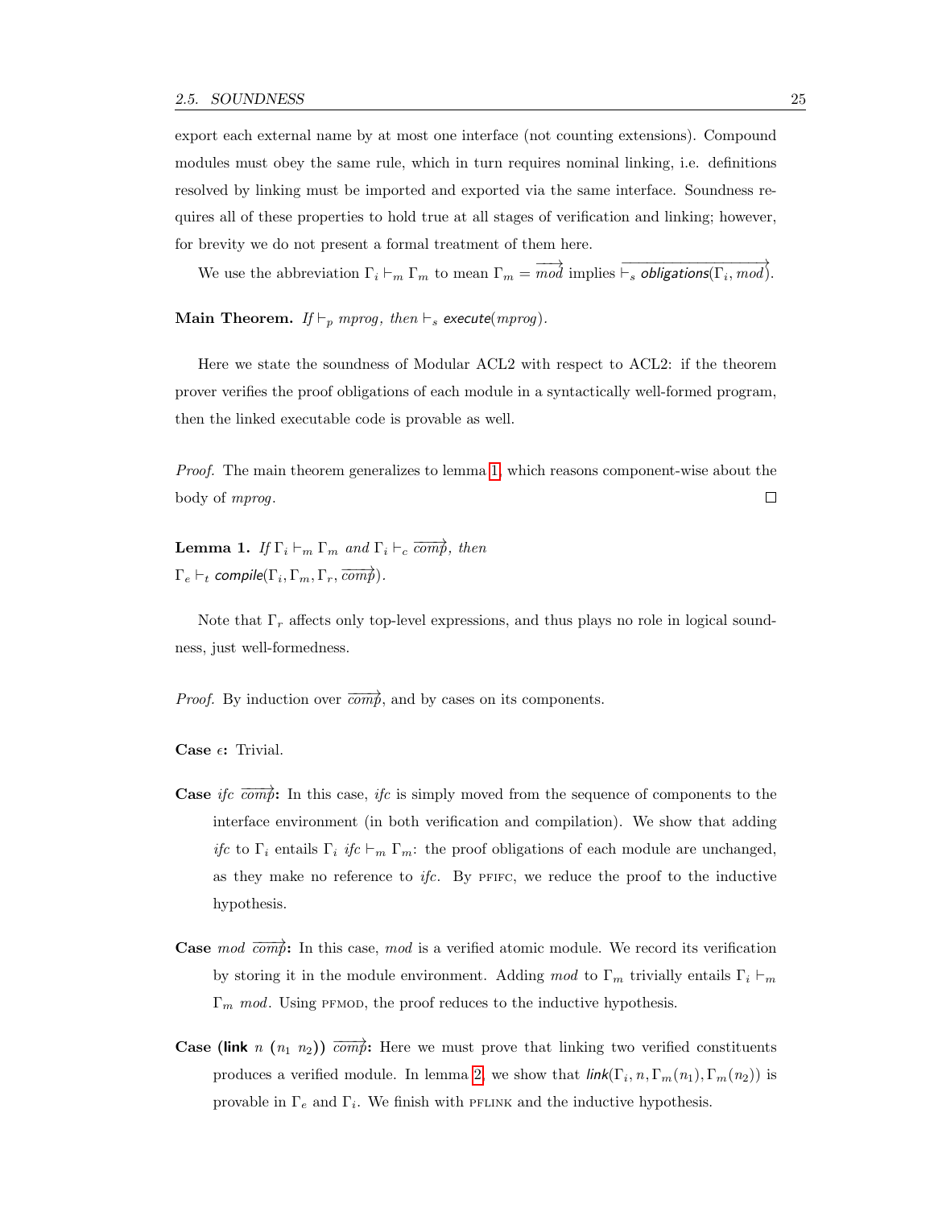export each external name by at most one interface (not counting extensions). Compound modules must obey the same rule, which in turn requires nominal linking, i.e. definitions resolved by linking must be imported and exported via the same interface. Soundness requires all of these properties to hold true at all stages of verification and linking; however, for brevity we do not present a formal treatment of them here.

We use the abbreviation $\Gamma_i \vdash_m \Gamma_m$ to mean $\Gamma_m = \overrightarrow{mod}$ implies $\overrightarrow{\vdash_s \textsf{\textit{obligations}}(\Gamma_i, mod)}$.

**Main Theorem.** *If* $\vdash_p$ *mprog, then* $\vdash_s$ $\textsf{\textit{execute}}(mprog)$.

Here we state the soundness of Modular ACL2 with respect to ACL2: if the theorem prover verifies the proof obligations of each module in a syntactically well-formed program, then the linked executable code is provable as well.

*Proof.* The main theorem generalizes to lemma 1, which reasons component-wise about the body of *mprog*. □

**Lemma 1.** *If* $\Gamma_i \vdash_m \Gamma_m$ *and* $\Gamma_i \vdash_c \overrightarrow{comp}$*, then* $\Gamma_e \vdash_t \textsf{\textit{compile}}(\Gamma_i, \Gamma_m, \Gamma_r, \overrightarrow{comp})$.

Note that $\Gamma_r$ affects only top-level expressions, and thus plays no role in logical soundness, just well-formedness.

*Proof.* By induction over $\overrightarrow{comp}$, and by cases on its components.

**Case** $\epsilon$**:** Trivial.

**Case** *ifc* $\overrightarrow{comp}$**:** In this case, *ifc* is simply moved from the sequence of components to the interface environment (in both verification and compilation). We show that adding *ifc* to $\Gamma_i$ entails $\Gamma_i$ *ifc* $\vdash_m \Gamma_m$: the proof obligations of each module are unchanged, as they make no reference to *ifc*. By PFIFC, we reduce the proof to the inductive hypothesis.

**Case** *mod* $\overrightarrow{comp}$**:** In this case, *mod* is a verified atomic module. We record its verification by storing it in the module environment. Adding *mod* to $\Gamma_m$ trivially entails $\Gamma_i \vdash_m \Gamma_m$ *mod*. Using PFMOD, the proof reduces to the inductive hypothesis.

**Case** (**link** $n$ ($n_1$ $n_2$)) $\overrightarrow{comp}$**:** Here we must prove that linking two verified constituents produces a verified module. In lemma 2, we show that $\textsf{\textit{link}}(\Gamma_i, n, \Gamma_m(n_1), \Gamma_m(n_2))$ is provable in $\Gamma_e$ and $\Gamma_i$. We finish with PFLINK and the inductive hypothesis.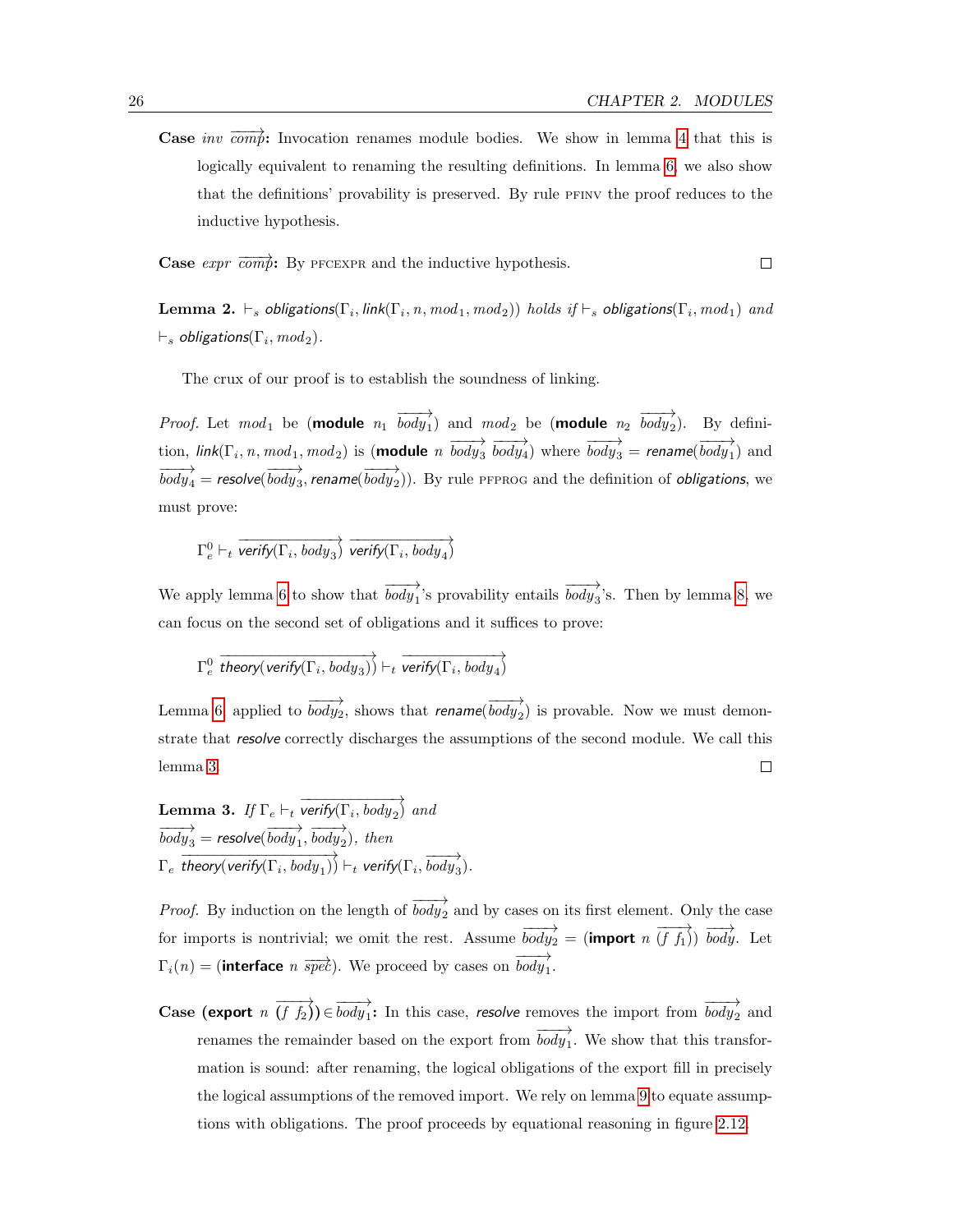**Case** *inv* $\overrightarrow{comp}$**:** Invocation renames module bodies. We show in lemma 4 that this is logically equivalent to renaming the resulting definitions. In lemma 6, we also show that the definitions' provability is preserved. By rule PFINV the proof reduces to the inductive hypothesis.

**Case** *expr* $\overrightarrow{comp}$**:** By PFCEXPR and the inductive hypothesis. $\square$

**Lemma 2.** $\vdash_s$ *obligations*$(\Gamma_i, link(\Gamma_i, n, mod_1, mod_2))$ *holds if* $\vdash_s$ *obligations*$(\Gamma_i, mod_1)$ *and* $\vdash_s$ *obligations*$(\Gamma_i, mod_2)$.

The crux of our proof is to establish the soundness of linking.

*Proof.* Let $mod_1$ be (**module** $n_1$ $\overrightarrow{body_1}$) and $mod_2$ be (**module** $n_2$ $\overrightarrow{body_2}$). By definition, $link(\Gamma_i, n, mod_1, mod_2)$ is (**module** $n$ $\overrightarrow{body_3}$ $\overrightarrow{body_4}$) where $\overrightarrow{body_3} = rename(\overrightarrow{body_1})$ and $\overrightarrow{body_4} = resolve(\overrightarrow{body_3}, rename(\overrightarrow{body_2}))$. By rule PFPROG and the definition of *obligations*, we must prove:

$$\Gamma_e^0 \vdash_t \overrightarrow{verify(\Gamma_i, body_3)}\ \overrightarrow{verify(\Gamma_i, body_4)}$$

We apply lemma 6 to show that $\overrightarrow{body_1}$'s provability entails $\overrightarrow{body_3}$'s. Then by lemma 8, we can focus on the second set of obligations and it suffices to prove:

$$\Gamma_e^0\ \overrightarrow{theory(verify(\Gamma_i, body_3))} \vdash_t \overrightarrow{verify(\Gamma_i, body_4)}$$

Lemma 6 applied to $\overrightarrow{body_2}$, shows that $rename(\overrightarrow{body_2})$ is provable. Now we must demonstrate that *resolve* correctly discharges the assumptions of the second module. We call this lemma 3. $\square$

**Lemma 3.** *If* $\Gamma_e \vdash_t \overrightarrow{verify(\Gamma_i, body_2)}$ *and* $\overrightarrow{body_3} = resolve(\overrightarrow{body_1}, \overrightarrow{body_2})$*, then* $\Gamma_e\ \overrightarrow{theory(verify(\Gamma_i, body_1))} \vdash_t verify(\Gamma_i, \overrightarrow{body_3})$.

*Proof.* By induction on the length of $\overrightarrow{body_2}$ and by cases on its first element. Only the case for imports is nontrivial; we omit the rest. Assume $\overrightarrow{body_2}$ = (**import** $n$ $\overrightarrow{(f\ f_1)}$) $\overrightarrow{body}$. Let $\Gamma_i(n)$ = (**interface** $n$ $\overrightarrow{spec}$). We proceed by cases on $\overrightarrow{body_1}$.

**Case (export** $n$ $\overrightarrow{(f\ f_2)}$**)** $\in \overrightarrow{body_1}$**:** In this case, *resolve* removes the import from $\overrightarrow{body_2}$ and renames the remainder based on the export from $\overrightarrow{body_1}$. We show that this transformation is sound: after renaming, the logical obligations of the export fill in precisely the logical assumptions of the removed import. We rely on lemma 9 to equate assumptions with obligations. The proof proceeds by equational reasoning in figure 2.12.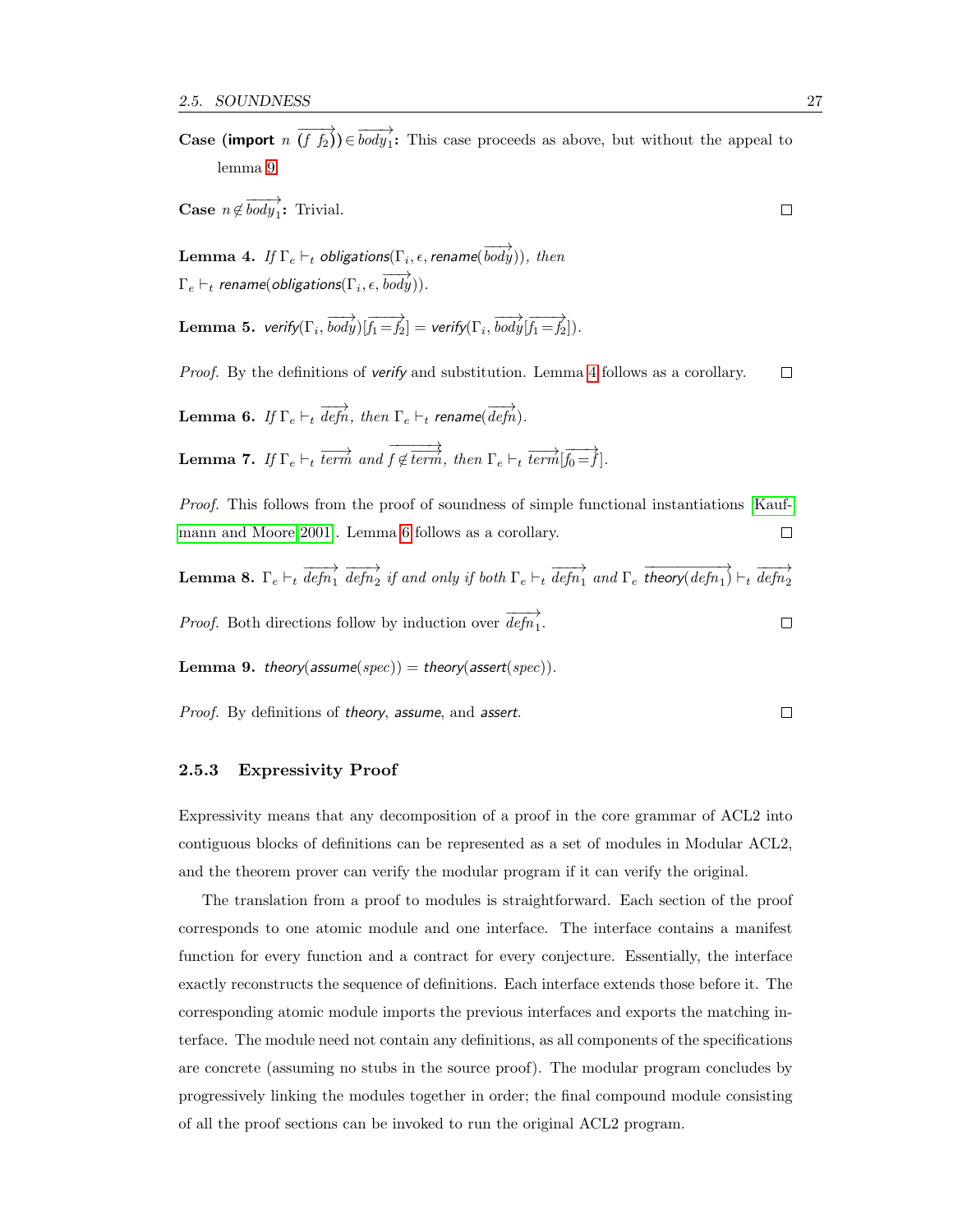**Case (import $n$ $\overrightarrow{(f\ f_2)}$) $\in \overrightarrow{body_1}$:** This case proceeds as above, but without the appeal to lemma 9.

**Case** $n \notin \overrightarrow{body_1}$**:** Trivial. □

**Lemma 4.** *If* $\Gamma_e \vdash_t \textit{obligations}(\Gamma_i, \epsilon, \textit{rename}(\overrightarrow{body}))$*, then* $\Gamma_e \vdash_t \textit{rename}(\textit{obligations}(\Gamma_i, \epsilon, \overrightarrow{body}))$*.*

**Lemma 5.** $\textit{verify}(\Gamma_i, \overrightarrow{body})[\overrightarrow{f_1 = f_2}] = \textit{verify}(\Gamma_i, \overrightarrow{body}[\overrightarrow{f_1 = f_2}])$*.*

*Proof.* By the definitions of *verify* and substitution. Lemma 4 follows as a corollary. □

**Lemma 6.** *If* $\Gamma_e \vdash_t \overrightarrow{defn}$*, then* $\Gamma_e \vdash_t \textit{rename}(\overrightarrow{defn})$*.*

**Lemma 7.** *If* $\Gamma_e \vdash_t \overrightarrow{term}$ *and* $\overrightarrow{f \notin term}$*, then* $\Gamma_e \vdash_t \overrightarrow{term}[\overrightarrow{f_0 = f}]$*.*

*Proof.* This follows from the proof of soundness of simple functional instantiations [Kaufmann and Moore 2001]. Lemma 6 follows as a corollary. □

**Lemma 8.** $\Gamma_e \vdash_t \overrightarrow{defn_1}\ \overrightarrow{defn_2}$ *if and only if both* $\Gamma_e \vdash_t \overrightarrow{defn_1}$ *and* $\Gamma_e\ \overrightarrow{\textit{theory}(defn_1)} \vdash_t \overrightarrow{defn_2}$

*Proof.* Both directions follow by induction over $\overrightarrow{defn_1}$. □

**Lemma 9.** $\textit{theory}(\textit{assume}(spec)) = \textit{theory}(\textit{assert}(spec))$*.*

*Proof.* By definitions of *theory*, *assume*, and *assert*. □

### 2.5.3 Expressivity Proof

Expressivity means that any decomposition of a proof in the core grammar of ACL2 into contiguous blocks of definitions can be represented as a set of modules in Modular ACL2, and the theorem prover can verify the modular program if it can verify the original.

The translation from a proof to modules is straightforward. Each section of the proof corresponds to one atomic module and one interface. The interface contains a manifest function for every function and a contract for every conjecture. Essentially, the interface exactly reconstructs the sequence of definitions. Each interface extends those before it. The corresponding atomic module imports the previous interfaces and exports the matching interface. The module need not contain any definitions, as all components of the specifications are concrete (assuming no stubs in the source proof). The modular program concludes by progressively linking the modules together in order; the final compound module consisting of all the proof sections can be invoked to run the original ACL2 program.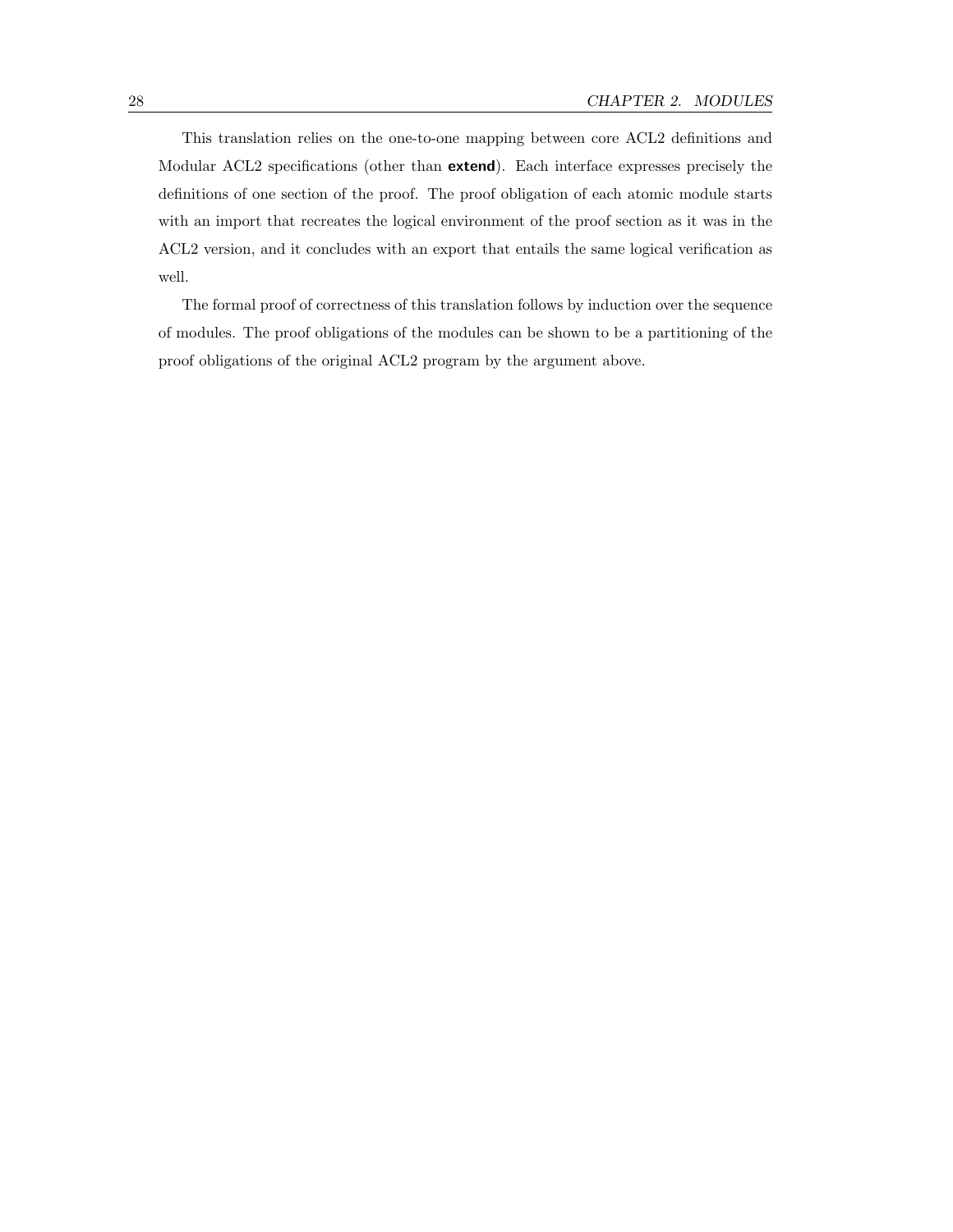This translation relies on the one-to-one mapping between core ACL2 definitions and Modular ACL2 specifications (other than **extend**). Each interface expresses precisely the definitions of one section of the proof. The proof obligation of each atomic module starts with an import that recreates the logical environment of the proof section as it was in the ACL2 version, and it concludes with an export that entails the same logical verification as well.

The formal proof of correctness of this translation follows by induction over the sequence of modules. The proof obligations of the modules can be shown to be a partitioning of the proof obligations of the original ACL2 program by the argument above.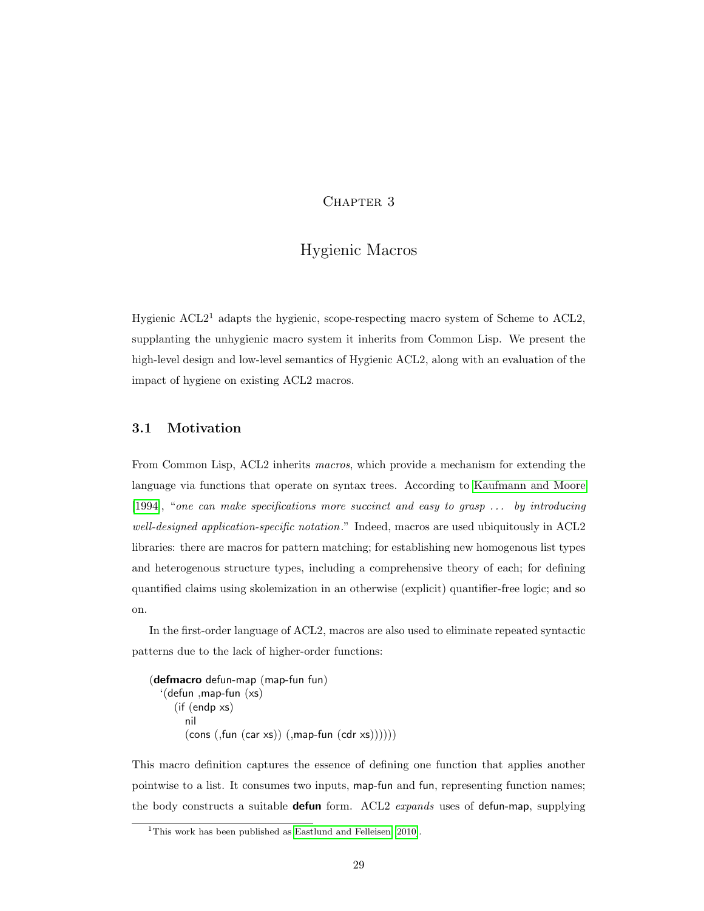# Chapter 3

# Hygienic Macros

Hygienic ACL2[1] adapts the hygienic, scope-respecting macro system of Scheme to ACL2, supplanting the unhygienic macro system it inherits from Common Lisp. We present the high-level design and low-level semantics of Hygienic ACL2, along with an evaluation of the impact of hygiene on existing ACL2 macros.

## 3.1 Motivation

From Common Lisp, ACL2 inherits *macros*, which provide a mechanism for extending the language via functions that operate on syntax trees. According to Kaufmann and Moore [1994], "*one can make specifications more succinct and easy to grasp ... by introducing well-designed application-specific notation.*" Indeed, macros are used ubiquitously in ACL2 libraries: there are macros for pattern matching; for establishing new homogenous list types and heterogenous structure types, including a comprehensive theory of each; for defining quantified claims using skolemization in an otherwise (explicit) quantifier-free logic; and so on.

In the first-order language of ACL2, macros are also used to eliminate repeated syntactic patterns due to the lack of higher-order functions:

```
(defmacro defun-map (map-fun fun)
  `(defun ,map-fun (xs)
     (if (endp xs)
       nil
       (cons (,fun (car xs)) (,map-fun (cdr xs))))))
```

This macro definition captures the essence of defining one function that applies another pointwise to a list. It consumes two inputs, map-fun and fun, representing function names; the body constructs a suitable **defun** form. ACL2 *expands* uses of defun-map, supplying

[1] This work has been published as Eastlund and Felleisen [2010].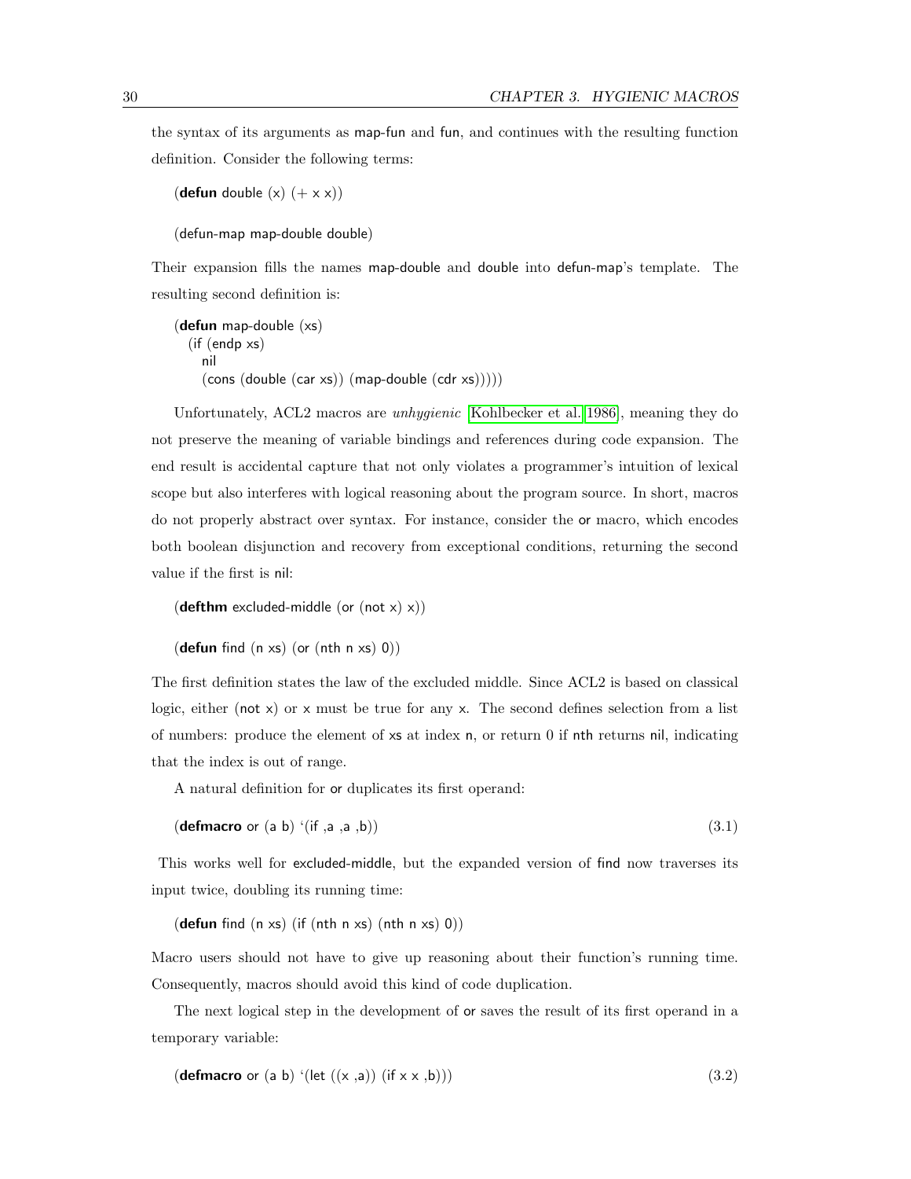the syntax of its arguments as map-fun and fun, and continues with the resulting function definition. Consider the following terms:

```
(defun double (x) (+ x x))
```

```
(defun-map map-double double)
```

Their expansion fills the names map-double and double into defun-map's template. The resulting second definition is:

```
(defun map-double (xs)
  (if (endp xs)
    nil
    (cons (double (car xs)) (map-double (cdr xs)))))
```

Unfortunately, ACL2 macros are *unhygienic* [Kohlbecker et al. 1986], meaning they do not preserve the meaning of variable bindings and references during code expansion. The end result is accidental capture that not only violates a programmer's intuition of lexical scope but also interferes with logical reasoning about the program source. In short, macros do not properly abstract over syntax. For instance, consider the or macro, which encodes both boolean disjunction and recovery from exceptional conditions, returning the second value if the first is nil:

```
(defthm excluded-middle (or (not x) x))
```

```
(defun find (n xs) (or (nth n xs) 0))
```

The first definition states the law of the excluded middle. Since ACL2 is based on classical logic, either (not x) or x must be true for any x. The second defines selection from a list of numbers: produce the element of xs at index n, or return 0 if nth returns nil, indicating that the index is out of range.

A natural definition for or duplicates its first operand:

```
(defmacro or (a b) `(if ,a ,a ,b))                                  (3.1)
```

This works well for excluded-middle, but the expanded version of find now traverses its input twice, doubling its running time:

```
(defun find (n xs) (if (nth n xs) (nth n xs) 0))
```

Macro users should not have to give up reasoning about their function's running time. Consequently, macros should avoid this kind of code duplication.

The next logical step in the development of or saves the result of its first operand in a temporary variable:

```
(defmacro or (a b) `(let ((x ,a)) (if x x ,b)))                     (3.2)
```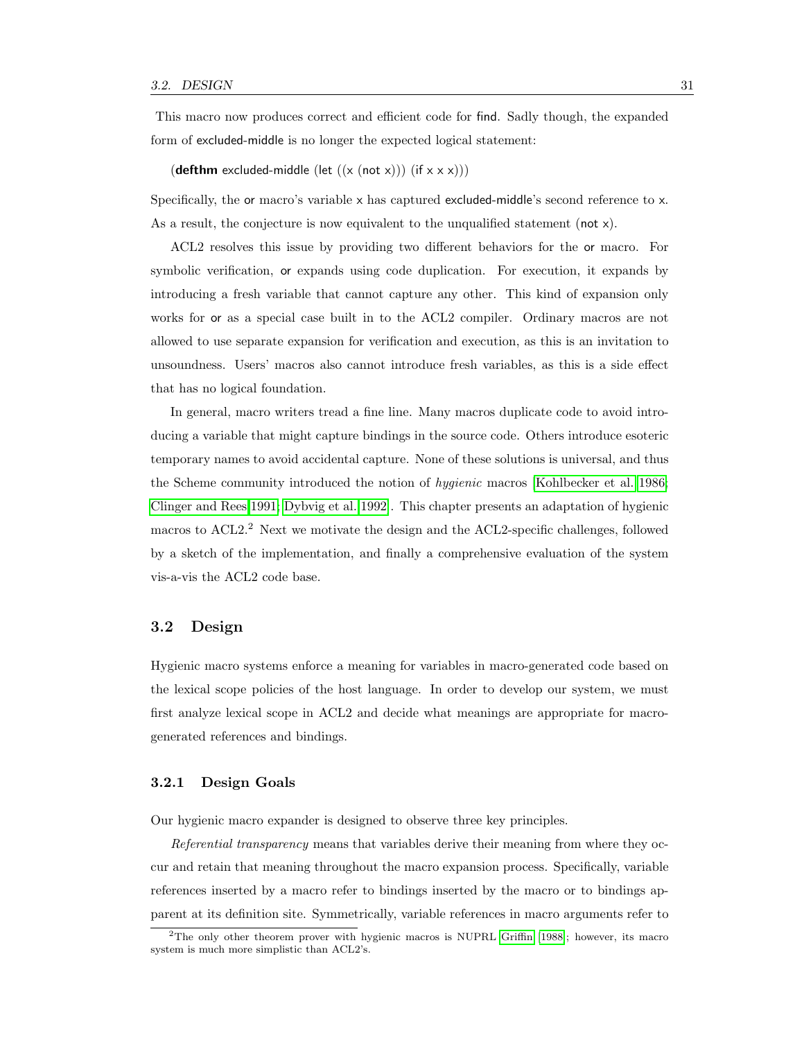This macro now produces correct and efficient code for find. Sadly though, the expanded form of excluded-middle is no longer the expected logical statement:

```
(defthm excluded-middle (let ((x (not x))) (if x x x)))
```

Specifically, the or macro's variable x has captured excluded-middle's second reference to x. As a result, the conjecture is now equivalent to the unqualified statement (not x).

ACL2 resolves this issue by providing two different behaviors for the or macro. For symbolic verification, or expands using code duplication. For execution, it expands by introducing a fresh variable that cannot capture any other. This kind of expansion only works for or as a special case built in to the ACL2 compiler. Ordinary macros are not allowed to use separate expansion for verification and execution, as this is an invitation to unsoundness. Users' macros also cannot introduce fresh variables, as this is a side effect that has no logical foundation.

In general, macro writers tread a fine line. Many macros duplicate code to avoid introducing a variable that might capture bindings in the source code. Others introduce esoteric temporary names to avoid accidental capture. None of these solutions is universal, and thus the Scheme community introduced the notion of *hygienic* macros [Kohlbecker et al. 1986; Clinger and Rees 1991; Dybvig et al. 1992]. This chapter presents an adaptation of hygienic macros to ACL2.[2] Next we motivate the design and the ACL2-specific challenges, followed by a sketch of the implementation, and finally a comprehensive evaluation of the system vis-a-vis the ACL2 code base.

## 3.2 Design

Hygienic macro systems enforce a meaning for variables in macro-generated code based on the lexical scope policies of the host language. In order to develop our system, we must first analyze lexical scope in ACL2 and decide what meanings are appropriate for macro-generated references and bindings.

### 3.2.1 Design Goals

Our hygienic macro expander is designed to observe three key principles.

*Referential transparency* means that variables derive their meaning from where they occur and retain that meaning throughout the macro expansion process. Specifically, variable references inserted by a macro refer to bindings inserted by the macro or to bindings apparent at its definition site. Symmetrically, variable references in macro arguments refer to

[2] The only other theorem prover with hygienic macros is NUPRL Griffin [1988]; however, its macro system is much more simplistic than ACL2's.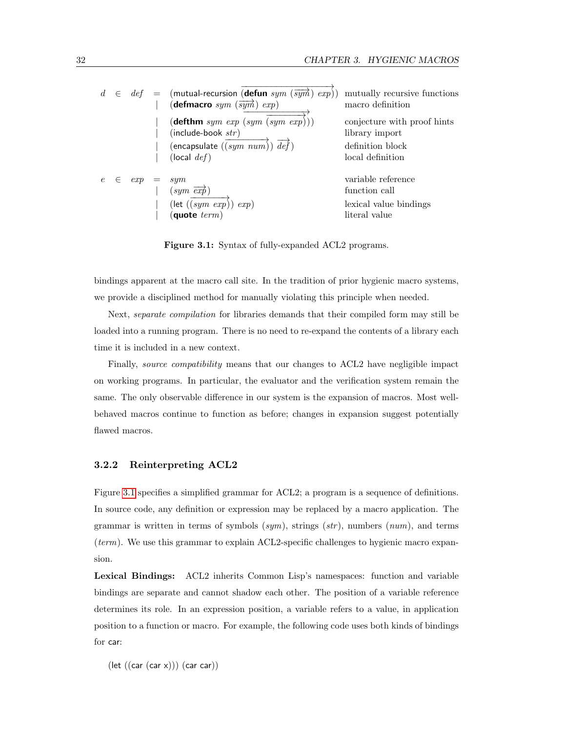| | | | | |
|---|---|---|---|---|
| $d$ | $\in$ | $def$ | $=$ (mutual-recursion $\overrightarrow{(\textbf{defun}\ sym\ (\overrightarrow{sym})\ exp)}$) | mutually recursive functions |
| | | | $\mid$ ($\textbf{defmacro}\ sym\ (\overrightarrow{sym})\ exp$) | macro definition |
| | | | $\mid$ ($\textbf{defthm}\ sym\ exp\ \overrightarrow{(sym\ \overrightarrow{(sym\ exp)})}$) | conjecture with proof hints |
| | | | $\mid$ (include-book $str$) | library import |
| | | | $\mid$ (encapsulate $(\overrightarrow{(sym\ num)})\ \overrightarrow{def}$) | definition block |
| | | | $\mid$ (local $def$) | local definition |
| $e$ | $\in$ | $exp$ | $=$ $sym$ | variable reference |
| | | | $\mid$ ($sym\ \overrightarrow{exp}$) | function call |
| | | | $\mid$ (let $(\overrightarrow{(sym\ exp)})\ exp$) | lexical value bindings |
| | | | $\mid$ ($\textbf{quote}\ term$) | literal value |

**Figure 3.1:** Syntax of fully-expanded ACL2 programs.

bindings apparent at the macro call site. In the tradition of prior hygienic macro systems, we provide a disciplined method for manually violating this principle when needed.

Next, *separate compilation* for libraries demands that their compiled form may still be loaded into a running program. There is no need to re-expand the contents of a library each time it is included in a new context.

Finally, *source compatibility* means that our changes to ACL2 have negligible impact on working programs. In particular, the evaluator and the verification system remain the same. The only observable difference in our system is the expansion of macros. Most well-behaved macros continue to function as before; changes in expansion suggest potentially flawed macros.

### 3.2.2 Reinterpreting ACL2

Figure 3.1 specifies a simplified grammar for ACL2; a program is a sequence of definitions. In source code, any definition or expression may be replaced by a macro application. The grammar is written in terms of symbols (*sym*), strings (*str*), numbers (*num*), and terms (*term*). We use this grammar to explain ACL2-specific challenges to hygienic macro expansion.

**Lexical Bindings:** ACL2 inherits Common Lisp's namespaces: function and variable bindings are separate and cannot shadow each other. The position of a variable reference determines its role. In an expression position, a variable refers to a value, in application position to a function or macro. For example, the following code uses both kinds of bindings for car:

```
(let ((car (car x))) (car car))
```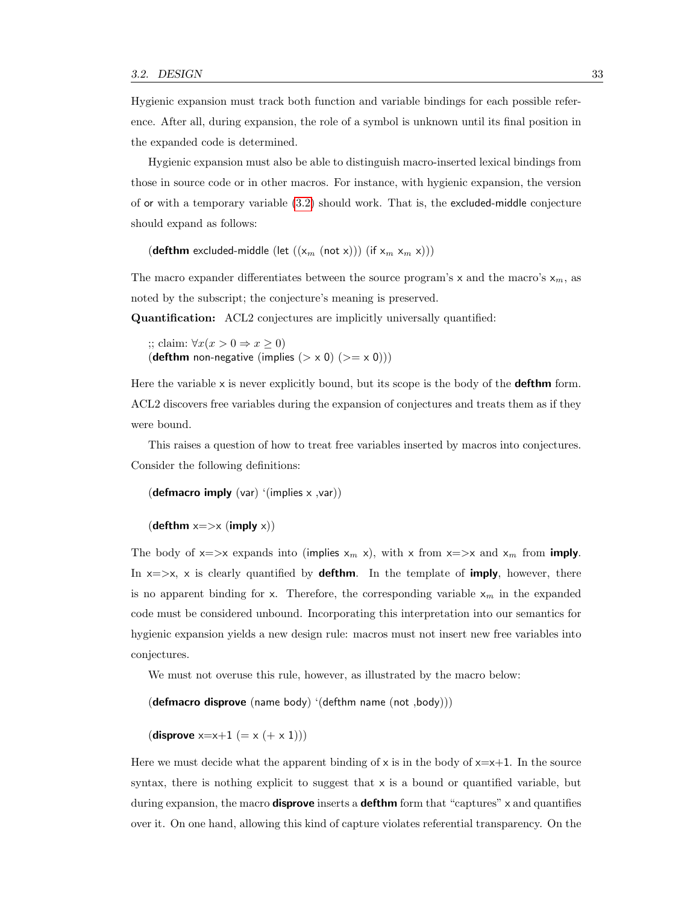Hygienic expansion must track both function and variable bindings for each possible reference. After all, during expansion, the role of a symbol is unknown until its final position in the expanded code is determined.

Hygienic expansion must also be able to distinguish macro-inserted lexical bindings from those in source code or in other macros. For instance, with hygienic expansion, the version of or with a temporary variable (3.2) should work. That is, the excluded-middle conjecture should expand as follows:

```
(defthm excluded-middle (let ((x_m (not x))) (if x_m x_m x)))
```

The macro expander differentiates between the source program's x and the macro's $x_m$, as noted by the subscript; the conjecture's meaning is preserved.

**Quantification:** ACL2 conjectures are implicitly universally quantified:

```
;; claim: ∀x(x > 0 ⇒ x ≥ 0)
(defthm non-negative (implies (> x 0) (>= x 0)))
```

Here the variable x is never explicitly bound, but its scope is the body of the **defthm** form. ACL2 discovers free variables during the expansion of conjectures and treats them as if they were bound.

This raises a question of how to treat free variables inserted by macros into conjectures. Consider the following definitions:

```
(defmacro imply (var) `(implies x ,var))

(defthm x=>x (imply x))
```

The body of x=>x expands into (implies $x_m$ x), with x from x=>x and $x_m$ from **imply**. In x=>x, x is clearly quantified by **defthm**. In the template of **imply**, however, there is no apparent binding for x. Therefore, the corresponding variable $x_m$ in the expanded code must be considered unbound. Incorporating this interpretation into our semantics for hygienic expansion yields a new design rule: macros must not insert new free variables into conjectures.

We must not overuse this rule, however, as illustrated by the macro below:

```
(defmacro disprove (name body) `(defthm name (not ,body)))

(disprove x=x+1 (= x (+ x 1)))
```

Here we must decide what the apparent binding of x is in the body of x=x+1. In the source syntax, there is nothing explicit to suggest that x is a bound or quantified variable, but during expansion, the macro **disprove** inserts a **defthm** form that "captures" x and quantifies over it. On one hand, allowing this kind of capture violates referential transparency. On the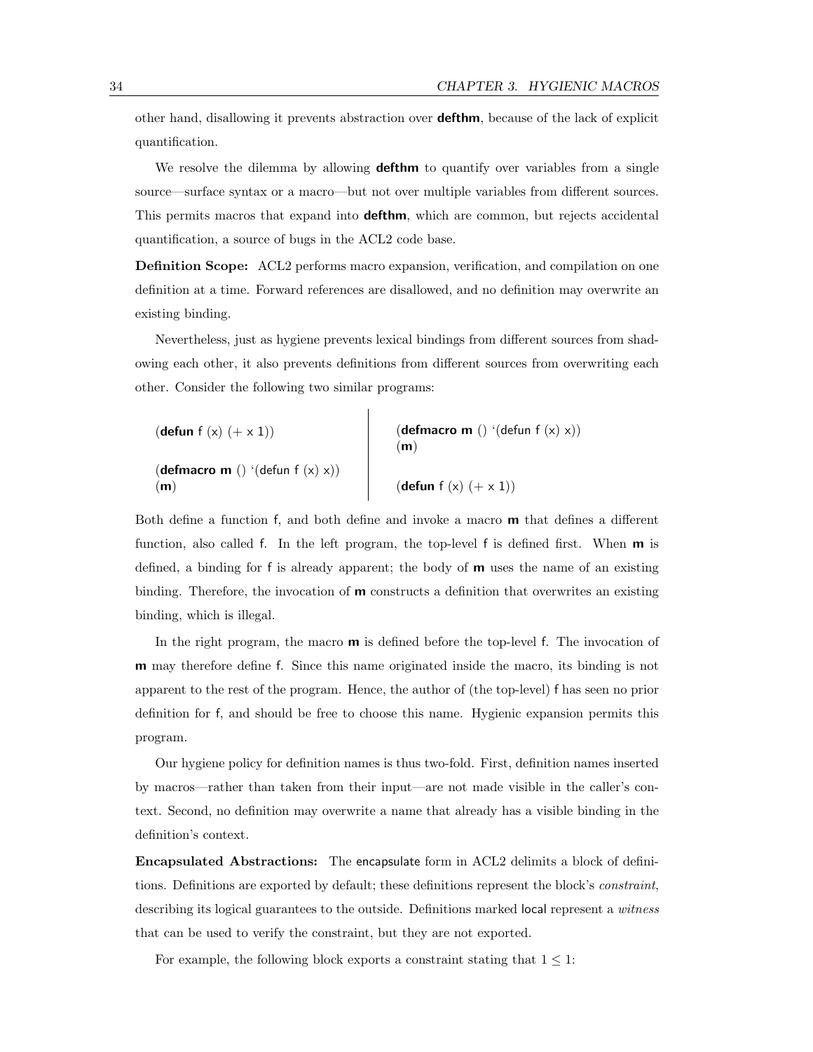other hand, disallowing it prevents abstraction over **defthm**, because of the lack of explicit quantification.

We resolve the dilemma by allowing **defthm** to quantify over variables from a single source—surface syntax or a macro—but not over multiple variables from different sources. This permits macros that expand into **defthm**, which are common, but rejects accidental quantification, a source of bugs in the ACL2 code base.

**Definition Scope:** ACL2 performs macro expansion, verification, and compilation on one definition at a time. Forward references are disallowed, and no definition may overwrite an existing binding.

Nevertheless, just as hygiene prevents lexical bindings from different sources from shadowing each other, it also prevents definitions from different sources from overwriting each other. Consider the following two similar programs:

```
(defun f (x) (+ x 1))

(defmacro m () '(defun f (x) x))
(m)
```

```
(defmacro m () '(defun f (x) x))
(m)

(defun f (x) (+ x 1))
```

Both define a function f, and both define and invoke a macro **m** that defines a different function, also called f. In the left program, the top-level f is defined first. When **m** is defined, a binding for f is already apparent; the body of **m** uses the name of an existing binding. Therefore, the invocation of **m** constructs a definition that overwrites an existing binding, which is illegal.

In the right program, the macro **m** is defined before the top-level f. The invocation of **m** may therefore define f. Since this name originated inside the macro, its binding is not apparent to the rest of the program. Hence, the author of (the top-level) f has seen no prior definition for f, and should be free to choose this name. Hygienic expansion permits this program.

Our hygiene policy for definition names is thus two-fold. First, definition names inserted by macros—rather than taken from their input—are not made visible in the caller's context. Second, no definition may overwrite a name that already has a visible binding in the definition's context.

**Encapsulated Abstractions:** The encapsulate form in ACL2 delimits a block of definitions. Definitions are exported by default; these definitions represent the block's *constraint*, describing its logical guarantees to the outside. Definitions marked local represent a *witness* that can be used to verify the constraint, but they are not exported.

For example, the following block exports a constraint stating that $1 \leq 1$: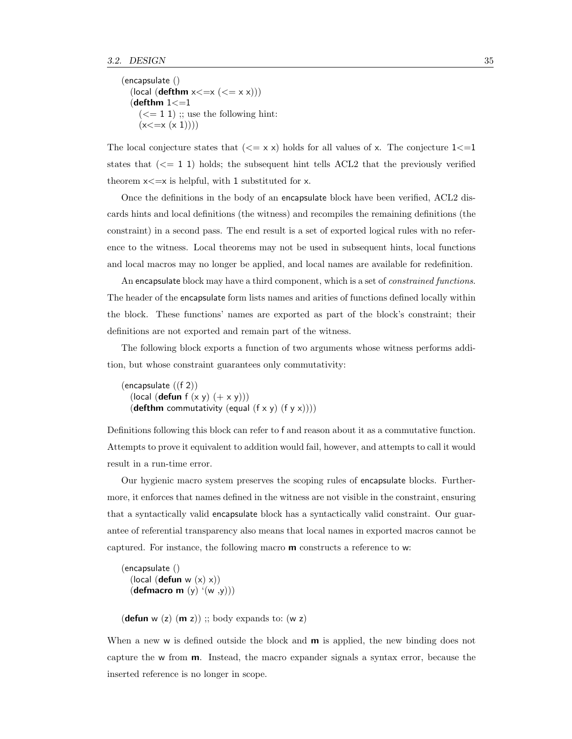```
(encapsulate ()
  (local (defthm x<=x (<= x x)))
  (defthm 1<=1
    (<= 1 1) ;; use the following hint:
    (x<=x (x 1))))
```

The local conjecture states that (<= x x) holds for all values of x. The conjecture 1<=1 states that (<= 1 1) holds; the subsequent hint tells ACL2 that the previously verified theorem x<=x is helpful, with 1 substituted for x.

Once the definitions in the body of an encapsulate block have been verified, ACL2 discards hints and local definitions (the witness) and recompiles the remaining definitions (the constraint) in a second pass. The end result is a set of exported logical rules with no reference to the witness. Local theorems may not be used in subsequent hints, local functions and local macros may no longer be applied, and local names are available for redefinition.

An encapsulate block may have a third component, which is a set of *constrained functions*. The header of the encapsulate form lists names and arities of functions defined locally within the block. These functions' names are exported as part of the block's constraint; their definitions are not exported and remain part of the witness.

The following block exports a function of two arguments whose witness performs addition, but whose constraint guarantees only commutativity:

```
(encapsulate ((f 2))
  (local (defun f (x y) (+ x y)))
  (defthm commutativity (equal (f x y) (f y x))))
```

Definitions following this block can refer to f and reason about it as a commutative function. Attempts to prove it equivalent to addition would fail, however, and attempts to call it would result in a run-time error.

Our hygienic macro system preserves the scoping rules of encapsulate blocks. Furthermore, it enforces that names defined in the witness are not visible in the constraint, ensuring that a syntactically valid encapsulate block has a syntactically valid constraint. Our guarantee of referential transparency also means that local names in exported macros cannot be captured. For instance, the following macro **m** constructs a reference to w:

```
(encapsulate ()
  (local (defun w (x) x))
  (defmacro m (y) `(w ,y)))

(defun w (z) (m z)) ;; body expands to: (w z)
```

When a new w is defined outside the block and **m** is applied, the new binding does not capture the w from **m**. Instead, the macro expander signals a syntax error, because the inserted reference is no longer in scope.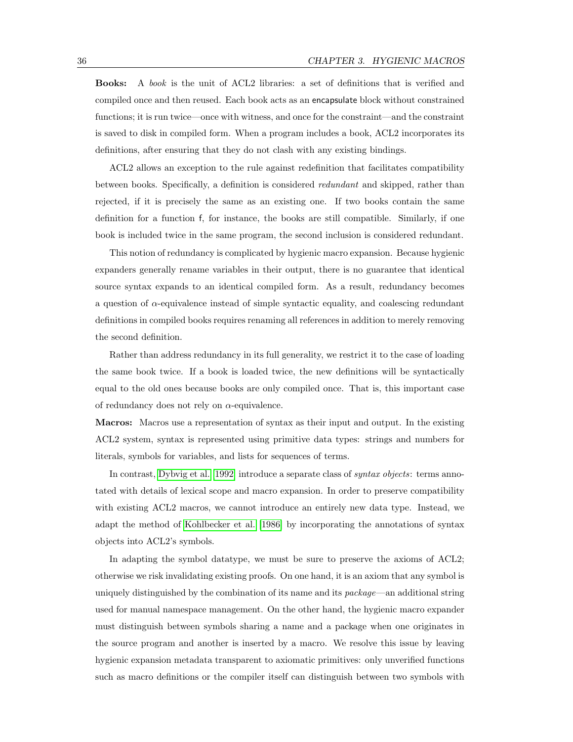**Books:** A *book* is the unit of ACL2 libraries: a set of definitions that is verified and compiled once and then reused. Each book acts as an encapsulate block without constrained functions; it is run twice—once with witness, and once for the constraint—and the constraint is saved to disk in compiled form. When a program includes a book, ACL2 incorporates its definitions, after ensuring that they do not clash with any existing bindings.

ACL2 allows an exception to the rule against redefinition that facilitates compatibility between books. Specifically, a definition is considered *redundant* and skipped, rather than rejected, if it is precisely the same as an existing one. If two books contain the same definition for a function f, for instance, the books are still compatible. Similarly, if one book is included twice in the same program, the second inclusion is considered redundant.

This notion of redundancy is complicated by hygienic macro expansion. Because hygienic expanders generally rename variables in their output, there is no guarantee that identical source syntax expands to an identical compiled form. As a result, redundancy becomes a question of $\alpha$-equivalence instead of simple syntactic equality, and coalescing redundant definitions in compiled books requires renaming all references in addition to merely removing the second definition.

Rather than address redundancy in its full generality, we restrict it to the case of loading the same book twice. If a book is loaded twice, the new definitions will be syntactically equal to the old ones because books are only compiled once. That is, this important case of redundancy does not rely on $\alpha$-equivalence.

**Macros:** Macros use a representation of syntax as their input and output. In the existing ACL2 system, syntax is represented using primitive data types: strings and numbers for literals, symbols for variables, and lists for sequences of terms.

In contrast, Dybvig et al. [1992] introduce a separate class of *syntax objects*: terms annotated with details of lexical scope and macro expansion. In order to preserve compatibility with existing ACL2 macros, we cannot introduce an entirely new data type. Instead, we adapt the method of Kohlbecker et al. [1986] by incorporating the annotations of syntax objects into ACL2's symbols.

In adapting the symbol datatype, we must be sure to preserve the axioms of ACL2; otherwise we risk invalidating existing proofs. On one hand, it is an axiom that any symbol is uniquely distinguished by the combination of its name and its *package*—an additional string used for manual namespace management. On the other hand, the hygienic macro expander must distinguish between symbols sharing a name and a package when one originates in the source program and another is inserted by a macro. We resolve this issue by leaving hygienic expansion metadata transparent to axiomatic primitives: only unverified functions such as macro definitions or the compiler itself can distinguish between two symbols with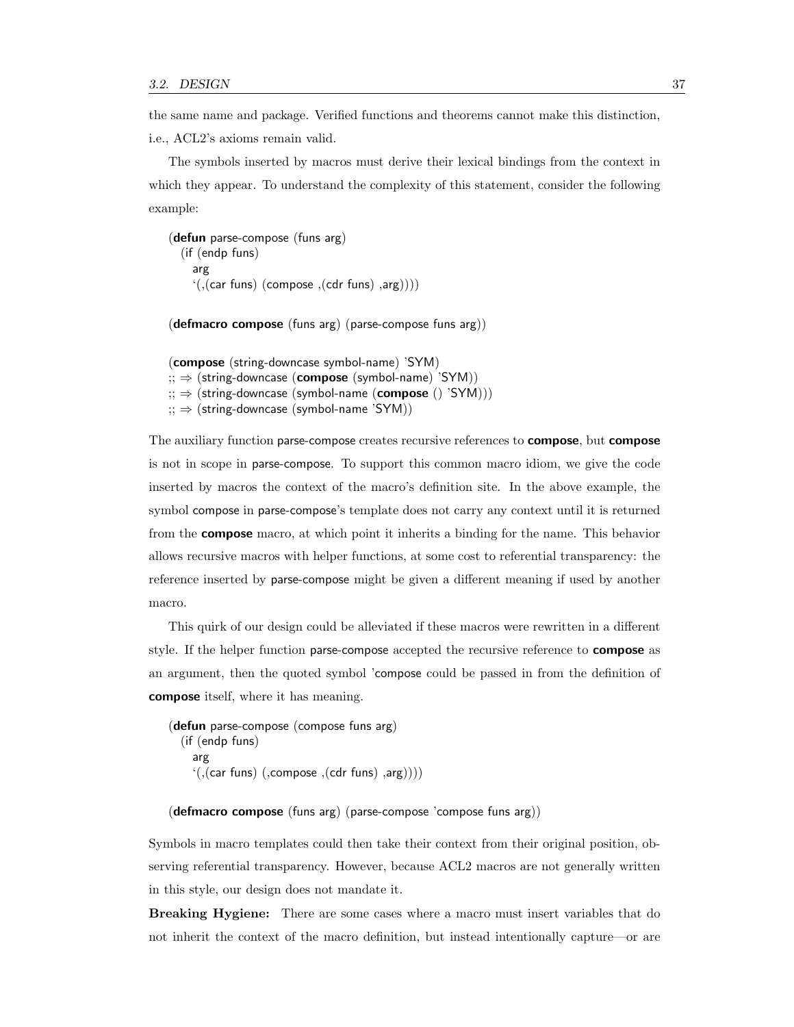the same name and package. Verified functions and theorems cannot make this distinction, i.e., ACL2's axioms remain valid.

The symbols inserted by macros must derive their lexical bindings from the context in which they appear. To understand the complexity of this statement, consider the following example:

```
(defun parse-compose (funs arg)
  (if (endp funs)
    arg
    `(,(car funs) (compose ,(cdr funs) ,arg))))

(defmacro compose (funs arg) (parse-compose funs arg))

(compose (string-downcase symbol-name) 'SYM)
;; ⇒ (string-downcase (compose (symbol-name) 'SYM))
;; ⇒ (string-downcase (symbol-name (compose () 'SYM)))
;; ⇒ (string-downcase (symbol-name 'SYM))
```

The auxiliary function parse-compose creates recursive references to **compose**, but **compose** is not in scope in parse-compose. To support this common macro idiom, we give the code inserted by macros the context of the macro's definition site. In the above example, the symbol compose in parse-compose's template does not carry any context until it is returned from the **compose** macro, at which point it inherits a binding for the name. This behavior allows recursive macros with helper functions, at some cost to referential transparency: the reference inserted by parse-compose might be given a different meaning if used by another macro.

This quirk of our design could be alleviated if these macros were rewritten in a different style. If the helper function parse-compose accepted the recursive reference to **compose** as an argument, then the quoted symbol 'compose could be passed in from the definition of **compose** itself, where it has meaning.

```
(defun parse-compose (compose funs arg)
  (if (endp funs)
    arg
    `(,(car funs) (,compose ,(cdr funs) ,arg))))

(defmacro compose (funs arg) (parse-compose 'compose funs arg))
```

Symbols in macro templates could then take their context from their original position, observing referential transparency. However, because ACL2 macros are not generally written in this style, our design does not mandate it.

**Breaking Hygiene:** There are some cases where a macro must insert variables that do not inherit the context of the macro definition, but instead intentionally capture—or are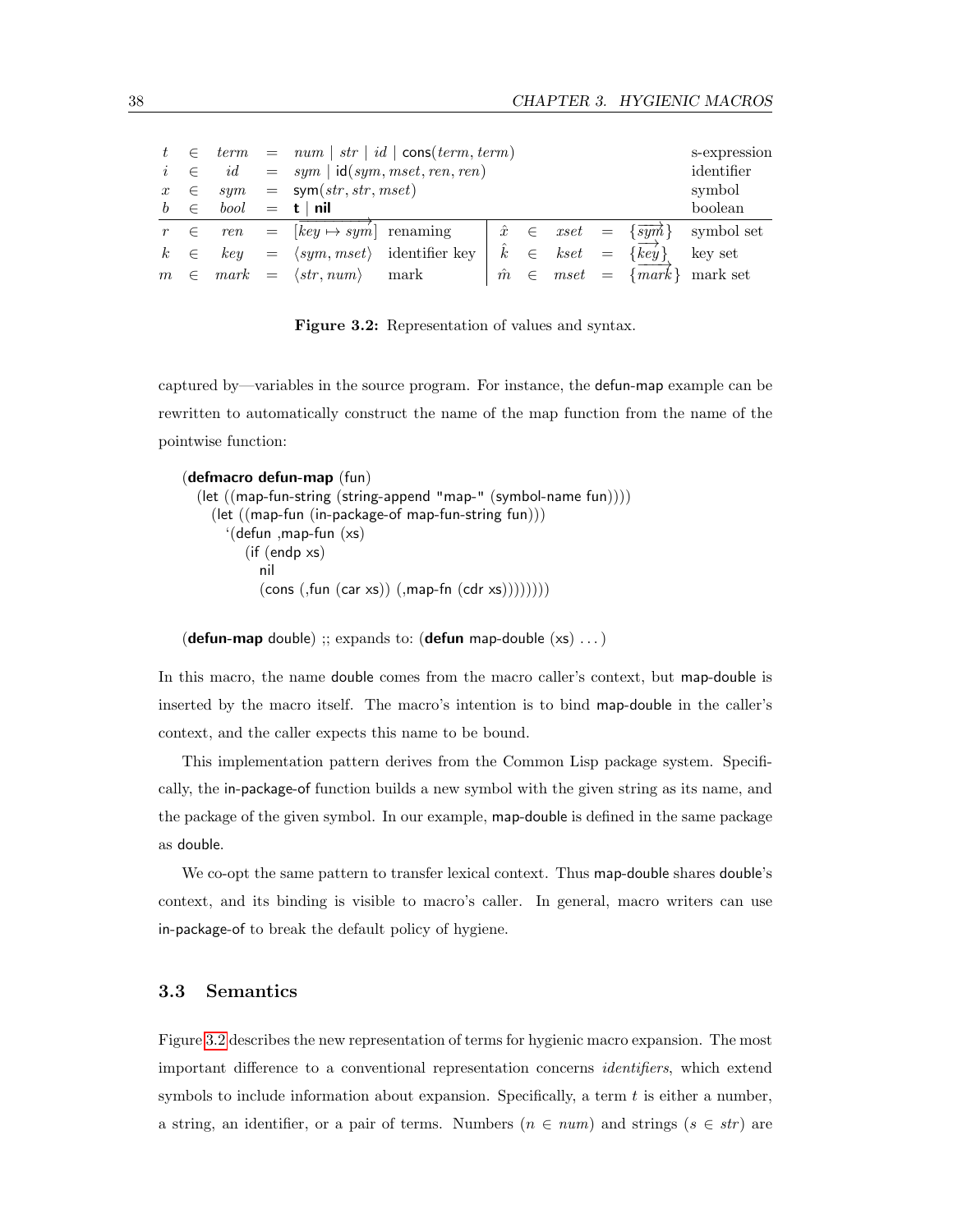| | | | | | | | | | | |
|---|---|---|---|---|---|---|---|---|---|---|
| $t$ | $\in$ | *term* | $=$ | $num \mid str \mid id \mid \mathsf{cons}(term, term)$ | | | | | | s-expression |
| $i$ | $\in$ | *id* | $=$ | $sym \mid \mathsf{id}(sym, mset, ren, ren)$ | | | | | | identifier |
| $x$ | $\in$ | *sym* | $=$ | $\mathsf{sym}(str, str, mset)$ | | | | | | symbol |
| $b$ | $\in$ | *bool* | $=$ | $\mathbf{t} \mid \mathbf{nil}$ | | | | | | boolean |
| $r$ | $\in$ | *ren* | $=$ | $[\overrightarrow{key \mapsto sym}]$ renaming | $\hat{x}$ | $\in$ | *xset* | $=$ | $\{\overrightarrow{sym}\}$ | symbol set |
| $k$ | $\in$ | *key* | $=$ | $\langle sym, mset \rangle$ identifier key | $\hat{k}$ | $\in$ | *kset* | $=$ | $\{\overrightarrow{key}\}$ | key set |
| $m$ | $\in$ | *mark* | $=$ | $\langle str, num \rangle$ mark | $\hat{m}$ | $\in$ | *mset* | $=$ | $\{\overrightarrow{mark}\}$ | mark set |

**Figure 3.2:** Representation of values and syntax.

captured by—variables in the source program. For instance, the defun-map example can be rewritten to automatically construct the name of the map function from the name of the pointwise function:

```
(defmacro defun-map (fun)
  (let ((map-fun-string (string-append "map-" (symbol-name fun))))
    (let ((map-fun (in-package-of map-fun-string fun)))
      `(defun ,map-fun (xs)
         (if (endp xs)
           nil
           (cons (,fun (car xs)) (,map-fn (cdr xs))))))))

(defun-map double) ;; expands to: (defun map-double (xs) ...)
```

In this macro, the name double comes from the macro caller's context, but map-double is inserted by the macro itself. The macro's intention is to bind map-double in the caller's context, and the caller expects this name to be bound.

This implementation pattern derives from the Common Lisp package system. Specifically, the in-package-of function builds a new symbol with the given string as its name, and the package of the given symbol. In our example, map-double is defined in the same package as double.

We co-opt the same pattern to transfer lexical context. Thus map-double shares double's context, and its binding is visible to macro's caller. In general, macro writers can use in-package-of to break the default policy of hygiene.

## 3.3 Semantics

Figure 3.2 describes the new representation of terms for hygienic macro expansion. The most important difference to a conventional representation concerns *identifiers*, which extend symbols to include information about expansion. Specifically, a term $t$ is either a number, a string, an identifier, or a pair of terms. Numbers ($n \in num$) and strings ($s \in str$) are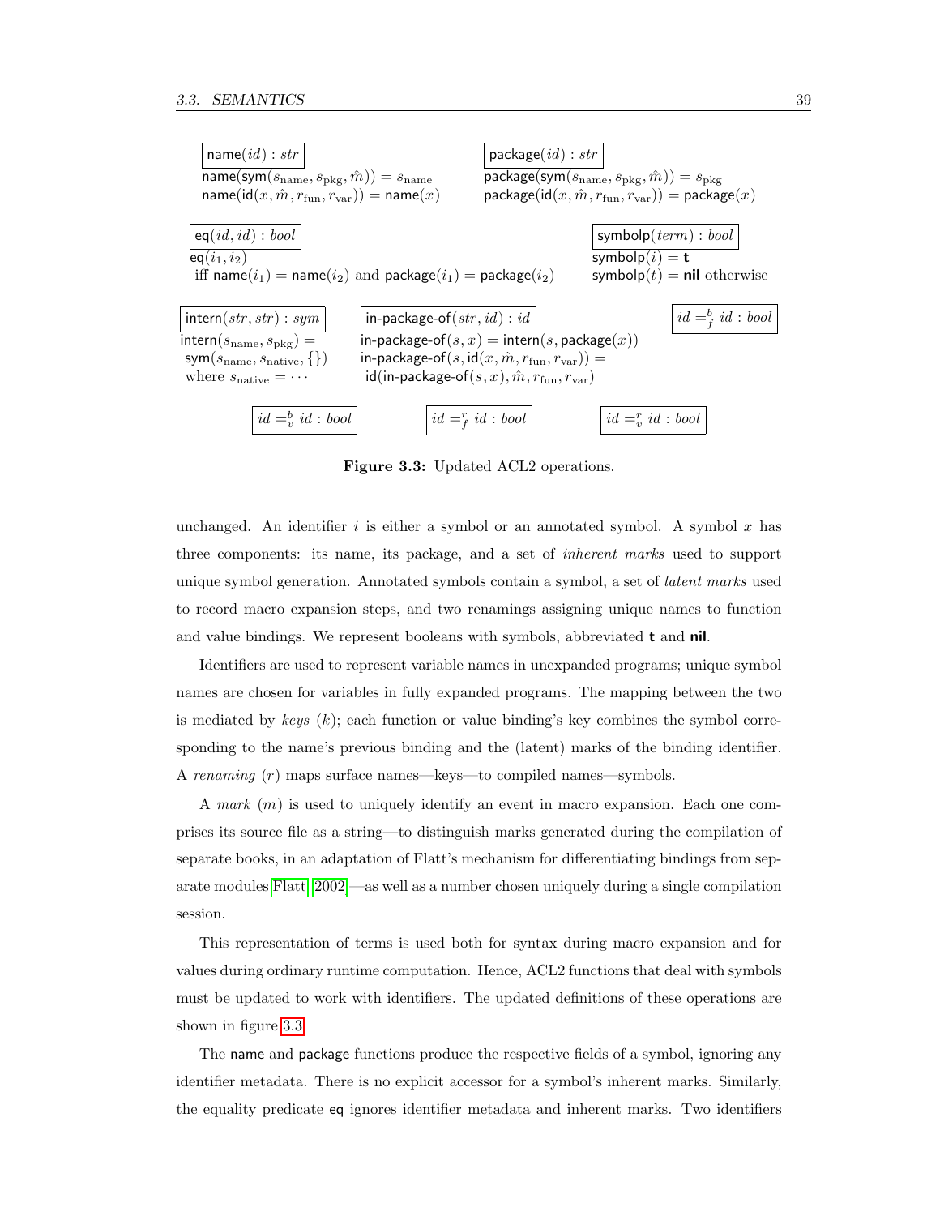$$\boxed{\mathsf{name}(id) : str}$$
$$\mathsf{name}(\mathsf{sym}(s_{\text{name}}, s_{\text{pkg}}, \hat{m})) = s_{\text{name}}$$
$$\mathsf{name}(\mathsf{id}(x, \hat{m}, r_{\text{fun}}, r_{\text{var}})) = \mathsf{name}(x)$$

$$\boxed{\mathsf{package}(id) : str}$$
$$\mathsf{package}(\mathsf{sym}(s_{\text{name}}, s_{\text{pkg}}, \hat{m})) = s_{\text{pkg}}$$
$$\mathsf{package}(\mathsf{id}(x, \hat{m}, r_{\text{fun}}, r_{\text{var}})) = \mathsf{package}(x)$$

$$\boxed{\mathsf{eq}(id, id) : bool}$$
$$\mathsf{eq}(i_1, i_2) \text{ iff } \mathsf{name}(i_1) = \mathsf{name}(i_2) \text{ and } \mathsf{package}(i_1) = \mathsf{package}(i_2)$$

$$\boxed{\mathsf{symbolp}(term) : bool}$$
$$\mathsf{symbolp}(i) = \mathbf{t}$$
$$\mathsf{symbolp}(t) = \mathbf{nil} \text{ otherwise}$$

$$\boxed{\mathsf{intern}(str, str) : sym}$$
$$\mathsf{intern}(s_{\text{name}}, s_{\text{pkg}}) = \mathsf{sym}(s_{\text{name}}, s_{\text{native}}, \{\}) \text{ where } s_{\text{native}} = \cdots$$

$$\boxed{\mathsf{in\text{-}package\text{-}of}(str, id) : id}$$
$$\mathsf{in\text{-}package\text{-}of}(s, x) = \mathsf{intern}(s, \mathsf{package}(x))$$
$$\mathsf{in\text{-}package\text{-}of}(s, \mathsf{id}(x, \hat{m}, r_{\text{fun}}, r_{\text{var}})) = \mathsf{id}(\mathsf{in\text{-}package\text{-}of}(s, x), \hat{m}, r_{\text{fun}}, r_{\text{var}})$$

$$\boxed{id =_f^b id : bool}$$

$$\boxed{id =_v^b id : bool} \qquad \boxed{id =_f^r id : bool} \qquad \boxed{id =_v^r id : bool}$$

**Figure 3.3:** Updated ACL2 operations.

unchanged. An identifier $i$ is either a symbol or an annotated symbol. A symbol $x$ has three components: its name, its package, and a set of *inherent marks* used to support unique symbol generation. Annotated symbols contain a symbol, a set of *latent marks* used to record macro expansion steps, and two renamings assigning unique names to function and value bindings. We represent booleans with symbols, abbreviated **t** and **nil**.

Identifiers are used to represent variable names in unexpanded programs; unique symbol names are chosen for variables in fully expanded programs. The mapping between the two is mediated by *keys* ($k$); each function or value binding's key combines the symbol corresponding to the name's previous binding and the (latent) marks of the binding identifier. A *renaming* ($r$) maps surface names—keys—to compiled names—symbols.

A *mark* ($m$) is used to uniquely identify an event in macro expansion. Each one comprises its source file as a string—to distinguish marks generated during the compilation of separate books, in an adaptation of Flatt's mechanism for differentiating bindings from separate modules Flatt [2002]—as well as a number chosen uniquely during a single compilation session.

This representation of terms is used both for syntax during macro expansion and for values during ordinary runtime computation. Hence, ACL2 functions that deal with symbols must be updated to work with identifiers. The updated definitions of these operations are shown in figure 3.3.

The name and package functions produce the respective fields of a symbol, ignoring any identifier metadata. There is no explicit accessor for a symbol's inherent marks. Similarly, the equality predicate eq ignores identifier metadata and inherent marks. Two identifiers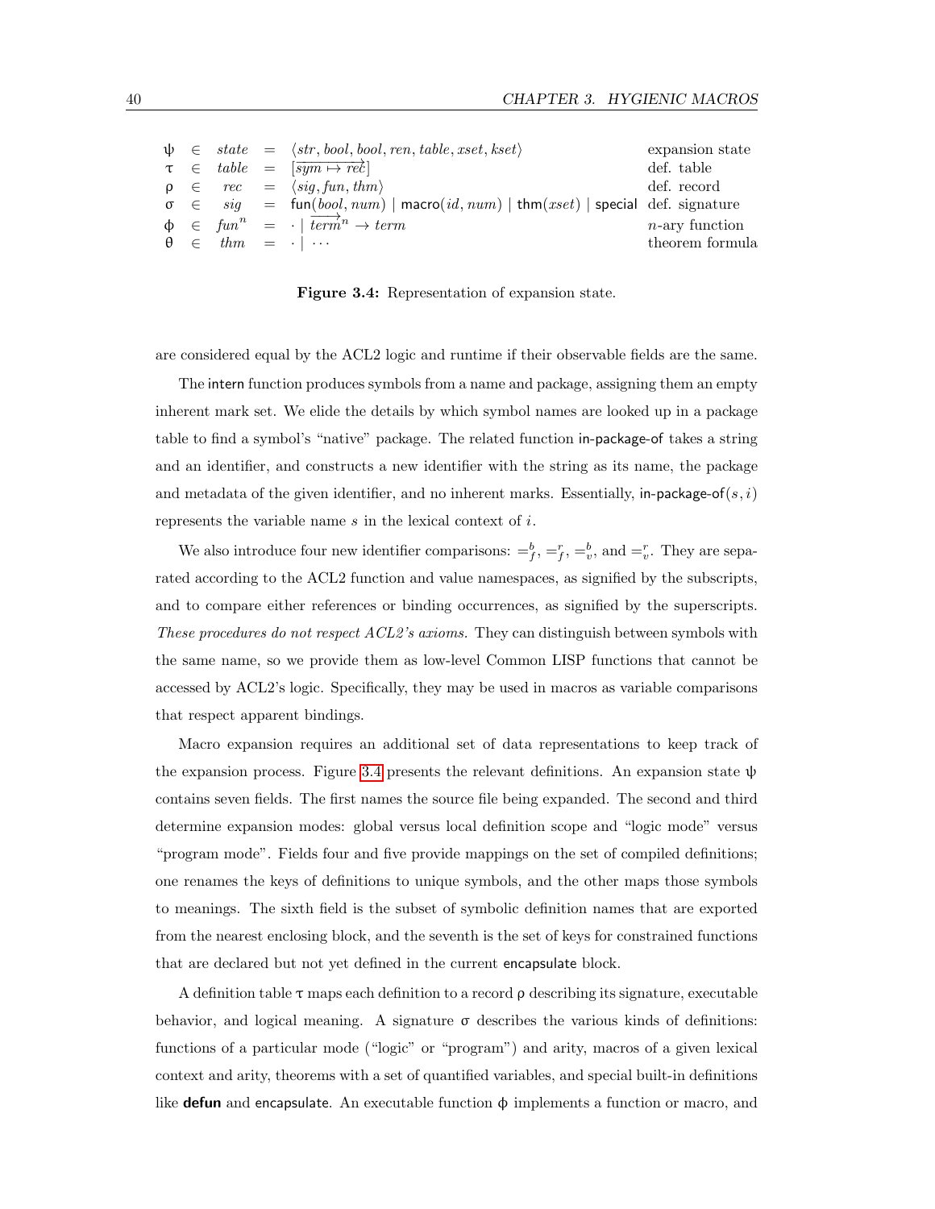$$
\begin{array}{lllll}
\psi & \in & state & = & \langle str, bool, bool, ren, table, xset, kset\rangle \\
\tau & \in & table & = & [\overrightarrow{sym \mapsto rec}] \\
\rho & \in & rec & = & \langle sig, fun, thm\rangle \\
\sigma & \in & sig & = & \mathsf{fun}(bool, num) \mid \mathsf{macro}(id, num) \mid \mathsf{thm}(xset) \mid \mathsf{special} \\
\phi & \in & fun^n & = & \cdot \mid \overrightarrow{term}^n \to term \\
\theta & \in & thm & = & \cdot \mid \cdots
\end{array}
\quad
\begin{array}{l}
\text{expansion state} \\
\text{def. table} \\
\text{def. record} \\
\text{def. signature} \\
n\text{-ary function} \\
\text{theorem formula}
\end{array}
$$

**Figure 3.4:** Representation of expansion state.

are considered equal by the ACL2 logic and runtime if their observable fields are the same.

The intern function produces symbols from a name and package, assigning them an empty inherent mark set. We elide the details by which symbol names are looked up in a package table to find a symbol's "native" package. The related function in-package-of takes a string and an identifier, and constructs a new identifier with the string as its name, the package and metadata of the given identifier, and no inherent marks. Essentially, in-package-of$(s, i)$ represents the variable name $s$ in the lexical context of $i$.

We also introduce four new identifier comparisons: $=^b_f$, $=^r_f$, $=^b_v$, and $=^r_v$. They are separated according to the ACL2 function and value namespaces, as signified by the subscripts, and to compare either references or binding occurrences, as signified by the superscripts. *These procedures do not respect ACL2's axioms.* They can distinguish between symbols with the same name, so we provide them as low-level Common LISP functions that cannot be accessed by ACL2's logic. Specifically, they may be used in macros as variable comparisons that respect apparent bindings.

Macro expansion requires an additional set of data representations to keep track of the expansion process. Figure 3.4 presents the relevant definitions. An expansion state $\psi$ contains seven fields. The first names the source file being expanded. The second and third determine expansion modes: global versus local definition scope and "logic mode" versus "program mode". Fields four and five provide mappings on the set of compiled definitions; one renames the keys of definitions to unique symbols, and the other maps those symbols to meanings. The sixth field is the subset of symbolic definition names that are exported from the nearest enclosing block, and the seventh is the set of keys for constrained functions that are declared but not yet defined in the current encapsulate block.

A definition table $\tau$ maps each definition to a record $\rho$ describing its signature, executable behavior, and logical meaning. A signature $\sigma$ describes the various kinds of definitions: functions of a particular mode ("logic" or "program") and arity, macros of a given lexical context and arity, theorems with a set of quantified variables, and special built-in definitions like **defun** and encapsulate. An executable function $\phi$ implements a function or macro, and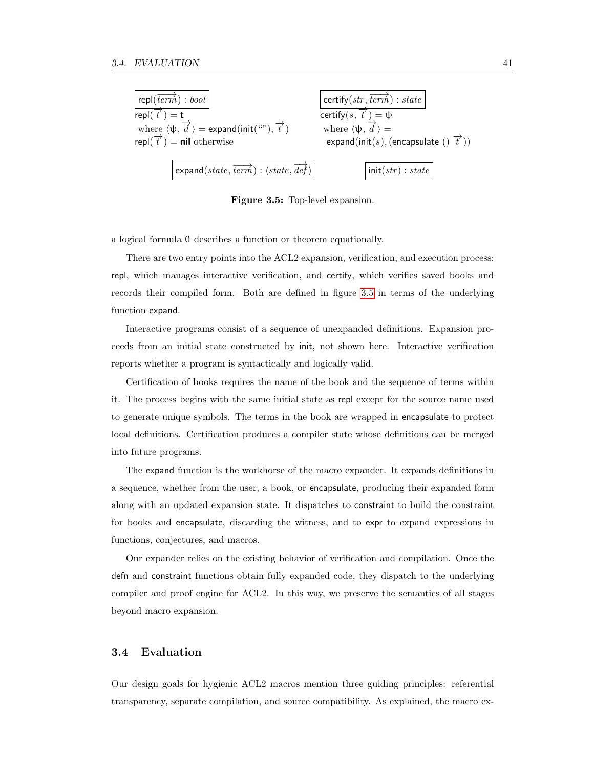$\boxed{\mathsf{repl}(\overrightarrow{term}) : bool}$

$\mathsf{repl}(\overrightarrow{t}) = \mathbf{t}$
 where $\langle \psi, \overrightarrow{d} \rangle = \mathsf{expand}(\mathsf{init}(\text{``''}), \overrightarrow{t})$
$\mathsf{repl}(\overrightarrow{t}) = \mathbf{nil}$ otherwise

$\boxed{\mathsf{certify}(str, \overrightarrow{term}) : state}$

$\mathsf{certify}(s, \overrightarrow{t}) = \psi$
 where $\langle \psi, \overrightarrow{d} \rangle =$
 $\mathsf{expand}(\mathsf{init}(s), (\mathsf{encapsulate}\ ()\ \overrightarrow{t}))$

$\boxed{\mathsf{expand}(state, \overrightarrow{term}) : \langle state, \overrightarrow{def} \rangle}$

$\boxed{\mathsf{init}(str) : state}$

**Figure 3.5:** Top-level expansion.

a logical formula θ describes a function or theorem equationally.

There are two entry points into the ACL2 expansion, verification, and execution process: repl, which manages interactive verification, and certify, which verifies saved books and records their compiled form. Both are defined in figure 3.5 in terms of the underlying function expand.

Interactive programs consist of a sequence of unexpanded definitions. Expansion proceeds from an initial state constructed by init, not shown here. Interactive verification reports whether a program is syntactically and logically valid.

Certification of books requires the name of the book and the sequence of terms within it. The process begins with the same initial state as repl except for the source name used to generate unique symbols. The terms in the book are wrapped in encapsulate to protect local definitions. Certification produces a compiler state whose definitions can be merged into future programs.

The expand function is the workhorse of the macro expander. It expands definitions in a sequence, whether from the user, a book, or encapsulate, producing their expanded form along with an updated expansion state. It dispatches to constraint to build the constraint for books and encapsulate, discarding the witness, and to expr to expand expressions in functions, conjectures, and macros.

Our expander relies on the existing behavior of verification and compilation. Once the defn and constraint functions obtain fully expanded code, they dispatch to the underlying compiler and proof engine for ACL2. In this way, we preserve the semantics of all stages beyond macro expansion.

## 3.4 Evaluation

Our design goals for hygienic ACL2 macros mention three guiding principles: referential transparency, separate compilation, and source compatibility. As explained, the macro ex-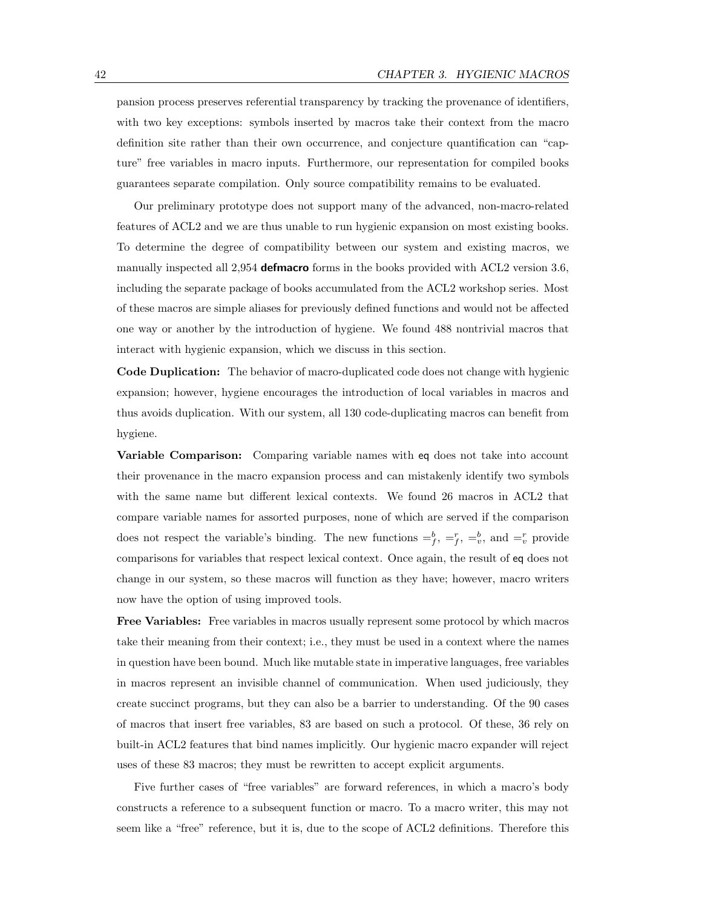pansion process preserves referential transparency by tracking the provenance of identifiers, with two key exceptions: symbols inserted by macros take their context from the macro definition site rather than their own occurrence, and conjecture quantification can "capture" free variables in macro inputs. Furthermore, our representation for compiled books guarantees separate compilation. Only source compatibility remains to be evaluated.

Our preliminary prototype does not support many of the advanced, non-macro-related features of ACL2 and we are thus unable to run hygienic expansion on most existing books. To determine the degree of compatibility between our system and existing macros, we manually inspected all 2,954 **defmacro** forms in the books provided with ACL2 version 3.6, including the separate package of books accumulated from the ACL2 workshop series. Most of these macros are simple aliases for previously defined functions and would not be affected one way or another by the introduction of hygiene. We found 488 nontrivial macros that interact with hygienic expansion, which we discuss in this section.

**Code Duplication:** The behavior of macro-duplicated code does not change with hygienic expansion; however, hygiene encourages the introduction of local variables in macros and thus avoids duplication. With our system, all 130 code-duplicating macros can benefit from hygiene.

**Variable Comparison:** Comparing variable names with `eq` does not take into account their provenance in the macro expansion process and can mistakenly identify two symbols with the same name but different lexical contexts. We found 26 macros in ACL2 that compare variable names for assorted purposes, none of which are served if the comparison does not respect the variable's binding. The new functions $=^b_f$, $=^r_f$, $=^b_v$, and $=^r_v$ provide comparisons for variables that respect lexical context. Once again, the result of `eq` does not change in our system, so these macros will function as they have; however, macro writers now have the option of using improved tools.

**Free Variables:** Free variables in macros usually represent some protocol by which macros take their meaning from their context; i.e., they must be used in a context where the names in question have been bound. Much like mutable state in imperative languages, free variables in macros represent an invisible channel of communication. When used judiciously, they create succinct programs, but they can also be a barrier to understanding. Of the 90 cases of macros that insert free variables, 83 are based on such a protocol. Of these, 36 rely on built-in ACL2 features that bind names implicitly. Our hygienic macro expander will reject uses of these 83 macros; they must be rewritten to accept explicit arguments.

Five further cases of "free variables" are forward references, in which a macro's body constructs a reference to a subsequent function or macro. To a macro writer, this may not seem like a "free" reference, but it is, due to the scope of ACL2 definitions. Therefore this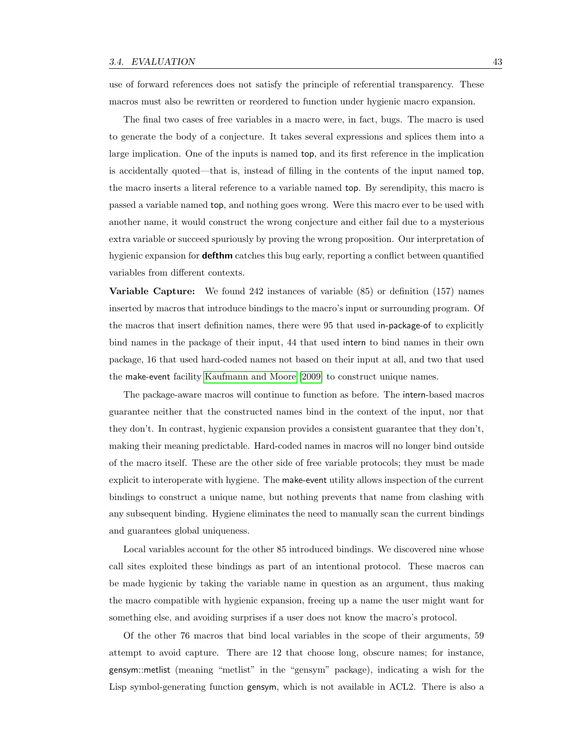use of forward references does not satisfy the principle of referential transparency. These macros must also be rewritten or reordered to function under hygienic macro expansion.

The final two cases of free variables in a macro were, in fact, bugs. The macro is used to generate the body of a conjecture. It takes several expressions and splices them into a large implication. One of the inputs is named top, and its first reference in the implication is accidentally quoted—that is, instead of filling in the contents of the input named top, the macro inserts a literal reference to a variable named top. By serendipity, this macro is passed a variable named top, and nothing goes wrong. Were this macro ever to be used with another name, it would construct the wrong conjecture and either fail due to a mysterious extra variable or succeed spuriously by proving the wrong proposition. Our interpretation of hygienic expansion for **defthm** catches this bug early, reporting a conflict between quantified variables from different contexts.

**Variable Capture:** We found 242 instances of variable (85) or definition (157) names inserted by macros that introduce bindings to the macro's input or surrounding program. Of the macros that insert definition names, there were 95 that used in-package-of to explicitly bind names in the package of their input, 44 that used intern to bind names in their own package, 16 that used hard-coded names not based on their input at all, and two that used the make-event facility Kaufmann and Moore [2009] to construct unique names.

The package-aware macros will continue to function as before. The intern-based macros guarantee neither that the constructed names bind in the context of the input, nor that they don't. In contrast, hygienic expansion provides a consistent guarantee that they don't, making their meaning predictable. Hard-coded names in macros will no longer bind outside of the macro itself. These are the other side of free variable protocols; they must be made explicit to interoperate with hygiene. The make-event utility allows inspection of the current bindings to construct a unique name, but nothing prevents that name from clashing with any subsequent binding. Hygiene eliminates the need to manually scan the current bindings and guarantees global uniqueness.

Local variables account for the other 85 introduced bindings. We discovered nine whose call sites exploited these bindings as part of an intentional protocol. These macros can be made hygienic by taking the variable name in question as an argument, thus making the macro compatible with hygienic expansion, freeing up a name the user might want for something else, and avoiding surprises if a user does not know the macro's protocol.

Of the other 76 macros that bind local variables in the scope of their arguments, 59 attempt to avoid capture. There are 12 that choose long, obscure names; for instance, gensym::metlist (meaning "metlist" in the "gensym" package), indicating a wish for the Lisp symbol-generating function gensym, which is not available in ACL2. There is also a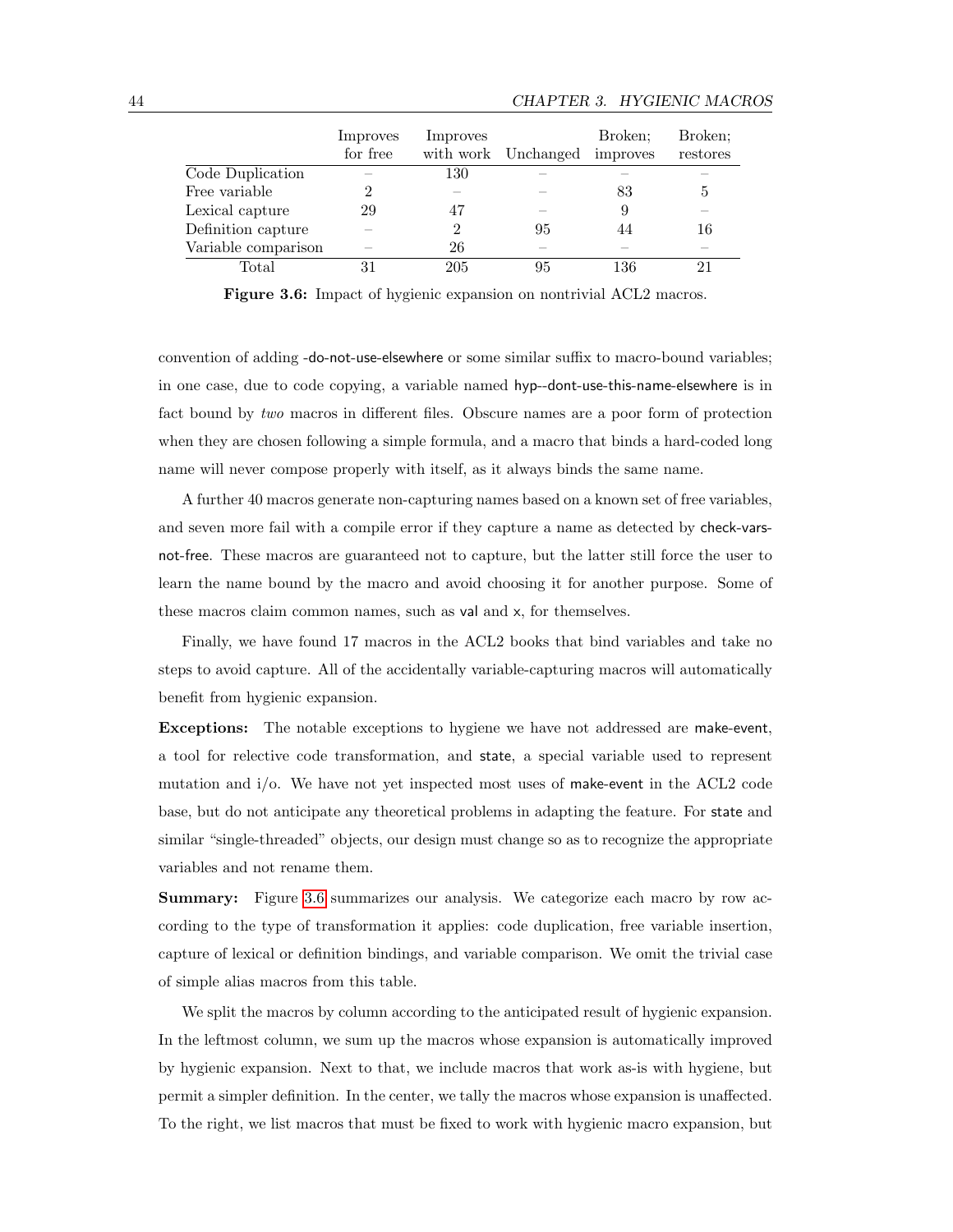| | Improves for free | Improves with work | Unchanged | Broken; improves | Broken; restores |
|---|---|---|---|---|---|
| Code Duplication | – | 130 | – | – | – |
| Free variable | 2 | – | – | 83 | 5 |
| Lexical capture | 29 | 47 | – | 9 | – |
| Definition capture | – | 2 | 95 | 44 | 16 |
| Variable comparison | – | 26 | – | – | – |
| Total | 31 | 205 | 95 | 136 | 21 |

**Figure 3.6:** Impact of hygienic expansion on nontrivial ACL2 macros.

convention of adding -do-not-use-elsewhere or some similar suffix to macro-bound variables; in one case, due to code copying, a variable named hyp--dont-use-this-name-elsewhere is in fact bound by *two* macros in different files. Obscure names are a poor form of protection when they are chosen following a simple formula, and a macro that binds a hard-coded long name will never compose properly with itself, as it always binds the same name.

A further 40 macros generate non-capturing names based on a known set of free variables, and seven more fail with a compile error if they capture a name as detected by check-vars-not-free. These macros are guaranteed not to capture, but the latter still force the user to learn the name bound by the macro and avoid choosing it for another purpose. Some of these macros claim common names, such as val and x, for themselves.

Finally, we have found 17 macros in the ACL2 books that bind variables and take no steps to avoid capture. All of the accidentally variable-capturing macros will automatically benefit from hygienic expansion.

**Exceptions:** The notable exceptions to hygiene we have not addressed are make-event, a tool for relective code transformation, and state, a special variable used to represent mutation and i/o. We have not yet inspected most uses of make-event in the ACL2 code base, but do not anticipate any theoretical problems in adapting the feature. For state and similar "single-threaded" objects, our design must change so as to recognize the appropriate variables and not rename them.

**Summary:** Figure 3.6 summarizes our analysis. We categorize each macro by row according to the type of transformation it applies: code duplication, free variable insertion, capture of lexical or definition bindings, and variable comparison. We omit the trivial case of simple alias macros from this table.

We split the macros by column according to the anticipated result of hygienic expansion. In the leftmost column, we sum up the macros whose expansion is automatically improved by hygienic expansion. Next to that, we include macros that work as-is with hygiene, but permit a simpler definition. In the center, we tally the macros whose expansion is unaffected. To the right, we list macros that must be fixed to work with hygienic macro expansion, but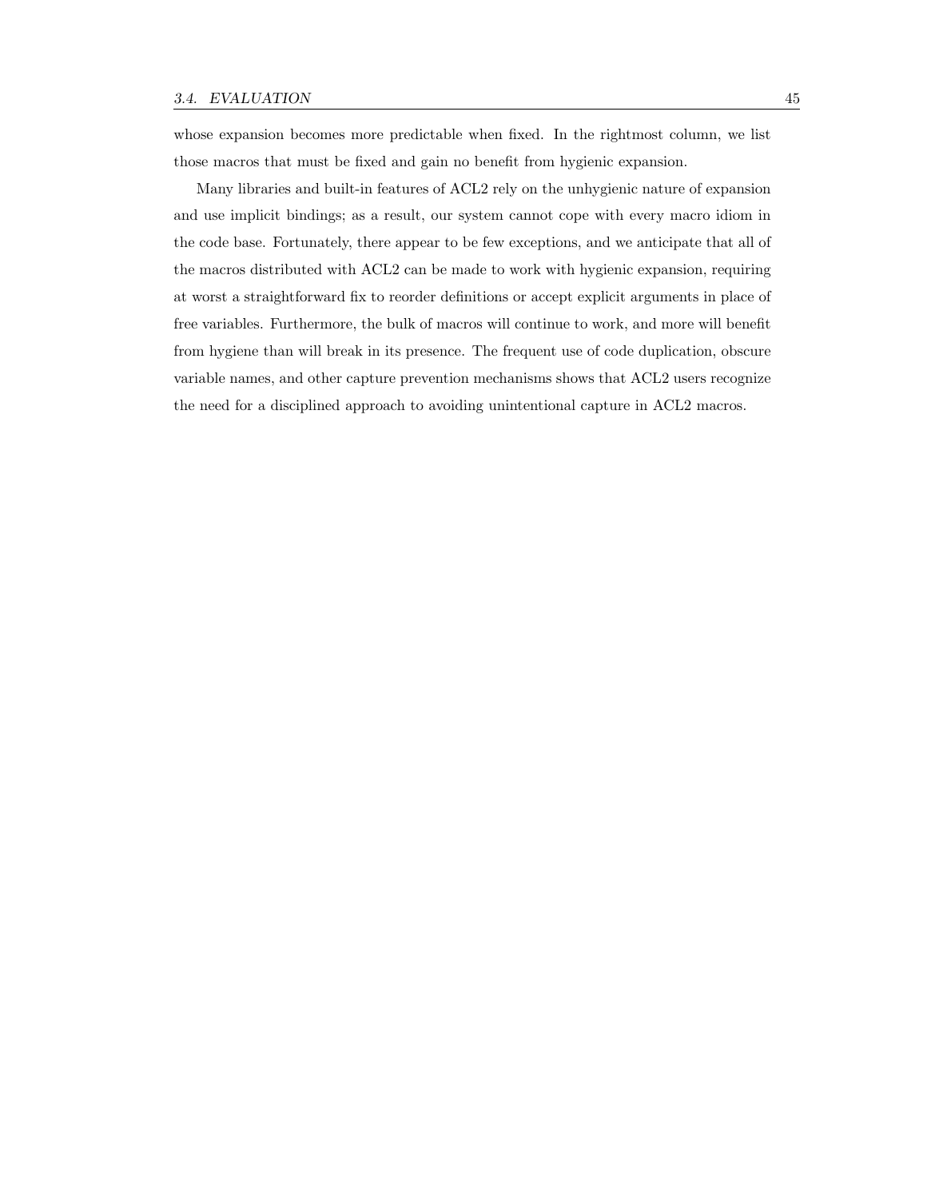whose expansion becomes more predictable when fixed. In the rightmost column, we list those macros that must be fixed and gain no benefit from hygienic expansion.

Many libraries and built-in features of ACL2 rely on the unhygienic nature of expansion and use implicit bindings; as a result, our system cannot cope with every macro idiom in the code base. Fortunately, there appear to be few exceptions, and we anticipate that all of the macros distributed with ACL2 can be made to work with hygienic expansion, requiring at worst a straightforward fix to reorder definitions or accept explicit arguments in place of free variables. Furthermore, the bulk of macros will continue to work, and more will benefit from hygiene than will break in its presence. The frequent use of code duplication, obscure variable names, and other capture prevention mechanisms shows that ACL2 users recognize the need for a disciplined approach to avoiding unintentional capture in ACL2 macros.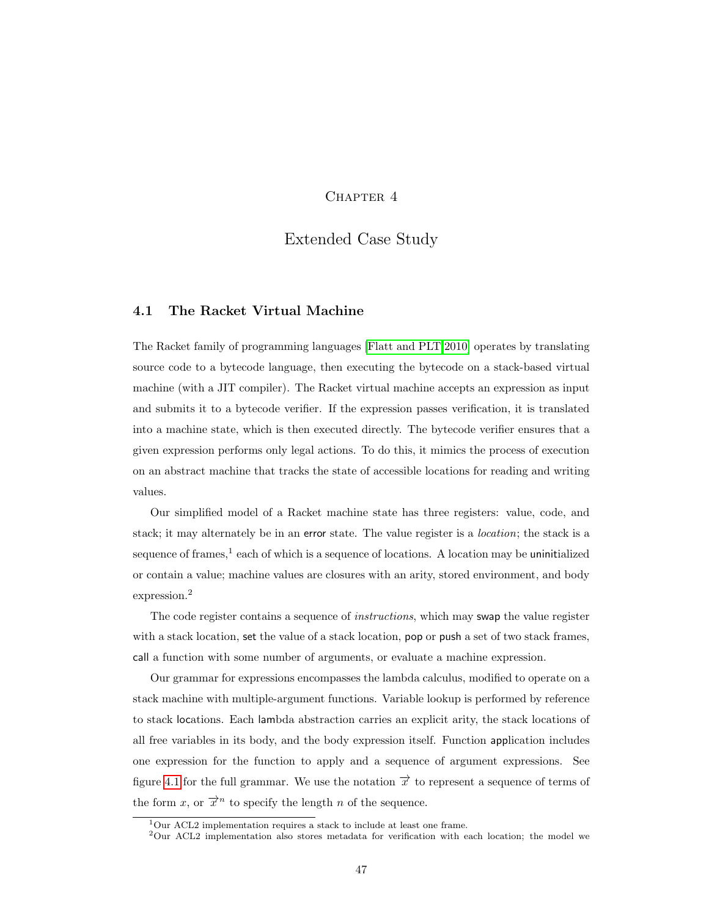# Chapter 4

# Extended Case Study

## 4.1 The Racket Virtual Machine

The Racket family of programming languages [Flatt and PLT 2010] operates by translating source code to a bytecode language, then executing the bytecode on a stack-based virtual machine (with a JIT compiler). The Racket virtual machine accepts an expression as input and submits it to a bytecode verifier. If the expression passes verification, it is translated into a machine state, which is then executed directly. The bytecode verifier ensures that a given expression performs only legal actions. To do this, it mimics the process of execution on an abstract machine that tracks the state of accessible locations for reading and writing values.

Our simplified model of a Racket machine state has three registers: value, code, and stack; it may alternately be in an error state. The value register is a *location*; the stack is a sequence of frames,[1] each of which is a sequence of locations. A location may be uninitialized or contain a value; machine values are closures with an arity, stored environment, and body expression.[2]

The code register contains a sequence of *instructions*, which may swap the value register with a stack location, set the value of a stack location, pop or push a set of two stack frames, call a function with some number of arguments, or evaluate a machine expression.

Our grammar for expressions encompasses the lambda calculus, modified to operate on a stack machine with multiple-argument functions. Variable lookup is performed by reference to stack locations. Each lambda abstraction carries an explicit arity, the stack locations of all free variables in its body, and the body expression itself. Function application includes one expression for the function to apply and a sequence of argument expressions. See figure 4.1 for the full grammar. We use the notation $\overrightarrow{x}$ to represent a sequence of terms of the form $x$, or $\overrightarrow{x}^n$ to specify the length $n$ of the sequence.

[1] Our ACL2 implementation requires a stack to include at least one frame.

[2] Our ACL2 implementation also stores metadata for verification with each location; the model we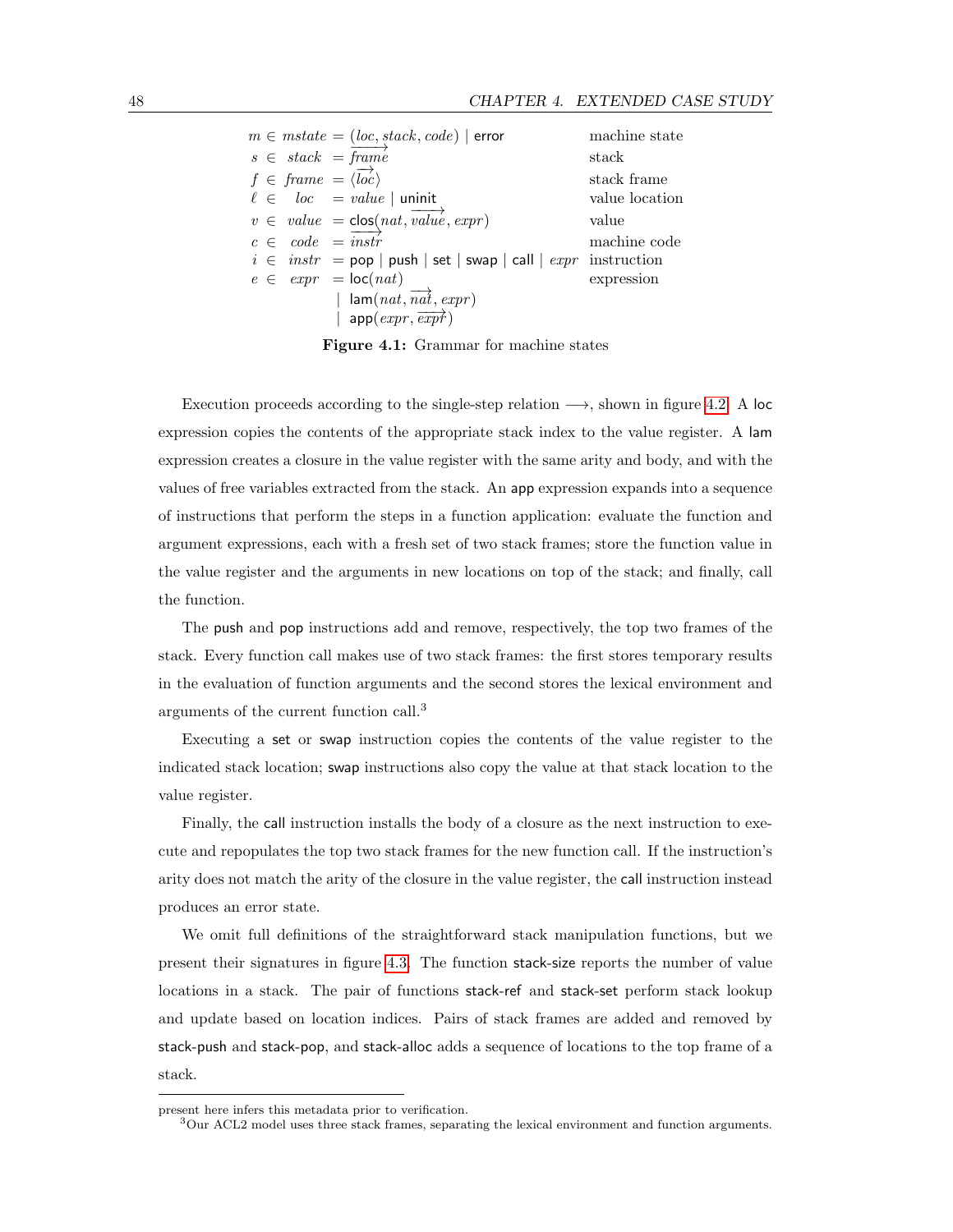$$
\begin{array}{rcll}
m \in mstate & = & (loc, stack, code) \mid \mathsf{error} & \text{machine state} \\
s \in stack & = & \overrightarrow{frame} & \text{stack} \\
f \in frame & = & \langle \overrightarrow{loc} \rangle & \text{stack frame} \\
\ell \in loc & = & value \mid \mathsf{uninit} & \text{value location} \\
v \in value & = & \mathsf{clos}(nat, \overrightarrow{value}, expr) & \text{value} \\
c \in code & = & \overrightarrow{instr} & \text{machine code} \\
i \in instr & = & \mathsf{pop} \mid \mathsf{push} \mid \mathsf{set} \mid \mathsf{swap} \mid \mathsf{call} \mid expr & \text{instruction} \\
e \in expr & = & \mathsf{loc}(nat) & \text{expression} \\
 & \mid & \mathsf{lam}(nat, \overrightarrow{nat}, expr) & \\
 & \mid & \mathsf{app}(expr, \overrightarrow{expr}) &
\end{array}
$$

**Figure 4.1:** Grammar for machine states

Execution proceeds according to the single-step relation $\longrightarrow$, shown in figure 4.2. A loc expression copies the contents of the appropriate stack index to the value register. A lam expression creates a closure in the value register with the same arity and body, and with the values of free variables extracted from the stack. An app expression expands into a sequence of instructions that perform the steps in a function application: evaluate the function and argument expressions, each with a fresh set of two stack frames; store the function value in the value register and the arguments in new locations on top of the stack; and finally, call the function.

The push and pop instructions add and remove, respectively, the top two frames of the stack. Every function call makes use of two stack frames: the first stores temporary results in the evaluation of function arguments and the second stores the lexical environment and arguments of the current function call.[3]

Executing a set or swap instruction copies the contents of the value register to the indicated stack location; swap instructions also copy the value at that stack location to the value register.

Finally, the call instruction installs the body of a closure as the next instruction to execute and repopulates the top two stack frames for the new function call. If the instruction's arity does not match the arity of the closure in the value register, the call instruction instead produces an error state.

We omit full definitions of the straightforward stack manipulation functions, but we present their signatures in figure 4.3. The function stack-size reports the number of value locations in a stack. The pair of functions stack-ref and stack-set perform stack lookup and update based on location indices. Pairs of stack frames are added and removed by stack-push and stack-pop, and stack-alloc adds a sequence of locations to the top frame of a stack.

---

present here infers this metadata prior to verification.

[3] Our ACL2 model uses three stack frames, separating the lexical environment and function arguments.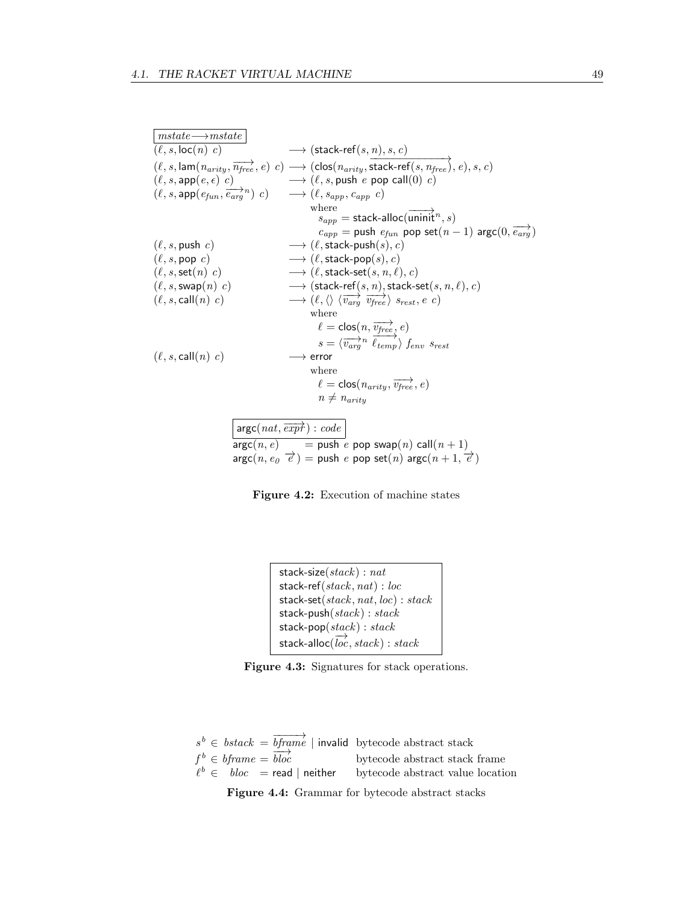$$
\boxed{mstate \longrightarrow mstate}
$$

$$
\begin{array}{lll}
(\ell, s, \mathsf{loc}(n)\ c) & \longrightarrow & (\mathsf{stack\text{-}ref}(s, n), s, c) \\
(\ell, s, \mathsf{lam}(n_{arity}, \overrightarrow{n_{free}}, e)\ c) & \longrightarrow & (\mathsf{clos}(n_{arity}, \overrightarrow{\mathsf{stack\text{-}ref}(s, n_{free})}, e), s, c) \\
(\ell, s, \mathsf{app}(e, \epsilon)\ c) & \longrightarrow & (\ell, s, \mathsf{push}\ e\ \mathsf{pop}\ \mathsf{call}(0)\ c) \\
(\ell, s, \mathsf{app}(e_{fun}, \overrightarrow{e_{arg}}^{n})\ c) & \longrightarrow & (\ell, s_{app}, c_{app}\ c) \\
 & & \text{where} \\
 & & \quad s_{app} = \mathsf{stack\text{-}alloc}(\overrightarrow{\mathsf{uninit}}^{n}, s) \\
 & & \quad c_{app} = \mathsf{push}\ e_{fun}\ \mathsf{pop}\ \mathsf{set}(n-1)\ \mathsf{argc}(0, \overrightarrow{e_{arg}}) \\
(\ell, s, \mathsf{push}\ c) & \longrightarrow & (\ell, \mathsf{stack\text{-}push}(s), c) \\
(\ell, s, \mathsf{pop}\ c) & \longrightarrow & (\ell, \mathsf{stack\text{-}pop}(s), c) \\
(\ell, s, \mathsf{set}(n)\ c) & \longrightarrow & (\ell, \mathsf{stack\text{-}set}(s, n, \ell), c) \\
(\ell, s, \mathsf{swap}(n)\ c) & \longrightarrow & (\mathsf{stack\text{-}ref}(s, n), \mathsf{stack\text{-}set}(s, n, \ell), c) \\
(\ell, s, \mathsf{call}(n)\ c) & \longrightarrow & (\ell, \langle\rangle\ \langle \overrightarrow{v_{arg}}\ \overrightarrow{v_{free}} \rangle\ s_{rest}, e\ c) \\
 & & \text{where} \\
 & & \quad \ell = \mathsf{clos}(n, \overrightarrow{v_{free}}, e) \\
 & & \quad s = \langle \overrightarrow{v_{arg}}^{n}\ \overrightarrow{\ell_{temp}} \rangle\ f_{env}\ s_{rest} \\
(\ell, s, \mathsf{call}(n)\ c) & \longrightarrow & \mathsf{error} \\
 & & \text{where} \\
 & & \quad \ell = \mathsf{clos}(n_{arity}, \overrightarrow{v_{free}}, e) \\
 & & \quad n \neq n_{arity}
\end{array}
$$

$$
\boxed{\mathsf{argc}(nat, \overrightarrow{expr}) : code}
$$

$$
\begin{array}{lll}
\mathsf{argc}(n, e) & = & \mathsf{push}\ e\ \mathsf{pop}\ \mathsf{swap}(n)\ \mathsf{call}(n+1) \\
\mathsf{argc}(n, e_0\ \overrightarrow{e}) & = & \mathsf{push}\ e\ \mathsf{pop}\ \mathsf{set}(n)\ \mathsf{argc}(n+1, \overrightarrow{e})
\end{array}
$$

**Figure 4.2:** Execution of machine states

$$
\boxed{
\begin{array}{l}
\mathsf{stack\text{-}size}(stack) : nat \\
\mathsf{stack\text{-}ref}(stack, nat) : loc \\
\mathsf{stack\text{-}set}(stack, nat, loc) : stack \\
\mathsf{stack\text{-}push}(stack) : stack \\
\mathsf{stack\text{-}pop}(stack) : stack \\
\mathsf{stack\text{-}alloc}(\overrightarrow{loc}, stack) : stack
\end{array}
}
$$

**Figure 4.3:** Signatures for stack operations.

$$
\begin{array}{llll}
s^b \in & bstack & = \overrightarrow{bframe}\ |\ \mathsf{invalid} & \text{bytecode abstract stack} \\
f^b \in & bframe & = \overrightarrow{bloc} & \text{bytecode abstract stack frame} \\
\ell^b \in & bloc & = \mathsf{read}\ |\ \mathsf{neither} & \text{bytecode abstract value location}
\end{array}
$$

**Figure 4.4:** Grammar for bytecode abstract stacks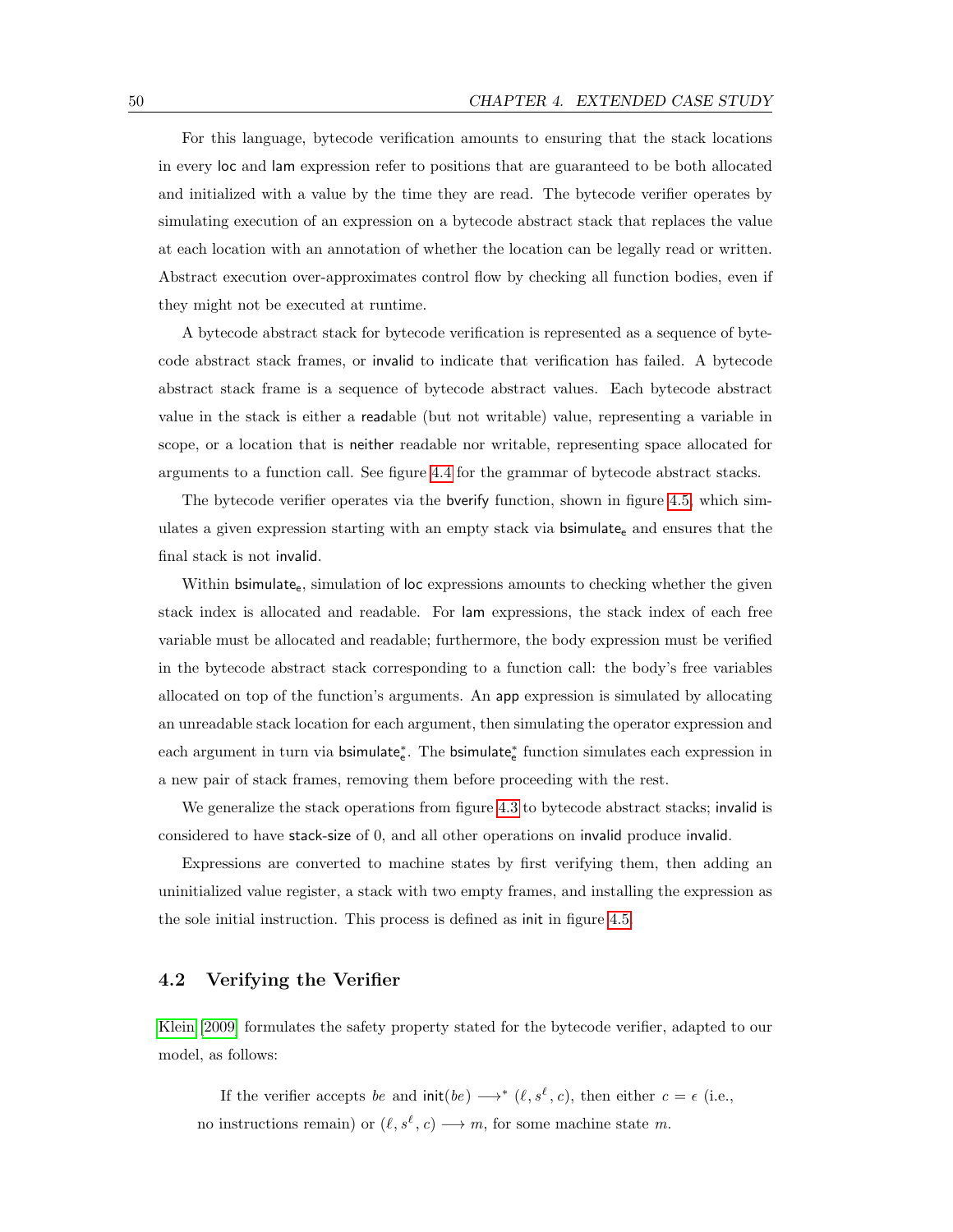For this language, bytecode verification amounts to ensuring that the stack locations in every loc and lam expression refer to positions that are guaranteed to be both allocated and initialized with a value by the time they are read. The bytecode verifier operates by simulating execution of an expression on a bytecode abstract stack that replaces the value at each location with an annotation of whether the location can be legally read or written. Abstract execution over-approximates control flow by checking all function bodies, even if they might not be executed at runtime.

A bytecode abstract stack for bytecode verification is represented as a sequence of bytecode abstract stack frames, or invalid to indicate that verification has failed. A bytecode abstract stack frame is a sequence of bytecode abstract values. Each bytecode abstract value in the stack is either a readable (but not writable) value, representing a variable in scope, or a location that is neither readable nor writable, representing space allocated for arguments to a function call. See figure 4.4 for the grammar of bytecode abstract stacks.

The bytecode verifier operates via the bverify function, shown in figure 4.5, which simulates a given expression starting with an empty stack via $\mathsf{bsimulate_e}$ and ensures that the final stack is not invalid.

Within $\mathsf{bsimulate_e}$, simulation of loc expressions amounts to checking whether the given stack index is allocated and readable. For lam expressions, the stack index of each free variable must be allocated and readable; furthermore, the body expression must be verified in the bytecode abstract stack corresponding to a function call: the body's free variables allocated on top of the function's arguments. An app expression is simulated by allocating an unreadable stack location for each argument, then simulating the operator expression and each argument in turn via $\mathsf{bsimulate_e^*}$. The $\mathsf{bsimulate_e^*}$ function simulates each expression in a new pair of stack frames, removing them before proceeding with the rest.

We generalize the stack operations from figure 4.3 to bytecode abstract stacks; invalid is considered to have stack-size of 0, and all other operations on invalid produce invalid.

Expressions are converted to machine states by first verifying them, then adding an uninitialized value register, a stack with two empty frames, and installing the expression as the sole initial instruction. This process is defined as init in figure 4.5.

## 4.2 Verifying the Verifier

Klein [2009] formulates the safety property stated for the bytecode verifier, adapted to our model, as follows:

> If the verifier accepts $be$ and $\mathsf{init}(be) \longrightarrow^* (\ell, s^\ell, c)$, then either $c = \epsilon$ (i.e., no instructions remain) or $(\ell, s^\ell, c) \longrightarrow m$, for some machine state $m$.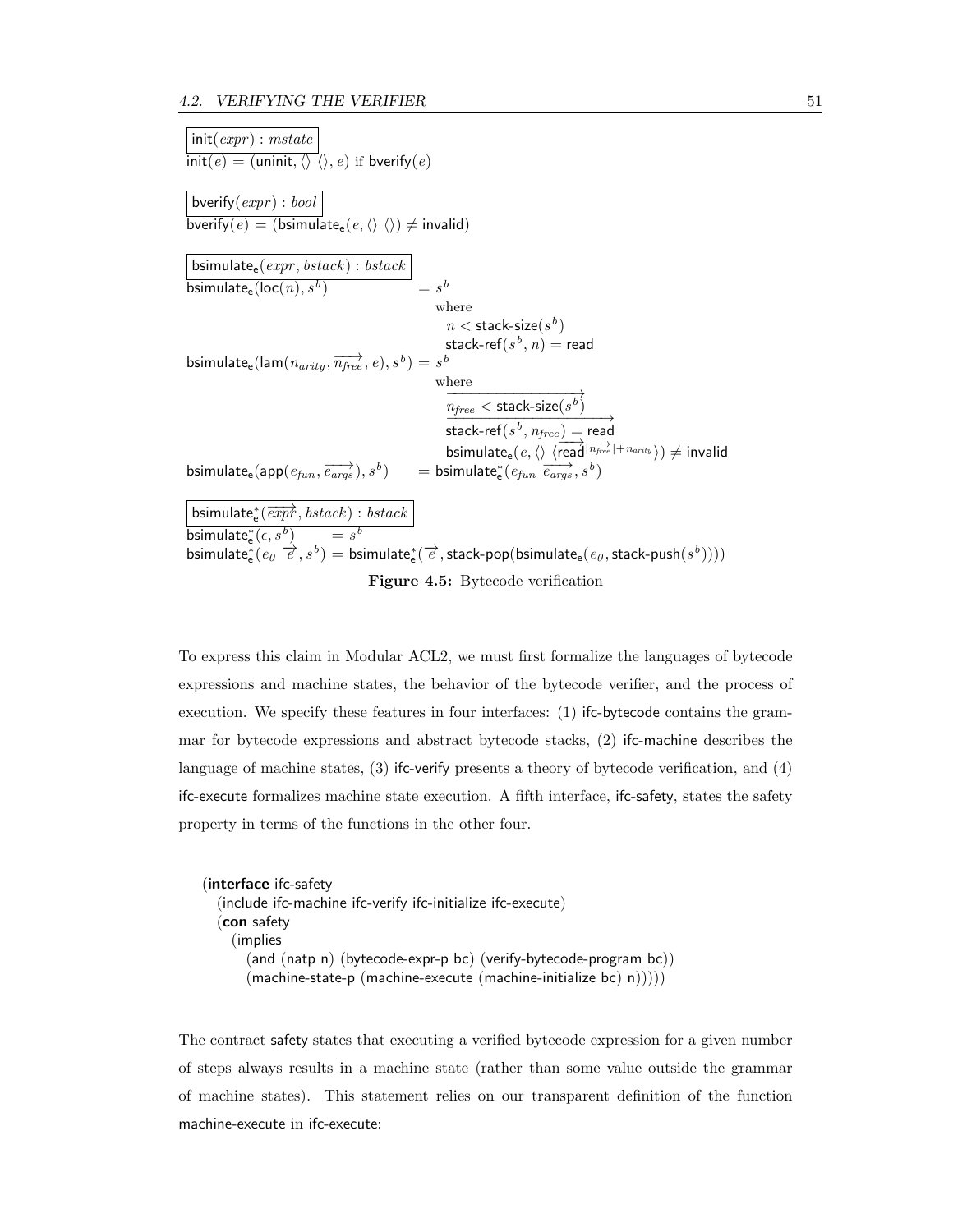$$\boxed{\mathsf{init}(expr) : mstate}$$
$$\mathsf{init}(e) = (\mathsf{uninit}, \langle\rangle\ \langle\rangle, e) \text{ if } \mathsf{bverify}(e)$$

$$\boxed{\mathsf{bverify}(expr) : bool}$$
$$\mathsf{bverify}(e) = (\mathsf{bsimulate_e}(e, \langle\rangle\ \langle\rangle) \neq \mathsf{invalid})$$

$$\boxed{\mathsf{bsimulate_e}(expr, bstack) : bstack}$$

$$
\begin{aligned}
\mathsf{bsimulate_e}(\mathsf{loc}(n), s^b) &= s^b \\
&\quad \text{where} \\
&\quad\quad n < \mathsf{stack\text{-}size}(s^b) \\
&\quad\quad \mathsf{stack\text{-}ref}(s^b, n) = \mathsf{read} \\
\mathsf{bsimulate_e}(\mathsf{lam}(n_{arity}, \overrightarrow{n_{free}}, e), s^b) &= s^b \\
&\quad \text{where} \\
&\quad\quad \overrightarrow{n_{free} < \mathsf{stack\text{-}size}(s^b)} \\
&\quad\quad \overrightarrow{\mathsf{stack\text{-}ref}(s^b, n_{free}) = \mathsf{read}} \\
&\quad\quad \mathsf{bsimulate_e}(e, \langle\rangle\ \langle \overrightarrow{\mathsf{read}}^{|\overrightarrow{n_{free}}| + n_{arity}} \rangle) \neq \mathsf{invalid} \\
\mathsf{bsimulate_e}(\mathsf{app}(e_{fun}, \overrightarrow{e_{args}}), s^b) &= \mathsf{bsimulate_e^*}(e_{fun}\ \overrightarrow{e_{args}}, s^b)
\end{aligned}
$$

$$\boxed{\mathsf{bsimulate_e^*}(\overrightarrow{expr}, bstack) : bstack}$$

$$
\begin{aligned}
\mathsf{bsimulate_e^*}(\epsilon, s^b) &= s^b \\
\mathsf{bsimulate_e^*}(e_0\ \overrightarrow{e}, s^b) &= \mathsf{bsimulate_e^*}(\overrightarrow{e}, \mathsf{stack\text{-}pop}(\mathsf{bsimulate_e}(e_0, \mathsf{stack\text{-}push}(s^b))))
\end{aligned}
$$

**Figure 4.5:** Bytecode verification

To express this claim in Modular ACL2, we must first formalize the languages of bytecode expressions and machine states, the behavior of the bytecode verifier, and the process of execution. We specify these features in four interfaces: (1) ifc-bytecode contains the grammar for bytecode expressions and abstract bytecode stacks, (2) ifc-machine describes the language of machine states, (3) ifc-verify presents a theory of bytecode verification, and (4) ifc-execute formalizes machine state execution. A fifth interface, ifc-safety, states the safety property in terms of the functions in the other four.

```
(interface ifc-safety
  (include ifc-machine ifc-verify ifc-initialize ifc-execute)
  (con safety
    (implies
      (and (natp n) (bytecode-expr-p bc) (verify-bytecode-program bc))
      (machine-state-p (machine-execute (machine-initialize bc) n)))))
```

The contract safety states that executing a verified bytecode expression for a given number of steps always results in a machine state (rather than some value outside the grammar of machine states). This statement relies on our transparent definition of the function machine-execute in ifc-execute: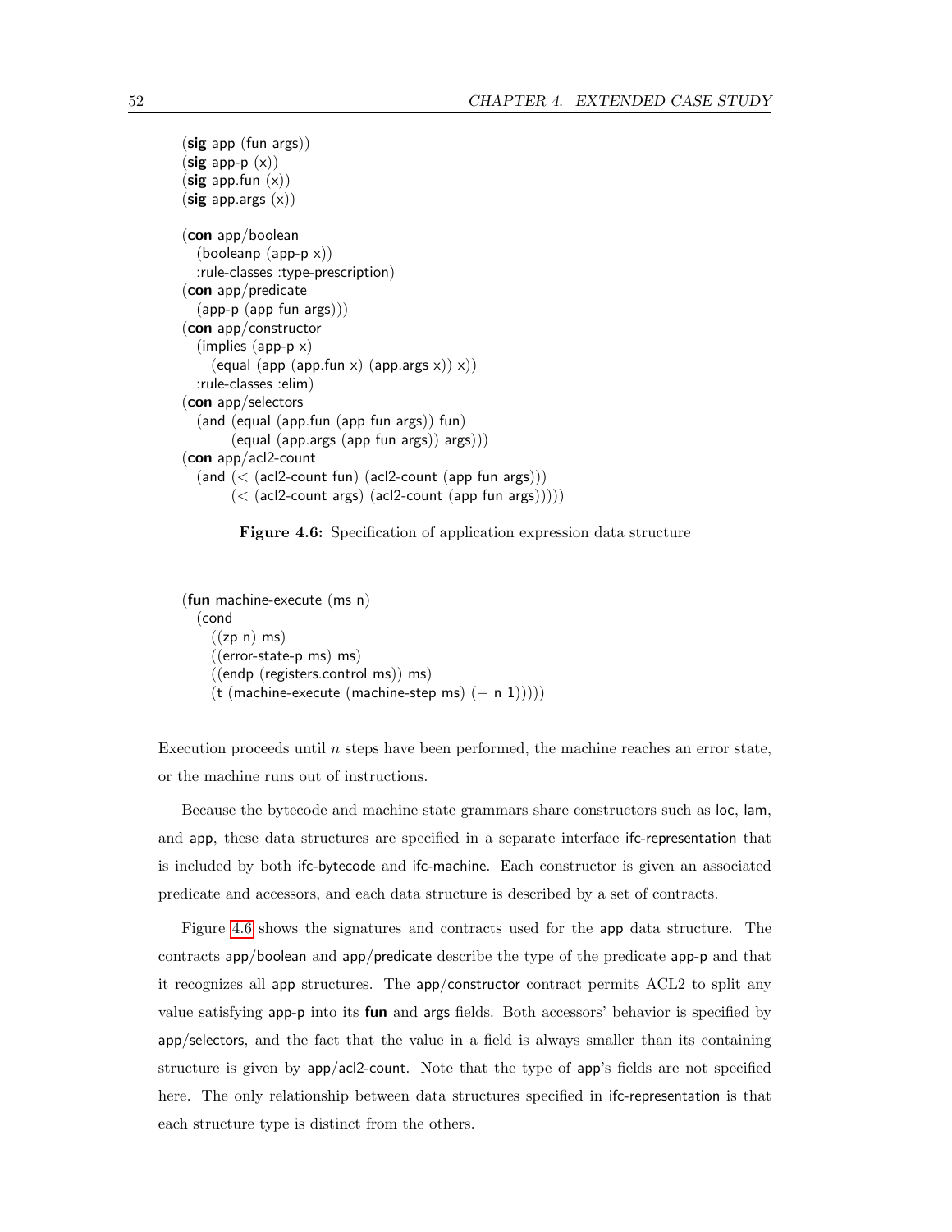```
(sig app (fun args))
(sig app-p (x))
(sig app.fun (x))
(sig app.args (x))

(con app/boolean
  (booleanp (app-p x))
  :rule-classes :type-prescription)
(con app/predicate
  (app-p (app fun args)))
(con app/constructor
  (implies (app-p x)
    (equal (app (app.fun x) (app.args x)) x))
  :rule-classes :elim)
(con app/selectors
  (and (equal (app.fun (app fun args)) fun)
       (equal (app.args (app fun args)) args)))
(con app/acl2-count
  (and (< (acl2-count fun) (acl2-count (app fun args)))
       (< (acl2-count args) (acl2-count (app fun args)))))
```

**Figure 4.6:** Specification of application expression data structure

```
(fun machine-execute (ms n)
  (cond
    ((zp n) ms)
    ((error-state-p ms) ms)
    ((endp (registers.control ms)) ms)
    (t (machine-execute (machine-step ms) (- n 1)))))
```

Execution proceeds until $n$ steps have been performed, the machine reaches an error state, or the machine runs out of instructions.

Because the bytecode and machine state grammars share constructors such as loc, lam, and app, these data structures are specified in a separate interface ifc-representation that is included by both ifc-bytecode and ifc-machine. Each constructor is given an associated predicate and accessors, and each data structure is described by a set of contracts.

Figure 4.6 shows the signatures and contracts used for the app data structure. The contracts app/boolean and app/predicate describe the type of the predicate app-p and that it recognizes all app structures. The app/constructor contract permits ACL2 to split any value satisfying app-p into its **fun** and args fields. Both accessors' behavior is specified by app/selectors, and the fact that the value in a field is always smaller than its containing structure is given by app/acl2-count. Note that the type of app's fields are not specified here. The only relationship between data structures specified in ifc-representation is that each structure type is distinct from the others.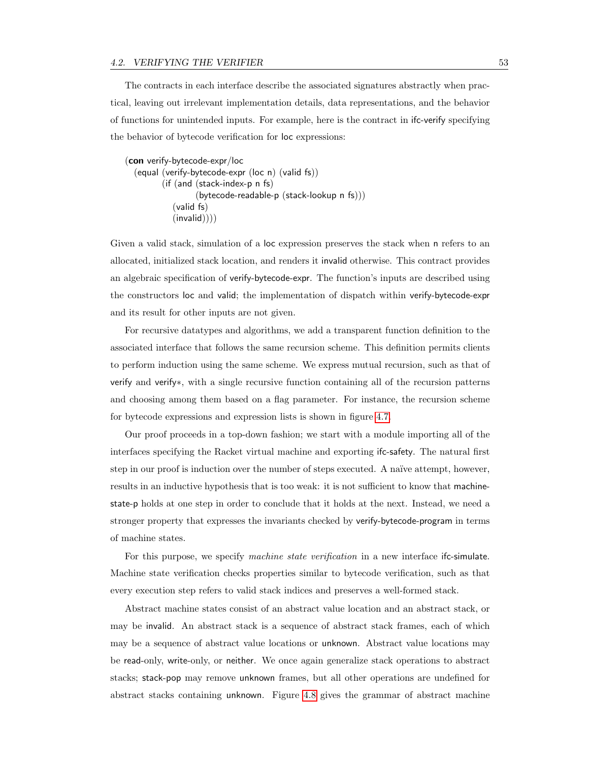The contracts in each interface describe the associated signatures abstractly when practical, leaving out irrelevant implementation details, data representations, and the behavior of functions for unintended inputs. For example, here is the contract in ifc-verify specifying the behavior of bytecode verification for loc expressions:

```
(con verify-bytecode-expr/loc
  (equal (verify-bytecode-expr (loc n) (valid fs))
         (if (and (stack-index-p n fs)
                  (bytecode-readable-p (stack-lookup n fs)))
           (valid fs)
           (invalid))))
```

Given a valid stack, simulation of a loc expression preserves the stack when n refers to an allocated, initialized stack location, and renders it invalid otherwise. This contract provides an algebraic specification of verify-bytecode-expr. The function's inputs are described using the constructors loc and valid; the implementation of dispatch within verify-bytecode-expr and its result for other inputs are not given.

For recursive datatypes and algorithms, we add a transparent function definition to the associated interface that follows the same recursion scheme. This definition permits clients to perform induction using the same scheme. We express mutual recursion, such as that of verify and verify*, with a single recursive function containing all of the recursion patterns and choosing among them based on a flag parameter. For instance, the recursion scheme for bytecode expressions and expression lists is shown in figure 4.7.

Our proof proceeds in a top-down fashion; we start with a module importing all of the interfaces specifying the Racket virtual machine and exporting ifc-safety. The natural first step in our proof is induction over the number of steps executed. A naïve attempt, however, results in an inductive hypothesis that is too weak: it is not sufficient to know that machine-state-p holds at one step in order to conclude that it holds at the next. Instead, we need a stronger property that expresses the invariants checked by verify-bytecode-program in terms of machine states.

For this purpose, we specify *machine state verification* in a new interface ifc-simulate. Machine state verification checks properties similar to bytecode verification, such as that every execution step refers to valid stack indices and preserves a well-formed stack.

Abstract machine states consist of an abstract value location and an abstract stack, or may be invalid. An abstract stack is a sequence of abstract stack frames, each of which may be a sequence of abstract value locations or unknown. Abstract value locations may be read-only, write-only, or neither. We once again generalize stack operations to abstract stacks; stack-pop may remove unknown frames, but all other operations are undefined for abstract stacks containing unknown. Figure 4.8 gives the grammar of abstract machine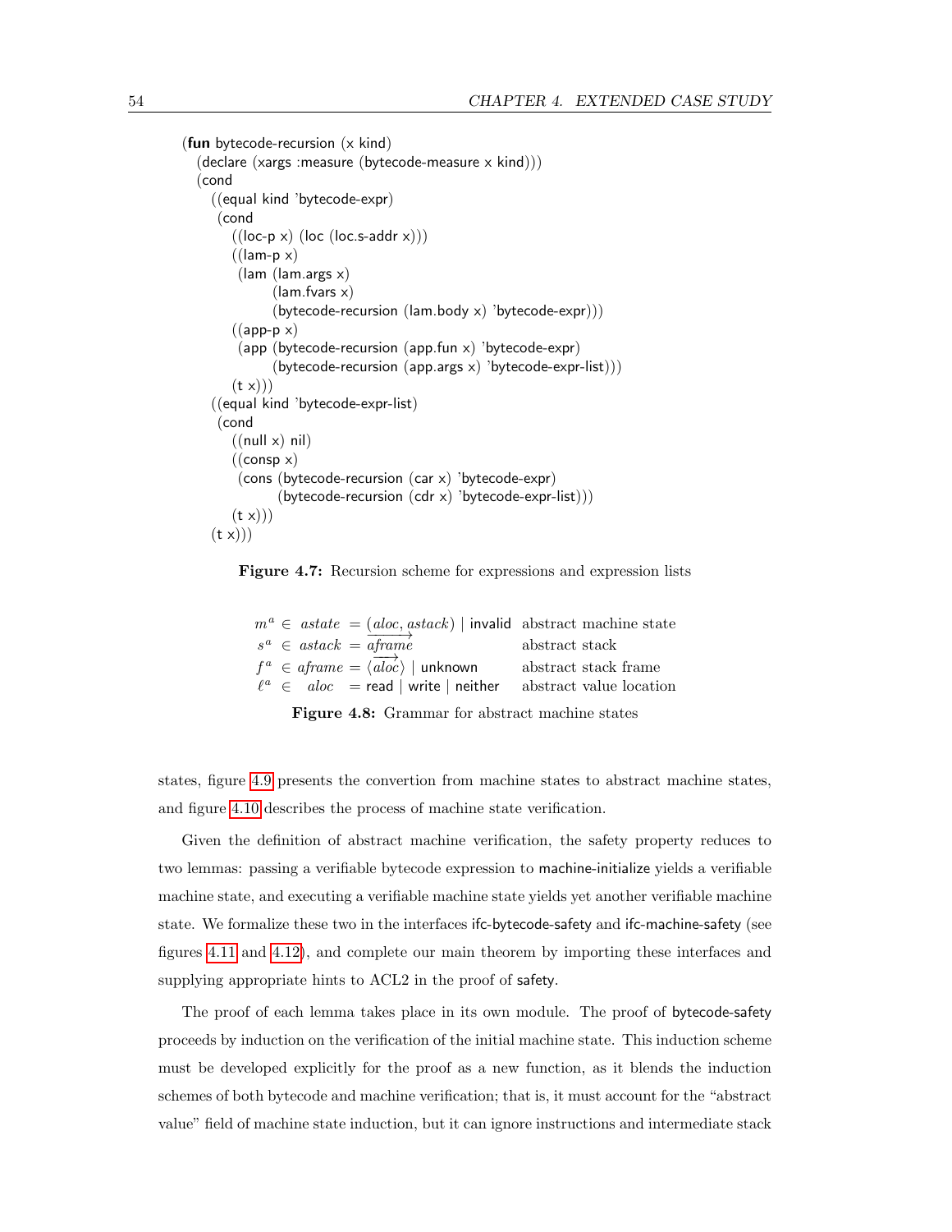```
(fun bytecode-recursion (x kind)
  (declare (xargs :measure (bytecode-measure x kind)))
  (cond
    ((equal kind 'bytecode-expr)
     (cond
       ((loc-p x) (loc (loc.s-addr x)))
       ((lam-p x)
        (lam (lam.args x)
             (lam.fvars x)
             (bytecode-recursion (lam.body x) 'bytecode-expr)))
       ((app-p x)
        (app (bytecode-recursion (app.fun x) 'bytecode-expr)
             (bytecode-recursion (app.args x) 'bytecode-expr-list)))
       (t x)))
    ((equal kind 'bytecode-expr-list)
     (cond
       ((null x) nil)
       ((consp x)
        (cons (bytecode-recursion (car x) 'bytecode-expr)
              (bytecode-recursion (cdr x) 'bytecode-expr-list)))
       (t x)))
    (t x)))
```

**Figure 4.7:** Recursion scheme for expressions and expression lists

| | | | |
|---|---|---|---|
| $m^a \in$ | *astate* | $= (aloc, astack)$ \| invalid | abstract machine state |
| $s^a \in$ | *astack* | $= \overrightarrow{aframe}$ | abstract stack |
| $f^a \in$ | *aframe* | $= \langle \overrightarrow{aloc} \rangle$ \| unknown | abstract stack frame |
| $\ell^a \in$ | *aloc* | $=$ read \| write \| neither | abstract value location |

**Figure 4.8:** Grammar for abstract machine states

states, figure 4.9 presents the convertion from machine states to abstract machine states, and figure 4.10 describes the process of machine state verification.

Given the definition of abstract machine verification, the safety property reduces to two lemmas: passing a verifiable bytecode expression to machine-initialize yields a verifiable machine state, and executing a verifiable machine state yields yet another verifiable machine state. We formalize these two in the interfaces ifc-bytecode-safety and ifc-machine-safety (see figures 4.11 and 4.12), and complete our main theorem by importing these interfaces and supplying appropriate hints to ACL2 in the proof of safety.

The proof of each lemma takes place in its own module. The proof of bytecode-safety proceeds by induction on the verification of the initial machine state. This induction scheme must be developed explicitly for the proof as a new function, as it blends the induction schemes of both bytecode and machine verification; that is, it must account for the "abstract value" field of machine state induction, but it can ignore instructions and intermediate stack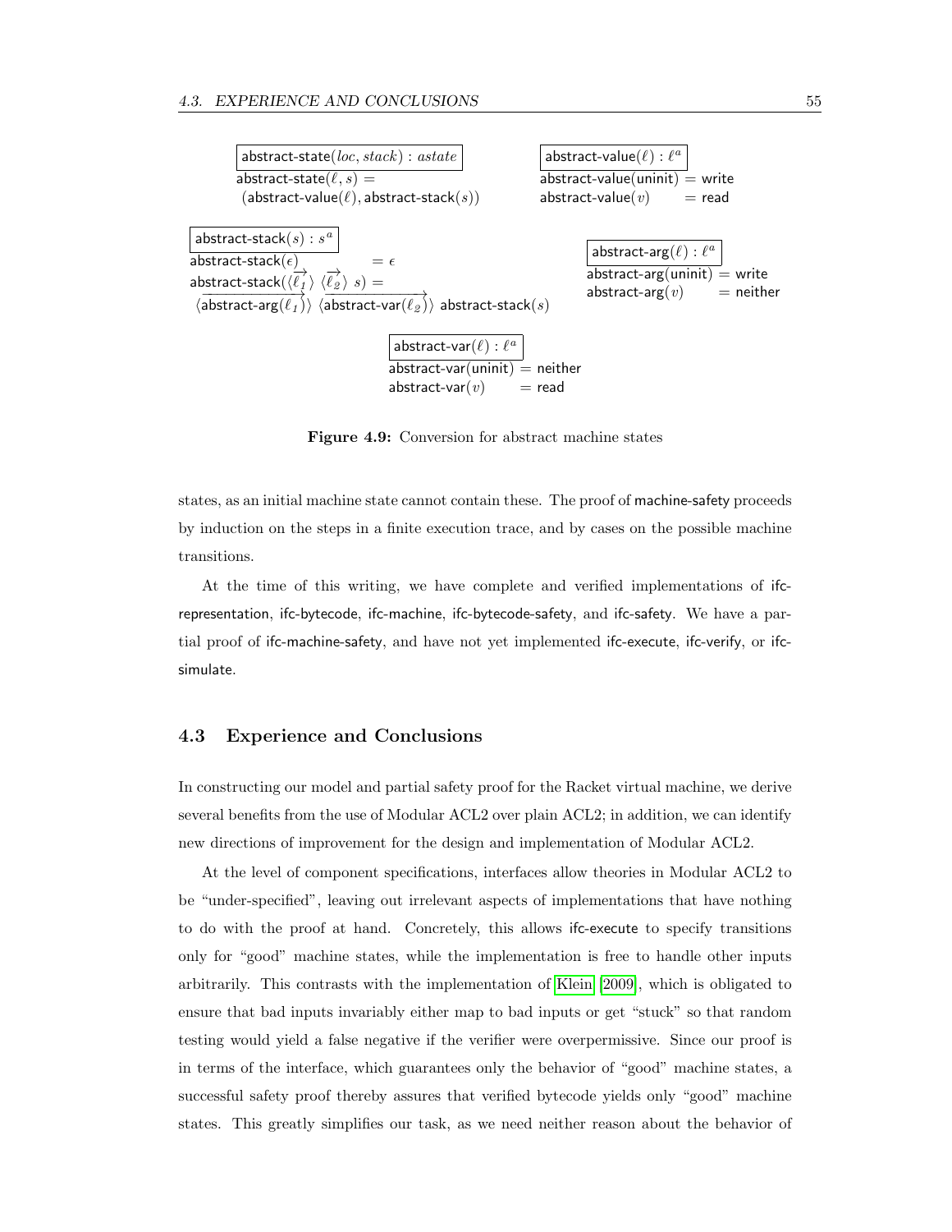$$\boxed{\textsf{abstract-state}(loc, stack) : astate}$$
$$\textsf{abstract-state}(\ell, s) = (\textsf{abstract-value}(\ell), \textsf{abstract-stack}(s))$$

$$\boxed{\textsf{abstract-value}(\ell) : \ell^a}$$
$$\begin{aligned} \textsf{abstract-value}(\textsf{uninit}) &= \textsf{write} \\ \textsf{abstract-value}(v) &= \textsf{read} \end{aligned}$$

$$\boxed{\textsf{abstract-stack}(s) : s^a}$$
$$\begin{aligned} \textsf{abstract-stack}(\epsilon) &= \epsilon \\ \textsf{abstract-stack}(\langle \overrightarrow{\ell_1} \rangle\ \langle \overrightarrow{\ell_2} \rangle\ s) &= \\ \langle \overrightarrow{\textsf{abstract-arg}(\ell_1)} \rangle\ \langle \overrightarrow{\textsf{abstract-var}(\ell_2)} \rangle\ \textsf{abstract-stack}(s) \end{aligned}$$

$$\boxed{\textsf{abstract-arg}(\ell) : \ell^a}$$
$$\begin{aligned} \textsf{abstract-arg}(\textsf{uninit}) &= \textsf{write} \\ \textsf{abstract-arg}(v) &= \textsf{neither} \end{aligned}$$

$$\boxed{\textsf{abstract-var}(\ell) : \ell^a}$$
$$\begin{aligned} \textsf{abstract-var}(\textsf{uninit}) &= \textsf{neither} \\ \textsf{abstract-var}(v) &= \textsf{read} \end{aligned}$$

**Figure 4.9:** Conversion for abstract machine states

states, as an initial machine state cannot contain these. The proof of machine-safety proceeds by induction on the steps in a finite execution trace, and by cases on the possible machine transitions.

At the time of this writing, we have complete and verified implementations of ifc-representation, ifc-bytecode, ifc-machine, ifc-bytecode-safety, and ifc-safety. We have a partial proof of ifc-machine-safety, and have not yet implemented ifc-execute, ifc-verify, or ifc-simulate.

## 4.3 Experience and Conclusions

In constructing our model and partial safety proof for the Racket virtual machine, we derive several benefits from the use of Modular ACL2 over plain ACL2; in addition, we can identify new directions of improvement for the design and implementation of Modular ACL2.

At the level of component specifications, interfaces allow theories in Modular ACL2 to be "under-specified", leaving out irrelevant aspects of implementations that have nothing to do with the proof at hand. Concretely, this allows ifc-execute to specify transitions only for "good" machine states, while the implementation is free to handle other inputs arbitrarily. This contrasts with the implementation of Klein [2009], which is obligated to ensure that bad inputs invariably either map to bad inputs or get "stuck" so that random testing would yield a false negative if the verifier were overpermissive. Since our proof is in terms of the interface, which guarantees only the behavior of "good" machine states, a successful safety proof thereby assures that verified bytecode yields only "good" machine states. This greatly simplifies our task, as we need neither reason about the behavior of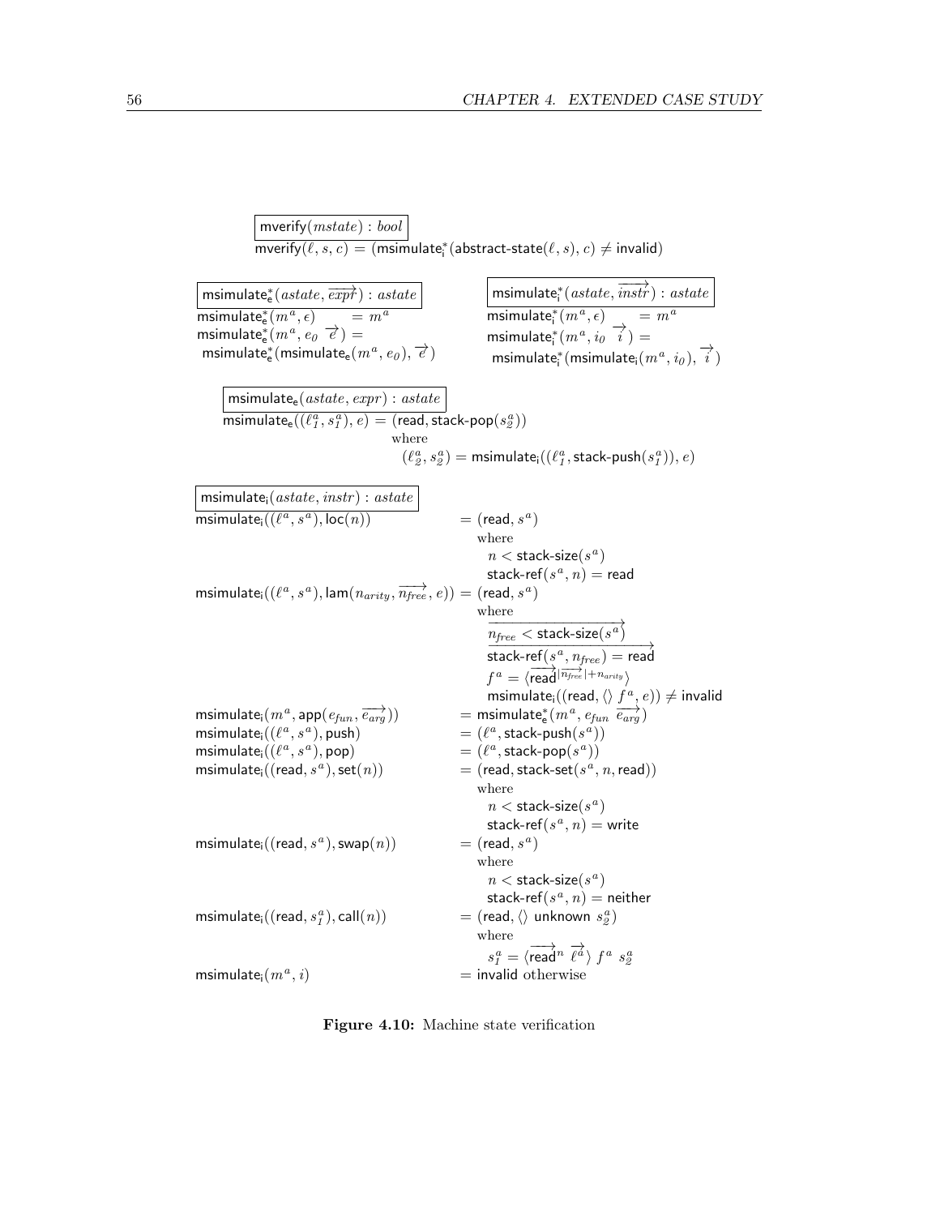$$\boxed{\mathsf{mverify}(\mathit{mstate}) : \mathit{bool}}$$
$$\mathsf{mverify}(\ell, s, c) = (\mathsf{msimulate}^*_{\mathsf{i}}(\mathsf{abstract\text{-}state}(\ell, s), c) \neq \mathsf{invalid})$$

$$\boxed{\mathsf{msimulate}^*_{\mathsf{e}}(\mathit{astate}, \overrightarrow{\mathit{expr}}) : \mathit{astate}}$$
$$\begin{aligned}
&\mathsf{msimulate}^*_{\mathsf{e}}(m^a, \epsilon) = m^a \\
&\mathsf{msimulate}^*_{\mathsf{e}}(m^a, e_0\ \overrightarrow{e}) = \\
&\ \mathsf{msimulate}^*_{\mathsf{e}}(\mathsf{msimulate}_{\mathsf{e}}(m^a, e_0), \overrightarrow{e})
\end{aligned}$$

$$\boxed{\mathsf{msimulate}^*_{\mathsf{i}}(\mathit{astate}, \overrightarrow{\mathit{instr}}) : \mathit{astate}}$$
$$\begin{aligned}
&\mathsf{msimulate}^*_{\mathsf{i}}(m^a, \epsilon) = m^a \\
&\mathsf{msimulate}^*_{\mathsf{i}}(m^a, i_0\ \overrightarrow{i}) = \\
&\ \mathsf{msimulate}^*_{\mathsf{i}}(\mathsf{msimulate}_{\mathsf{i}}(m^a, i_0), \overrightarrow{i})
\end{aligned}$$

$$\boxed{\mathsf{msimulate}_{\mathsf{e}}(\mathit{astate}, \mathit{expr}) : \mathit{astate}}$$
$$\begin{aligned}
\mathsf{msimulate}_{\mathsf{e}}((\ell^a_1, s^a_1), e) = {} & (\mathsf{read}, \mathsf{stack\text{-}pop}(s^a_2)) \\
& \text{where} \\
& \quad (\ell^a_2, s^a_2) = \mathsf{msimulate}_{\mathsf{i}}((\ell^a_1, \mathsf{stack\text{-}push}(s^a_1)), e)
\end{aligned}$$

$$\boxed{\mathsf{msimulate}_{\mathsf{i}}(\mathit{astate}, \mathit{instr}) : \mathit{astate}}$$
$$\begin{aligned}
\mathsf{msimulate}_{\mathsf{i}}((\ell^a, s^a), \mathsf{loc}(n)) &= (\mathsf{read}, s^a) \\
& \quad \text{where} \\
& \quad\quad n < \mathsf{stack\text{-}size}(s^a) \\
& \quad\quad \mathsf{stack\text{-}ref}(s^a, n) = \mathsf{read} \\
\mathsf{msimulate}_{\mathsf{i}}((\ell^a, s^a), \mathsf{lam}(n_{arity}, \overrightarrow{n_{free}}, e)) &= (\mathsf{read}, s^a) \\
& \quad \text{where} \\
& \quad\quad \overrightarrow{n_{free} < \mathsf{stack\text{-}size}(s^a)} \\
& \quad\quad \overrightarrow{\mathsf{stack\text{-}ref}(s^a, n_{free}) = \mathsf{read}} \\
& \quad\quad f^a = \langle \overrightarrow{\mathsf{read}}^{|\overrightarrow{n_{free}}| + n_{arity}} \rangle \\
& \quad\quad \mathsf{msimulate}_{\mathsf{i}}((\mathsf{read}, \langle\rangle\ f^a, e)) \neq \mathsf{invalid} \\
\mathsf{msimulate}_{\mathsf{i}}(m^a, \mathsf{app}(e_{fun}, \overrightarrow{e_{arg}})) &= \mathsf{msimulate}^*_{\mathsf{e}}(m^a, e_{fun}\ \overrightarrow{e_{arg}}) \\
\mathsf{msimulate}_{\mathsf{i}}((\ell^a, s^a), \mathsf{push}) &= (\ell^a, \mathsf{stack\text{-}push}(s^a)) \\
\mathsf{msimulate}_{\mathsf{i}}((\ell^a, s^a), \mathsf{pop}) &= (\ell^a, \mathsf{stack\text{-}pop}(s^a)) \\
\mathsf{msimulate}_{\mathsf{i}}((\mathsf{read}, s^a), \mathsf{set}(n)) &= (\mathsf{read}, \mathsf{stack\text{-}set}(s^a, n, \mathsf{read})) \\
& \quad \text{where} \\
& \quad\quad n < \mathsf{stack\text{-}size}(s^a) \\
& \quad\quad \mathsf{stack\text{-}ref}(s^a, n) = \mathsf{write} \\
\mathsf{msimulate}_{\mathsf{i}}((\mathsf{read}, s^a), \mathsf{swap}(n)) &= (\mathsf{read}, s^a) \\
& \quad \text{where} \\
& \quad\quad n < \mathsf{stack\text{-}size}(s^a) \\
& \quad\quad \mathsf{stack\text{-}ref}(s^a, n) = \mathsf{neither} \\
\mathsf{msimulate}_{\mathsf{i}}((\mathsf{read}, s^a_1), \mathsf{call}(n)) &= (\mathsf{read}, \langle\rangle\ \mathsf{unknown}\ s^a_2) \\
& \quad \text{where} \\
& \quad\quad s^a_1 = \langle \overrightarrow{\mathsf{read}}^n\ \overrightarrow{\ell^a} \rangle\ f^a\ s^a_2 \\
\mathsf{msimulate}_{\mathsf{i}}(m^a, i) &= \mathsf{invalid}\ \text{otherwise}
\end{aligned}$$

**Figure 4.10:** Machine state verification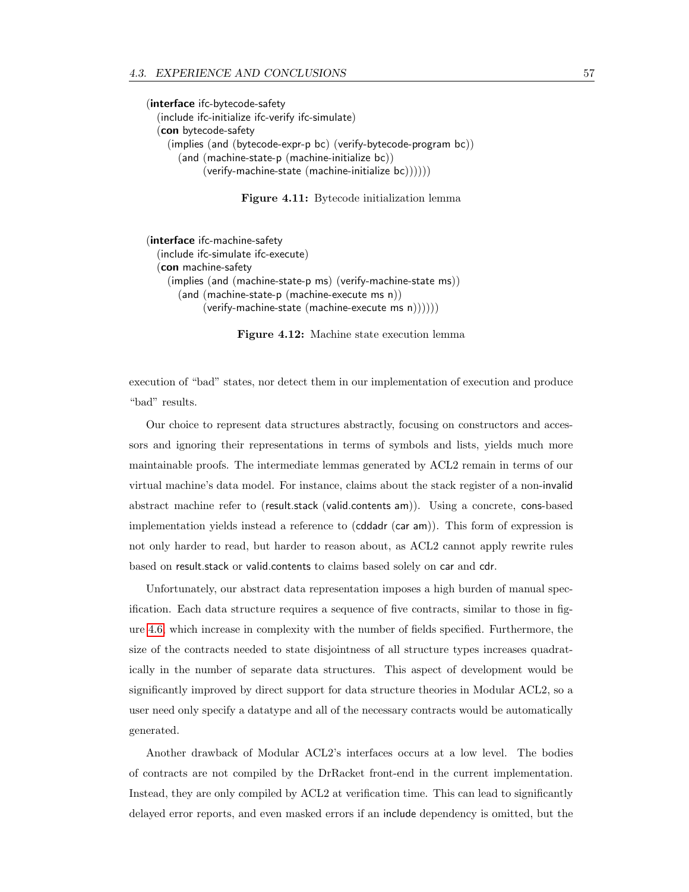```
(interface ifc-bytecode-safety
  (include ifc-initialize ifc-verify ifc-simulate)
  (con bytecode-safety
    (implies (and (bytecode-expr-p bc) (verify-bytecode-program bc))
      (and (machine-state-p (machine-initialize bc))
           (verify-machine-state (machine-initialize bc))))))
```

**Figure 4.11:** Bytecode initialization lemma

```
(interface ifc-machine-safety
  (include ifc-simulate ifc-execute)
  (con machine-safety
    (implies (and (machine-state-p ms) (verify-machine-state ms))
      (and (machine-state-p (machine-execute ms n))
           (verify-machine-state (machine-execute ms n))))))
```

**Figure 4.12:** Machine state execution lemma

execution of "bad" states, nor detect them in our implementation of execution and produce "bad" results.

Our choice to represent data structures abstractly, focusing on constructors and accessors and ignoring their representations in terms of symbols and lists, yields much more maintainable proofs. The intermediate lemmas generated by ACL2 remain in terms of our virtual machine's data model. For instance, claims about the stack register of a non-invalid abstract machine refer to (result.stack (valid.contents am)). Using a concrete, cons-based implementation yields instead a reference to (cddadr (car am)). This form of expression is not only harder to read, but harder to reason about, as ACL2 cannot apply rewrite rules based on result.stack or valid.contents to claims based solely on car and cdr.

Unfortunately, our abstract data representation imposes a high burden of manual specification. Each data structure requires a sequence of five contracts, similar to those in figure 4.6, which increase in complexity with the number of fields specified. Furthermore, the size of the contracts needed to state disjointness of all structure types increases quadratically in the number of separate data structures. This aspect of development would be significantly improved by direct support for data structure theories in Modular ACL2, so a user need only specify a datatype and all of the necessary contracts would be automatically generated.

Another drawback of Modular ACL2's interfaces occurs at a low level. The bodies of contracts are not compiled by the DrRacket front-end in the current implementation. Instead, they are only compiled by ACL2 at verification time. This can lead to significantly delayed error reports, and even masked errors if an include dependency is omitted, but the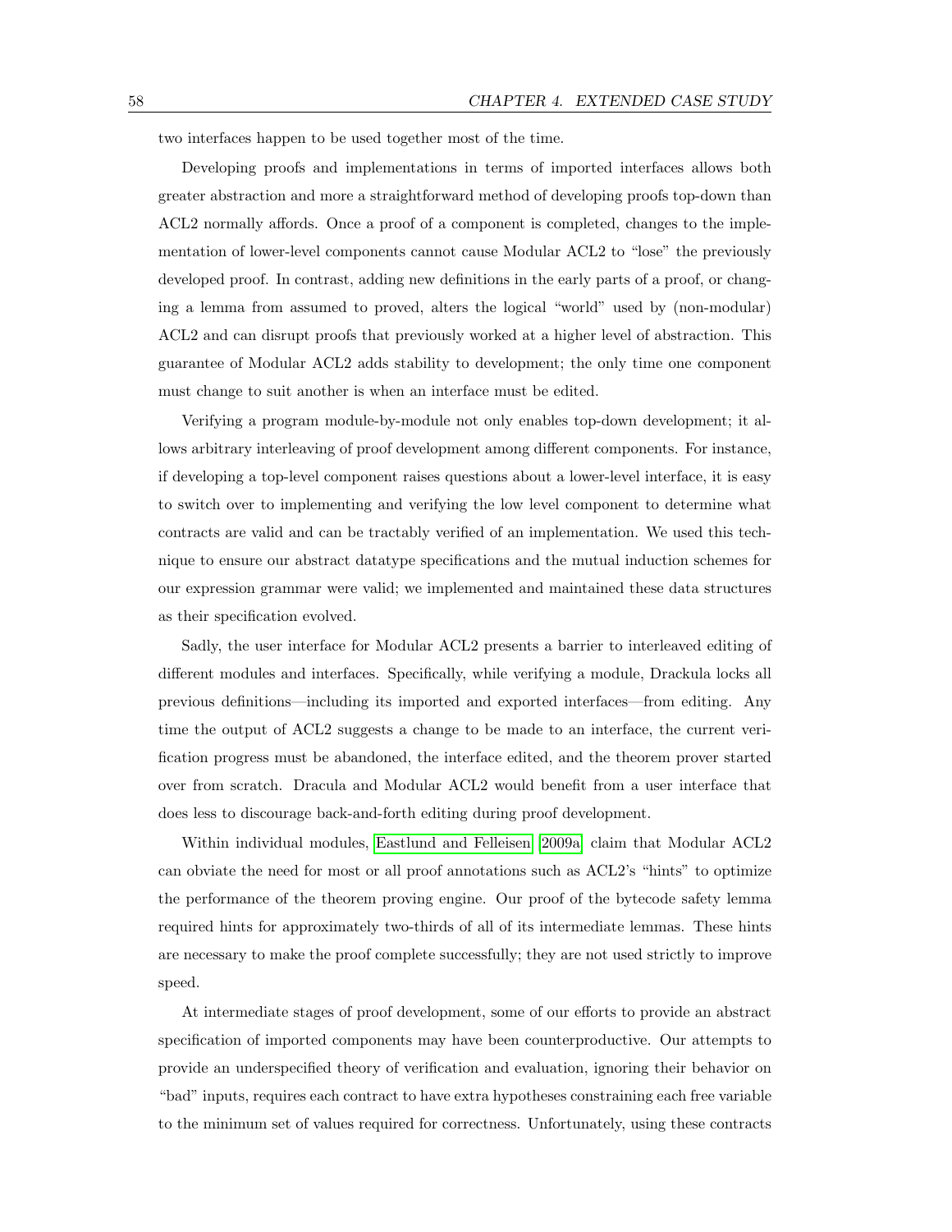two interfaces happen to be used together most of the time.

Developing proofs and implementations in terms of imported interfaces allows both greater abstraction and more a straightforward method of developing proofs top-down than ACL2 normally affords. Once a proof of a component is completed, changes to the implementation of lower-level components cannot cause Modular ACL2 to "lose" the previously developed proof. In contrast, adding new definitions in the early parts of a proof, or changing a lemma from assumed to proved, alters the logical "world" used by (non-modular) ACL2 and can disrupt proofs that previously worked at a higher level of abstraction. This guarantee of Modular ACL2 adds stability to development; the only time one component must change to suit another is when an interface must be edited.

Verifying a program module-by-module not only enables top-down development; it allows arbitrary interleaving of proof development among different components. For instance, if developing a top-level component raises questions about a lower-level interface, it is easy to switch over to implementing and verifying the low level component to determine what contracts are valid and can be tractably verified of an implementation. We used this technique to ensure our abstract datatype specifications and the mutual induction schemes for our expression grammar were valid; we implemented and maintained these data structures as their specification evolved.

Sadly, the user interface for Modular ACL2 presents a barrier to interleaved editing of different modules and interfaces. Specifically, while verifying a module, Drackula locks all previous definitions—including its imported and exported interfaces—from editing. Any time the output of ACL2 suggests a change to be made to an interface, the current verification progress must be abandoned, the interface edited, and the theorem prover started over from scratch. Dracula and Modular ACL2 would benefit from a user interface that does less to discourage back-and-forth editing during proof development.

Within individual modules, Eastlund and Felleisen [2009a] claim that Modular ACL2 can obviate the need for most or all proof annotations such as ACL2's "hints" to optimize the performance of the theorem proving engine. Our proof of the bytecode safety lemma required hints for approximately two-thirds of all of its intermediate lemmas. These hints are necessary to make the proof complete successfully; they are not used strictly to improve speed.

At intermediate stages of proof development, some of our efforts to provide an abstract specification of imported components may have been counterproductive. Our attempts to provide an underspecified theory of verification and evaluation, ignoring their behavior on "bad" inputs, requires each contract to have extra hypotheses constraining each free variable to the minimum set of values required for correctness. Unfortunately, using these contracts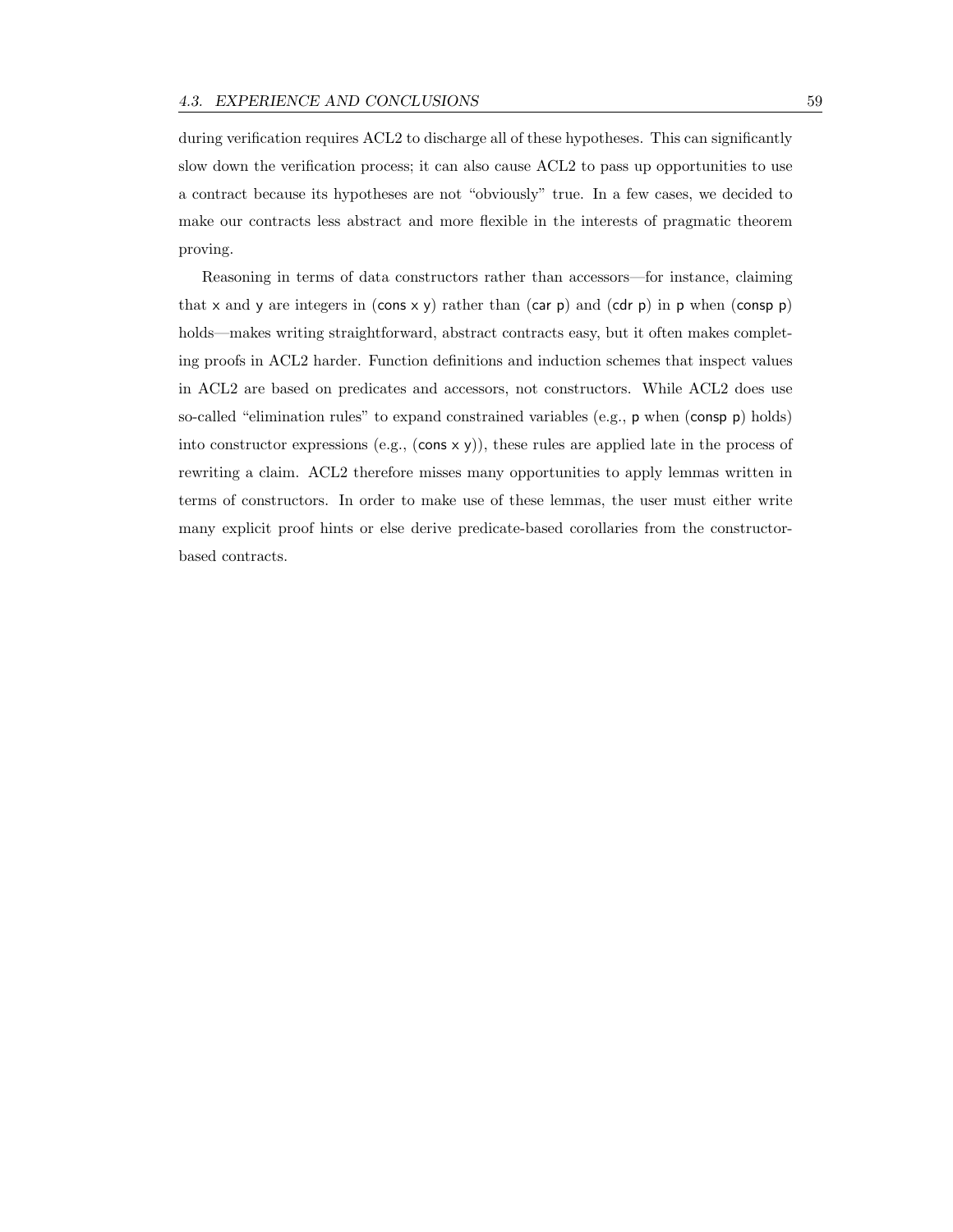during verification requires ACL2 to discharge all of these hypotheses. This can significantly slow down the verification process; it can also cause ACL2 to pass up opportunities to use a contract because its hypotheses are not "obviously" true. In a few cases, we decided to make our contracts less abstract and more flexible in the interests of pragmatic theorem proving.

Reasoning in terms of data constructors rather than accessors—for instance, claiming that `x` and `y` are integers in (`cons x y`) rather than (`car p`) and (`cdr p`) in `p` when (`consp p`) holds—makes writing straightforward, abstract contracts easy, but it often makes completing proofs in ACL2 harder. Function definitions and induction schemes that inspect values in ACL2 are based on predicates and accessors, not constructors. While ACL2 does use so-called "elimination rules" to expand constrained variables (e.g., `p` when (`consp p`) holds) into constructor expressions (e.g., (`cons x y`)), these rules are applied late in the process of rewriting a claim. ACL2 therefore misses many opportunities to apply lemmas written in terms of constructors. In order to make use of these lemmas, the user must either write many explicit proof hints or else derive predicate-based corollaries from the constructor-based contracts.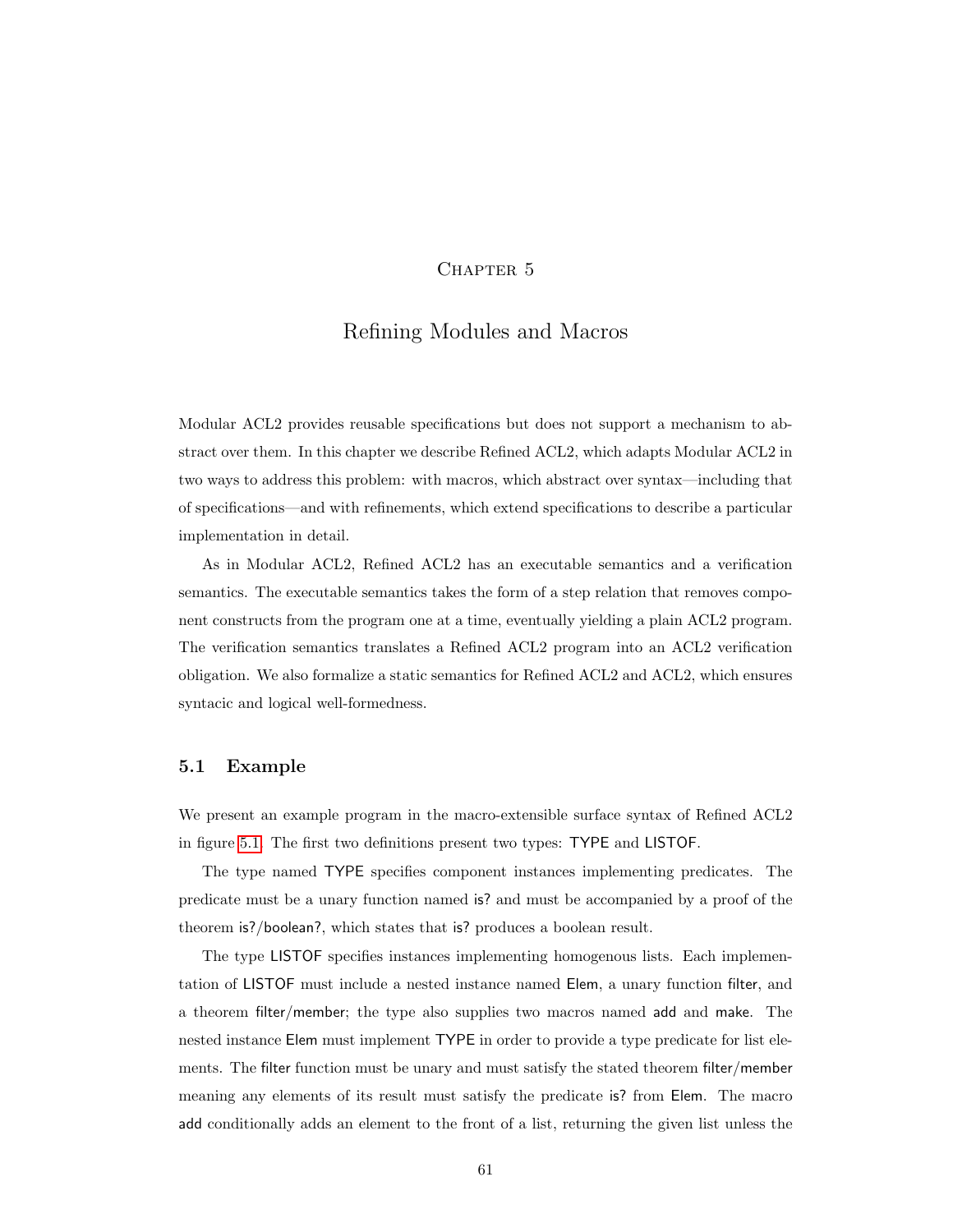# Chapter 5

# Refining Modules and Macros

Modular ACL2 provides reusable specifications but does not support a mechanism to abstract over them. In this chapter we describe Refined ACL2, which adapts Modular ACL2 in two ways to address this problem: with macros, which abstract over syntax—including that of specifications—and with refinements, which extend specifications to describe a particular implementation in detail.

As in Modular ACL2, Refined ACL2 has an executable semantics and a verification semantics. The executable semantics takes the form of a step relation that removes component constructs from the program one at a time, eventually yielding a plain ACL2 program. The verification semantics translates a Refined ACL2 program into an ACL2 verification obligation. We also formalize a static semantics for Refined ACL2 and ACL2, which ensures syntacic and logical well-formedness.

## 5.1 Example

We present an example program in the macro-extensible surface syntax of Refined ACL2 in figure 5.1. The first two definitions present two types: TYPE and LISTOF.

The type named TYPE specifies component instances implementing predicates. The predicate must be a unary function named is? and must be accompanied by a proof of the theorem is?/boolean?, which states that is? produces a boolean result.

The type LISTOF specifies instances implementing homogenous lists. Each implementation of LISTOF must include a nested instance named Elem, a unary function filter, and a theorem filter/member; the type also supplies two macros named add and make. The nested instance Elem must implement TYPE in order to provide a type predicate for list elements. The filter function must be unary and must satisfy the stated theorem filter/member meaning any elements of its result must satisfy the predicate is? from Elem. The macro add conditionally adds an element to the front of a list, returning the given list unless the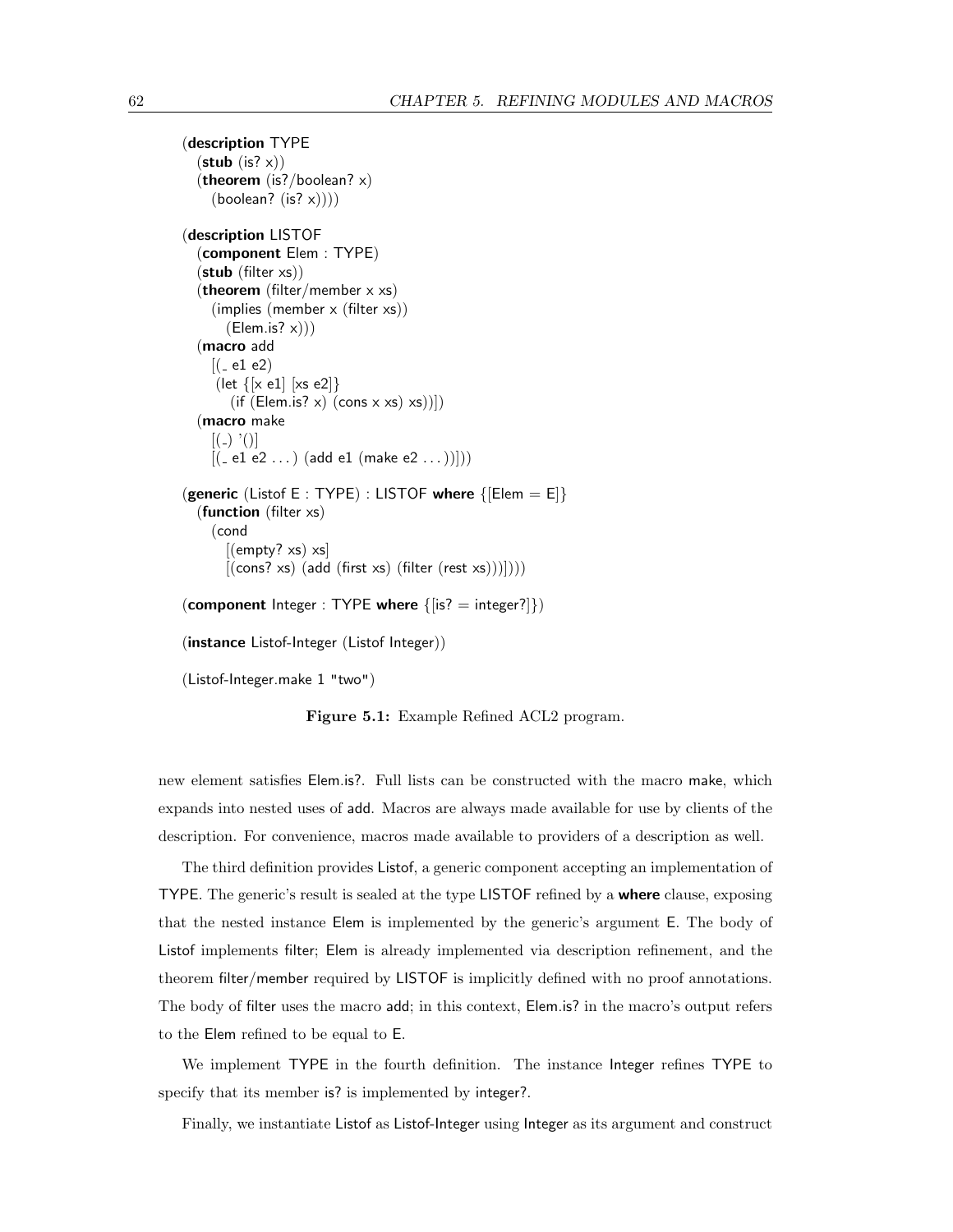```
(description TYPE
  (stub (is? x))
  (theorem (is?/boolean? x)
    (boolean? (is? x))))

(description LISTOF
  (component Elem : TYPE)
  (stub (filter xs))
  (theorem (filter/member x xs)
    (implies (member x (filter xs))
      (Elem.is? x)))
  (macro add
    [(_ e1 e2)
     (let {[x e1] [xs e2]}
       (if (Elem.is? x) (cons x xs) xs))])
  (macro make
    [(_) '()]
    [(_ e1 e2 ...) (add e1 (make e2 ...))]))

(generic (Listof E : TYPE) : LISTOF where {[Elem = E]}
  (function (filter xs)
    (cond
      [(empty? xs) xs]
      [(cons? xs) (add (first xs) (filter (rest xs)))])))

(component Integer : TYPE where {[is? = integer?]})

(instance Listof-Integer (Listof Integer))

(Listof-Integer.make 1 "two")
```

**Figure 5.1:** Example Refined ACL2 program.

new element satisfies Elem.is?. Full lists can be constructed with the macro make, which expands into nested uses of add. Macros are always made available for use by clients of the description. For convenience, macros made available to providers of a description as well.

The third definition provides Listof, a generic component accepting an implementation of TYPE. The generic's result is sealed at the type LISTOF refined by a **where** clause, exposing that the nested instance Elem is implemented by the generic's argument E. The body of Listof implements filter; Elem is already implemented via description refinement, and the theorem filter/member required by LISTOF is implicitly defined with no proof annotations. The body of filter uses the macro add; in this context, Elem.is? in the macro's output refers to the Elem refined to be equal to E.

We implement TYPE in the fourth definition. The instance Integer refines TYPE to specify that its member is? is implemented by integer?.

Finally, we instantiate Listof as Listof-Integer using Integer as its argument and construct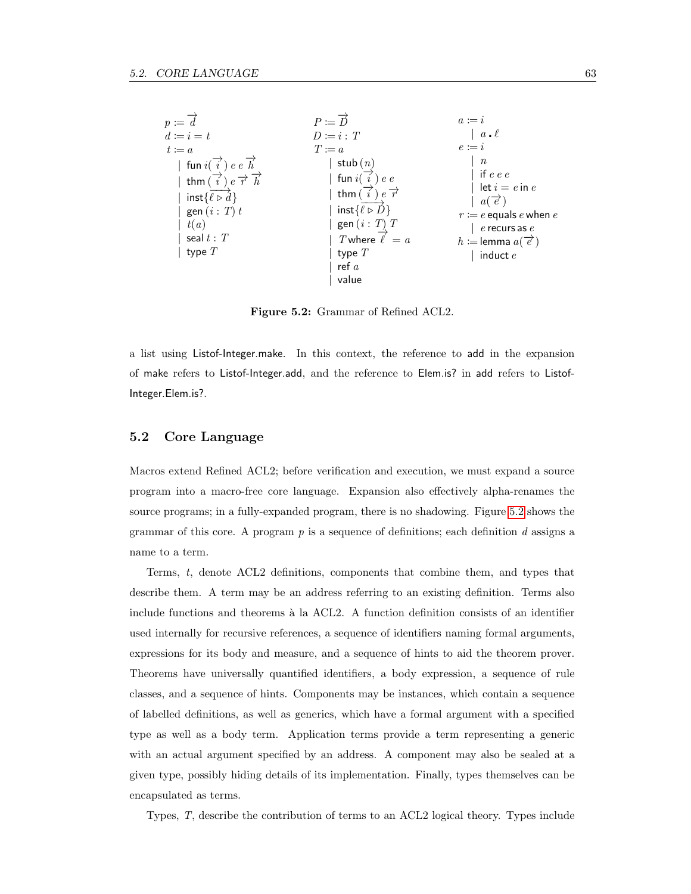$$
\begin{array}{lll}
\begin{array}{l}
p \coloneqq \overrightarrow{d} \\
d \coloneqq i = t \\
t \coloneqq a \\
\quad \mid \ \mathsf{fun}\ i(\overrightarrow{i}\,)\ e\ e\ \overrightarrow{h} \\
\quad \mid \ \mathsf{thm}\ (\overrightarrow{i}\,)\ e\ \overrightarrow{r}\ \overrightarrow{h} \\
\quad \mid \ \mathsf{inst}\{\overrightarrow{\ell \rhd d}\} \\
\quad \mid \ \mathsf{gen}\ (i : T)\ t \\
\quad \mid \ t(a) \\
\quad \mid \ \mathsf{seal}\ t : T \\
\quad \mid \ \mathsf{type}\ T
\end{array}
&
\begin{array}{l}
P \coloneqq \overrightarrow{D} \\
D \coloneqq i : T \\
T \coloneqq a \\
\quad \mid \ \mathsf{stub}\ (n) \\
\quad \mid \ \mathsf{fun}\ i(\overrightarrow{i}\,)\ e\ e \\
\quad \mid \ \mathsf{thm}\ (\overrightarrow{i}\,)\ e\ \overrightarrow{r} \\
\quad \mid \ \mathsf{inst}\{\overrightarrow{\ell \rhd D}\} \\
\quad \mid \ \mathsf{gen}\ (i : T)\ T \\
\quad \mid \ T\ \mathsf{where}\ \overrightarrow{\ell} = a \\
\quad \mid \ \mathsf{type}\ T \\
\quad \mid \ \mathsf{ref}\ a \\
\quad \mid \ \mathsf{value}
\end{array}
&
\begin{array}{l}
a \coloneqq i \\
\quad \mid \ a\,.\,\ell \\
e \coloneqq i \\
\quad \mid \ n \\
\quad \mid \ \mathsf{if}\ e\ e\ e \\
\quad \mid \ \mathsf{let}\ i = e\ \mathsf{in}\ e \\
\quad \mid \ a(\overrightarrow{e}\,) \\
r \coloneqq e\ \mathsf{equals}\ e\ \mathsf{when}\ e \\
\quad \mid \ e\ \mathsf{recurs\ as}\ e \\
h \coloneqq \mathsf{lemma}\ a(\overrightarrow{e}\,) \\
\quad \mid \ \mathsf{induct}\ e
\end{array}
\end{array}
$$

**Figure 5.2:** Grammar of Refined ACL2.

a list using Listof-Integer.make. In this context, the reference to add in the expansion of make refers to Listof-Integer.add, and the reference to Elem.is? in add refers to Listof-Integer.Elem.is?.

## 5.2 Core Language

Macros extend Refined ACL2; before verification and execution, we must expand a source program into a macro-free core language. Expansion also effectively alpha-renames the source programs; in a fully-expanded program, there is no shadowing. Figure 5.2 shows the grammar of this core. A program $p$ is a sequence of definitions; each definition $d$ assigns a name to a term.

Terms, $t$, denote ACL2 definitions, components that combine them, and types that describe them. A term may be an address referring to an existing definition. Terms also include functions and theorems à la ACL2. A function definition consists of an identifier used internally for recursive references, a sequence of identifiers naming formal arguments, expressions for its body and measure, and a sequence of hints to aid the theorem prover. Theorems have universally quantified identifiers, a body expression, a sequence of rule classes, and a sequence of hints. Components may be instances, which contain a sequence of labelled definitions, as well as generics, which have a formal argument with a specified type as well as a body term. Application terms provide a term representing a generic with an actual argument specified by an address. A component may also be sealed at a given type, possibly hiding details of its implementation. Finally, types themselves can be encapsulated as terms.

Types, $T$, describe the contribution of terms to an ACL2 logical theory. Types include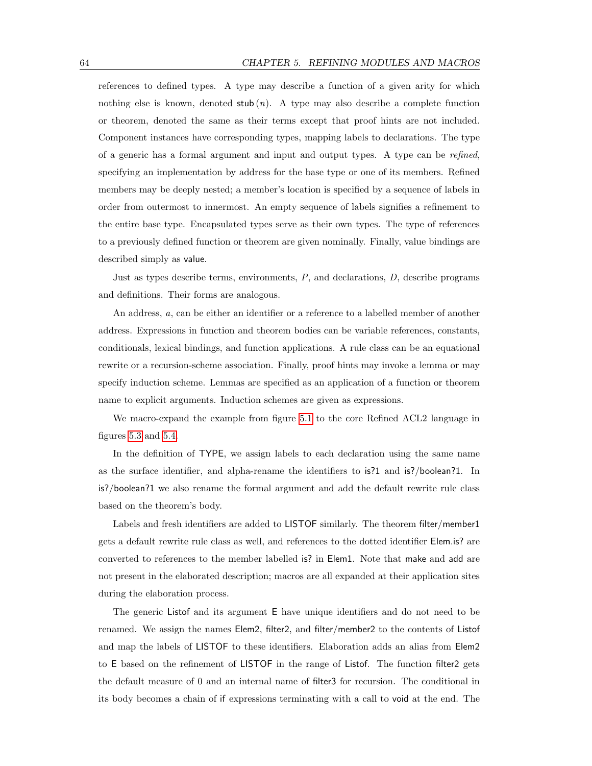references to defined types. A type may describe a function of a given arity for which nothing else is known, denoted stub $(n)$. A type may also describe a complete function or theorem, denoted the same as their terms except that proof hints are not included. Component instances have corresponding types, mapping labels to declarations. The type of a generic has a formal argument and input and output types. A type can be *refined*, specifying an implementation by address for the base type or one of its members. Refined members may be deeply nested; a member's location is specified by a sequence of labels in order from outermost to innermost. An empty sequence of labels signifies a refinement to the entire base type. Encapsulated types serve as their own types. The type of references to a previously defined function or theorem are given nominally. Finally, value bindings are described simply as value.

Just as types describe terms, environments, $P$, and declarations, $D$, describe programs and definitions. Their forms are analogous.

An address, $a$, can be either an identifier or a reference to a labelled member of another address. Expressions in function and theorem bodies can be variable references, constants, conditionals, lexical bindings, and function applications. A rule class can be an equational rewrite or a recursion-scheme association. Finally, proof hints may invoke a lemma or may specify induction scheme. Lemmas are specified as an application of a function or theorem name to explicit arguments. Induction schemes are given as expressions.

We macro-expand the example from figure 5.1 to the core Refined ACL2 language in figures 5.3 and 5.4.

In the definition of TYPE, we assign labels to each declaration using the same name as the surface identifier, and alpha-rename the identifiers to is?1 and is?/boolean?1. In is?/boolean?1 we also rename the formal argument and add the default rewrite rule class based on the theorem's body.

Labels and fresh identifiers are added to LISTOF similarly. The theorem filter/member1 gets a default rewrite rule class as well, and references to the dotted identifier Elem.is? are converted to references to the member labelled is? in Elem1. Note that make and add are not present in the elaborated description; macros are all expanded at their application sites during the elaboration process.

The generic Listof and its argument E have unique identifiers and do not need to be renamed. We assign the names Elem2, filter2, and filter/member2 to the contents of Listof and map the labels of LISTOF to these identifiers. Elaboration adds an alias from Elem2 to E based on the refinement of LISTOF in the range of Listof. The function filter2 gets the default measure of 0 and an internal name of filter3 for recursion. The conditional in its body becomes a chain of if expressions terminating with a call to void at the end. The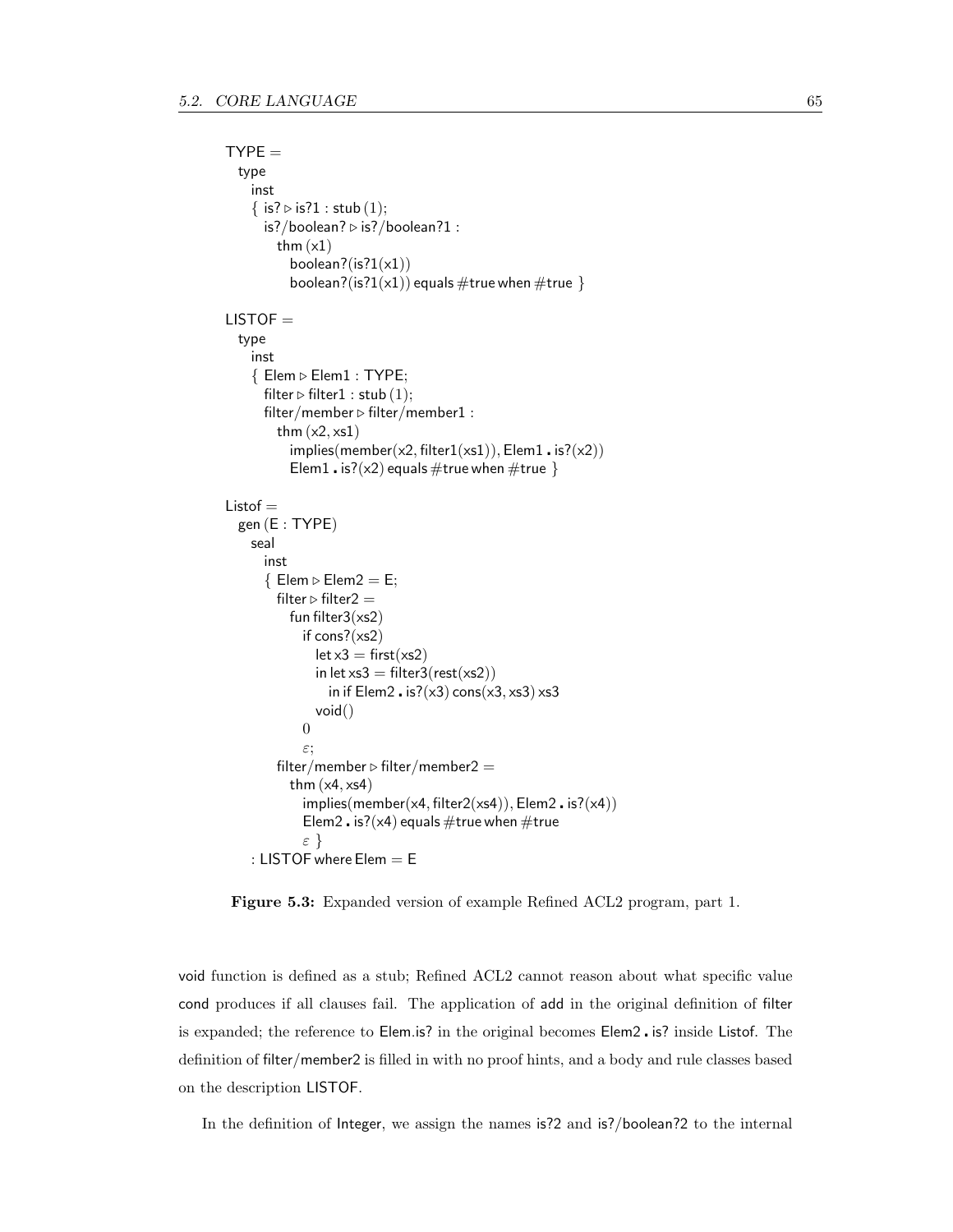```
TYPE =
  type
    inst
    { is? ▷ is?1 : stub (1);
      is?/boolean? ▷ is?/boolean?1 :
        thm (x1)
          boolean?(is?1(x1))
          boolean?(is?1(x1)) equals #true when #true }

LISTOF =
  type
    inst
    { Elem ▷ Elem1 : TYPE;
      filter ▷ filter1 : stub (1);
      filter/member ▷ filter/member1 :
        thm (x2, xs1)
          implies(member(x2, filter1(xs1)), Elem1 . is?(x2))
          Elem1 . is?(x2) equals #true when #true }

Listof =
  gen (E : TYPE)
    seal
      inst
      { Elem ▷ Elem2 = E;
        filter ▷ filter2 =
          fun filter3(xs2)
            if cons?(xs2)
              let x3 = first(xs2)
              in let xs3 = filter3(rest(xs2))
                in if Elem2 . is?(x3) cons(x3, xs3) xs3
              void()
            0
            ε;
        filter/member ▷ filter/member2 =
          thm (x4, xs4)
            implies(member(x4, filter2(xs4)), Elem2 . is?(x4))
            Elem2 . is?(x4) equals #true when #true
            ε }
    : LISTOF where Elem = E
```

**Figure 5.3:** Expanded version of example Refined ACL2 program, part 1.

void function is defined as a stub; Refined ACL2 cannot reason about what specific value cond produces if all clauses fail. The application of add in the original definition of filter is expanded; the reference to Elem.is? in the original becomes Elem2 . is? inside Listof. The definition of filter/member2 is filled in with no proof hints, and a body and rule classes based on the description LISTOF.

In the definition of Integer, we assign the names is?2 and is?/boolean?2 to the internal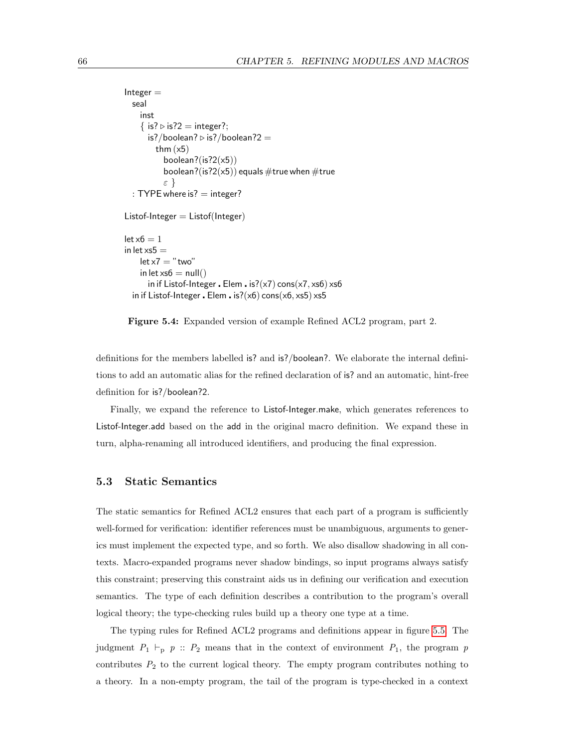```
Integer =
  seal
    inst
    { is? ▷ is?2 = integer?;
      is?/boolean? ▷ is?/boolean?2 =
        thm (x5)
          boolean?(is?2(x5))
          boolean?(is?2(x5)) equals #true when #true
          ε }
  : TYPE where is? = integer?

Listof-Integer = Listof(Integer)

let x6 = 1
in let xs5 =
     let x7 = "two"
     in let xs6 = null()
       in if Listof-Integer . Elem . is?(x7) cons(x7, xs6) xs6
  in if Listof-Integer . Elem . is?(x6) cons(x6, xs5) xs5
```

**Figure 5.4:** Expanded version of example Refined ACL2 program, part 2.

definitions for the members labelled is? and is?/boolean?. We elaborate the internal definitions to add an automatic alias for the refined declaration of is? and an automatic, hint-free definition for is?/boolean?2.

Finally, we expand the reference to Listof-Integer.make, which generates references to Listof-Integer.add based on the add in the original macro definition. We expand these in turn, alpha-renaming all introduced identifiers, and producing the final expression.

## 5.3 Static Semantics

The static semantics for Refined ACL2 ensures that each part of a program is sufficiently well-formed for verification: identifier references must be unambiguous, arguments to generics must implement the expected type, and so forth. We also disallow shadowing in all contexts. Macro-expanded programs never shadow bindings, so input programs always satisfy this constraint; preserving this constraint aids us in defining our verification and execution semantics. The type of each definition describes a contribution to the program's overall logical theory; the type-checking rules build up a theory one type at a time.

The typing rules for Refined ACL2 programs and definitions appear in figure 5.5. The judgment $P_1 \vdash_{\mathrm{p}} p :: P_2$ means that in the context of environment $P_1$, the program $p$ contributes $P_2$ to the current logical theory. The empty program contributes nothing to a theory. In a non-empty program, the tail of the program is type-checked in a context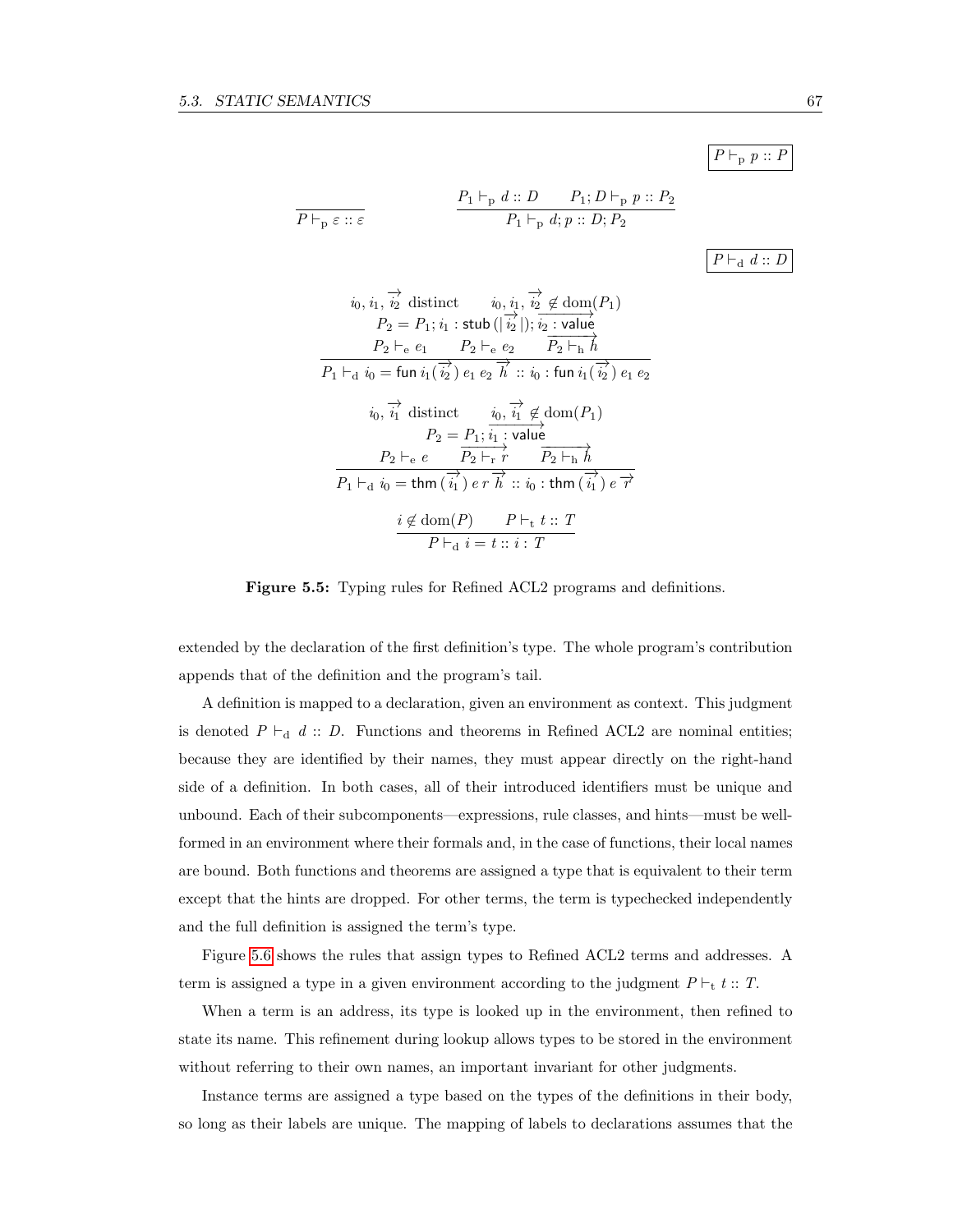$$\boxed{P \vdash_{\mathrm{p}} p :: P}$$

$$\frac{}{P \vdash_{\mathrm{p}} \varepsilon :: \varepsilon} \qquad \frac{P_1 \vdash_{\mathrm{p}} d :: D \qquad P_1; D \vdash_{\mathrm{p}} p :: P_2}{P_1 \vdash_{\mathrm{p}} d; p :: D; P_2}$$

$$\boxed{P \vdash_{\mathrm{d}} d :: D}$$

$$\frac{\begin{array}{c} i_0, i_1, \overrightarrow{i_2} \text{ distinct} \qquad i_0, i_1, \overrightarrow{i_2} \notin \mathrm{dom}(P_1) \\ P_2 = P_1; i_1 : \mathsf{stub}\,(|\overrightarrow{i_2}|); \overrightarrow{i_2 : \mathsf{value}} \\ P_2 \vdash_{\mathrm{e}} e_1 \qquad P_2 \vdash_{\mathrm{e}} e_2 \qquad \overrightarrow{P_2 \vdash_{\mathrm{h}} h} \end{array}}{P_1 \vdash_{\mathrm{d}} i_0 = \mathsf{fun}\, i_1 (\overrightarrow{i_2})\, e_1\, e_2\, \overrightarrow{h} :: i_0 : \mathsf{fun}\, i_1 (\overrightarrow{i_2})\, e_1\, e_2}$$

$$\frac{\begin{array}{c} i_0, \overrightarrow{i_1} \text{ distinct} \qquad i_0, \overrightarrow{i_1} \notin \mathrm{dom}(P_1) \\ P_2 = P_1; \overrightarrow{i_1 : \mathsf{value}} \\ P_2 \vdash_{\mathrm{e}} e \qquad \overrightarrow{P_2 \vdash_{\mathrm{r}} r} \qquad \overrightarrow{P_2 \vdash_{\mathrm{h}} h} \end{array}}{P_1 \vdash_{\mathrm{d}} i_0 = \mathsf{thm}\,(\overrightarrow{i_1})\, e\, r\, \overrightarrow{h} :: i_0 : \mathsf{thm}\,(\overrightarrow{i_1})\, e\, \overrightarrow{r}}$$

$$\frac{i \notin \mathrm{dom}(P) \qquad P \vdash_{\mathrm{t}} t :: T}{P \vdash_{\mathrm{d}} i = t :: i : T}$$

**Figure 5.5:** Typing rules for Refined ACL2 programs and definitions.

extended by the declaration of the first definition's type. The whole program's contribution appends that of the definition and the program's tail.

A definition is mapped to a declaration, given an environment as context. This judgment is denoted $P \vdash_{\mathrm{d}} d :: D$. Functions and theorems in Refined ACL2 are nominal entities; because they are identified by their names, they must appear directly on the right-hand side of a definition. In both cases, all of their introduced identifiers must be unique and unbound. Each of their subcomponents—expressions, rule classes, and hints—must be well-formed in an environment where their formals and, in the case of functions, their local names are bound. Both functions and theorems are assigned a type that is equivalent to their term except that the hints are dropped. For other terms, the term is typechecked independently and the full definition is assigned the term's type.

Figure 5.6 shows the rules that assign types to Refined ACL2 terms and addresses. A term is assigned a type in a given environment according to the judgment $P \vdash_{\mathrm{t}} t :: T$.

When a term is an address, its type is looked up in the environment, then refined to state its name. This refinement during lookup allows types to be stored in the environment without referring to their own names, an important invariant for other judgments.

Instance terms are assigned a type based on the types of the definitions in their body, so long as their labels are unique. The mapping of labels to declarations assumes that the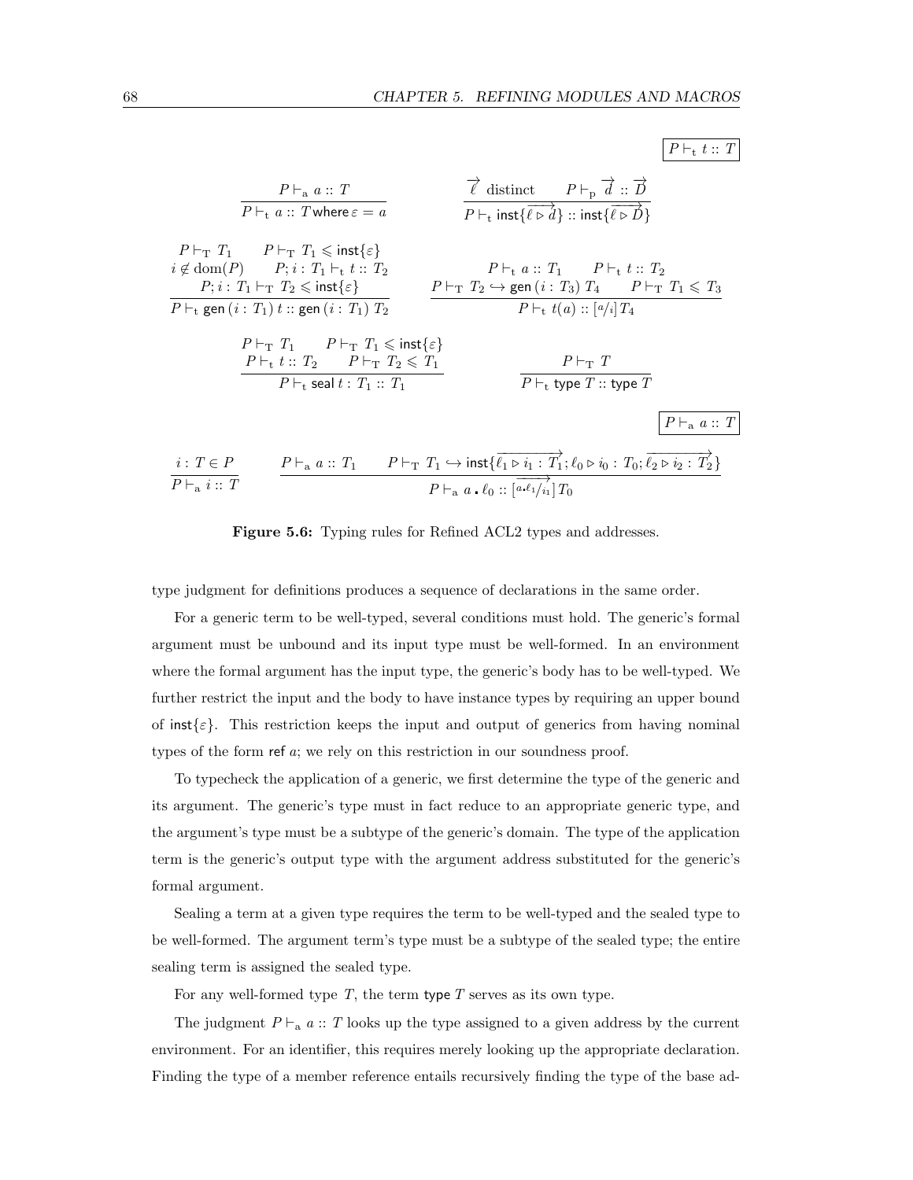$$\boxed{P \vdash_{\mathrm{t}} t :: T}$$

$$\frac{P \vdash_{\mathrm{a}} a :: T}{P \vdash_{\mathrm{t}} a :: T \,\mathsf{where}\, \varepsilon = a} \qquad \frac{\overrightarrow{\ell} \text{ distinct} \qquad P \vdash_{\mathrm{p}} \overrightarrow{d} :: \overrightarrow{D}}{P \vdash_{\mathrm{t}} \mathsf{inst}\{\overrightarrow{\ell \triangleright d}\} :: \mathsf{inst}\{\overrightarrow{\ell \triangleright D}\}}$$

$$\frac{\begin{array}{c} P \vdash_{\mathrm{T}} T_1 \qquad P \vdash_{\mathrm{T}} T_1 \leqslant \mathsf{inst}\{\varepsilon\} \\ i \notin \mathrm{dom}(P) \qquad P; i : T_1 \vdash_{\mathrm{t}} t :: T_2 \\ P; i : T_1 \vdash_{\mathrm{T}} T_2 \leqslant \mathsf{inst}\{\varepsilon\} \end{array}}{P \vdash_{\mathrm{t}} \mathsf{gen}\,(i : T_1)\, t :: \mathsf{gen}\,(i : T_1)\, T_2} \qquad \frac{\begin{array}{c} P \vdash_{\mathrm{t}} a :: T_1 \qquad P \vdash_{\mathrm{t}} t :: T_2 \\ P \vdash_{\mathrm{T}} T_2 \hookrightarrow \mathsf{gen}\,(i : T_3)\, T_4 \qquad P \vdash_{\mathrm{T}} T_1 \leqslant T_3 \end{array}}{P \vdash_{\mathrm{t}} t(a) :: [a/i]\, T_4}$$

$$\frac{\begin{array}{c} P \vdash_{\mathrm{T}} T_1 \qquad P \vdash_{\mathrm{T}} T_1 \leqslant \mathsf{inst}\{\varepsilon\} \\ P \vdash_{\mathrm{t}} t :: T_2 \qquad P \vdash_{\mathrm{T}} T_2 \leqslant T_1 \end{array}}{P \vdash_{\mathrm{t}} \mathsf{seal}\, t : T_1 :: T_1} \qquad \frac{P \vdash_{\mathrm{T}} T}{P \vdash_{\mathrm{t}} \mathsf{type}\, T :: \mathsf{type}\, T}$$

$$\boxed{P \vdash_{\mathrm{a}} a :: T}$$

$$\frac{i : T \in P}{P \vdash_{\mathrm{a}} i :: T} \qquad \frac{P \vdash_{\mathrm{a}} a :: T_1 \qquad P \vdash_{\mathrm{T}} T_1 \hookrightarrow \mathsf{inst}\{\overrightarrow{\ell_1 \triangleright i_1 : T_1}; \ell_0 \triangleright i_0 : T_0; \overrightarrow{\ell_2 \triangleright i_2 : T_2}\}}{P \vdash_{\mathrm{a}} a \,\mathbf{.}\, \ell_0 :: [\overrightarrow{a.\ell_1/i_1}]\, T_0}$$

**Figure 5.6:** Typing rules for Refined ACL2 types and addresses.

type judgment for definitions produces a sequence of declarations in the same order.

For a generic term to be well-typed, several conditions must hold. The generic's formal argument must be unbound and its input type must be well-formed. In an environment where the formal argument has the input type, the generic's body has to be well-typed. We further restrict the input and the body to have instance types by requiring an upper bound of $\mathsf{inst}\{\varepsilon\}$. This restriction keeps the input and output of generics from having nominal types of the form $\mathsf{ref}\ a$; we rely on this restriction in our soundness proof.

To typecheck the application of a generic, we first determine the type of the generic and its argument. The generic's type must in fact reduce to an appropriate generic type, and the argument's type must be a subtype of the generic's domain. The type of the application term is the generic's output type with the argument address substituted for the generic's formal argument.

Sealing a term at a given type requires the term to be well-typed and the sealed type to be well-formed. The argument term's type must be a subtype of the sealed type; the entire sealing term is assigned the sealed type.

For any well-formed type $T$, the term $\mathsf{type}\ T$ serves as its own type.

The judgment $P \vdash_{\mathrm{a}} a :: T$ looks up the type assigned to a given address by the current environment. For an identifier, this requires merely looking up the appropriate declaration. Finding the type of a member reference entails recursively finding the type of the base ad-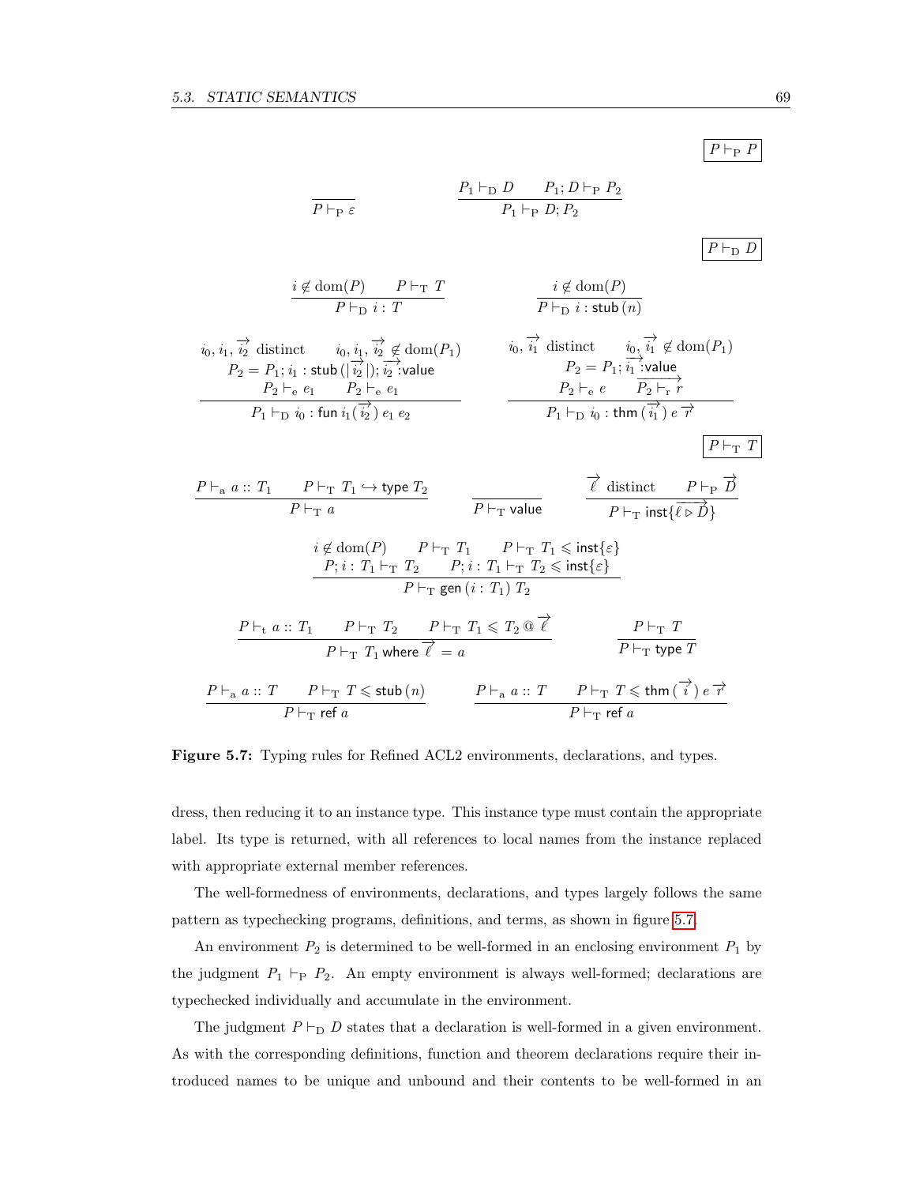$$\boxed{P \vdash_{\mathrm{P}} P}$$

$$\frac{}{P \vdash_{\mathrm{P}} \varepsilon} \qquad \frac{P_1 \vdash_{\mathrm{D}} D \qquad P_1; D \vdash_{\mathrm{P}} P_2}{P_1 \vdash_{\mathrm{P}} D; P_2}$$

$$\boxed{P \vdash_{\mathrm{D}} D}$$

$$\frac{i \notin \mathrm{dom}(P) \qquad P \vdash_{\mathrm{T}} T}{P \vdash_{\mathrm{D}} i : T} \qquad \frac{i \notin \mathrm{dom}(P)}{P \vdash_{\mathrm{D}} i : \mathsf{stub}\,(n)}$$

$$\frac{\begin{array}{c} i_0, i_1, \overrightarrow{i_2} \text{ distinct} \qquad i_0, i_1, \overrightarrow{i_2} \notin \mathrm{dom}(P_1) \\ P_2 = P_1; i_1 : \mathsf{stub}\,(|\overrightarrow{i_2}|); \overrightarrow{i_2 : \mathsf{value}} \\ P_2 \vdash_{\mathrm{e}} e_1 \qquad P_2 \vdash_{\mathrm{e}} e_1 \end{array}}{P_1 \vdash_{\mathrm{D}} i_0 : \mathsf{fun}\; i_1 (\,\overrightarrow{i_2}\,)\; e_1\; e_2} \qquad \frac{\begin{array}{c} i_0, \overrightarrow{i_1} \text{ distinct} \qquad i_0, \overrightarrow{i_1} \notin \mathrm{dom}(P_1) \\ P_2 = P_1; \overrightarrow{i_1 : \mathsf{value}} \\ P_2 \vdash_{\mathrm{e}} e \qquad \overrightarrow{P_2 \vdash_{\mathrm{r}} r} \end{array}}{P_1 \vdash_{\mathrm{D}} i_0 : \mathsf{thm}\,(\,\overrightarrow{i_1}\,)\; e\; \overrightarrow{r}}$$

$$\boxed{P \vdash_{\mathrm{T}} T}$$

$$\frac{P \vdash_{\mathrm{a}} a :: T_1 \qquad P \vdash_{\mathrm{T}} T_1 \hookrightarrow \mathsf{type}\; T_2}{P \vdash_{\mathrm{T}} a} \qquad \frac{}{P \vdash_{\mathrm{T}} \mathsf{value}} \qquad \frac{\overrightarrow{\ell} \text{ distinct} \qquad P \vdash_{\mathrm{P}} \overrightarrow{D}}{P \vdash_{\mathrm{T}} \mathsf{inst}\{\overrightarrow{\ell \triangleright D}\}}$$

$$\frac{\begin{array}{c} i \notin \mathrm{dom}(P) \qquad P \vdash_{\mathrm{T}} T_1 \qquad P \vdash_{\mathrm{T}} T_1 \leqslant \mathsf{inst}\{\varepsilon\} \\ P; i : T_1 \vdash_{\mathrm{T}} T_2 \qquad P; i : T_1 \vdash_{\mathrm{T}} T_2 \leqslant \mathsf{inst}\{\varepsilon\} \end{array}}{P \vdash_{\mathrm{T}} \mathsf{gen}\,(i : T_1)\; T_2}$$

$$\frac{P \vdash_{\mathrm{t}} a :: T_1 \qquad P \vdash_{\mathrm{T}} T_2 \qquad P \vdash_{\mathrm{T}} T_1 \leqslant T_2 \,@\, \overrightarrow{\ell}}{P \vdash_{\mathrm{T}} T_1\; \mathsf{where}\; \overrightarrow{\ell} = a} \qquad \frac{P \vdash_{\mathrm{T}} T}{P \vdash_{\mathrm{T}} \mathsf{type}\; T}$$

$$\frac{P \vdash_{\mathrm{a}} a :: T \qquad P \vdash_{\mathrm{T}} T \leqslant \mathsf{stub}\,(n)}{P \vdash_{\mathrm{T}} \mathsf{ref}\; a} \qquad \frac{P \vdash_{\mathrm{a}} a :: T \qquad P \vdash_{\mathrm{T}} T \leqslant \mathsf{thm}\,(\,\overrightarrow{i}\,)\; e\; \overrightarrow{r}}{P \vdash_{\mathrm{T}} \mathsf{ref}\; a}$$

**Figure 5.7:** Typing rules for Refined ACL2 environments, declarations, and types.

dress, then reducing it to an instance type. This instance type must contain the appropriate label. Its type is returned, with all references to local names from the instance replaced with appropriate external member references.

The well-formedness of environments, declarations, and types largely follows the same pattern as typechecking programs, definitions, and terms, as shown in figure 5.7.

An environment $P_2$ is determined to be well-formed in an enclosing environment $P_1$ by the judgment $P_1 \vdash_{\mathrm{P}} P_2$. An empty environment is always well-formed; declarations are typechecked individually and accumulate in the environment.

The judgment $P \vdash_{\mathrm{D}} D$ states that a declaration is well-formed in a given environment. As with the corresponding definitions, function and theorem declarations require their introduced names to be unique and unbound and their contents to be well-formed in an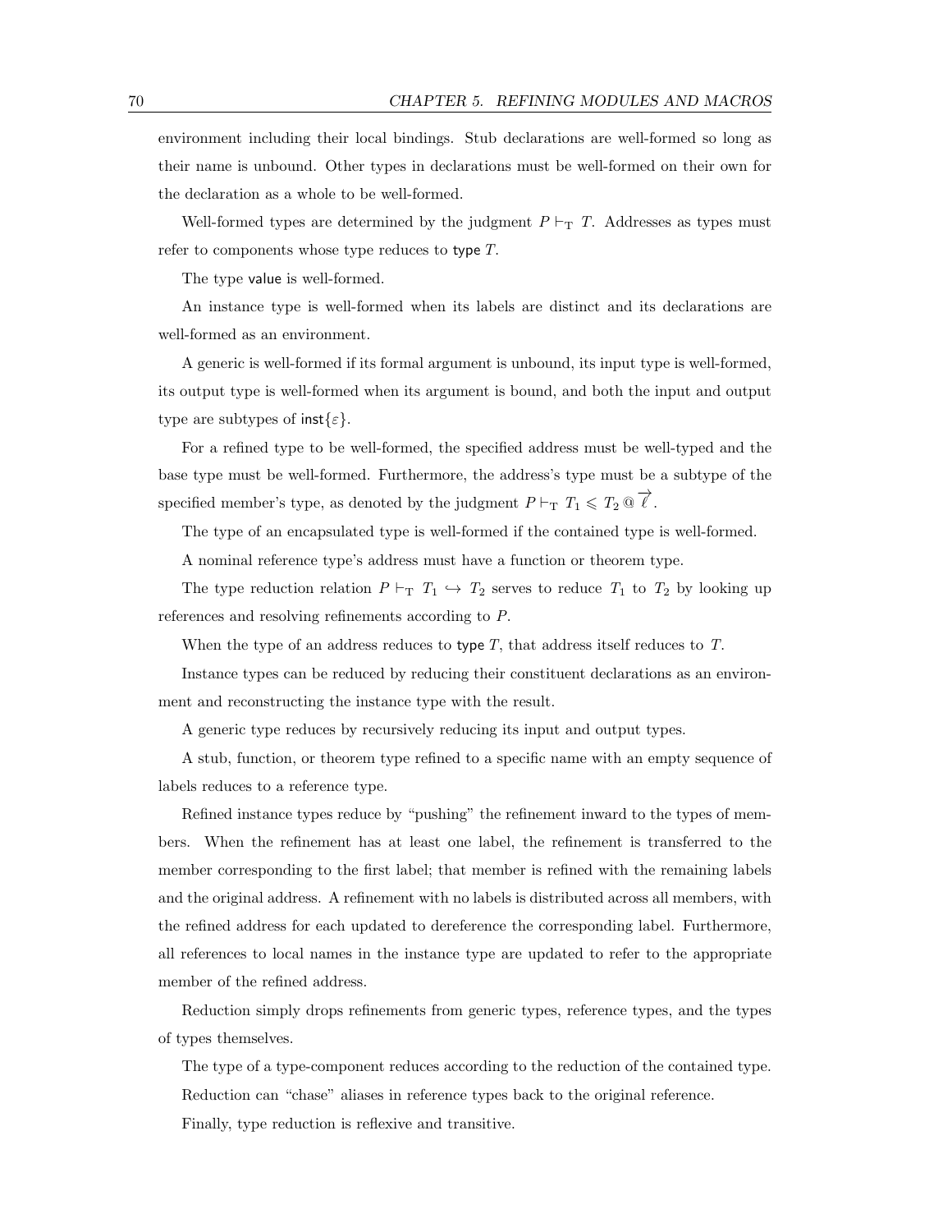environment including their local bindings. Stub declarations are well-formed so long as their name is unbound. Other types in declarations must be well-formed on their own for the declaration as a whole to be well-formed.

Well-formed types are determined by the judgment $P \vdash_{\mathrm{T}} T$. Addresses as types must refer to components whose type reduces to $\mathsf{type}\ T$.

The type $\mathsf{value}$ is well-formed.

An instance type is well-formed when its labels are distinct and its declarations are well-formed as an environment.

A generic is well-formed if its formal argument is unbound, its input type is well-formed, its output type is well-formed when its argument is bound, and both the input and output type are subtypes of $\mathsf{inst}\{\varepsilon\}$.

For a refined type to be well-formed, the specified address must be well-typed and the base type must be well-formed. Furthermore, the address's type must be a subtype of the specified member's type, as denoted by the judgment $P \vdash_{\mathrm{T}} T_1 \leqslant T_2 \mathbin{@} \overrightarrow{\ell}$.

The type of an encapsulated type is well-formed if the contained type is well-formed.

A nominal reference type's address must have a function or theorem type.

The type reduction relation $P \vdash_{\mathrm{T}} T_1 \hookrightarrow T_2$ serves to reduce $T_1$ to $T_2$ by looking up references and resolving refinements according to $P$.

When the type of an address reduces to $\mathsf{type}\ T$, that address itself reduces to $T$.

Instance types can be reduced by reducing their constituent declarations as an environment and reconstructing the instance type with the result.

A generic type reduces by recursively reducing its input and output types.

A stub, function, or theorem type refined to a specific name with an empty sequence of labels reduces to a reference type.

Refined instance types reduce by "pushing" the refinement inward to the types of members. When the refinement has at least one label, the refinement is transferred to the member corresponding to the first label; that member is refined with the remaining labels and the original address. A refinement with no labels is distributed across all members, with the refined address for each updated to dereference the corresponding label. Furthermore, all references to local names in the instance type are updated to refer to the appropriate member of the refined address.

Reduction simply drops refinements from generic types, reference types, and the types of types themselves.

The type of a type-component reduces according to the reduction of the contained type.

Reduction can "chase" aliases in reference types back to the original reference.

Finally, type reduction is reflexive and transitive.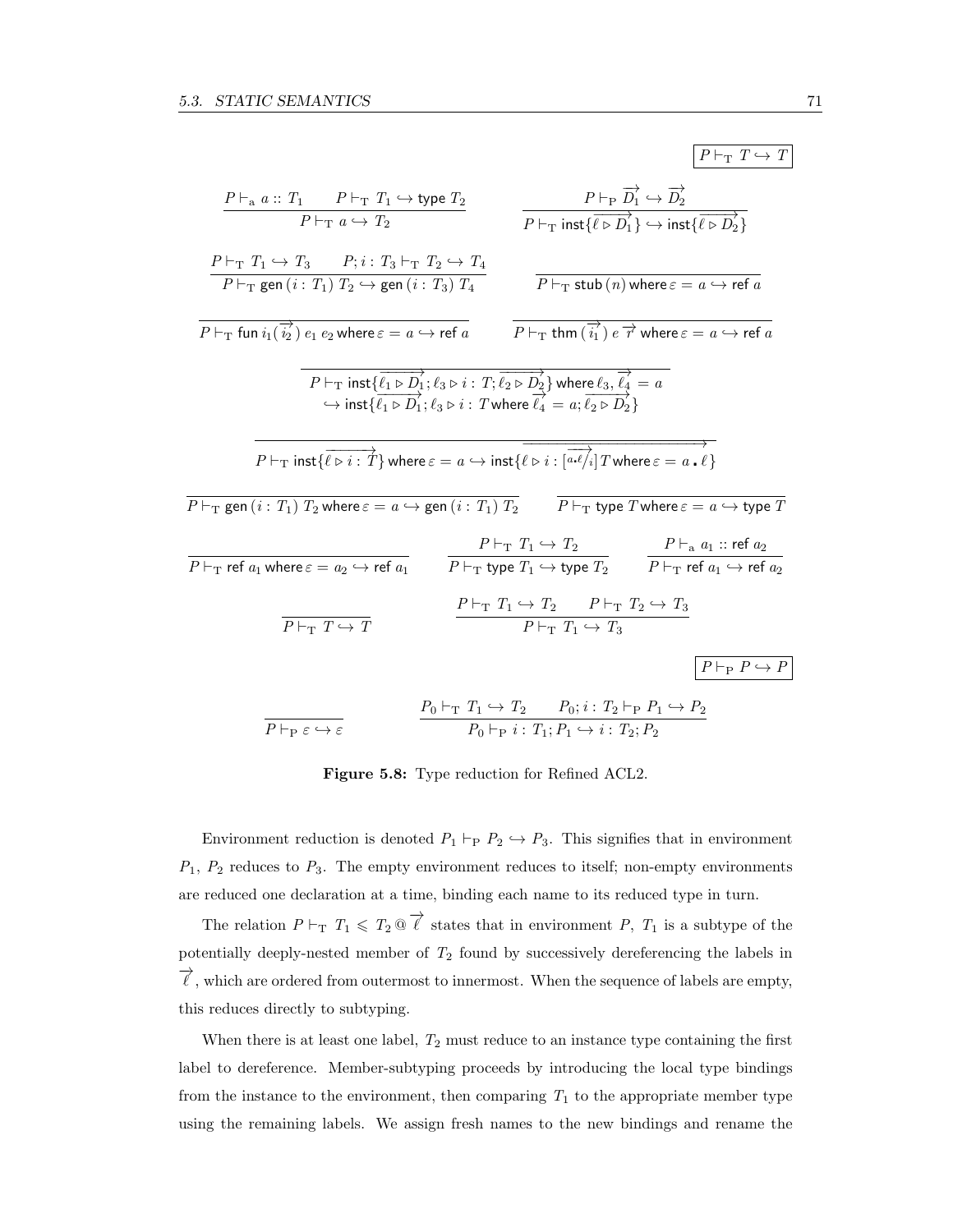$$\boxed{P \vdash_{\mathrm{T}} T \hookrightarrow T}$$

$$\frac{P \vdash_{\mathrm{a}} a :: T_1 \qquad P \vdash_{\mathrm{T}} T_1 \hookrightarrow \mathsf{type}\ T_2}{P \vdash_{\mathrm{T}} a \hookrightarrow T_2}
\qquad
\frac{P \vdash_{\mathrm{P}} \overrightarrow{D_1} \hookrightarrow \overrightarrow{D_2}}{P \vdash_{\mathrm{T}} \mathsf{inst}\{\overrightarrow{\ell \triangleright D_1}\} \hookrightarrow \mathsf{inst}\{\overrightarrow{\ell \triangleright D_2}\}}$$

$$\frac{P \vdash_{\mathrm{T}} T_1 \hookrightarrow T_3 \qquad P; i : T_3 \vdash_{\mathrm{T}} T_2 \hookrightarrow T_4}{P \vdash_{\mathrm{T}} \mathsf{gen}\,(i : T_1)\ T_2 \hookrightarrow \mathsf{gen}\,(i : T_3)\ T_4}
\qquad
\frac{}{P \vdash_{\mathrm{T}} \mathsf{stub}\,(n)\,\mathsf{where}\,\varepsilon = a \hookrightarrow \mathsf{ref}\ a}$$

$$\frac{}{P \vdash_{\mathrm{T}} \mathsf{fun}\ i_1(\overrightarrow{i_2})\ e_1\ e_2\,\mathsf{where}\,\varepsilon = a \hookrightarrow \mathsf{ref}\ a}
\qquad
\frac{}{P \vdash_{\mathrm{T}} \mathsf{thm}\,(\overrightarrow{i_1})\ e\ \overrightarrow{r}\ \mathsf{where}\,\varepsilon = a \hookrightarrow \mathsf{ref}\ a}$$

$$\frac{}{\begin{array}{c}P \vdash_{\mathrm{T}} \mathsf{inst}\{\overrightarrow{\ell_1 \triangleright D_1}; \ell_3 \triangleright i : T; \overrightarrow{\ell_2 \triangleright D_2}\}\,\mathsf{where}\,\ell_3, \overrightarrow{\ell_4} = a \\ \hookrightarrow \mathsf{inst}\{\overrightarrow{\ell_1 \triangleright D_1}; \ell_3 \triangleright i : T\,\mathsf{where}\,\overrightarrow{\ell_4} = a; \overrightarrow{\ell_2 \triangleright D_2}\}\end{array}}$$

$$\frac{}{P \vdash_{\mathrm{T}} \mathsf{inst}\{\overrightarrow{\ell \triangleright i : T}\}\,\mathsf{where}\,\varepsilon = a \hookrightarrow \mathsf{inst}\{\overrightarrow{\ell \triangleright i : [\overrightarrow{{}^{a.\ell}/_i}]\,T\,\mathsf{where}\,\varepsilon = a\,.\,\ell}\}}$$

$$\frac{}{P \vdash_{\mathrm{T}} \mathsf{gen}\,(i : T_1)\ T_2\,\mathsf{where}\,\varepsilon = a \hookrightarrow \mathsf{gen}\,(i : T_1)\ T_2}
\qquad
\frac{}{P \vdash_{\mathrm{T}} \mathsf{type}\ T\,\mathsf{where}\,\varepsilon = a \hookrightarrow \mathsf{type}\ T}$$

$$\frac{}{P \vdash_{\mathrm{T}} \mathsf{ref}\ a_1\,\mathsf{where}\,\varepsilon = a_2 \hookrightarrow \mathsf{ref}\ a_1}
\qquad
\frac{P \vdash_{\mathrm{T}} T_1 \hookrightarrow T_2}{P \vdash_{\mathrm{T}} \mathsf{type}\ T_1 \hookrightarrow \mathsf{type}\ T_2}
\qquad
\frac{P \vdash_{\mathrm{a}} a_1 :: \mathsf{ref}\ a_2}{P \vdash_{\mathrm{T}} \mathsf{ref}\ a_1 \hookrightarrow \mathsf{ref}\ a_2}$$

$$\frac{}{P \vdash_{\mathrm{T}} T \hookrightarrow T}
\qquad
\frac{P \vdash_{\mathrm{T}} T_1 \hookrightarrow T_2 \qquad P \vdash_{\mathrm{T}} T_2 \hookrightarrow T_3}{P \vdash_{\mathrm{T}} T_1 \hookrightarrow T_3}$$

$$\boxed{P \vdash_{\mathrm{P}} P \hookrightarrow P}$$

$$\frac{}{P \vdash_{\mathrm{P}} \varepsilon \hookrightarrow \varepsilon}
\qquad
\frac{P_0 \vdash_{\mathrm{T}} T_1 \hookrightarrow T_2 \qquad P_0; i : T_2 \vdash_{\mathrm{P}} P_1 \hookrightarrow P_2}{P_0 \vdash_{\mathrm{P}} i : T_1; P_1 \hookrightarrow i : T_2; P_2}$$

**Figure 5.8:** Type reduction for Refined ACL2.

Environment reduction is denoted $P_1 \vdash_{\mathrm{P}} P_2 \hookrightarrow P_3$. This signifies that in environment $P_1$, $P_2$ reduces to $P_3$. The empty environment reduces to itself; non-empty environments are reduced one declaration at a time, binding each name to its reduced type in turn.

The relation $P \vdash_{\mathrm{T}} T_1 \leqslant T_2 \mathbin{@} \overrightarrow{\ell}$ states that in environment $P$, $T_1$ is a subtype of the potentially deeply-nested member of $T_2$ found by successively dereferencing the labels in $\overrightarrow{\ell}$, which are ordered from outermost to innermost. When the sequence of labels are empty, this reduces directly to subtyping.

When there is at least one label, $T_2$ must reduce to an instance type containing the first label to dereference. Member-subtyping proceeds by introducing the local type bindings from the instance to the environment, then comparing $T_1$ to the appropriate member type using the remaining labels. We assign fresh names to the new bindings and rename the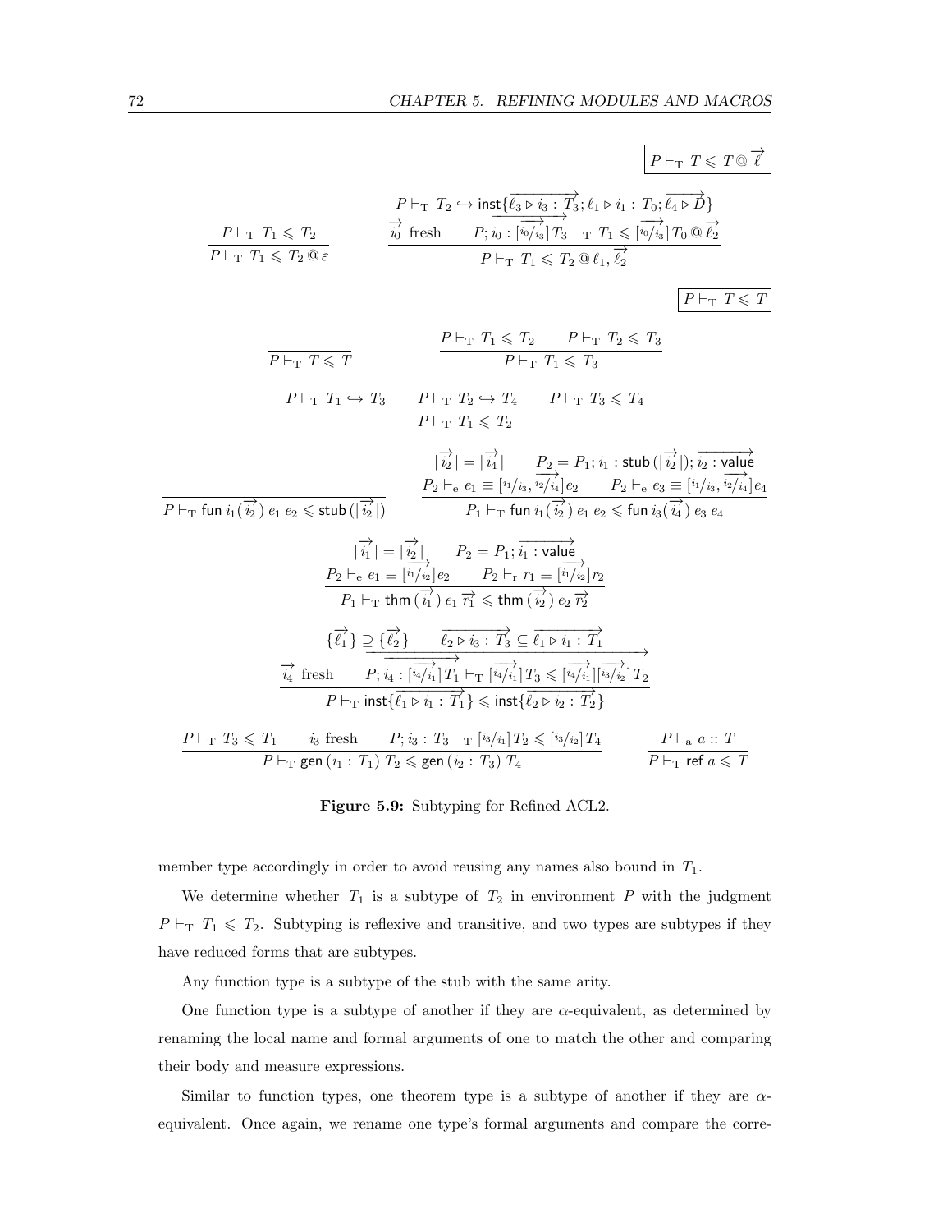$$\boxed{P \vdash_{\mathrm{T}} T \leqslant T \,@\, \overrightarrow{\ell}}$$

$$\frac{P \vdash_{\mathrm{T}} T_1 \leqslant T_2}{P \vdash_{\mathrm{T}} T_1 \leqslant T_2 \,@\, \varepsilon} \qquad \frac{\begin{array}{c} P \vdash_{\mathrm{T}} T_2 \hookrightarrow \mathsf{inst}\{\overrightarrow{\ell_3 \triangleright i_3 : T_3}; \ell_1 \triangleright i_1 : T_0; \overrightarrow{\ell_4 \triangleright D}\} \\ \overrightarrow{i_0} \text{ fresh} \qquad P; \overrightarrow{i_0 : [\overrightarrow{{}^{i_0}/{}_{i_3}}] T_3} \vdash_{\mathrm{T}} T_1 \leqslant [\overrightarrow{{}^{i_0}/{}_{i_3}}] T_0 \,@\, \overrightarrow{\ell_2} \end{array}}{P \vdash_{\mathrm{T}} T_1 \leqslant T_2 \,@\, \ell_1, \overrightarrow{\ell_2}}$$

$$\boxed{P \vdash_{\mathrm{T}} T \leqslant T}$$

$$\frac{}{P \vdash_{\mathrm{T}} T \leqslant T} \qquad \frac{P \vdash_{\mathrm{T}} T_1 \leqslant T_2 \qquad P \vdash_{\mathrm{T}} T_2 \leqslant T_3}{P \vdash_{\mathrm{T}} T_1 \leqslant T_3}$$

$$\frac{P \vdash_{\mathrm{T}} T_1 \hookrightarrow T_3 \qquad P \vdash_{\mathrm{T}} T_2 \hookrightarrow T_4 \qquad P \vdash_{\mathrm{T}} T_3 \leqslant T_4}{P \vdash_{\mathrm{T}} T_1 \leqslant T_2}$$

$$\frac{}{P \vdash_{\mathrm{T}} \mathsf{fun}\ i_1(\overrightarrow{i_2})\ e_1\ e_2 \leqslant \mathsf{stub}\,(|\overrightarrow{i_2}|)} \qquad \frac{\begin{array}{c} |\overrightarrow{i_2}| = |\overrightarrow{i_4}| \qquad P_2 = P_1; i_1 : \mathsf{stub}\,(|\overrightarrow{i_2}|); \overrightarrow{i_2 : \mathsf{value}} \\ P_2 \vdash_{\mathrm{e}} e_1 \equiv [{}^{i_1}/{}_{i_3}, \overrightarrow{{}^{i_2}/{}_{i_4}}] e_2 \qquad P_2 \vdash_{\mathrm{e}} e_3 \equiv [{}^{i_1}/{}_{i_3}, \overrightarrow{{}^{i_2}/{}_{i_4}}] e_4 \end{array}}{P_1 \vdash_{\mathrm{T}} \mathsf{fun}\ i_1(\overrightarrow{i_2})\ e_1\ e_2 \leqslant \mathsf{fun}\ i_3(\overrightarrow{i_4})\ e_3\ e_4}$$

$$\frac{\begin{array}{c} |\overrightarrow{i_1}| = |\overrightarrow{i_2}| \qquad P_2 = P_1; \overrightarrow{i_1 : \mathsf{value}} \\ P_2 \vdash_{\mathrm{e}} e_1 \equiv [\overrightarrow{{}^{i_1}/{}_{i_2}}] e_2 \qquad P_2 \vdash_{\mathrm{r}} r_1 \equiv [\overrightarrow{{}^{i_1}/{}_{i_2}}] r_2 \end{array}}{P_1 \vdash_{\mathrm{T}} \mathsf{thm}\ (\overrightarrow{i_1})\ e_1\ \overrightarrow{r_1} \leqslant \mathsf{thm}\ (\overrightarrow{i_2})\ e_2\ \overrightarrow{r_2}}$$

$$\frac{\begin{array}{c} \{\overrightarrow{\ell_1}\} \supseteq \{\overrightarrow{\ell_2}\} \qquad \overrightarrow{\ell_2 \triangleright i_3 : T_3} \subseteq \overrightarrow{\ell_1 \triangleright i_1 : T_1} \\ \overrightarrow{i_4} \text{ fresh} \qquad \overrightarrow{P; i_4 : [\overrightarrow{{}^{i_4}/{}_{i_1}}] T_1 \vdash_{\mathrm{T}} [\overrightarrow{{}^{i_4}/{}_{i_1}}] T_3 \leqslant [\overrightarrow{{}^{i_4}/{}_{i_1}}][\overrightarrow{{}^{i_3}/{}_{i_2}}] T_2} \end{array}}{P \vdash_{\mathrm{T}} \mathsf{inst}\{\overrightarrow{\ell_1 \triangleright i_1 : T_1}\} \leqslant \mathsf{inst}\{\overrightarrow{\ell_2 \triangleright i_2 : T_2}\}}$$

$$\frac{P \vdash_{\mathrm{T}} T_3 \leqslant T_1 \qquad i_3 \text{ fresh} \qquad P; i_3 : T_3 \vdash_{\mathrm{T}} [{}^{i_3}/{}_{i_1}] T_2 \leqslant [{}^{i_3}/{}_{i_2}] T_4}{P \vdash_{\mathrm{T}} \mathsf{gen}\ (i_1 : T_1)\ T_2 \leqslant \mathsf{gen}\ (i_2 : T_3)\ T_4} \qquad \frac{P \vdash_{\mathrm{a}} a :: T}{P \vdash_{\mathrm{T}} \mathsf{ref}\ a \leqslant T}$$

**Figure 5.9:** Subtyping for Refined ACL2.

member type accordingly in order to avoid reusing any names also bound in $T_1$.

We determine whether $T_1$ is a subtype of $T_2$ in environment $P$ with the judgment $P \vdash_{\mathrm{T}} T_1 \leqslant T_2$. Subtyping is reflexive and transitive, and two types are subtypes if they have reduced forms that are subtypes.

Any function type is a subtype of the stub with the same arity.

One function type is a subtype of another if they are $\alpha$-equivalent, as determined by renaming the local name and formal arguments of one to match the other and comparing their body and measure expressions.

Similar to function types, one theorem type is a subtype of another if they are $\alpha$-equivalent. Once again, we rename one type's formal arguments and compare the corre-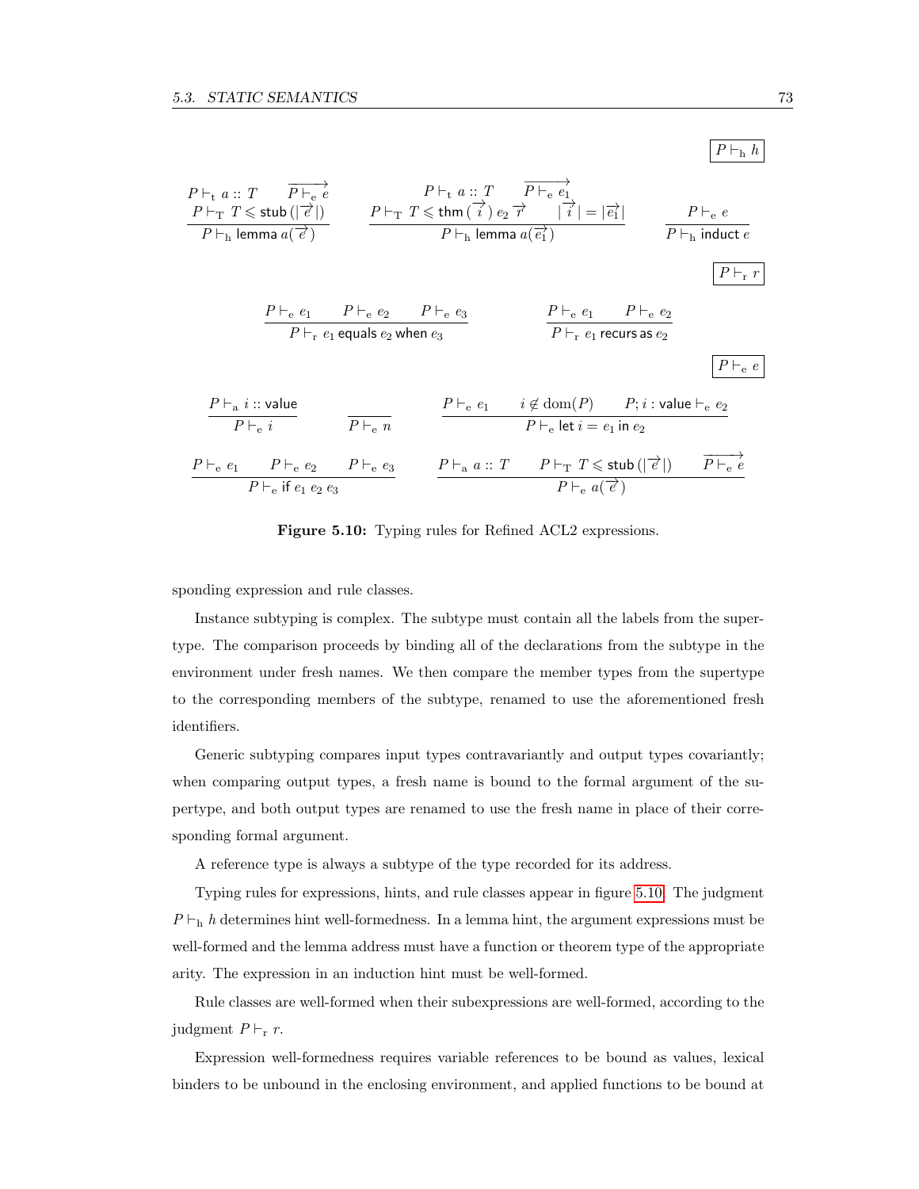$$\boxed{P \vdash_{\mathrm{h}} h}$$

$$\frac{P \vdash_{\mathrm{t}} a :: T \qquad \overrightarrow{P \vdash_{\mathrm{e}} e} \qquad P \vdash_{\mathrm{T}} T \leqslant \mathsf{stub}\,(|\overrightarrow{e}|)}{P \vdash_{\mathrm{h}} \mathsf{lemma}\ a(\overrightarrow{e})} \qquad \frac{P \vdash_{\mathrm{t}} a :: T \qquad \overrightarrow{P \vdash_{\mathrm{e}} e_1} \qquad P \vdash_{\mathrm{T}} T \leqslant \mathsf{thm}\,(\overrightarrow{i}\,)\ e_2\ \overrightarrow{r} \qquad |\overrightarrow{i}\,| = |\overrightarrow{e_1}|}{P \vdash_{\mathrm{h}} \mathsf{lemma}\ a(\overrightarrow{e_1})} \qquad \frac{P \vdash_{\mathrm{e}} e}{P \vdash_{\mathrm{h}} \mathsf{induct}\ e}$$

$$\boxed{P \vdash_{\mathrm{r}} r}$$

$$\frac{P \vdash_{\mathrm{e}} e_1 \qquad P \vdash_{\mathrm{e}} e_2 \qquad P \vdash_{\mathrm{e}} e_3}{P \vdash_{\mathrm{r}} e_1\ \mathsf{equals}\ e_2\ \mathsf{when}\ e_3} \qquad \frac{P \vdash_{\mathrm{e}} e_1 \qquad P \vdash_{\mathrm{e}} e_2}{P \vdash_{\mathrm{r}} e_1\ \mathsf{recurs\ as}\ e_2}$$

$$\boxed{P \vdash_{\mathrm{e}} e}$$

$$\frac{P \vdash_{\mathrm{a}} i :: \mathsf{value}}{P \vdash_{\mathrm{e}} i} \qquad \frac{}{P \vdash_{\mathrm{e}} n} \qquad \frac{P \vdash_{\mathrm{e}} e_1 \qquad i \notin \mathrm{dom}(P) \qquad P; i : \mathsf{value} \vdash_{\mathrm{e}} e_2}{P \vdash_{\mathrm{e}} \mathsf{let}\ i = e_1\ \mathsf{in}\ e_2}$$

$$\frac{P \vdash_{\mathrm{e}} e_1 \qquad P \vdash_{\mathrm{e}} e_2 \qquad P \vdash_{\mathrm{e}} e_3}{P \vdash_{\mathrm{e}} \mathsf{if}\ e_1\ e_2\ e_3} \qquad \frac{P \vdash_{\mathrm{a}} a :: T \qquad P \vdash_{\mathrm{T}} T \leqslant \mathsf{stub}\,(|\overrightarrow{e}|) \qquad \overrightarrow{P \vdash_{\mathrm{e}} e}}{P \vdash_{\mathrm{e}} a(\overrightarrow{e})}$$

**Figure 5.10:** Typing rules for Refined ACL2 expressions.

sponding expression and rule classes.

Instance subtyping is complex. The subtype must contain all the labels from the supertype. The comparison proceeds by binding all of the declarations from the subtype in the environment under fresh names. We then compare the member types from the supertype to the corresponding members of the subtype, renamed to use the aforementioned fresh identifiers.

Generic subtyping compares input types contravariantly and output types covariantly; when comparing output types, a fresh name is bound to the formal argument of the supertype, and both output types are renamed to use the fresh name in place of their corresponding formal argument.

A reference type is always a subtype of the type recorded for its address.

Typing rules for expressions, hints, and rule classes appear in figure 5.10. The judgment $P \vdash_{\mathrm{h}} h$ determines hint well-formedness. In a lemma hint, the argument expressions must be well-formed and the lemma address must have a function or theorem type of the appropriate arity. The expression in an induction hint must be well-formed.

Rule classes are well-formed when their subexpressions are well-formed, according to the judgment $P \vdash_{\mathrm{r}} r$.

Expression well-formedness requires variable references to be bound as values, lexical binders to be unbound in the enclosing environment, and applied functions to be bound at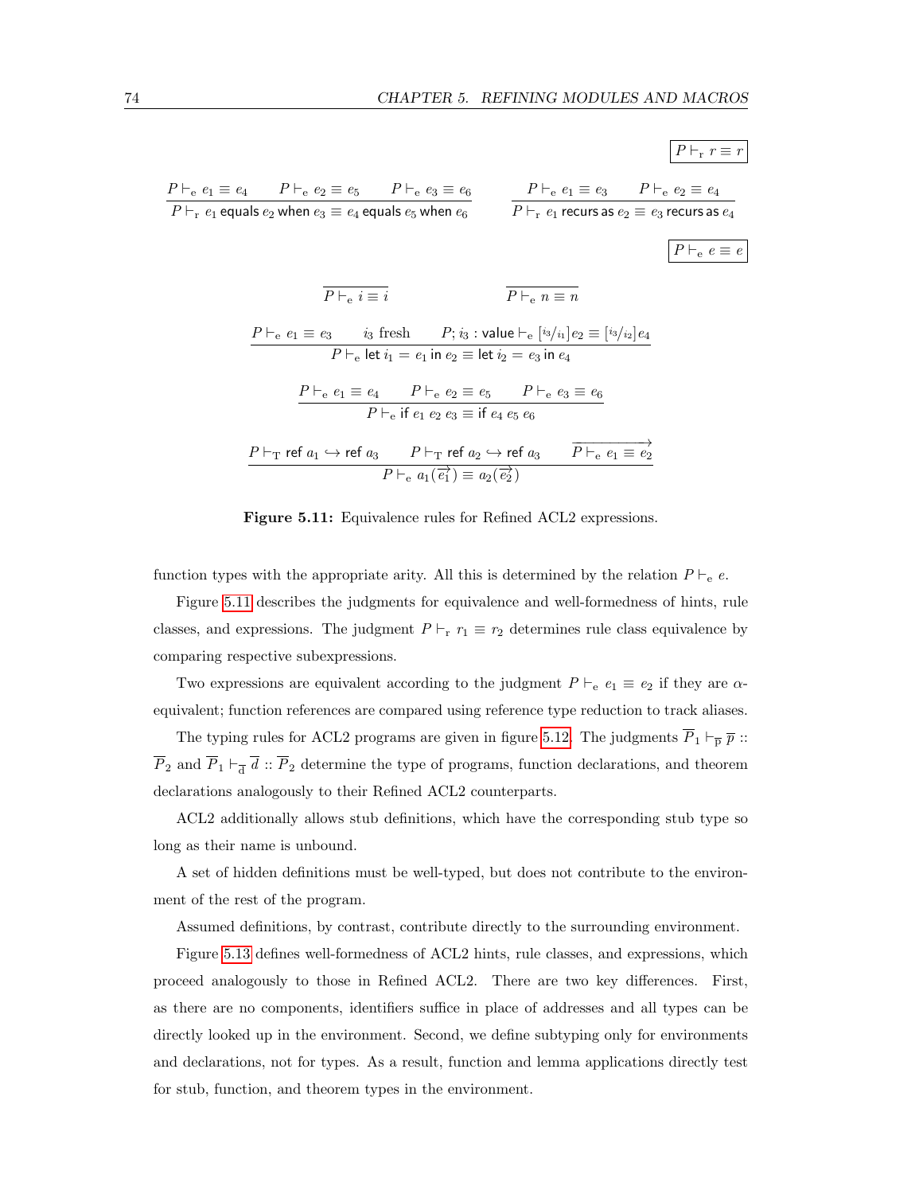$$\boxed{P \vdash_{\mathrm{r}} r \equiv r}$$

$$\frac{P \vdash_{\mathrm{e}} e_1 \equiv e_4 \qquad P \vdash_{\mathrm{e}} e_2 \equiv e_5 \qquad P \vdash_{\mathrm{e}} e_3 \equiv e_6}{P \vdash_{\mathrm{r}} e_1 \,\textsf{equals}\, e_2 \,\textsf{when}\, e_3 \equiv e_4 \,\textsf{equals}\, e_5 \,\textsf{when}\, e_6} \qquad \frac{P \vdash_{\mathrm{e}} e_1 \equiv e_3 \qquad P \vdash_{\mathrm{e}} e_2 \equiv e_4}{P \vdash_{\mathrm{r}} e_1 \,\textsf{recurs as}\, e_2 \equiv e_3 \,\textsf{recurs as}\, e_4}$$

$$\boxed{P \vdash_{\mathrm{e}} e \equiv e}$$

$$\frac{}{P \vdash_{\mathrm{e}} i \equiv i} \qquad \frac{}{P \vdash_{\mathrm{e}} n \equiv n}$$

$$\frac{P \vdash_{\mathrm{e}} e_1 \equiv e_3 \qquad i_3 \text{ fresh} \qquad P; i_3 : \textsf{value} \vdash_{\mathrm{e}} [i_3/i_1]e_2 \equiv [i_3/i_2]e_4}{P \vdash_{\mathrm{e}} \textsf{let}\ i_1 = e_1 \ \textsf{in}\ e_2 \equiv \textsf{let}\ i_2 = e_3 \ \textsf{in}\ e_4}$$

$$\frac{P \vdash_{\mathrm{e}} e_1 \equiv e_4 \qquad P \vdash_{\mathrm{e}} e_2 \equiv e_5 \qquad P \vdash_{\mathrm{e}} e_3 \equiv e_6}{P \vdash_{\mathrm{e}} \textsf{if}\ e_1\ e_2\ e_3 \equiv \textsf{if}\ e_4\ e_5\ e_6}$$

$$\frac{P \vdash_{\mathrm{T}} \textsf{ref}\ a_1 \hookrightarrow \textsf{ref}\ a_3 \qquad P \vdash_{\mathrm{T}} \textsf{ref}\ a_2 \hookrightarrow \textsf{ref}\ a_3 \qquad \overrightarrow{P \vdash_{\mathrm{e}} e_1 \equiv e_2}}{P \vdash_{\mathrm{e}} a_1(\overrightarrow{e_1}) \equiv a_2(\overrightarrow{e_2})}$$

**Figure 5.11:** Equivalence rules for Refined ACL2 expressions.

function types with the appropriate arity. All this is determined by the relation $P \vdash_{\mathrm{e}} e$.

Figure 5.11 describes the judgments for equivalence and well-formedness of hints, rule classes, and expressions. The judgment $P \vdash_{\mathrm{r}} r_1 \equiv r_2$ determines rule class equivalence by comparing respective subexpressions.

Two expressions are equivalent according to the judgment $P \vdash_{\mathrm{e}} e_1 \equiv e_2$ if they are $\alpha$-equivalent; function references are compared using reference type reduction to track aliases.

The typing rules for ACL2 programs are given in figure 5.12. The judgments $\overline{P}_1 \vdash_{\overline{\mathrm{p}}} \overline{p} :: \overline{P}_2$ and $\overline{P}_1 \vdash_{\overline{\mathrm{d}}} \overline{d} :: \overline{P}_2$ determine the type of programs, function declarations, and theorem declarations analogously to their Refined ACL2 counterparts.

ACL2 additionally allows stub definitions, which have the corresponding stub type so long as their name is unbound.

A set of hidden definitions must be well-typed, but does not contribute to the environment of the rest of the program.

Assumed definitions, by contrast, contribute directly to the surrounding environment.

Figure 5.13 defines well-formedness of ACL2 hints, rule classes, and expressions, which proceed analogously to those in Refined ACL2. There are two key differences. First, as there are no components, identifiers suffice in place of addresses and all types can be directly looked up in the environment. Second, we define subtyping only for environments and declarations, not for types. As a result, function and lemma applications directly test for stub, function, and theorem types in the environment.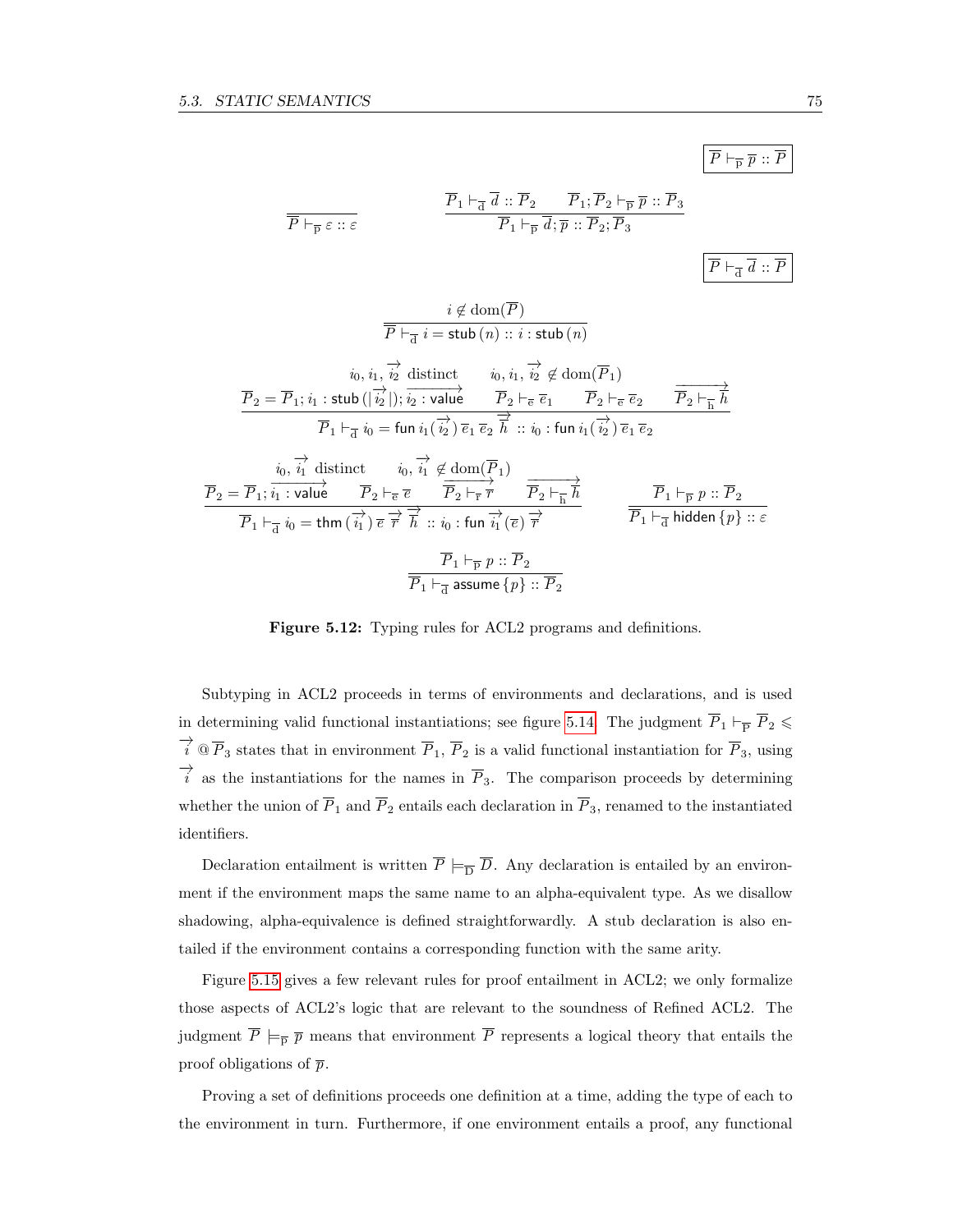$$\boxed{\overline{P} \vdash_{\overline{\mathrm{p}}} \overline{p} :: \overline{P}}$$

$$\frac{}{\overline{P} \vdash_{\overline{\mathrm{p}}} \varepsilon :: \varepsilon} \qquad \frac{\overline{P}_1 \vdash_{\overline{\mathrm{d}}} \overline{d} :: \overline{P}_2 \qquad \overline{P}_1; \overline{P}_2 \vdash_{\overline{\mathrm{p}}} \overline{p} :: \overline{P}_3}{\overline{P}_1 \vdash_{\overline{\mathrm{p}}} \overline{d}; \overline{p} :: \overline{P}_2; \overline{P}_3}$$

$$\boxed{\overline{P} \vdash_{\overline{\mathrm{d}}} \overline{d} :: \overline{P}}$$

$$\frac{i \notin \mathrm{dom}(\overline{P})}{\overline{P} \vdash_{\overline{\mathrm{d}}} i = \mathsf{stub}\,(n) :: i : \mathsf{stub}\,(n)}$$

$$\frac{\begin{array}{c} i_0, i_1, \overrightarrow{i_2} \text{ distinct} \qquad i_0, i_1, \overrightarrow{i_2} \notin \mathrm{dom}(\overline{P}_1) \\ \overline{P}_2 = \overline{P}_1; i_1 : \mathsf{stub}\,(|\overrightarrow{i_2}|); \overrightarrow{i_2 : \mathsf{value}} \qquad \overline{P}_2 \vdash_{\overline{\mathrm{e}}} \overline{e}_1 \qquad \overline{P}_2 \vdash_{\overline{\mathrm{e}}} \overline{e}_2 \qquad \overrightarrow{\overline{P}_2 \vdash_{\overline{\mathrm{h}}} \overline{h}} \end{array}}{\overline{P}_1 \vdash_{\overline{\mathrm{d}}} i_0 = \mathsf{fun}\, i_1(\overrightarrow{i_2})\, \overline{e}_1\, \overline{e}_2\, \overrightarrow{\overline{h}} :: i_0 : \mathsf{fun}\, i_1(\overrightarrow{i_2})\, \overline{e}_1\, \overline{e}_2}$$

$$\frac{\begin{array}{c} i_0, \overrightarrow{i_1} \text{ distinct} \qquad i_0, \overrightarrow{i_1} \notin \mathrm{dom}(\overline{P}_1) \\ \overline{P}_2 = \overline{P}_1; \overrightarrow{i_1 : \mathsf{value}} \qquad \overline{P}_2 \vdash_{\overline{\mathrm{e}}} \overline{e} \qquad \overrightarrow{\overline{P}_2 \vdash_{\overline{\mathrm{r}}} \overline{r}} \qquad \overrightarrow{\overline{P}_2 \vdash_{\overline{\mathrm{h}}} \overline{h}} \end{array}}{\overline{P}_1 \vdash_{\overline{\mathrm{d}}} i_0 = \mathsf{thm}\,(\overrightarrow{i_1})\, \overline{e}\, \overrightarrow{\overline{r}}\, \overrightarrow{\overline{h}} :: i_0 : \mathsf{fun}\, \overrightarrow{i_1}\,(\overline{e})\, \overrightarrow{\overline{r}}} \qquad \frac{\overline{P}_1 \vdash_{\overline{\mathrm{p}}} p :: \overline{P}_2}{\overline{P}_1 \vdash_{\overline{\mathrm{d}}} \mathsf{hidden}\,\{p\} :: \varepsilon}$$

$$\frac{\overline{P}_1 \vdash_{\overline{\mathrm{p}}} p :: \overline{P}_2}{\overline{P}_1 \vdash_{\overline{\mathrm{d}}} \mathsf{assume}\,\{p\} :: \overline{P}_2}$$

**Figure 5.12:** Typing rules for ACL2 programs and definitions.

Subtyping in ACL2 proceeds in terms of environments and declarations, and is used in determining valid functional instantiations; see figure 5.14. The judgment $\overline{P}_1 \vdash_{\overline{\mathrm{P}}} \overline{P}_2 \leqslant \overrightarrow{i} \,@\, \overline{P}_3$ states that in environment $\overline{P}_1$, $\overline{P}_2$ is a valid functional instantiation for $\overline{P}_3$, using $\overrightarrow{i}$ as the instantiations for the names in $\overline{P}_3$. The comparison proceeds by determining whether the union of $\overline{P}_1$ and $\overline{P}_2$ entails each declaration in $\overline{P}_3$, renamed to the instantiated identifiers.

Declaration entailment is written $\overline{P} \models_{\overline{\mathrm{D}}} \overline{D}$. Any declaration is entailed by an environment if the environment maps the same name to an alpha-equivalent type. As we disallow shadowing, alpha-equivalence is defined straightforwardly. A stub declaration is also entailed if the environment contains a corresponding function with the same arity.

Figure 5.15 gives a few relevant rules for proof entailment in ACL2; we only formalize those aspects of ACL2's logic that are relevant to the soundness of Refined ACL2. The judgment $\overline{P} \models_{\overline{\mathrm{p}}} \overline{p}$ means that environment $\overline{P}$ represents a logical theory that entails the proof obligations of $\overline{p}$.

Proving a set of definitions proceeds one definition at a time, adding the type of each to the environment in turn. Furthermore, if one environment entails a proof, any functional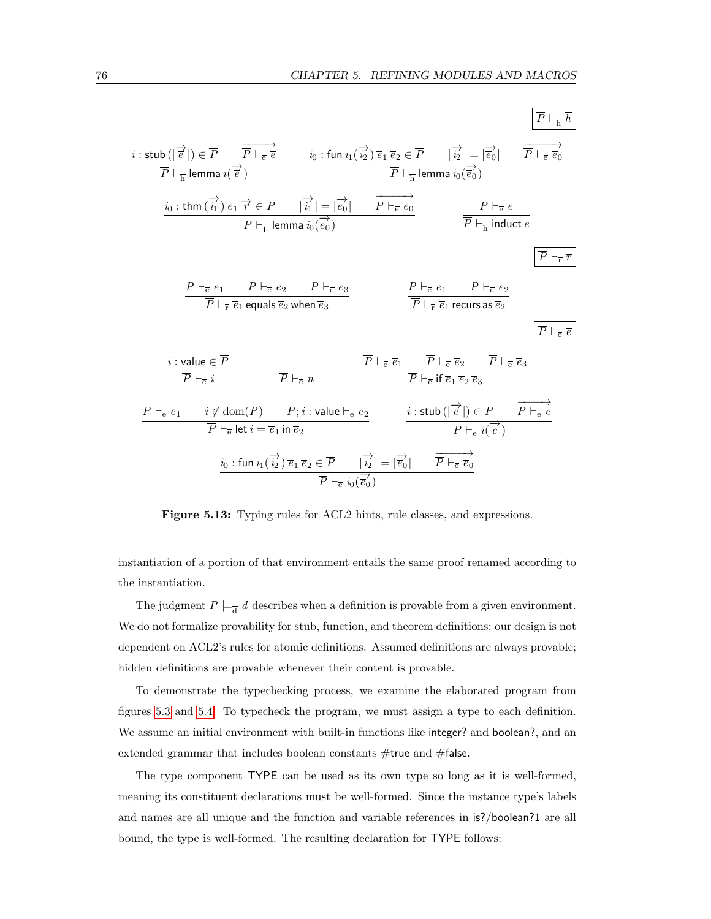$$\boxed{\overline{P} \vdash_{\overline{h}} \overline{h}}$$

$$\frac{i : \mathsf{stub}\,(|\overrightarrow{\overline{e}}|) \in \overline{P} \qquad \overrightarrow{\overline{P} \vdash_{\overline{e}} \overline{e}}}{\overline{P} \vdash_{\overline{h}} \mathsf{lemma}\; i(\overrightarrow{\overline{e}})} \qquad \frac{i_0 : \mathsf{fun}\; i_1(\overrightarrow{i_2})\,\overline{e}_1\,\overline{e}_2 \in \overline{P} \qquad |\overrightarrow{i_2}| = |\overrightarrow{\overline{e}_0}| \qquad \overrightarrow{\overline{P} \vdash_{\overline{e}} \overline{e}_0}}{\overline{P} \vdash_{\overline{h}} \mathsf{lemma}\; i_0(\overrightarrow{\overline{e}_0})}$$

$$\frac{i_0 : \mathsf{thm}\,(\overrightarrow{i_1})\,\overline{e}_1\,\overrightarrow{r} \in \overline{P} \qquad |\overrightarrow{i_1}| = |\overrightarrow{\overline{e}_0}| \qquad \overrightarrow{\overline{P} \vdash_{\overline{e}} \overline{e}_0}}{\overline{P} \vdash_{\overline{h}} \mathsf{lemma}\; i_0(\overrightarrow{\overline{e}_0})} \qquad \frac{\overline{P} \vdash_{\overline{e}} \overline{e}}{\overline{P} \vdash_{\overline{h}} \mathsf{induct}\; \overline{e}}$$

$$\boxed{\overline{P} \vdash_{\overline{r}} \overline{r}}$$

$$\frac{\overline{P} \vdash_{\overline{e}} \overline{e}_1 \qquad \overline{P} \vdash_{\overline{e}} \overline{e}_2 \qquad \overline{P} \vdash_{\overline{e}} \overline{e}_3}{\overline{P} \vdash_{\overline{r}} \overline{e}_1\; \mathsf{equals}\; \overline{e}_2\; \mathsf{when}\; \overline{e}_3} \qquad \frac{\overline{P} \vdash_{\overline{e}} \overline{e}_1 \qquad \overline{P} \vdash_{\overline{e}} \overline{e}_2}{\overline{P} \vdash_{\overline{r}} \overline{e}_1\; \mathsf{recurs\;as}\; \overline{e}_2}$$

$$\boxed{\overline{P} \vdash_{\overline{e}} \overline{e}}$$

$$\frac{i : \mathsf{value} \in \overline{P}}{\overline{P} \vdash_{\overline{e}} i} \qquad \frac{}{\overline{P} \vdash_{\overline{e}} n} \qquad \frac{\overline{P} \vdash_{\overline{e}} \overline{e}_1 \qquad \overline{P} \vdash_{\overline{e}} \overline{e}_2 \qquad \overline{P} \vdash_{\overline{e}} \overline{e}_3}{\overline{P} \vdash_{\overline{e}} \mathsf{if}\; \overline{e}_1\; \overline{e}_2\; \overline{e}_3}$$

$$\frac{\overline{P} \vdash_{\overline{e}} \overline{e}_1 \qquad i \notin \mathrm{dom}(\overline{P}) \qquad \overline{P}; i : \mathsf{value} \vdash_{\overline{e}} \overline{e}_2}{\overline{P} \vdash_{\overline{e}} \mathsf{let}\; i = \overline{e}_1\; \mathsf{in}\; \overline{e}_2} \qquad \frac{i : \mathsf{stub}\,(|\overrightarrow{\overline{e}}|) \in \overline{P} \qquad \overrightarrow{\overline{P} \vdash_{\overline{e}} \overline{e}}}{\overline{P} \vdash_{\overline{e}} i(\overrightarrow{\overline{e}})}$$

$$\frac{i_0 : \mathsf{fun}\; i_1(\overrightarrow{i_2})\,\overline{e}_1\,\overline{e}_2 \in \overline{P} \qquad |\overrightarrow{i_2}| = |\overrightarrow{\overline{e}_0}| \qquad \overrightarrow{\overline{P} \vdash_{\overline{e}} \overline{e}_0}}{\overline{P} \vdash_{\overline{e}} i_0(\overrightarrow{\overline{e}_0})}$$

**Figure 5.13:** Typing rules for ACL2 hints, rule classes, and expressions.

instantiation of a portion of that environment entails the same proof renamed according to the instantiation.

The judgment $\overline{P} \models_{\overline{d}} \overline{d}$ describes when a definition is provable from a given environment. We do not formalize provability for stub, function, and theorem definitions; our design is not dependent on ACL2's rules for atomic definitions. Assumed definitions are always provable; hidden definitions are provable whenever their content is provable.

To demonstrate the typechecking process, we examine the elaborated program from figures 5.3 and 5.4. To typecheck the program, we must assign a type to each definition. We assume an initial environment with built-in functions like integer? and boolean?, and an extended grammar that includes boolean constants #true and #false.

The type component TYPE can be used as its own type so long as it is well-formed, meaning its constituent declarations must be well-formed. Since the instance type's labels and names are all unique and the function and variable references in is?/boolean?1 are all bound, the type is well-formed. The resulting declaration for TYPE follows: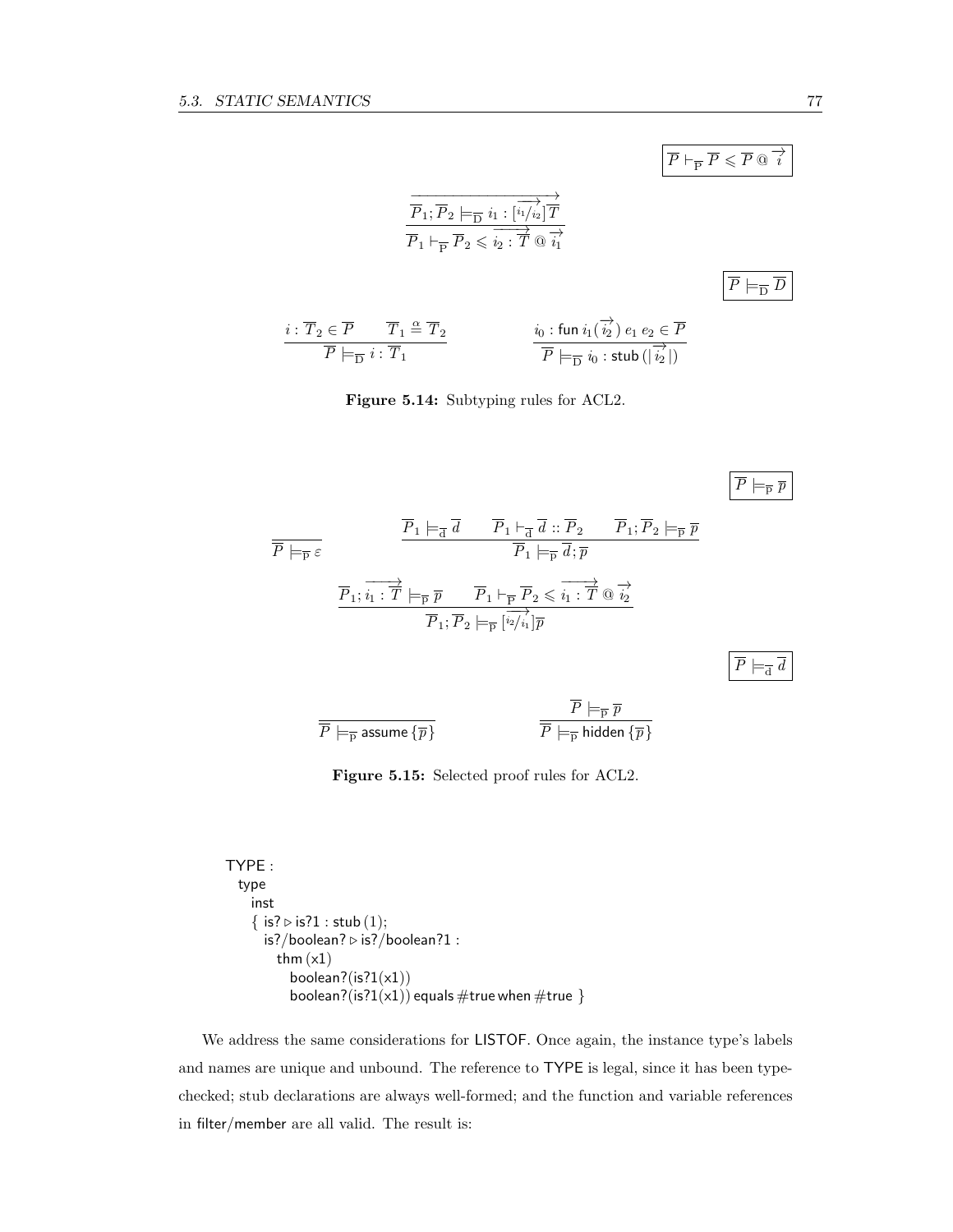$$\boxed{\overline{P} \vdash_{\overline{\mathrm{P}}} \overline{P} \leqslant \overline{P} \mathbin{@} \overrightarrow{i}}$$

$$\frac{\overrightarrow{\overline{P}_1; \overline{P}_2 \models_{\overline{\mathrm{D}}} i_1 : [\overrightarrow{{}^{i_1}/_{i_2}}]\overline{T}}}{\overline{P}_1 \vdash_{\overline{\mathrm{P}}} \overline{P}_2 \leqslant \overrightarrow{i_2 : \overline{T}} \mathbin{@} \overrightarrow{i_1}}$$

$$\boxed{\overline{P} \models_{\overline{\mathrm{D}}} \overline{D}}$$

$$\frac{i : \overline{T}_2 \in \overline{P} \qquad \overline{T}_1 \overset{\alpha}{=} \overline{T}_2}{\overline{P} \models_{\overline{\mathrm{D}}} i : \overline{T}_1} \qquad\qquad \frac{i_0 : \mathsf{fun}\ i_1(\overrightarrow{i_2})\ e_1\ e_2 \in \overline{P}}{\overline{P} \models_{\overline{\mathrm{D}}} i_0 : \mathsf{stub}\,(|\overrightarrow{i_2}|)}$$

**Figure 5.14:** Subtyping rules for ACL2.

$$\boxed{\overline{P} \models_{\overline{\mathrm{P}}} \overline{p}}$$

$$\frac{}{\overline{P} \models_{\overline{\mathrm{P}}} \varepsilon} \qquad\qquad \frac{\overline{P}_1 \models_{\overline{\mathrm{d}}} \overline{d} \qquad \overline{P}_1 \vdash_{\overline{\mathrm{d}}} \overline{d} :: \overline{P}_2 \qquad \overline{P}_1; \overline{P}_2 \models_{\overline{\mathrm{P}}} \overline{p}}{\overline{P}_1 \models_{\overline{\mathrm{P}}} \overline{d}; \overline{p}}$$

$$\frac{\overline{P}_1; \overrightarrow{i_1 : \overline{T}} \models_{\overline{\mathrm{P}}} \overline{p} \qquad \overline{P}_1 \vdash_{\overline{\mathrm{P}}} \overline{P}_2 \leqslant \overrightarrow{i_1 : \overline{T}} \mathbin{@} \overrightarrow{i_2}}{\overline{P}_1; \overline{P}_2 \models_{\overline{\mathrm{P}}} [\overrightarrow{{}^{i_2}/_{i_1}}]\overline{p}}$$

$$\boxed{\overline{P} \models_{\overline{\mathrm{d}}} \overline{d}}$$

$$\frac{}{\overline{P} \models_{\overline{\mathrm{P}}} \mathsf{assume}\,\{\overline{p}\}} \qquad\qquad \frac{\overline{P} \models_{\overline{\mathrm{P}}} \overline{p}}{\overline{P} \models_{\overline{\mathrm{P}}} \mathsf{hidden}\,\{\overline{p}\}}$$

**Figure 5.15:** Selected proof rules for ACL2.

```
TYPE :
  type
    inst
    { is? ▷ is?1 : stub (1);
      is?/boolean? ▷ is?/boolean?1 :
        thm (x1)
          boolean?(is?1(x1))
          boolean?(is?1(x1)) equals #true when #true }
```

We address the same considerations for LISTOF. Once again, the instance type's labels and names are unique and unbound. The reference to TYPE is legal, since it has been typechecked; stub declarations are always well-formed; and the function and variable references in filter/member are all valid. The result is: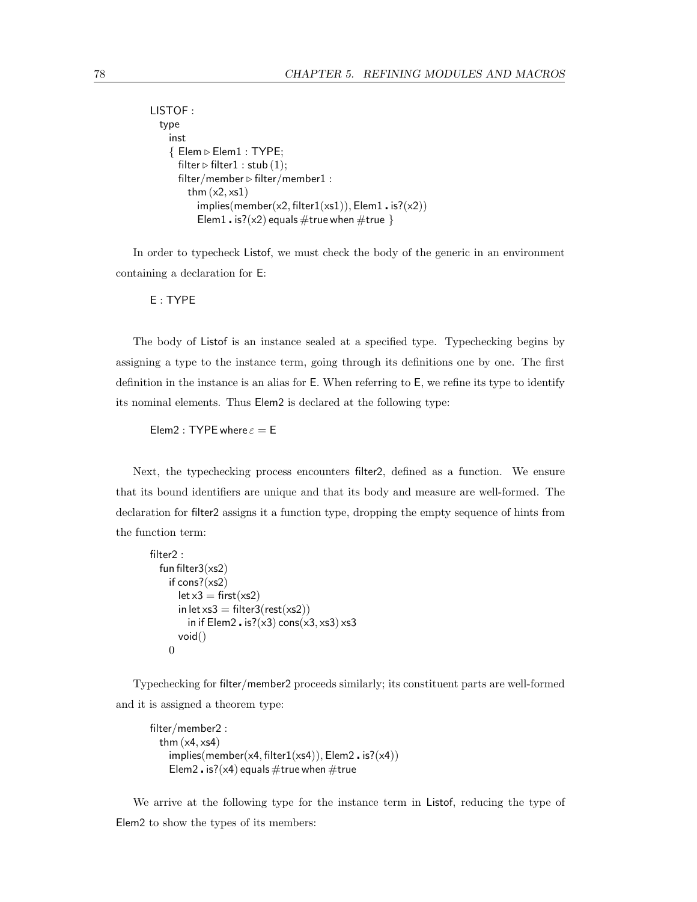```
LISTOF :
  type
    inst
    { Elem ▷ Elem1 : TYPE;
      filter ▷ filter1 : stub (1);
      filter/member ▷ filter/member1 :
        thm (x2, xs1)
          implies(member(x2, filter1(xs1)), Elem1 . is?(x2))
          Elem1 . is?(x2) equals #true when #true }
```

In order to typecheck Listof, we must check the body of the generic in an environment containing a declaration for E:

```
E : TYPE
```

The body of Listof is an instance sealed at a specified type. Typechecking begins by assigning a type to the instance term, going through its definitions one by one. The first definition in the instance is an alias for E. When referring to E, we refine its type to identify its nominal elements. Thus Elem2 is declared at the following type:

```
Elem2 : TYPE where ε = E
```

Next, the typechecking process encounters filter2, defined as a function. We ensure that its bound identifiers are unique and that its body and measure are well-formed. The declaration for filter2 assigns it a function type, dropping the empty sequence of hints from the function term:

```
filter2 :
  fun filter3(xs2)
    if cons?(xs2)
      let x3 = first(xs2)
      in let xs3 = filter3(rest(xs2))
        in if Elem2 . is?(x3) cons(x3, xs3) xs3
      void()
    0
```

Typechecking for filter/member2 proceeds similarly; its constituent parts are well-formed and it is assigned a theorem type:

```
filter/member2 :
  thm (x4, xs4)
    implies(member(x4, filter1(xs4)), Elem2 . is?(x4))
    Elem2 . is?(x4) equals #true when #true
```

We arrive at the following type for the instance term in Listof, reducing the type of Elem2 to show the types of its members: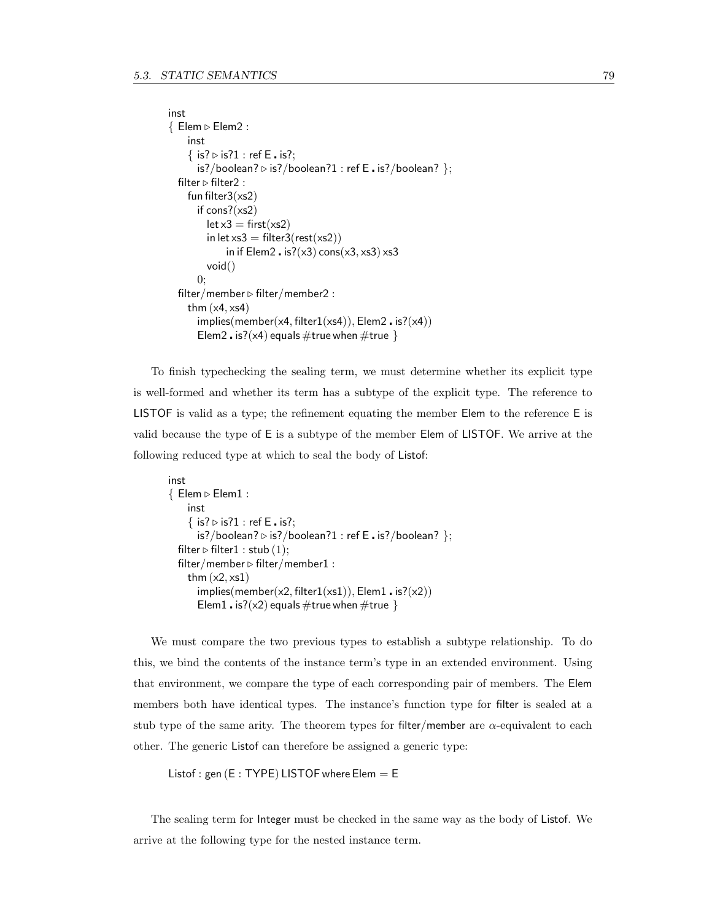```
inst
{ Elem ▷ Elem2 :
    inst
    { is? ▷ is?1 : ref E . is?;
      is?/boolean? ▷ is?/boolean?1 : ref E . is?/boolean? };
  filter ▷ filter2 :
    fun filter3(xs2)
      if cons?(xs2)
        let x3 = first(xs2)
        in let xs3 = filter3(rest(xs2))
             in if Elem2 . is?(x3) cons(x3, xs3) xs3
        void()
      0;
  filter/member ▷ filter/member2 :
    thm (x4, xs4)
      implies(member(x4, filter1(xs4)), Elem2 . is?(x4))
      Elem2 . is?(x4) equals #true when #true }
```

To finish typechecking the sealing term, we must determine whether its explicit type is well-formed and whether its term has a subtype of the explicit type. The reference to LISTOF is valid as a type; the refinement equating the member Elem to the reference E is valid because the type of E is a subtype of the member Elem of LISTOF. We arrive at the following reduced type at which to seal the body of Listof:

```
inst
{ Elem ▷ Elem1 :
    inst
    { is? ▷ is?1 : ref E . is?;
      is?/boolean? ▷ is?/boolean?1 : ref E . is?/boolean? };
  filter ▷ filter1 : stub (1);
  filter/member ▷ filter/member1 :
    thm (x2, xs1)
      implies(member(x2, filter1(xs1)), Elem1 . is?(x2))
      Elem1 . is?(x2) equals #true when #true }
```

We must compare the two previous types to establish a subtype relationship. To do this, we bind the contents of the instance term's type in an extended environment. Using that environment, we compare the type of each corresponding pair of members. The Elem members both have identical types. The instance's function type for filter is sealed at a stub type of the same arity. The theorem types for filter/member are $\alpha$-equivalent to each other. The generic Listof can therefore be assigned a generic type:

```
Listof : gen (E : TYPE) LISTOF where Elem = E
```

The sealing term for Integer must be checked in the same way as the body of Listof. We arrive at the following type for the nested instance term.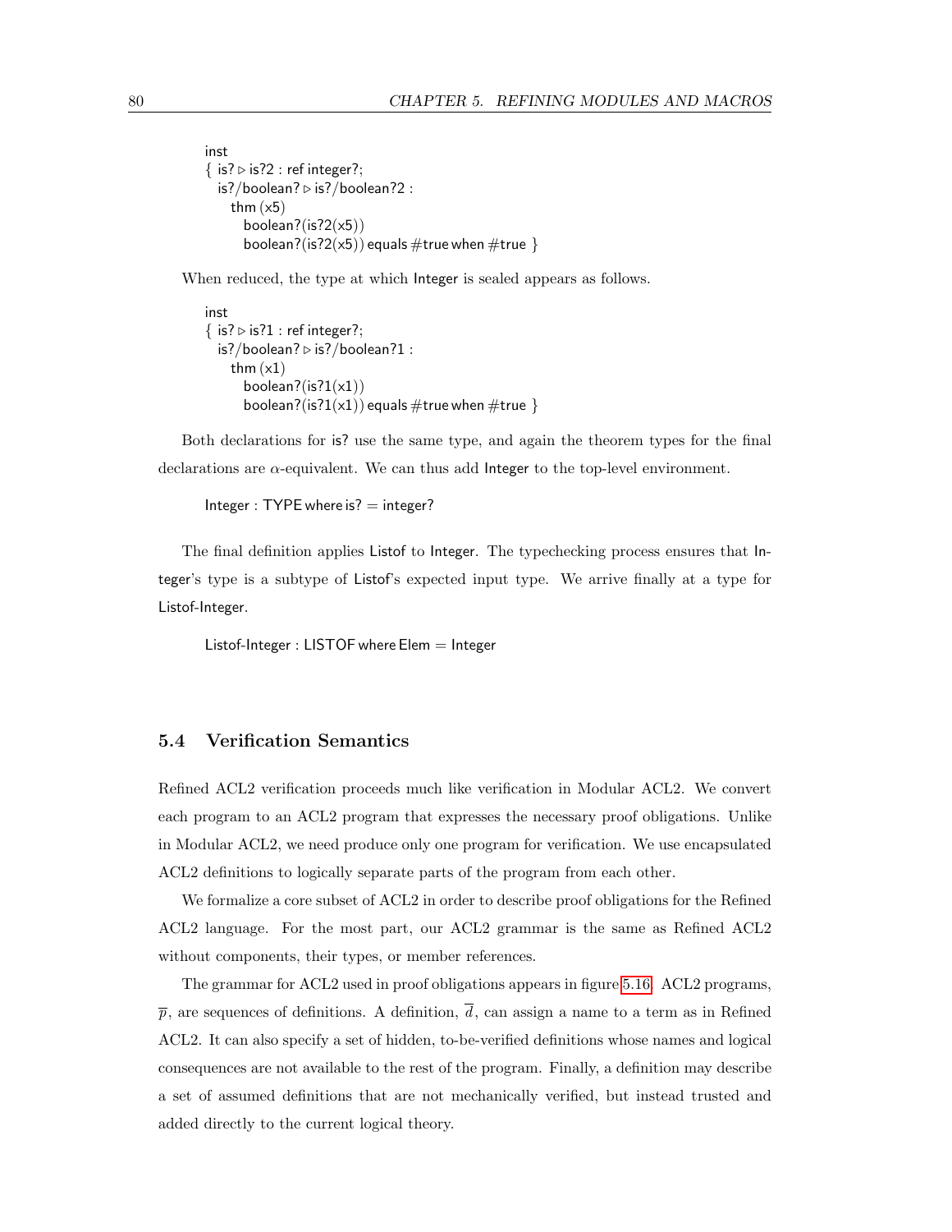```
inst
{ is? ▷ is?2 : ref integer?;
  is?/boolean? ▷ is?/boolean?2 :
    thm (x5)
      boolean?(is?2(x5))
      boolean?(is?2(x5)) equals #true when #true }
```

When reduced, the type at which Integer is sealed appears as follows.

```
inst
{ is? ▷ is?1 : ref integer?;
  is?/boolean? ▷ is?/boolean?1 :
    thm (x1)
      boolean?(is?1(x1))
      boolean?(is?1(x1)) equals #true when #true }
```

Both declarations for is? use the same type, and again the theorem types for the final declarations are $\alpha$-equivalent. We can thus add Integer to the top-level environment.

```
Integer : TYPE where is? = integer?
```

The final definition applies Listof to Integer. The typechecking process ensures that Integer's type is a subtype of Listof's expected input type. We arrive finally at a type for Listof-Integer.

```
Listof-Integer : LISTOF where Elem = Integer
```

## 5.4 Verification Semantics

Refined ACL2 verification proceeds much like verification in Modular ACL2. We convert each program to an ACL2 program that expresses the necessary proof obligations. Unlike in Modular ACL2, we need produce only one program for verification. We use encapsulated ACL2 definitions to logically separate parts of the program from each other.

We formalize a core subset of ACL2 in order to describe proof obligations for the Refined ACL2 language. For the most part, our ACL2 grammar is the same as Refined ACL2 without components, their types, or member references.

The grammar for ACL2 used in proof obligations appears in figure 5.16. ACL2 programs, $\overline{p}$, are sequences of definitions. A definition, $\overline{d}$, can assign a name to a term as in Refined ACL2. It can also specify a set of hidden, to-be-verified definitions whose names and logical consequences are not available to the rest of the program. Finally, a definition may describe a set of assumed definitions that are not mechanically verified, but instead trusted and added directly to the current logical theory.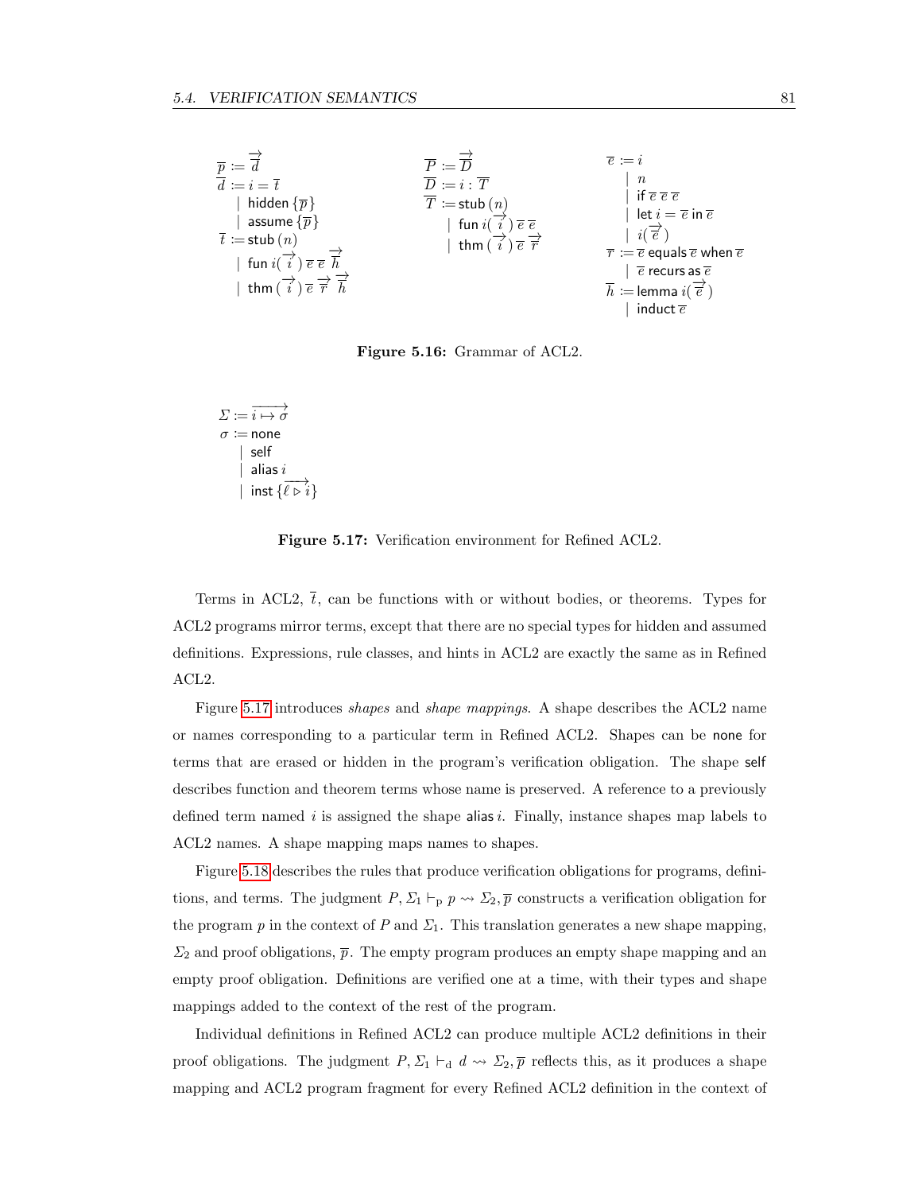$$
\begin{array}{lll}
\begin{aligned}
\overline{p} &\coloneqq \overrightarrow{\overline{d}} \\
\overline{d} &\coloneqq i = \overline{t} \\
&\mid \ \mathsf{hidden}\ \{\overline{p}\} \\
&\mid \ \mathsf{assume}\ \{\overline{p}\} \\
\overline{t} &\coloneqq \mathsf{stub}\ (n) \\
&\mid \ \mathsf{fun}\ i(\overrightarrow{i})\ \overline{e}\ \overline{e}\ \overrightarrow{\overline{h}} \\
&\mid \ \mathsf{thm}\ (\overrightarrow{i})\ \overline{e}\ \overrightarrow{\overline{r}}\ \overrightarrow{\overline{h}}
\end{aligned}
&
\begin{aligned}
\overline{P} &\coloneqq \overrightarrow{\overline{D}} \\
\overline{D} &\coloneqq i : \overline{T} \\
\overline{T} &\coloneqq \mathsf{stub}\ (n) \\
&\mid \ \mathsf{fun}\ i(\overrightarrow{i})\ \overline{e}\ \overline{e} \\
&\mid \ \mathsf{thm}\ (\overrightarrow{i})\ \overline{e}\ \overrightarrow{\overline{r}}
\end{aligned}
&
\begin{aligned}
\overline{e} &\coloneqq i \\
&\mid \ n \\
&\mid \ \mathsf{if}\ \overline{e}\ \overline{e}\ \overline{e} \\
&\mid \ \mathsf{let}\ i = \overline{e}\ \mathsf{in}\ \overline{e} \\
&\mid \ i(\overrightarrow{\overline{e}}) \\
\overline{r} &\coloneqq \overline{e}\ \mathsf{equals}\ \overline{e}\ \mathsf{when}\ \overline{e} \\
&\mid \ \overline{e}\ \mathsf{recurs\ as}\ \overline{e} \\
\overline{h} &\coloneqq \mathsf{lemma}\ i(\overrightarrow{\overline{e}}) \\
&\mid \ \mathsf{induct}\ \overline{e}
\end{aligned}
\end{array}
$$

**Figure 5.16:** Grammar of ACL2.

$$
\begin{aligned}
\Sigma &\coloneqq \overrightarrow{i \mapsto \sigma} \\
\sigma &\coloneqq \mathsf{none} \\
&\mid \ \mathsf{self} \\
&\mid \ \mathsf{alias}\ i \\
&\mid \ \mathsf{inst}\ \{\overrightarrow{\ell \triangleright i}\}
\end{aligned}
$$

**Figure 5.17:** Verification environment for Refined ACL2.

Terms in ACL2, $\overline{t}$, can be functions with or without bodies, or theorems. Types for ACL2 programs mirror terms, except that there are no special types for hidden and assumed definitions. Expressions, rule classes, and hints in ACL2 are exactly the same as in Refined ACL2.

Figure 5.17 introduces *shapes* and *shape mappings*. A shape describes the ACL2 name or names corresponding to a particular term in Refined ACL2. Shapes can be none for terms that are erased or hidden in the program's verification obligation. The shape self describes function and theorem terms whose name is preserved. A reference to a previously defined term named $i$ is assigned the shape alias $i$. Finally, instance shapes map labels to ACL2 names. A shape mapping maps names to shapes.

Figure 5.18 describes the rules that produce verification obligations for programs, definitions, and terms. The judgment $P, \Sigma_1 \vdash_{\mathrm{p}} p \rightsquigarrow \Sigma_2, \overline{p}$ constructs a verification obligation for the program $p$ in the context of $P$ and $\Sigma_1$. This translation generates a new shape mapping, $\Sigma_2$ and proof obligations, $\overline{p}$. The empty program produces an empty shape mapping and an empty proof obligation. Definitions are verified one at a time, with their types and shape mappings added to the context of the rest of the program.

Individual definitions in Refined ACL2 can produce multiple ACL2 definitions in their proof obligations. The judgment $P, \Sigma_1 \vdash_{\mathrm{d}} d \rightsquigarrow \Sigma_2, \overline{p}$ reflects this, as it produces a shape mapping and ACL2 program fragment for every Refined ACL2 definition in the context of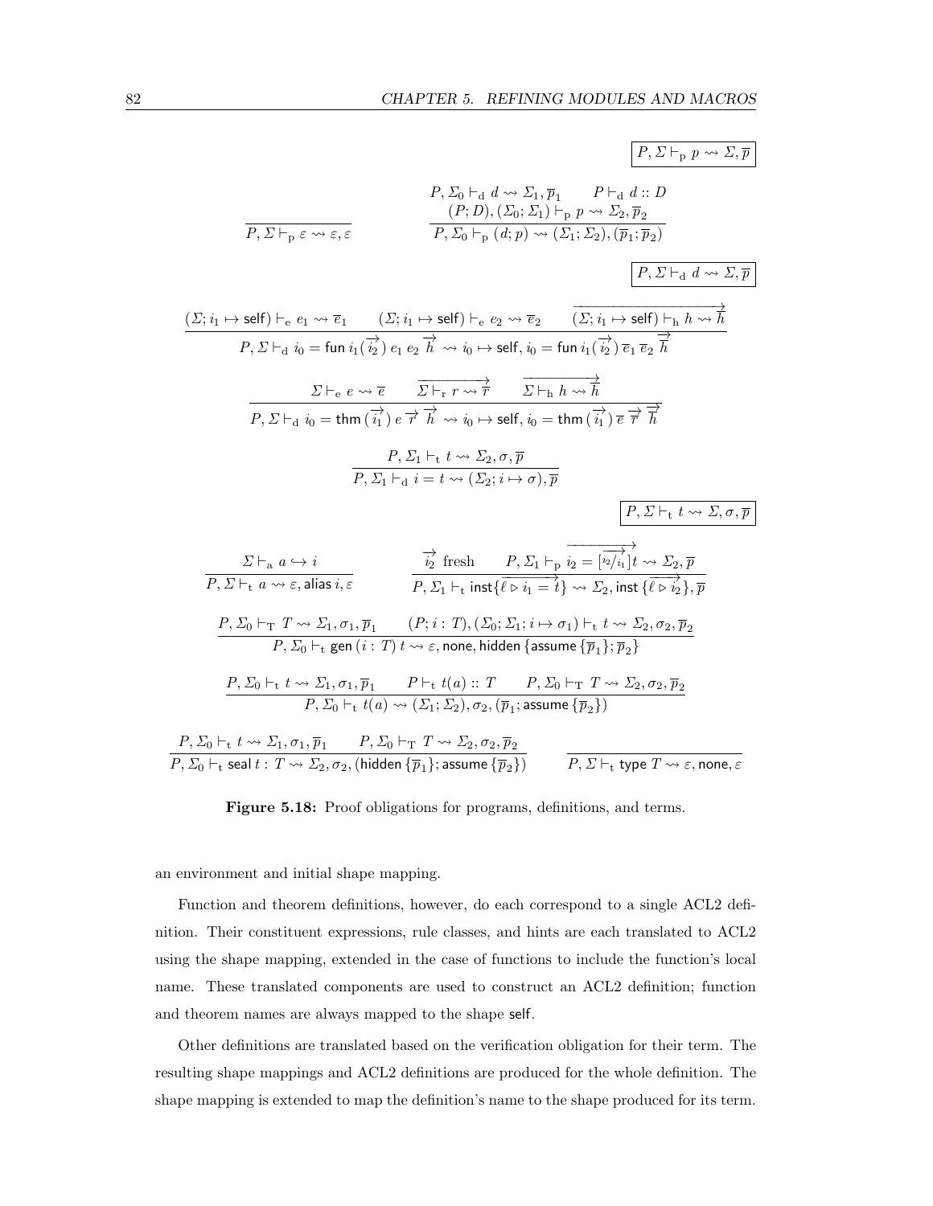$$\boxed{P, \Sigma \vdash_{\mathrm{p}} p \rightsquigarrow \Sigma, \overline{p}}$$

$$\frac{}{P, \Sigma \vdash_{\mathrm{p}} \varepsilon \rightsquigarrow \varepsilon, \varepsilon} \qquad \frac{P, \Sigma_0 \vdash_{\mathrm{d}} d \rightsquigarrow \Sigma_1, \overline{p}_1 \qquad P \vdash_{\mathrm{d}} d :: D \qquad (P; D), (\Sigma_0; \Sigma_1) \vdash_{\mathrm{p}} p \rightsquigarrow \Sigma_2, \overline{p}_2}{P, \Sigma_0 \vdash_{\mathrm{p}} (d; p) \rightsquigarrow (\Sigma_1; \Sigma_2), (\overline{p}_1; \overline{p}_2)}$$

$$\boxed{P, \Sigma \vdash_{\mathrm{d}} d \rightsquigarrow \Sigma, \overline{p}}$$

$$\frac{(\Sigma; i_1 \mapsto \mathsf{self}) \vdash_{\mathrm{e}} e_1 \rightsquigarrow \overline{e}_1 \qquad (\Sigma; i_1 \mapsto \mathsf{self}) \vdash_{\mathrm{e}} e_2 \rightsquigarrow \overline{e}_2 \qquad \overrightarrow{(\Sigma; i_1 \mapsto \mathsf{self}) \vdash_{\mathrm{h}} h \rightsquigarrow \overline{h}}}{P, \Sigma \vdash_{\mathrm{d}} i_0 = \mathsf{fun}\, i_1(\overrightarrow{i_2})\, e_1\, e_2\, \overrightarrow{h} \rightsquigarrow i_0 \mapsto \mathsf{self}, i_0 = \mathsf{fun}\, i_1(\overrightarrow{i_2})\, \overline{e}_1\, \overline{e}_2\, \overrightarrow{\overline{h}}}$$

$$\frac{\Sigma \vdash_{\mathrm{e}} e \rightsquigarrow \overline{e} \qquad \overrightarrow{\Sigma \vdash_{\mathrm{r}} r \rightsquigarrow \overline{r}} \qquad \overrightarrow{\Sigma \vdash_{\mathrm{h}} h \rightsquigarrow \overline{h}}}{P, \Sigma \vdash_{\mathrm{d}} i_0 = \mathsf{thm}\,(\overrightarrow{i_1})\, e\, \overrightarrow{r}\, \overrightarrow{h} \rightsquigarrow i_0 \mapsto \mathsf{self}, i_0 = \mathsf{thm}\,(\overrightarrow{i_1})\, \overline{e}\, \overrightarrow{\overline{r}}\, \overrightarrow{\overline{h}}}$$

$$\frac{P, \Sigma_1 \vdash_{\mathrm{t}} t \rightsquigarrow \Sigma_2, \sigma, \overline{p}}{P, \Sigma_1 \vdash_{\mathrm{d}} i = t \rightsquigarrow (\Sigma_2; i \mapsto \sigma), \overline{p}}$$

$$\boxed{P, \Sigma \vdash_{\mathrm{t}} t \rightsquigarrow \Sigma, \sigma, \overline{p}}$$

$$\frac{\Sigma \vdash_{\mathrm{a}} a \hookrightarrow i}{P, \Sigma \vdash_{\mathrm{t}} a \rightsquigarrow \varepsilon, \mathsf{alias}\, i, \varepsilon} \qquad \frac{\overrightarrow{i_2} \text{ fresh} \qquad P, \Sigma_1 \vdash_{\mathrm{p}} \overrightarrow{i_2 = [\overrightarrow{{}^{i_2}/_{i_1}}]t} \rightsquigarrow \Sigma_2, \overline{p}}{P, \Sigma_1 \vdash_{\mathrm{t}} \mathsf{inst}\{\overrightarrow{\ell \triangleright i_1 = t}\} \rightsquigarrow \Sigma_2, \mathsf{inst}\,\{\overrightarrow{\ell \triangleright i_2}\}, \overline{p}}$$

$$\frac{P, \Sigma_0 \vdash_{\mathrm{T}} T \rightsquigarrow \Sigma_1, \sigma_1, \overline{p}_1 \qquad (P; i : T), (\Sigma_0; \Sigma_1; i \mapsto \sigma_1) \vdash_{\mathrm{t}} t \rightsquigarrow \Sigma_2, \sigma_2, \overline{p}_2}{P, \Sigma_0 \vdash_{\mathrm{t}} \mathsf{gen}\,(i : T)\, t \rightsquigarrow \varepsilon, \mathsf{none}, \mathsf{hidden}\,\{\mathsf{assume}\,\{\overline{p}_1\}; \overline{p}_2\}}$$

$$\frac{P, \Sigma_0 \vdash_{\mathrm{t}} t \rightsquigarrow \Sigma_1, \sigma_1, \overline{p}_1 \qquad P \vdash_{\mathrm{t}} t(a) :: T \qquad P, \Sigma_0 \vdash_{\mathrm{T}} T \rightsquigarrow \Sigma_2, \sigma_2, \overline{p}_2}{P, \Sigma_0 \vdash_{\mathrm{t}} t(a) \rightsquigarrow (\Sigma_1; \Sigma_2), \sigma_2, (\overline{p}_1; \mathsf{assume}\,\{\overline{p}_2\})}$$

$$\frac{P, \Sigma_0 \vdash_{\mathrm{t}} t \rightsquigarrow \Sigma_1, \sigma_1, \overline{p}_1 \qquad P, \Sigma_0 \vdash_{\mathrm{T}} T \rightsquigarrow \Sigma_2, \sigma_2, \overline{p}_2}{P, \Sigma_0 \vdash_{\mathrm{t}} \mathsf{seal}\, t : T \rightsquigarrow \Sigma_2, \sigma_2, (\mathsf{hidden}\,\{\overline{p}_1\}; \mathsf{assume}\,\{\overline{p}_2\})} \qquad \frac{}{P, \Sigma \vdash_{\mathrm{t}} \mathsf{type}\, T \rightsquigarrow \varepsilon, \mathsf{none}, \varepsilon}$$

**Figure 5.18:** Proof obligations for programs, definitions, and terms.

an environment and initial shape mapping.

Function and theorem definitions, however, do each correspond to a single ACL2 definition. Their constituent expressions, rule classes, and hints are each translated to ACL2 using the shape mapping, extended in the case of functions to include the function's local name. These translated components are used to construct an ACL2 definition; function and theorem names are always mapped to the shape self.

Other definitions are translated based on the verification obligation for their term. The resulting shape mappings and ACL2 definitions are produced for the whole definition. The shape mapping is extended to map the definition's name to the shape produced for its term.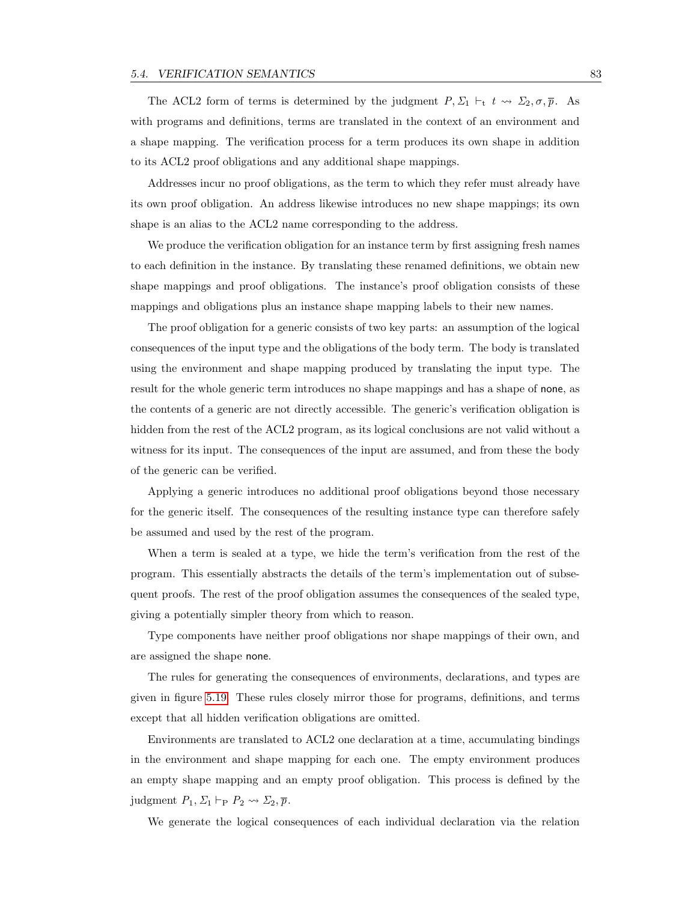The ACL2 form of terms is determined by the judgment $P, \Sigma_1 \vdash_{\mathrm{t}} t \rightsquigarrow \Sigma_2, \sigma, \overline{p}$. As with programs and definitions, terms are translated in the context of an environment and a shape mapping. The verification process for a term produces its own shape in addition to its ACL2 proof obligations and any additional shape mappings.

Addresses incur no proof obligations, as the term to which they refer must already have its own proof obligation. An address likewise introduces no new shape mappings; its own shape is an alias to the ACL2 name corresponding to the address.

We produce the verification obligation for an instance term by first assigning fresh names to each definition in the instance. By translating these renamed definitions, we obtain new shape mappings and proof obligations. The instance's proof obligation consists of these mappings and obligations plus an instance shape mapping labels to their new names.

The proof obligation for a generic consists of two key parts: an assumption of the logical consequences of the input type and the obligations of the body term. The body is translated using the environment and shape mapping produced by translating the input type. The result for the whole generic term introduces no shape mappings and has a shape of none, as the contents of a generic are not directly accessible. The generic's verification obligation is hidden from the rest of the ACL2 program, as its logical conclusions are not valid without a witness for its input. The consequences of the input are assumed, and from these the body of the generic can be verified.

Applying a generic introduces no additional proof obligations beyond those necessary for the generic itself. The consequences of the resulting instance type can therefore safely be assumed and used by the rest of the program.

When a term is sealed at a type, we hide the term's verification from the rest of the program. This essentially abstracts the details of the term's implementation out of subsequent proofs. The rest of the proof obligation assumes the consequences of the sealed type, giving a potentially simpler theory from which to reason.

Type components have neither proof obligations nor shape mappings of their own, and are assigned the shape none.

The rules for generating the consequences of environments, declarations, and types are given in figure 5.19. These rules closely mirror those for programs, definitions, and terms except that all hidden verification obligations are omitted.

Environments are translated to ACL2 one declaration at a time, accumulating bindings in the environment and shape mapping for each one. The empty environment produces an empty shape mapping and an empty proof obligation. This process is defined by the judgment $P_1, \Sigma_1 \vdash_{\mathrm{P}} P_2 \rightsquigarrow \Sigma_2, \overline{p}$.

We generate the logical consequences of each individual declaration via the relation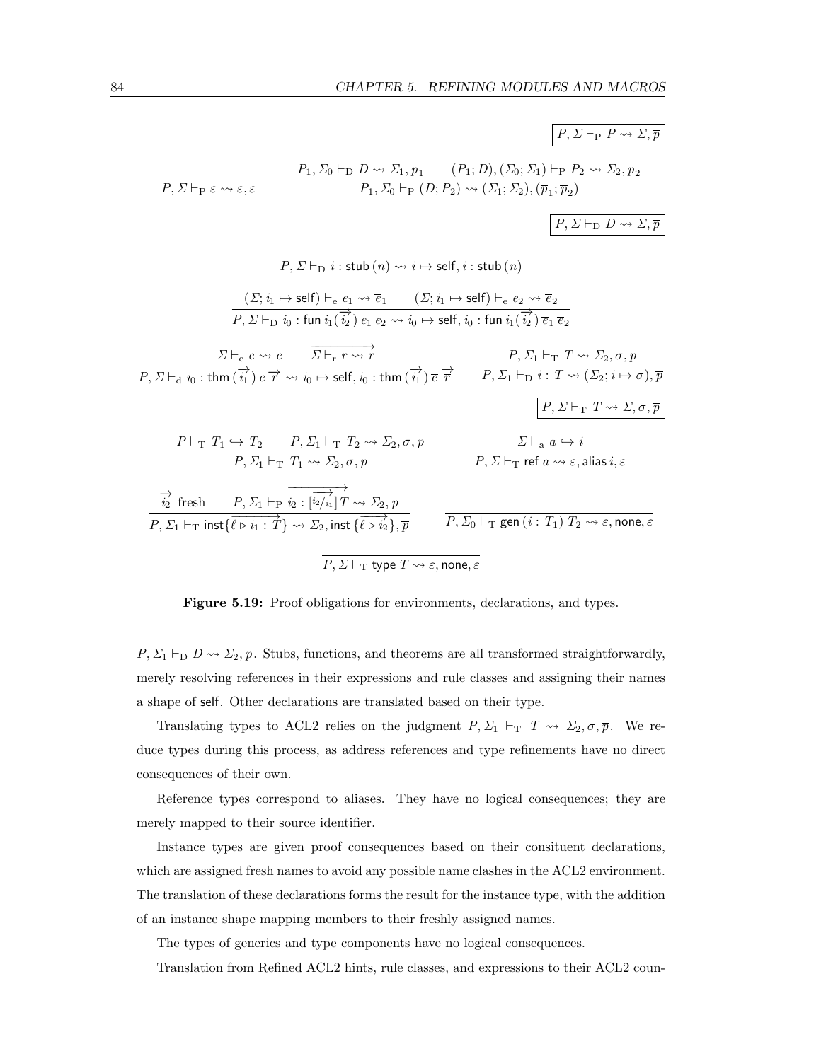$$\boxed{P, \Sigma \vdash_{\mathrm{P}} P \rightsquigarrow \Sigma, \overline{p}}$$

$$\frac{}{P, \Sigma \vdash_{\mathrm{P}} \varepsilon \rightsquigarrow \varepsilon, \varepsilon} \qquad \frac{P_1, \Sigma_0 \vdash_{\mathrm{D}} D \rightsquigarrow \Sigma_1, \overline{p}_1 \qquad (P_1; D), (\Sigma_0; \Sigma_1) \vdash_{\mathrm{P}} P_2 \rightsquigarrow \Sigma_2, \overline{p}_2}{P_1, \Sigma_0 \vdash_{\mathrm{P}} (D; P_2) \rightsquigarrow (\Sigma_1; \Sigma_2), (\overline{p}_1; \overline{p}_2)}$$

$$\boxed{P, \Sigma \vdash_{\mathrm{D}} D \rightsquigarrow \Sigma, \overline{p}}$$

$$\frac{}{P, \Sigma \vdash_{\mathrm{D}} i : \mathsf{stub}\,(n) \rightsquigarrow i \mapsto \mathsf{self}, i : \mathsf{stub}\,(n)}$$

$$\frac{(\Sigma; i_1 \mapsto \mathsf{self}) \vdash_{\mathrm{e}} e_1 \rightsquigarrow \overline{e}_1 \qquad (\Sigma; i_1 \mapsto \mathsf{self}) \vdash_{\mathrm{e}} e_2 \rightsquigarrow \overline{e}_2}{P, \Sigma \vdash_{\mathrm{D}} i_0 : \mathsf{fun}\, i_1(\overrightarrow{i_2})\, e_1\, e_2 \rightsquigarrow i_0 \mapsto \mathsf{self}, i_0 : \mathsf{fun}\, i_1(\overrightarrow{i_2})\, \overline{e}_1\, \overline{e}_2}$$

$$\frac{\Sigma \vdash_{\mathrm{e}} e \rightsquigarrow \overline{e} \qquad \overrightarrow{\Sigma \vdash_{\mathrm{r}} r \rightsquigarrow \overline{r}}}{P, \Sigma \vdash_{\mathrm{d}} i_0 : \mathsf{thm}\,(\overrightarrow{i_1})\, e\, \overrightarrow{r} \rightsquigarrow i_0 \mapsto \mathsf{self}, i_0 : \mathsf{thm}\,(\overrightarrow{i_1})\, \overline{e}\, \overrightarrow{\overline{r}}} \qquad \frac{P, \Sigma_1 \vdash_{\mathrm{T}} T \rightsquigarrow \Sigma_2, \sigma, \overline{p}}{P, \Sigma_1 \vdash_{\mathrm{D}} i : T \rightsquigarrow (\Sigma_2; i \mapsto \sigma), \overline{p}}$$

$$\boxed{P, \Sigma \vdash_{\mathrm{T}} T \rightsquigarrow \Sigma, \sigma, \overline{p}}$$

$$\frac{P \vdash_{\mathrm{T}} T_1 \hookrightarrow T_2 \qquad P, \Sigma_1 \vdash_{\mathrm{T}} T_2 \rightsquigarrow \Sigma_2, \sigma, \overline{p}}{P, \Sigma_1 \vdash_{\mathrm{T}} T_1 \rightsquigarrow \Sigma_2, \sigma, \overline{p}} \qquad \frac{\Sigma \vdash_{\mathrm{a}} a \hookrightarrow i}{P, \Sigma \vdash_{\mathrm{T}} \mathsf{ref}\, a \rightsquigarrow \varepsilon, \mathsf{alias}\, i, \varepsilon}$$

$$\frac{\overrightarrow{i_2}\ \text{fresh} \qquad P, \Sigma_1 \vdash_{\mathrm{P}} \overrightarrow{i_2 : [\overrightarrow{{}^{i_2}\!/_{i_1}}]\, T} \rightsquigarrow \Sigma_2, \overline{p}}{P, \Sigma_1 \vdash_{\mathrm{T}} \mathsf{inst}\{\overrightarrow{\ell \triangleright i_1 : T}\} \rightsquigarrow \Sigma_2, \mathsf{inst}\,\{\overrightarrow{\ell \triangleright i_2}\}, \overline{p}} \qquad \frac{}{P, \Sigma_0 \vdash_{\mathrm{T}} \mathsf{gen}\,(i : T_1)\, T_2 \rightsquigarrow \varepsilon, \mathsf{none}, \varepsilon}$$

$$\frac{}{P, \Sigma \vdash_{\mathrm{T}} \mathsf{type}\, T \rightsquigarrow \varepsilon, \mathsf{none}, \varepsilon}$$

**Figure 5.19:** Proof obligations for environments, declarations, and types.

$P, \Sigma_1 \vdash_{\mathrm{D}} D \rightsquigarrow \Sigma_2, \overline{p}$. Stubs, functions, and theorems are all transformed straightforwardly, merely resolving references in their expressions and rule classes and assigning their names a shape of self. Other declarations are translated based on their type.

Translating types to ACL2 relies on the judgment $P, \Sigma_1 \vdash_{\mathrm{T}} T \rightsquigarrow \Sigma_2, \sigma, \overline{p}$. We reduce types during this process, as address references and type refinements have no direct consequences of their own.

Reference types correspond to aliases. They have no logical consequences; they are merely mapped to their source identifier.

Instance types are given proof consequences based on their consituent declarations, which are assigned fresh names to avoid any possible name clashes in the ACL2 environment. The translation of these declarations forms the result for the instance type, with the addition of an instance shape mapping members to their freshly assigned names.

The types of generics and type components have no logical consequences.

Translation from Refined ACL2 hints, rule classes, and expressions to their ACL2 coun-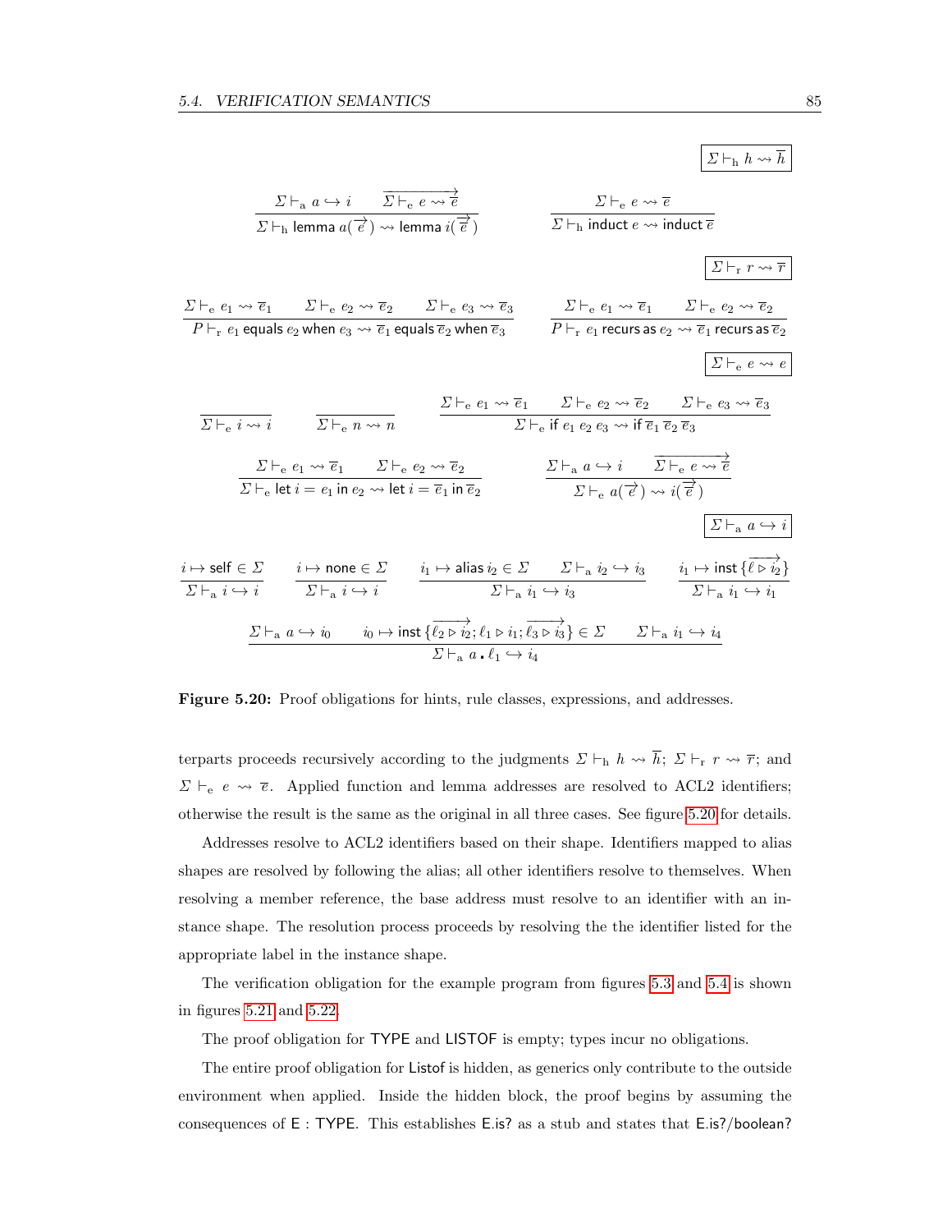$$\boxed{\Sigma \vdash_{\mathrm{h}} h \rightsquigarrow \overline{h}}$$

$$\frac{\Sigma \vdash_{\mathrm{a}} a \hookrightarrow i \qquad \overrightarrow{\Sigma \vdash_{\mathrm{e}} e \rightsquigarrow \overline{e}}}{\Sigma \vdash_{\mathrm{h}} \textsf{lemma}\ a(\overrightarrow{e}\,) \rightsquigarrow \textsf{lemma}\ i(\overrightarrow{\overline{e}}\,)} \qquad \frac{\Sigma \vdash_{\mathrm{e}} e \rightsquigarrow \overline{e}}{\Sigma \vdash_{\mathrm{h}} \textsf{induct}\ e \rightsquigarrow \textsf{induct}\ \overline{e}}$$

$$\boxed{\Sigma \vdash_{\mathrm{r}} r \rightsquigarrow \overline{r}}$$

$$\frac{\Sigma \vdash_{\mathrm{e}} e_1 \rightsquigarrow \overline{e}_1 \qquad \Sigma \vdash_{\mathrm{e}} e_2 \rightsquigarrow \overline{e}_2 \qquad \Sigma \vdash_{\mathrm{e}} e_3 \rightsquigarrow \overline{e}_3}{P \vdash_{\mathrm{r}} e_1\ \textsf{equals}\ e_2\ \textsf{when}\ e_3 \rightsquigarrow \overline{e}_1\ \textsf{equals}\ \overline{e}_2\ \textsf{when}\ \overline{e}_3} \qquad \frac{\Sigma \vdash_{\mathrm{e}} e_1 \rightsquigarrow \overline{e}_1 \qquad \Sigma \vdash_{\mathrm{e}} e_2 \rightsquigarrow \overline{e}_2}{P \vdash_{\mathrm{r}} e_1\ \textsf{recurs as}\ e_2 \rightsquigarrow \overline{e}_1\ \textsf{recurs as}\ \overline{e}_2}$$

$$\boxed{\Sigma \vdash_{\mathrm{e}} e \rightsquigarrow e}$$

$$\frac{}{\Sigma \vdash_{\mathrm{e}} i \rightsquigarrow i} \qquad \frac{}{\Sigma \vdash_{\mathrm{e}} n \rightsquigarrow n} \qquad \frac{\Sigma \vdash_{\mathrm{e}} e_1 \rightsquigarrow \overline{e}_1 \qquad \Sigma \vdash_{\mathrm{e}} e_2 \rightsquigarrow \overline{e}_2 \qquad \Sigma \vdash_{\mathrm{e}} e_3 \rightsquigarrow \overline{e}_3}{\Sigma \vdash_{\mathrm{e}} \textsf{if}\ e_1\ e_2\ e_3 \rightsquigarrow \textsf{if}\ \overline{e}_1\ \overline{e}_2\ \overline{e}_3}$$

$$\frac{\Sigma \vdash_{\mathrm{e}} e_1 \rightsquigarrow \overline{e}_1 \qquad \Sigma \vdash_{\mathrm{e}} e_2 \rightsquigarrow \overline{e}_2}{\Sigma \vdash_{\mathrm{e}} \textsf{let}\ i = e_1\ \textsf{in}\ e_2 \rightsquigarrow \textsf{let}\ i = \overline{e}_1\ \textsf{in}\ \overline{e}_2} \qquad \frac{\Sigma \vdash_{\mathrm{a}} a \hookrightarrow i \qquad \overrightarrow{\Sigma \vdash_{\mathrm{e}} e \rightsquigarrow \overline{e}}}{\Sigma \vdash_{\mathrm{e}} a(\overrightarrow{e}\,) \rightsquigarrow i(\overrightarrow{\overline{e}}\,)}$$

$$\boxed{\Sigma \vdash_{\mathrm{a}} a \hookrightarrow i}$$

$$\frac{i \mapsto \textsf{self} \in \Sigma}{\Sigma \vdash_{\mathrm{a}} i \hookrightarrow i} \qquad \frac{i \mapsto \textsf{none} \in \Sigma}{\Sigma \vdash_{\mathrm{a}} i \hookrightarrow i} \qquad \frac{i_1 \mapsto \textsf{alias}\ i_2 \in \Sigma \qquad \Sigma \vdash_{\mathrm{a}} i_2 \hookrightarrow i_3}{\Sigma \vdash_{\mathrm{a}} i_1 \hookrightarrow i_3} \qquad \frac{i_1 \mapsto \textsf{inst}\,\{\overrightarrow{\ell \triangleright i_2}\}}{\Sigma \vdash_{\mathrm{a}} i_1 \hookrightarrow i_1}$$

$$\frac{\Sigma \vdash_{\mathrm{a}} a \hookrightarrow i_0 \qquad i_0 \mapsto \textsf{inst}\,\{\overrightarrow{\ell_2 \triangleright i_2}; \ell_1 \triangleright i_1; \overrightarrow{\ell_3 \triangleright i_3}\} \in \Sigma \qquad \Sigma \vdash_{\mathrm{a}} i_1 \hookrightarrow i_4}{\Sigma \vdash_{\mathrm{a}} a\,\textbf{.}\,\ell_1 \hookrightarrow i_4}$$

**Figure 5.20:** Proof obligations for hints, rule classes, expressions, and addresses.

terparts proceeds recursively according to the judgments $\Sigma \vdash_{\mathrm{h}} h \rightsquigarrow \overline{h}$; $\Sigma \vdash_{\mathrm{r}} r \rightsquigarrow \overline{r}$; and $\Sigma \vdash_{\mathrm{e}} e \rightsquigarrow \overline{e}$. Applied function and lemma addresses are resolved to ACL2 identifiers; otherwise the result is the same as the original in all three cases. See figure 5.20 for details.

Addresses resolve to ACL2 identifiers based on their shape. Identifiers mapped to alias shapes are resolved by following the alias; all other identifiers resolve to themselves. When resolving a member reference, the base address must resolve to an identifier with an instance shape. The resolution process proceeds by resolving the the identifier listed for the appropriate label in the instance shape.

The verification obligation for the example program from figures 5.3 and 5.4 is shown in figures 5.21 and 5.22.

The proof obligation for TYPE and LISTOF is empty; types incur no obligations.

The entire proof obligation for Listof is hidden, as generics only contribute to the outside environment when applied. Inside the hidden block, the proof begins by assuming the consequences of E : TYPE. This establishes E.is? as a stub and states that E.is?/boolean?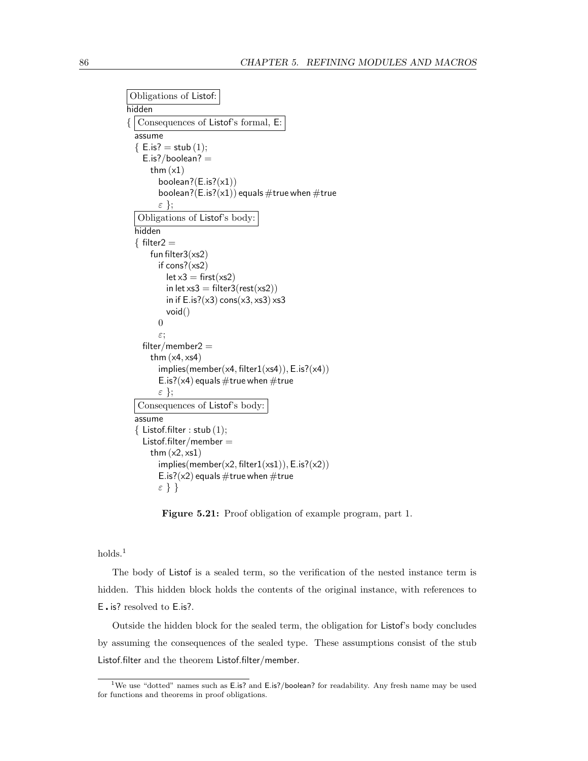```
Obligations of Listof:
hidden
{ Consequences of Listof's formal, E:
  assume
  { E.is? = stub (1);
    E.is?/boolean? =
      thm (x1)
        boolean?(E.is?(x1))
        boolean?(E.is?(x1)) equals #true when #true
        ε };
  Obligations of Listof's body:
  hidden
  { filter2 =
      fun filter3(xs2)
        if cons?(xs2)
          let x3 = first(xs2)
          in let xs3 = filter3(rest(xs2))
          in if E.is?(x3) cons(x3, xs3) xs3
          void()
        0
        ε;
    filter/member2 =
      thm (x4, xs4)
        implies(member(x4, filter1(xs4)), E.is?(x4))
        E.is?(x4) equals #true when #true
        ε };
  Consequences of Listof's body:
  assume
  { Listof.filter : stub (1);
    Listof.filter/member =
      thm (x2, xs1)
        implies(member(x2, filter1(xs1)), E.is?(x2))
        E.is?(x2) equals #true when #true
        ε } }
```

**Figure 5.21:** Proof obligation of example program, part 1.

holds.[1]

The body of Listof is a sealed term, so the verification of the nested instance term is hidden. This hidden block holds the contents of the original instance, with references to E.is? resolved to E.is?.

Outside the hidden block for the sealed term, the obligation for Listof's body concludes by assuming the consequences of the sealed type. These assumptions consist of the stub Listof.filter and the theorem Listof.filter/member.

[1] We use "dotted" names such as E.is? and E.is?/boolean? for readability. Any fresh name may be used for functions and theorems in proof obligations.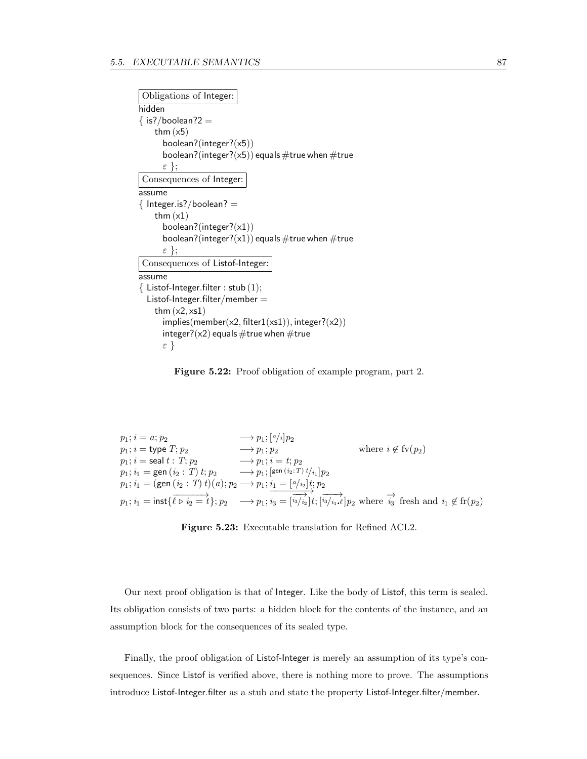```
Obligations of Integer:
hidden
{ is?/boolean?2 =
    thm (x5)
      boolean?(integer?(x5))
      boolean?(integer?(x5)) equals #true when #true
      ε };
Consequences of Integer:
assume
{ Integer.is?/boolean? =
    thm (x1)
      boolean?(integer?(x1))
      boolean?(integer?(x1)) equals #true when #true
      ε };
Consequences of Listof-Integer:
assume
{ Listof-Integer.filter : stub (1);
  Listof-Integer.filter/member =
    thm (x2, xs1)
      implies(member(x2, filter1(xs1)), integer?(x2))
      integer?(x2) equals #true when #true
      ε }
```

**Figure 5.22:** Proof obligation of example program, part 2.

$$
\begin{array}{lll}
p_1; i = a; p_2 & \longrightarrow p_1; [{}^{a}/_{i}]p_2 & \\
p_1; i = \mathsf{type}\ T; p_2 & \longrightarrow p_1; p_2 & \text{where } i \notin \mathrm{fv}(p_2) \\
p_1; i = \mathsf{seal}\ t : T; p_2 & \longrightarrow p_1; i = t; p_2 & \\
p_1; i_1 = \mathsf{gen}\ (i_2 : T)\ t; p_2 & \longrightarrow p_1; [{}^{\mathsf{gen}\ (i_2:T)\ t}/_{i_1}]p_2 & \\
p_1; i_1 = (\mathsf{gen}\ (i_2 : T)\ t)(a); p_2 & \longrightarrow p_1; i_1 = [{}^{a}/_{i_2}]t; p_2 & \\
p_1; i_1 = \mathsf{inst}\{\overrightarrow{\ell \triangleright i_2 = t}\}; p_2 & \longrightarrow p_1; \overrightarrow{i_3 = [\overrightarrow{{}^{i_3}/_{i_2}}]t}; [\overrightarrow{{}^{i_3}/_{i_1.\ell}}]p_2 & \text{where } \overrightarrow{i_3} \text{ fresh and } i_1 \notin \mathrm{fr}(p_2)
\end{array}
$$

**Figure 5.23:** Executable translation for Refined ACL2.

Our next proof obligation is that of Integer. Like the body of Listof, this term is sealed. Its obligation consists of two parts: a hidden block for the contents of the instance, and an assumption block for the consequences of its sealed type.

Finally, the proof obligation of Listof-Integer is merely an assumption of its type's consequences. Since Listof is verified above, there is nothing more to prove. The assumptions introduce Listof-Integer.filter as a stub and state the property Listof-Integer.filter/member.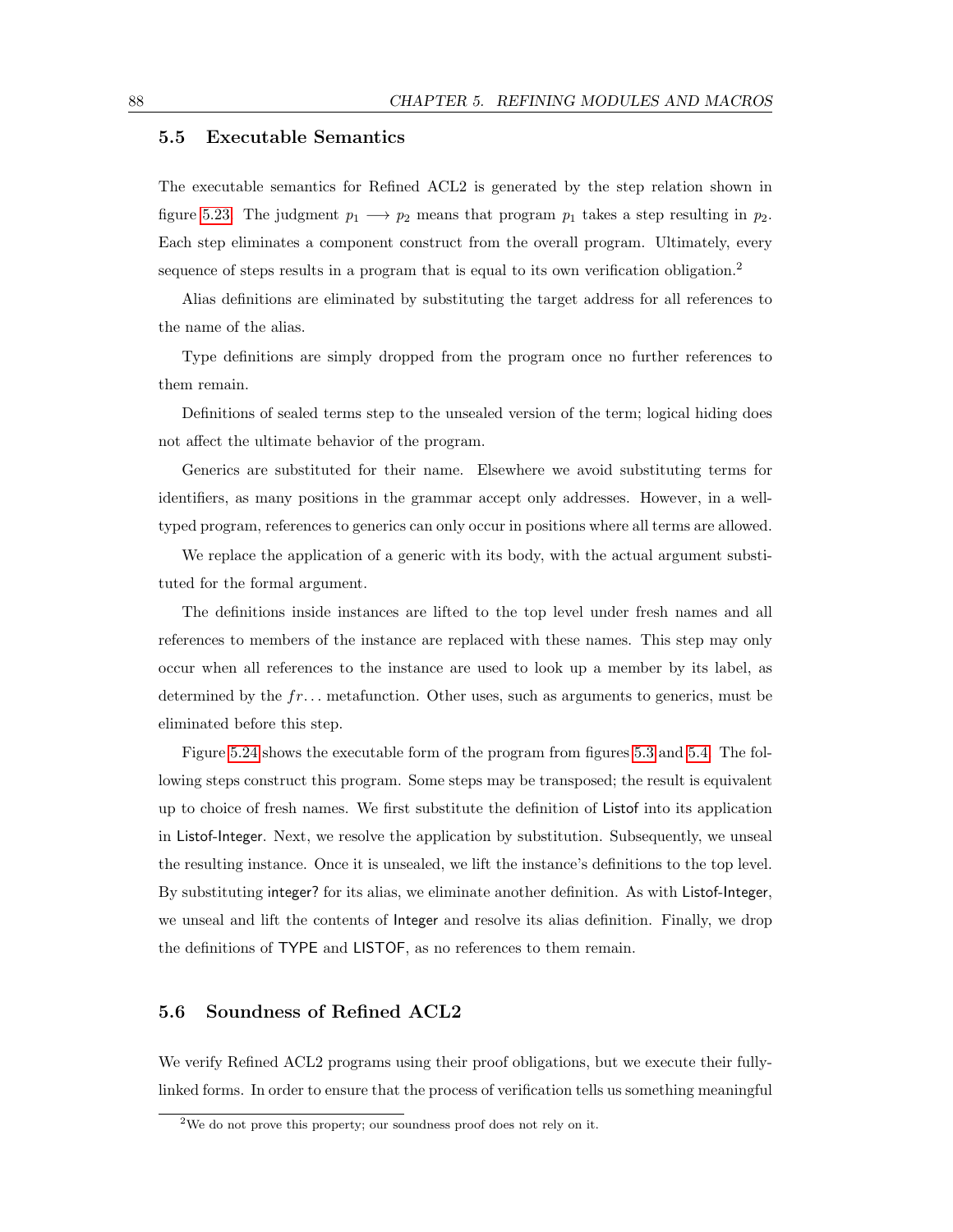## 5.5 Executable Semantics

The executable semantics for Refined ACL2 is generated by the step relation shown in figure 5.23. The judgment $p_1 \longrightarrow p_2$ means that program $p_1$ takes a step resulting in $p_2$. Each step eliminates a component construct from the overall program. Ultimately, every sequence of steps results in a program that is equal to its own verification obligation.[2]

Alias definitions are eliminated by substituting the target address for all references to the name of the alias.

Type definitions are simply dropped from the program once no further references to them remain.

Definitions of sealed terms step to the unsealed version of the term; logical hiding does not affect the ultimate behavior of the program.

Generics are substituted for their name. Elsewhere we avoid substituting terms for identifiers, as many positions in the grammar accept only addresses. However, in a well-typed program, references to generics can only occur in positions where all terms are allowed.

We replace the application of a generic with its body, with the actual argument substituted for the formal argument.

The definitions inside instances are lifted to the top level under fresh names and all references to members of the instance are replaced with these names. This step may only occur when all references to the instance are used to look up a member by its label, as determined by the $fr\ldots$ metafunction. Other uses, such as arguments to generics, must be eliminated before this step.

Figure 5.24 shows the executable form of the program from figures 5.3 and 5.4. The following steps construct this program. Some steps may be transposed; the result is equivalent up to choice of fresh names. We first substitute the definition of Listof into its application in Listof-Integer. Next, we resolve the application by substitution. Subsequently, we unseal the resulting instance. Once it is unsealed, we lift the instance's definitions to the top level. By substituting integer? for its alias, we eliminate another definition. As with Listof-Integer, we unseal and lift the contents of Integer and resolve its alias definition. Finally, we drop the definitions of TYPE and LISTOF, as no references to them remain.

## 5.6 Soundness of Refined ACL2

We verify Refined ACL2 programs using their proof obligations, but we execute their fully-linked forms. In order to ensure that the process of verification tells us something meaningful

[2] We do not prove this property; our soundness proof does not rely on it.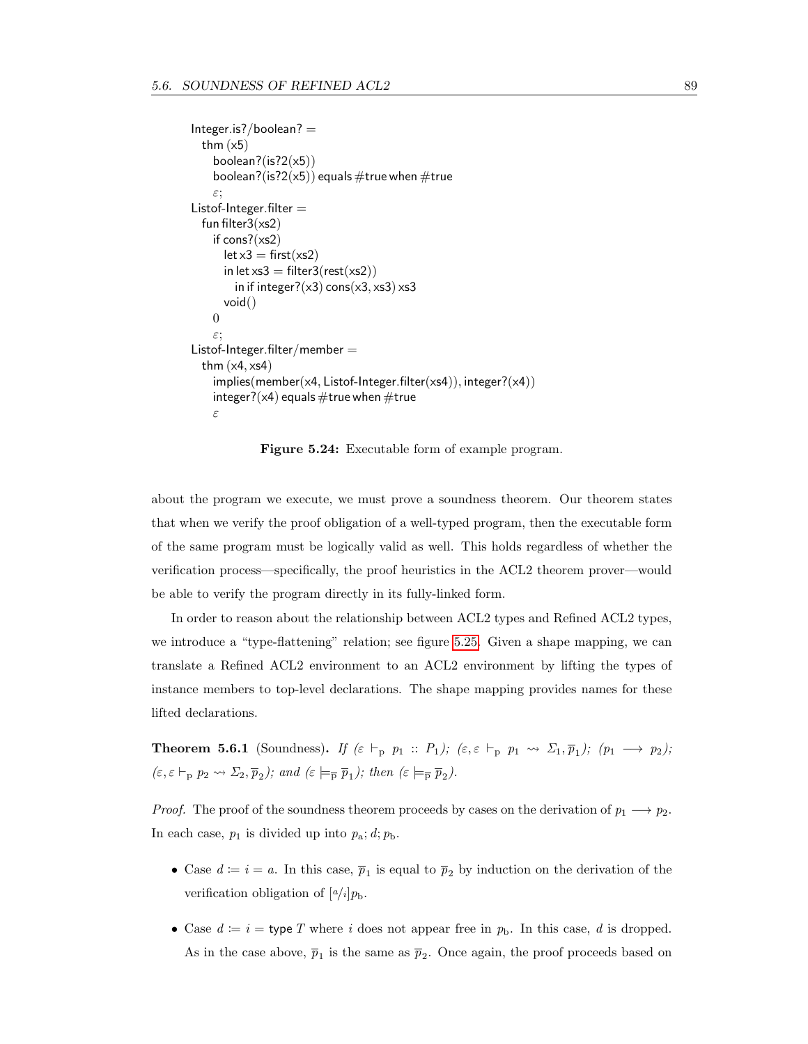```
Integer.is?/boolean? =
  thm (x5)
    boolean?(is?2(x5))
    boolean?(is?2(x5)) equals #true when #true
    ε;
Listof-Integer.filter =
  fun filter3(xs2)
    if cons?(xs2)
      let x3 = first(xs2)
      in let xs3 = filter3(rest(xs2))
        in if integer?(x3) cons(x3, xs3) xs3
      void()
    0
    ε;
Listof-Integer.filter/member =
  thm (x4, xs4)
    implies(member(x4, Listof-Integer.filter(xs4)), integer?(x4))
    integer?(x4) equals #true when #true
    ε
```

**Figure 5.24:** Executable form of example program.

about the program we execute, we must prove a soundness theorem. Our theorem states that when we verify the proof obligation of a well-typed program, then the executable form of the same program must be logically valid as well. This holds regardless of whether the verification process—specifically, the proof heuristics in the ACL2 theorem prover—would be able to verify the program directly in its fully-linked form.

In order to reason about the relationship between ACL2 types and Refined ACL2 types, we introduce a "type-flattening" relation; see figure 5.25. Given a shape mapping, we can translate a Refined ACL2 environment to an ACL2 environment by lifting the types of instance members to top-level declarations. The shape mapping provides names for these lifted declarations.

**Theorem 5.6.1** (Soundness)**.** *If* $(\varepsilon \vdash_{\mathrm{p}} p_1 :: P_1)$*;* $(\varepsilon, \varepsilon \vdash_{\mathrm{p}} p_1 \rightsquigarrow \Sigma_1, \overline{p}_1)$*;* $(p_1 \longrightarrow p_2)$*;* $(\varepsilon, \varepsilon \vdash_{\mathrm{p}} p_2 \rightsquigarrow \Sigma_2, \overline{p}_2)$*; and* $(\varepsilon \models_{\overline{\mathrm{p}}} \overline{p}_1)$*; then* $(\varepsilon \models_{\overline{\mathrm{p}}} \overline{p}_2)$*.*

*Proof.* The proof of the soundness theorem proceeds by cases on the derivation of $p_1 \longrightarrow p_2$. In each case, $p_1$ is divided up into $p_{\mathrm{a}}; d; p_{\mathrm{b}}$.

- Case $d \coloneqq i = a$. In this case, $\overline{p}_1$ is equal to $\overline{p}_2$ by induction on the derivation of the verification obligation of $[^a/_i]p_{\mathrm{b}}$.
- Case $d \coloneqq i = \mathsf{type}\ T$ where $i$ does not appear free in $p_{\mathrm{b}}$. In this case, $d$ is dropped. As in the case above, $\overline{p}_1$ is the same as $\overline{p}_2$. Once again, the proof proceeds based on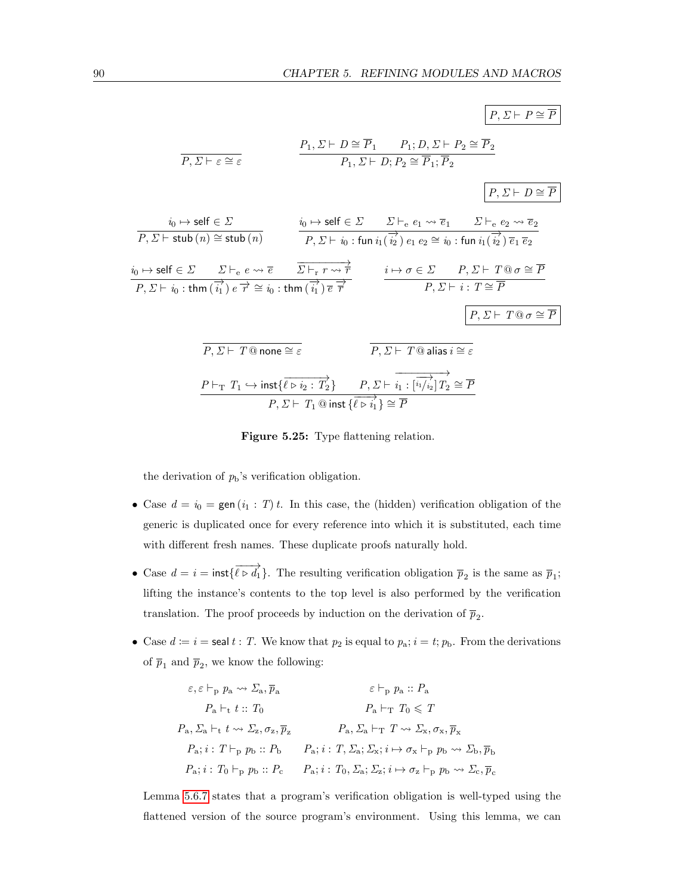$$\boxed{P, \Sigma \vdash P \cong \overline{P}}$$

$$\frac{}{P, \Sigma \vdash \varepsilon \cong \varepsilon} \qquad \frac{P_1, \Sigma \vdash D \cong \overline{P}_1 \qquad P_1; D, \Sigma \vdash P_2 \cong \overline{P}_2}{P_1, \Sigma \vdash D; P_2 \cong \overline{P}_1; \overline{P}_2}$$

$$\boxed{P, \Sigma \vdash D \cong \overline{P}}$$

$$\frac{i_0 \mapsto \mathsf{self} \in \Sigma}{P, \Sigma \vdash \mathsf{stub}\,(n) \cong \mathsf{stub}\,(n)} \qquad \frac{i_0 \mapsto \mathsf{self} \in \Sigma \qquad \Sigma \vdash_{\mathrm{e}} e_1 \rightsquigarrow \overline{e}_1 \qquad \Sigma \vdash_{\mathrm{e}} e_2 \rightsquigarrow \overline{e}_2}{P, \Sigma \vdash i_0 : \mathsf{fun}\, i_1(\overrightarrow{i_2})\, e_1\, e_2 \cong i_0 : \mathsf{fun}\, i_1(\overrightarrow{i_2})\, \overline{e}_1\, \overline{e}_2}$$

$$\frac{i_0 \mapsto \mathsf{self} \in \Sigma \qquad \Sigma \vdash_{\mathrm{e}} e \rightsquigarrow \overline{e} \qquad \overrightarrow{\Sigma \vdash_{\mathrm{r}} r \rightsquigarrow \overline{r}}}{P, \Sigma \vdash i_0 : \mathsf{thm}\,(\overrightarrow{i_1})\, e\, \overrightarrow{r} \cong i_0 : \mathsf{thm}\,(\overrightarrow{i_1})\, \overline{e}\, \overrightarrow{\overline{r}}} \qquad \frac{i \mapsto \sigma \in \Sigma \qquad P, \Sigma \vdash T @ \sigma \cong \overline{P}}{P, \Sigma \vdash i : T \cong \overline{P}}$$

$$\boxed{P, \Sigma \vdash T @ \sigma \cong \overline{P}}$$

$$\frac{}{P, \Sigma \vdash T @ \mathsf{none} \cong \varepsilon} \qquad \frac{}{P, \Sigma \vdash T @ \mathsf{alias}\, i \cong \varepsilon}$$

$$\frac{P \vdash_{\mathrm{T}} T_1 \hookrightarrow \mathsf{inst}\{\overrightarrow{\ell \triangleright i_2 : T_2}\} \qquad P, \Sigma \vdash \overrightarrow{i_1 : [\overrightarrow{i_1/i_2}]\, T_2} \cong \overline{P}}{P, \Sigma \vdash T_1 @ \mathsf{inst}\,\{\overrightarrow{\ell \triangleright i_1}\} \cong \overline{P}}$$

**Figure 5.25:** Type flattening relation.

the derivation of $p_{\mathrm{b}}$'s verification obligation.

- Case $d = i_0 = \mathsf{gen}\,(i_1 : T)\, t$. In this case, the (hidden) verification obligation of the generic is duplicated once for every reference into which it is substituted, each time with different fresh names. These duplicate proofs naturally hold.
- Case $d = i = \mathsf{inst}\{\overrightarrow{\ell \triangleright d_1}\}$. The resulting verification obligation $\overline{p}_2$ is the same as $\overline{p}_1$; lifting the instance's contents to the top level is also performed by the verification translation. The proof proceeds by induction on the derivation of $\overline{p}_2$.
- Case $d \coloneqq i = \mathsf{seal}\, t : T$. We know that $p_2$ is equal to $p_{\mathrm{a}}; i = t; p_{\mathrm{b}}$. From the derivations of $\overline{p}_1$ and $\overline{p}_2$, we know the following:

$$\begin{array}{cc}
\varepsilon, \varepsilon \vdash_{\mathrm{p}} p_{\mathrm{a}} \rightsquigarrow \Sigma_{\mathrm{a}}, \overline{p}_{\mathrm{a}} & \varepsilon \vdash_{\mathrm{p}} p_{\mathrm{a}} :: P_{\mathrm{a}} \\
P_{\mathrm{a}} \vdash_{\mathrm{t}} t :: T_0 & P_{\mathrm{a}} \vdash_{\mathrm{T}} T_0 \leqslant T \\
P_{\mathrm{a}}, \Sigma_{\mathrm{a}} \vdash_{\mathrm{t}} t \rightsquigarrow \Sigma_{\mathrm{z}}, \sigma_{\mathrm{z}}, \overline{p}_{\mathrm{z}} & P_{\mathrm{a}}, \Sigma_{\mathrm{a}} \vdash_{\mathrm{T}} T \rightsquigarrow \Sigma_{\mathrm{x}}, \sigma_{\mathrm{x}}, \overline{p}_{\mathrm{x}} \\
P_{\mathrm{a}}; i : T \vdash_{\mathrm{p}} p_{\mathrm{b}} :: P_{\mathrm{b}} & P_{\mathrm{a}}; i : T, \Sigma_{\mathrm{a}}; \Sigma_{\mathrm{x}}; i \mapsto \sigma_{\mathrm{x}} \vdash_{\mathrm{p}} p_{\mathrm{b}} \rightsquigarrow \Sigma_{\mathrm{b}}, \overline{p}_{\mathrm{b}} \\
P_{\mathrm{a}}; i : T_0 \vdash_{\mathrm{p}} p_{\mathrm{b}} :: P_{\mathrm{c}} & P_{\mathrm{a}}; i : T_0, \Sigma_{\mathrm{a}}; \Sigma_{\mathrm{z}}; i \mapsto \sigma_{\mathrm{z}} \vdash_{\mathrm{p}} p_{\mathrm{b}} \rightsquigarrow \Sigma_{\mathrm{c}}, \overline{p}_{\mathrm{c}}
\end{array}$$

Lemma 5.6.7 states that a program's verification obligation is well-typed using the flattened version of the source program's environment. Using this lemma, we can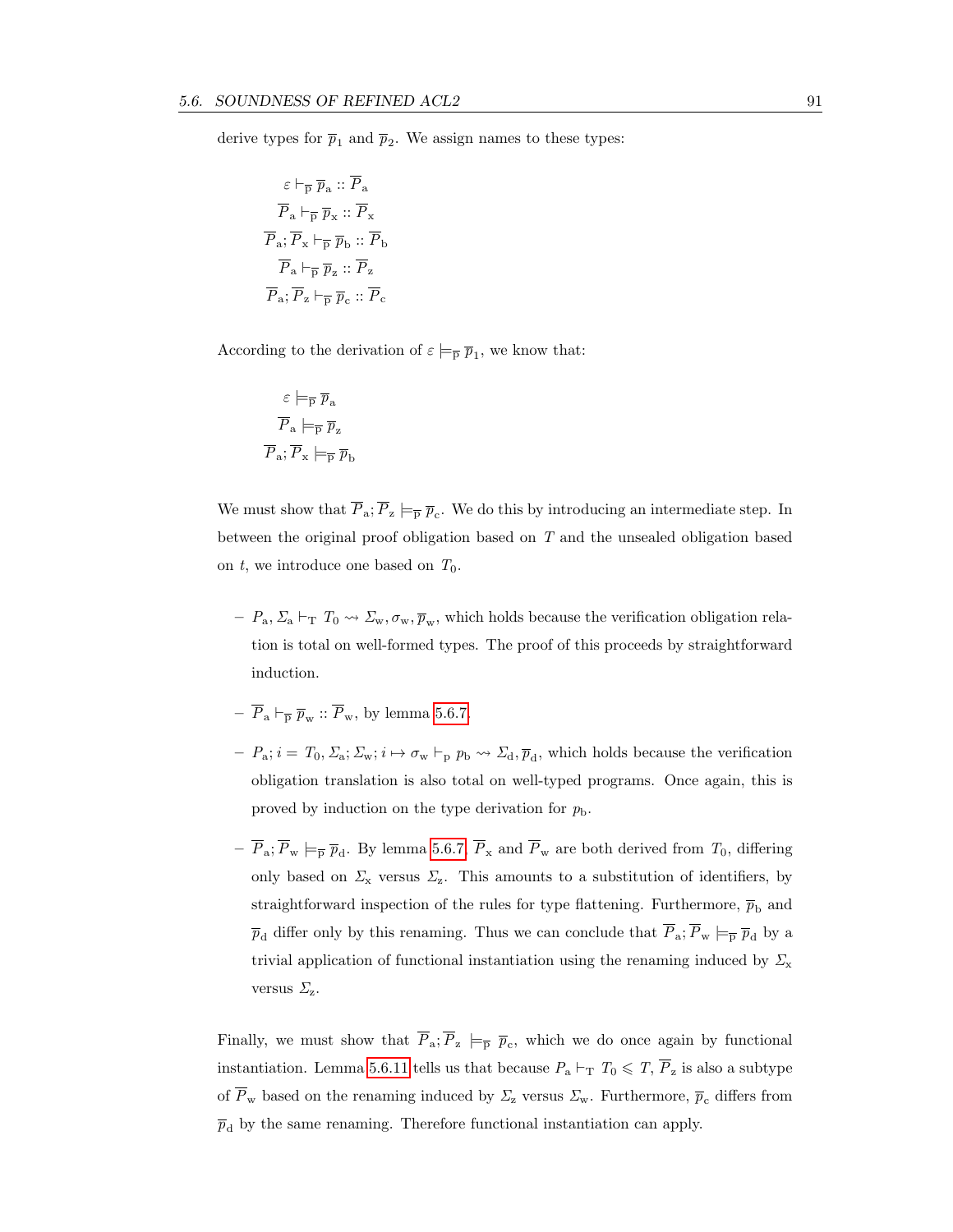derive types for $\overline{p}_1$ and $\overline{p}_2$. We assign names to these types:

$$
\begin{aligned}
\varepsilon &\vdash_{\overline{\mathrm{p}}} \overline{p}_{\mathrm{a}} :: \overline{P}_{\mathrm{a}} \\
\overline{P}_{\mathrm{a}} &\vdash_{\overline{\mathrm{p}}} \overline{p}_{\mathrm{x}} :: \overline{P}_{\mathrm{x}} \\
\overline{P}_{\mathrm{a}}; \overline{P}_{\mathrm{x}} &\vdash_{\overline{\mathrm{p}}} \overline{p}_{\mathrm{b}} :: \overline{P}_{\mathrm{b}} \\
\overline{P}_{\mathrm{a}} &\vdash_{\overline{\mathrm{p}}} \overline{p}_{\mathrm{z}} :: \overline{P}_{\mathrm{z}} \\
\overline{P}_{\mathrm{a}}; \overline{P}_{\mathrm{z}} &\vdash_{\overline{\mathrm{p}}} \overline{p}_{\mathrm{c}} :: \overline{P}_{\mathrm{c}}
\end{aligned}
$$

According to the derivation of $\varepsilon \models_{\overline{\mathrm{p}}} \overline{p}_1$, we know that:

$$
\begin{aligned}
\varepsilon &\models_{\overline{\mathrm{p}}} \overline{p}_{\mathrm{a}} \\
\overline{P}_{\mathrm{a}} &\models_{\overline{\mathrm{p}}} \overline{p}_{\mathrm{z}} \\
\overline{P}_{\mathrm{a}}; \overline{P}_{\mathrm{x}} &\models_{\overline{\mathrm{p}}} \overline{p}_{\mathrm{b}}
\end{aligned}
$$

We must show that $\overline{P}_{\mathrm{a}}; \overline{P}_{\mathrm{z}} \models_{\overline{\mathrm{p}}} \overline{p}_{\mathrm{c}}$. We do this by introducing an intermediate step. In between the original proof obligation based on $T$ and the unsealed obligation based on $t$, we introduce one based on $T_0$.

- $P_{\mathrm{a}}, \Sigma_{\mathrm{a}} \vdash_{\mathrm{T}} T_0 \rightsquigarrow \Sigma_{\mathrm{w}}, \sigma_{\mathrm{w}}, \overline{p}_{\mathrm{w}}$, which holds because the verification obligation relation is total on well-formed types. The proof of this proceeds by straightforward induction.
- $\overline{P}_{\mathrm{a}} \vdash_{\overline{\mathrm{p}}} \overline{p}_{\mathrm{w}} :: \overline{P}_{\mathrm{w}}$, by lemma 5.6.7.
- $P_{\mathrm{a}}; i = T_0, \Sigma_{\mathrm{a}}; \Sigma_{\mathrm{w}}; i \mapsto \sigma_{\mathrm{w}} \vdash_{\mathrm{p}} p_{\mathrm{b}} \rightsquigarrow \Sigma_{\mathrm{d}}, \overline{p}_{\mathrm{d}}$, which holds because the verification obligation translation is also total on well-typed programs. Once again, this is proved by induction on the type derivation for $p_{\mathrm{b}}$.
- $\overline{P}_{\mathrm{a}}; \overline{P}_{\mathrm{w}} \models_{\overline{\mathrm{p}}} \overline{p}_{\mathrm{d}}$. By lemma 5.6.7, $\overline{P}_{\mathrm{x}}$ and $\overline{P}_{\mathrm{w}}$ are both derived from $T_0$, differing only based on $\Sigma_{\mathrm{x}}$ versus $\Sigma_{\mathrm{z}}$. This amounts to a substitution of identifiers, by straightforward inspection of the rules for type flattening. Furthermore, $\overline{p}_{\mathrm{b}}$ and $\overline{p}_{\mathrm{d}}$ differ only by this renaming. Thus we can conclude that $\overline{P}_{\mathrm{a}}; \overline{P}_{\mathrm{w}} \models_{\overline{\mathrm{p}}} \overline{p}_{\mathrm{d}}$ by a trivial application of functional instantiation using the renaming induced by $\Sigma_{\mathrm{x}}$ versus $\Sigma_{\mathrm{z}}$.

Finally, we must show that $\overline{P}_{\mathrm{a}}; \overline{P}_{\mathrm{z}} \models_{\overline{\mathrm{p}}} \overline{p}_{\mathrm{c}}$, which we do once again by functional instantiation. Lemma 5.6.11 tells us that because $P_{\mathrm{a}} \vdash_{\mathrm{T}} T_0 \leqslant T$, $\overline{P}_{\mathrm{z}}$ is also a subtype of $\overline{P}_{\mathrm{w}}$ based on the renaming induced by $\Sigma_{\mathrm{z}}$ versus $\Sigma_{\mathrm{w}}$. Furthermore, $\overline{p}_{\mathrm{c}}$ differs from $\overline{p}_{\mathrm{d}}$ by the same renaming. Therefore functional instantiation can apply.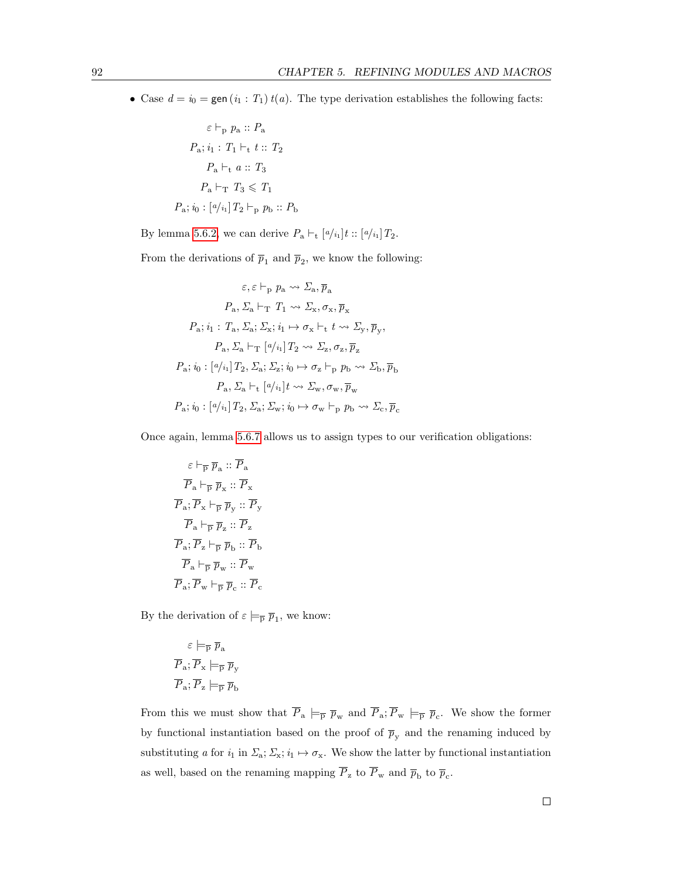- Case $d = i_0 = \mathsf{gen}\,(i_1 : T_1)\,t(a)$. The type derivation establishes the following facts:

$$
\begin{aligned}
\varepsilon &\vdash_{\mathrm{p}} p_{\mathrm{a}} :: P_{\mathrm{a}} \\
P_{\mathrm{a}}; i_1 : T_1 &\vdash_{\mathrm{t}} t :: T_2 \\
P_{\mathrm{a}} &\vdash_{\mathrm{t}} a :: T_3 \\
P_{\mathrm{a}} &\vdash_{\mathrm{T}} T_3 \leqslant T_1 \\
P_{\mathrm{a}}; i_0 : [{}^{a}/_{i_1}]\,T_2 &\vdash_{\mathrm{p}} p_{\mathrm{b}} :: P_{\mathrm{b}}
\end{aligned}
$$

By lemma 5.6.2, we can derive $P_{\mathrm{a}} \vdash_{\mathrm{t}} [{}^{a}/_{i_1}]t :: [{}^{a}/_{i_1}]\,T_2$.

From the derivations of $\overline{p}_1$ and $\overline{p}_2$, we know the following:

$$
\begin{gathered}
\varepsilon, \varepsilon \vdash_{\mathrm{p}} p_{\mathrm{a}} \rightsquigarrow \Sigma_{\mathrm{a}}, \overline{p}_{\mathrm{a}} \\
P_{\mathrm{a}}, \Sigma_{\mathrm{a}} \vdash_{\mathrm{T}} T_1 \rightsquigarrow \Sigma_{\mathrm{x}}, \sigma_{\mathrm{x}}, \overline{p}_{\mathrm{x}} \\
P_{\mathrm{a}}; i_1 : T_{\mathrm{a}}, \Sigma_{\mathrm{a}}; \Sigma_{\mathrm{x}}; i_1 \mapsto \sigma_{\mathrm{x}} \vdash_{\mathrm{t}} t \rightsquigarrow \Sigma_{\mathrm{y}}, \overline{p}_{\mathrm{y}}, \\
P_{\mathrm{a}}, \Sigma_{\mathrm{a}} \vdash_{\mathrm{T}} [{}^{a}/_{i_1}]\,T_2 \rightsquigarrow \Sigma_{\mathrm{z}}, \sigma_{\mathrm{z}}, \overline{p}_{\mathrm{z}} \\
P_{\mathrm{a}}; i_0 : [{}^{a}/_{i_1}]\,T_2, \Sigma_{\mathrm{a}}; \Sigma_{\mathrm{z}}; i_0 \mapsto \sigma_{\mathrm{z}} \vdash_{\mathrm{p}} p_{\mathrm{b}} \rightsquigarrow \Sigma_{\mathrm{b}}, \overline{p}_{\mathrm{b}} \\
P_{\mathrm{a}}, \Sigma_{\mathrm{a}} \vdash_{\mathrm{t}} [{}^{a}/_{i_1}]t \rightsquigarrow \Sigma_{\mathrm{w}}, \sigma_{\mathrm{w}}, \overline{p}_{\mathrm{w}} \\
P_{\mathrm{a}}; i_0 : [{}^{a}/_{i_1}]\,T_2, \Sigma_{\mathrm{a}}; \Sigma_{\mathrm{w}}; i_0 \mapsto \sigma_{\mathrm{w}} \vdash_{\mathrm{p}} p_{\mathrm{b}} \rightsquigarrow \Sigma_{\mathrm{c}}, \overline{p}_{\mathrm{c}}
\end{gathered}
$$

Once again, lemma 5.6.7 allows us to assign types to our verification obligations:

$$
\begin{aligned}
\varepsilon &\vdash_{\overline{\mathrm{p}}} \overline{p}_{\mathrm{a}} :: \overline{P}_{\mathrm{a}} \\
\overline{P}_{\mathrm{a}} &\vdash_{\overline{\mathrm{p}}} \overline{p}_{\mathrm{x}} :: \overline{P}_{\mathrm{x}} \\
\overline{P}_{\mathrm{a}}; \overline{P}_{\mathrm{x}} &\vdash_{\overline{\mathrm{p}}} \overline{p}_{\mathrm{y}} :: \overline{P}_{\mathrm{y}} \\
\overline{P}_{\mathrm{a}} &\vdash_{\overline{\mathrm{p}}} \overline{p}_{\mathrm{z}} :: \overline{P}_{\mathrm{z}} \\
\overline{P}_{\mathrm{a}}; \overline{P}_{\mathrm{z}} &\vdash_{\overline{\mathrm{p}}} \overline{p}_{\mathrm{b}} :: \overline{P}_{\mathrm{b}} \\
\overline{P}_{\mathrm{a}} &\vdash_{\overline{\mathrm{p}}} \overline{p}_{\mathrm{w}} :: \overline{P}_{\mathrm{w}} \\
\overline{P}_{\mathrm{a}}; \overline{P}_{\mathrm{w}} &\vdash_{\overline{\mathrm{p}}} \overline{p}_{\mathrm{c}} :: \overline{P}_{\mathrm{c}}
\end{aligned}
$$

By the derivation of $\varepsilon \models_{\overline{\mathrm{p}}} \overline{p}_1$, we know:

$$
\begin{aligned}
\varepsilon &\models_{\overline{\mathrm{p}}} \overline{p}_{\mathrm{a}} \\
\overline{P}_{\mathrm{a}}; \overline{P}_{\mathrm{x}} &\models_{\overline{\mathrm{p}}} \overline{p}_{\mathrm{y}} \\
\overline{P}_{\mathrm{a}}; \overline{P}_{\mathrm{z}} &\models_{\overline{\mathrm{p}}} \overline{p}_{\mathrm{b}}
\end{aligned}
$$

From this we must show that $\overline{P}_{\mathrm{a}} \models_{\overline{\mathrm{p}}} \overline{p}_{\mathrm{w}}$ and $\overline{P}_{\mathrm{a}}; \overline{P}_{\mathrm{w}} \models_{\overline{\mathrm{p}}} \overline{p}_{\mathrm{c}}$. We show the former by functional instantiation based on the proof of $\overline{p}_{\mathrm{y}}$ and the renaming induced by substituting $a$ for $i_1$ in $\Sigma_{\mathrm{a}}; \Sigma_{\mathrm{x}}; i_1 \mapsto \sigma_{\mathrm{x}}$. We show the latter by functional instantiation as well, based on the renaming mapping $\overline{P}_{\mathrm{z}}$ to $\overline{P}_{\mathrm{w}}$ and $\overline{p}_{\mathrm{b}}$ to $\overline{p}_{\mathrm{c}}$.

□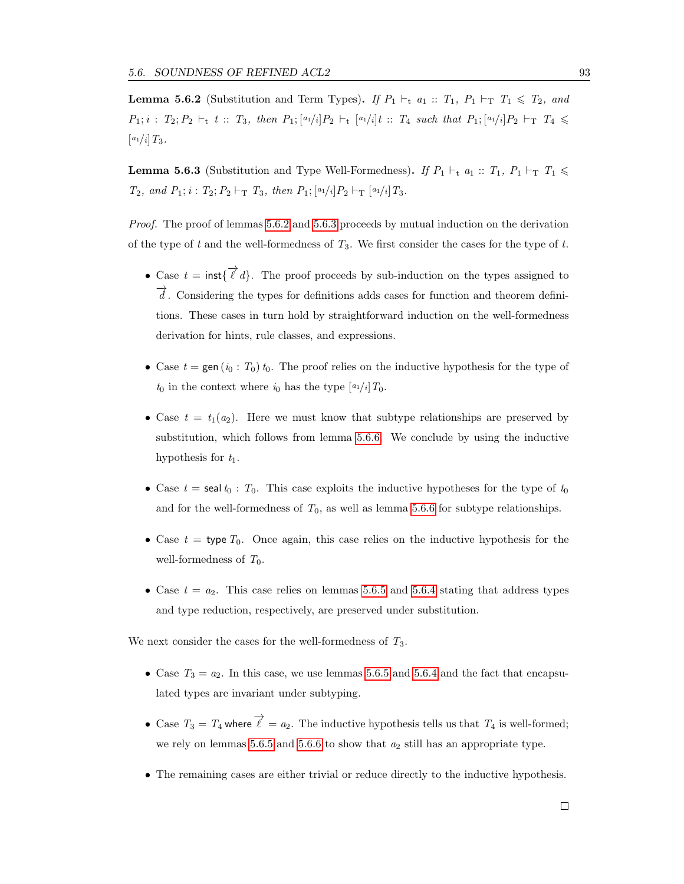**Lemma 5.6.2** (Substitution and Term Types)**.** *If* $P_1 \vdash_{\mathrm{t}} a_1 :: T_1$*,* $P_1 \vdash_{\mathrm{T}} T_1 \leqslant T_2$*, and* $P_1; i : T_2; P_2 \vdash_{\mathrm{t}} t :: T_3$*, then* $P_1; [{}^{a_1}\!/\!{}_i]P_2 \vdash_{\mathrm{t}} [{}^{a_1}\!/\!{}_i]t :: T_4$ *such that* $P_1; [{}^{a_1}\!/\!{}_i]P_2 \vdash_{\mathrm{T}} T_4 \leqslant [{}^{a_1}\!/\!{}_i]\,T_3$*.*

**Lemma 5.6.3** (Substitution and Type Well-Formedness)**.** *If* $P_1 \vdash_{\mathrm{t}} a_1 :: T_1$*,* $P_1 \vdash_{\mathrm{T}} T_1 \leqslant T_2$*, and* $P_1; i : T_2; P_2 \vdash_{\mathrm{T}} T_3$*, then* $P_1; [{}^{a_1}\!/\!{}_i]P_2 \vdash_{\mathrm{T}} [{}^{a_1}\!/\!{}_i]\,T_3$*.*

*Proof.* The proof of lemmas 5.6.2 and 5.6.3 proceeds by mutual induction on the derivation of the type of $t$ and the well-formedness of $T_3$. We first consider the cases for the type of $t$.

- Case $t = \mathsf{inst}\{\overrightarrow{\ell}\, d\}$. The proof proceeds by sub-induction on the types assigned to $\overrightarrow{d}$. Considering the types for definitions adds cases for function and theorem definitions. These cases in turn hold by straightforward induction on the well-formedness derivation for hints, rule classes, and expressions.

- Case $t = \mathsf{gen}\,(i_0 : T_0)\, t_0$. The proof relies on the inductive hypothesis for the type of $t_0$ in the context where $i_0$ has the type $[{}^{a_1}\!/\!{}_i]\,T_0$.

- Case $t = t_1(a_2)$. Here we must know that subtype relationships are preserved by substitution, which follows from lemma 5.6.6. We conclude by using the inductive hypothesis for $t_1$.

- Case $t = \mathsf{seal}\, t_0 : T_0$. This case exploits the inductive hypotheses for the type of $t_0$ and for the well-formedness of $T_0$, as well as lemma 5.6.6 for subtype relationships.

- Case $t = \mathsf{type}\, T_0$. Once again, this case relies on the inductive hypothesis for the well-formedness of $T_0$.

- Case $t = a_2$. This case relies on lemmas 5.6.5 and 5.6.4 stating that address types and type reduction, respectively, are preserved under substitution.

We next consider the cases for the well-formedness of $T_3$.

- Case $T_3 = a_2$. In this case, we use lemmas 5.6.5 and 5.6.4 and the fact that encapsulated types are invariant under subtyping.

- Case $T_3 = T_4\ \mathsf{where}\ \overrightarrow{\ell} = a_2$. The inductive hypothesis tells us that $T_4$ is well-formed; we rely on lemmas 5.6.5 and 5.6.6 to show that $a_2$ still has an appropriate type.

- The remaining cases are either trivial or reduce directly to the inductive hypothesis.

□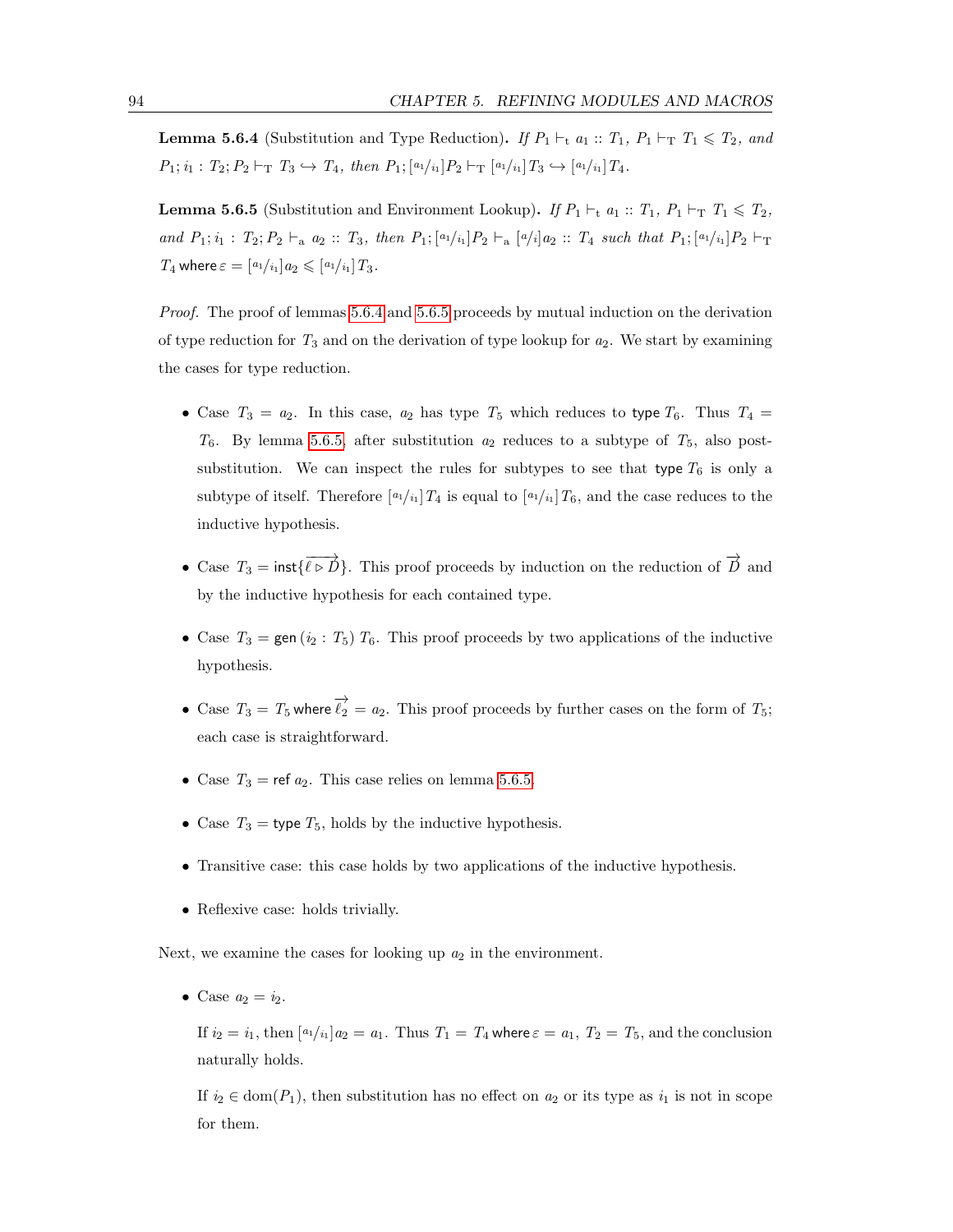**Lemma 5.6.4** (Substitution and Type Reduction)**.** *If* $P_1 \vdash_{\mathrm{t}} a_1 :: T_1$*,* $P_1 \vdash_{\mathrm{T}} T_1 \leqslant T_2$*, and* $P_1; i_1 : T_2; P_2 \vdash_{\mathrm{T}} T_3 \hookrightarrow T_4$*, then* $P_1; [^{a_1}/_{i_1}]P_2 \vdash_{\mathrm{T}} [^{a_1}/_{i_1}]T_3 \hookrightarrow [^{a_1}/_{i_1}]T_4$*.*

**Lemma 5.6.5** (Substitution and Environment Lookup)**.** *If* $P_1 \vdash_{\mathrm{t}} a_1 :: T_1$*,* $P_1 \vdash_{\mathrm{T}} T_1 \leqslant T_2$*, and* $P_1; i_1 : T_2; P_2 \vdash_{\mathrm{a}} a_2 :: T_3$*, then* $P_1; [^{a_1}/_{i_1}]P_2 \vdash_{\mathrm{a}} [^{a}/_{i}]a_2 :: T_4$ *such that* $P_1; [^{a_1}/_{i_1}]P_2 \vdash_{\mathrm{T}} T_4 \ \mathsf{where}\ \varepsilon = [^{a_1}/_{i_1}]a_2 \leqslant [^{a_1}/_{i_1}]T_3$*.*

*Proof.* The proof of lemmas 5.6.4 and 5.6.5 proceeds by mutual induction on the derivation of type reduction for $T_3$ and on the derivation of type lookup for $a_2$. We start by examining the cases for type reduction.

- Case $T_3 = a_2$. In this case, $a_2$ has type $T_5$ which reduces to $\mathsf{type}\ T_6$. Thus $T_4 = T_6$. By lemma 5.6.5, after substitution $a_2$ reduces to a subtype of $T_5$, also post-substitution. We can inspect the rules for subtypes to see that $\mathsf{type}\ T_6$ is only a subtype of itself. Therefore $[^{a_1}/_{i_1}]T_4$ is equal to $[^{a_1}/_{i_1}]T_6$, and the case reduces to the inductive hypothesis.

- Case $T_3 = \mathsf{inst}\{\overrightarrow{\ell \triangleright D}\}$. This proof proceeds by induction on the reduction of $\overrightarrow{D}$ and by the inductive hypothesis for each contained type.

- Case $T_3 = \mathsf{gen}\,(i_2 : T_5)\ T_6$. This proof proceeds by two applications of the inductive hypothesis.

- Case $T_3 = T_5\ \mathsf{where}\ \overrightarrow{\ell_2} = a_2$. This proof proceeds by further cases on the form of $T_5$; each case is straightforward.

- Case $T_3 = \mathsf{ref}\ a_2$. This case relies on lemma 5.6.5.

- Case $T_3 = \mathsf{type}\ T_5$, holds by the inductive hypothesis.

- Transitive case: this case holds by two applications of the inductive hypothesis.

- Reflexive case: holds trivially.

Next, we examine the cases for looking up $a_2$ in the environment.

- Case $a_2 = i_2$.

  If $i_2 = i_1$, then $[^{a_1}/_{i_1}]a_2 = a_1$. Thus $T_1 = T_4\ \mathsf{where}\ \varepsilon = a_1$, $T_2 = T_5$, and the conclusion naturally holds.

  If $i_2 \in \mathrm{dom}(P_1)$, then substitution has no effect on $a_2$ or its type as $i_1$ is not in scope for them.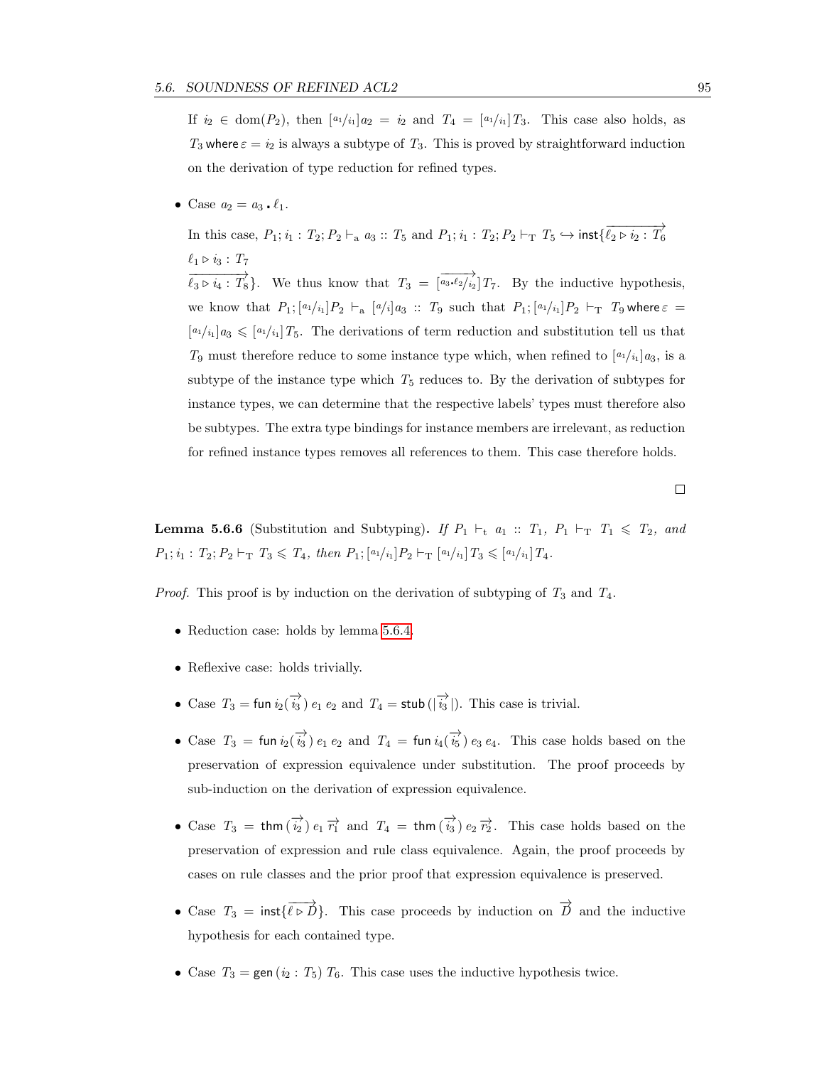If $i_2 \in \text{dom}(P_2)$, then $[^{a_1}/_{i_1}]a_2 = i_2$ and $T_4 = [^{a_1}/_{i_1}]T_3$. This case also holds, as $T_3 \,\mathsf{where}\, \varepsilon = i_2$ is always a subtype of $T_3$. This is proved by straightforward induction on the derivation of type reduction for refined types.

- Case $a_2 = a_3 \,\text{.}\, \ell_1$.

  In this case, $P_1; i_1 : T_2; P_2 \vdash_{\text{a}} a_3 :: T_5$ and $P_1; i_1 : T_2; P_2 \vdash_{\text{T}} T_5 \hookrightarrow \mathsf{inst}\{\overrightarrow{\ell_2 \triangleright i_2 : T_6}$
  $\ell_1 \triangleright i_3 : T_7$
  $\overrightarrow{\ell_3 \triangleright i_4 : T_8}\}$. We thus know that $T_3 = [\overrightarrow{^{a_3 . \ell_2}/_{i_2}}]T_7$. By the inductive hypothesis, we know that $P_1; [^{a_1}/_{i_1}]P_2 \vdash_{\text{a}} [^{a}/_{i}]a_3 :: T_9$ such that $P_1; [^{a_1}/_{i_1}]P_2 \vdash_{\text{T}} T_9 \,\mathsf{where}\, \varepsilon = [^{a_1}/_{i_1}]a_3 \leqslant [^{a_1}/_{i_1}]T_5$. The derivations of term reduction and substitution tell us that $T_9$ must therefore reduce to some instance type which, when refined to $[^{a_1}/_{i_1}]a_3$, is a subtype of the instance type which $T_5$ reduces to. By the derivation of subtypes for instance types, we can determine that the respective labels' types must therefore also be subtypes. The extra type bindings for instance members are irrelevant, as reduction for refined instance types removes all references to them. This case therefore holds.

□

**Lemma 5.6.6** (Substitution and Subtyping)**.** *If $P_1 \vdash_{\text{t}} a_1 :: T_1$, $P_1 \vdash_{\text{T}} T_1 \leqslant T_2$, and $P_1; i_1 : T_2; P_2 \vdash_{\text{T}} T_3 \leqslant T_4$, then $P_1; [^{a_1}/_{i_1}]P_2 \vdash_{\text{T}} [^{a_1}/_{i_1}]T_3 \leqslant [^{a_1}/_{i_1}]T_4$.*

*Proof.* This proof is by induction on the derivation of subtyping of $T_3$ and $T_4$.

- Reduction case: holds by lemma 5.6.4.
- Reflexive case: holds trivially.
- Case $T_3 = \mathsf{fun}\, i_2(\overrightarrow{i_3})\, e_1\, e_2$ and $T_4 = \mathsf{stub}\,(|\overrightarrow{i_3}|)$. This case is trivial.
- Case $T_3 = \mathsf{fun}\, i_2(\overrightarrow{i_3})\, e_1\, e_2$ and $T_4 = \mathsf{fun}\, i_4(\overrightarrow{i_5})\, e_3\, e_4$. This case holds based on the preservation of expression equivalence under substitution. The proof proceeds by sub-induction on the derivation of expression equivalence.
- Case $T_3 = \mathsf{thm}\,(\overrightarrow{i_2})\, e_1\, \overrightarrow{r_1}$ and $T_4 = \mathsf{thm}\,(\overrightarrow{i_3})\, e_2\, \overrightarrow{r_2}$. This case holds based on the preservation of expression and rule class equivalence. Again, the proof proceeds by cases on rule classes and the prior proof that expression equivalence is preserved.
- Case $T_3 = \mathsf{inst}\{\overrightarrow{\ell \triangleright D}\}$. This case proceeds by induction on $\overrightarrow{D}$ and the inductive hypothesis for each contained type.
- Case $T_3 = \mathsf{gen}\,(i_2 : T_5)\, T_6$. This case uses the inductive hypothesis twice.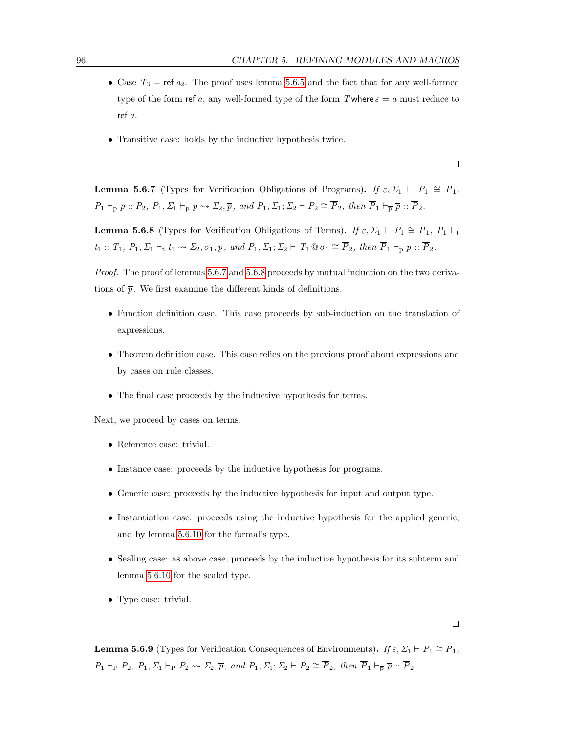- Case $T_3 = \mathsf{ref}\ a_2$. The proof uses lemma 5.6.5 and the fact that for any well-formed type of the form $\mathsf{ref}\ a$, any well-formed type of the form $T\,\mathsf{where}\,\varepsilon = a$ must reduce to $\mathsf{ref}\ a$.

- Transitive case: holds by the inductive hypothesis twice.

□

**Lemma 5.6.7** (Types for Verification Obligations of Programs)**.** *If* $\varepsilon, \Sigma_1 \vdash P_1 \cong \overline{P}_1$*,* $P_1 \vdash_{\mathrm{p}} p :: P_2$*,* $P_1, \Sigma_1 \vdash_{\mathrm{p}} p \rightsquigarrow \Sigma_2, \overline{p}$*, and* $P_1, \Sigma_1; \Sigma_2 \vdash P_2 \cong \overline{P}_2$*, then* $\overline{P}_1 \vdash_{\overline{\mathrm{p}}} \overline{p} :: \overline{P}_2$*.*

**Lemma 5.6.8** (Types for Verification Obligations of Terms)**.** *If* $\varepsilon, \Sigma_1 \vdash P_1 \cong \overline{P}_1$*,* $P_1 \vdash_{\mathrm{t}} t_1 :: T_1$*,* $P_1, \Sigma_1 \vdash_{\mathrm{t}} t_1 \rightsquigarrow \Sigma_2, \sigma_1, \overline{p}$*, and* $P_1, \Sigma_1; \Sigma_2 \vdash T_1 \mathbin{@} \sigma_1 \cong \overline{P}_2$*, then* $\overline{P}_1 \vdash_{\mathrm{p}} \overline{p} :: \overline{P}_2$*.*

*Proof.* The proof of lemmas 5.6.7 and 5.6.8 proceeds by mutual induction on the two derivations of $\overline{p}$. We first examine the different kinds of definitions.

- Function definition case. This case proceeds by sub-induction on the translation of expressions.

- Theorem definition case. This case relies on the previous proof about expressions and by cases on rule classes.

- The final case proceeds by the inductive hypothesis for terms.

Next, we proceed by cases on terms.

- Reference case: trivial.

- Instance case: proceeds by the inductive hypothesis for programs.

- Generic case: proceeds by the inductive hypothesis for input and output type.

- Instantiation case: proceeds using the inductive hypothesis for the applied generic, and by lemma 5.6.10 for the formal's type.

- Sealing case: as above case, proceeds by the inductive hypothesis for its subterm and lemma 5.6.10 for the sealed type.

- Type case: trivial.

□

**Lemma 5.6.9** (Types for Verification Consequences of Environments)**.** *If* $\varepsilon, \Sigma_1 \vdash P_1 \cong \overline{P}_1$*,* $P_1 \vdash_{\mathrm{P}} P_2$*,* $P_1, \Sigma_1 \vdash_{\mathrm{P}} P_2 \rightsquigarrow \Sigma_2, \overline{p}$*, and* $P_1, \Sigma_1; \Sigma_2 \vdash P_2 \cong \overline{P}_2$*, then* $\overline{P}_1 \vdash_{\overline{\mathrm{p}}} \overline{p} :: \overline{P}_2$*.*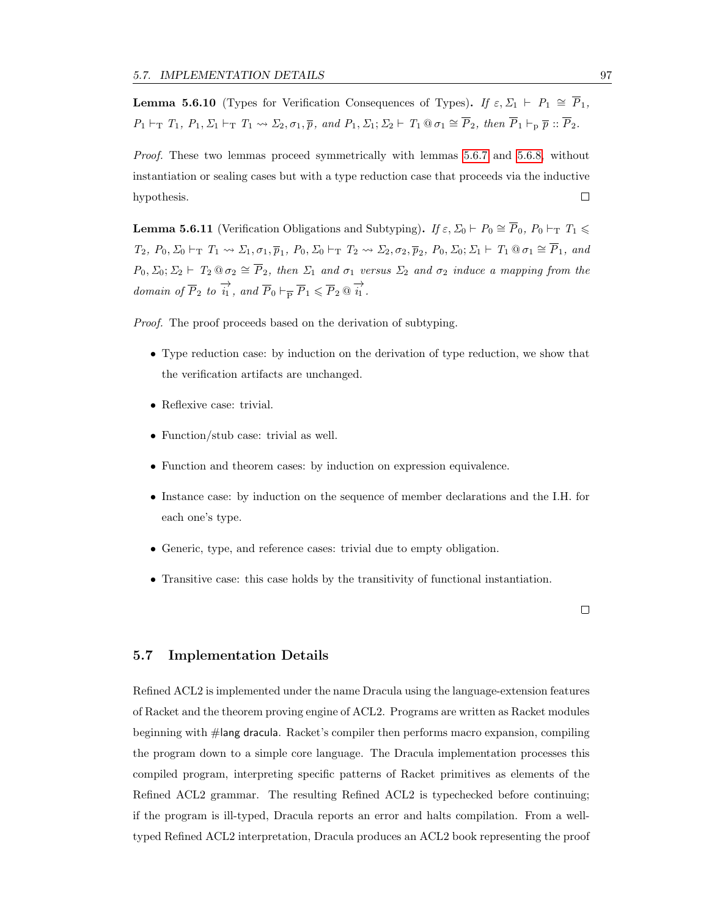**Lemma 5.6.10** (Types for Verification Consequences of Types)**.** *If* $\varepsilon, \Sigma_1 \vdash P_1 \cong \overline{P}_1$, $P_1 \vdash_{\mathrm{T}} T_1$, $P_1, \Sigma_1 \vdash_{\mathrm{T}} T_1 \rightsquigarrow \Sigma_2, \sigma_1, \overline{p}$, *and* $P_1, \Sigma_1; \Sigma_2 \vdash T_1 \mathbin{@} \sigma_1 \cong \overline{P}_2$, *then* $\overline{P}_1 \vdash_{\mathrm{p}} \overline{p} :: \overline{P}_2$.

*Proof.* These two lemmas proceed symmetrically with lemmas 5.6.7 and 5.6.8, without instantiation or sealing cases but with a type reduction case that proceeds via the inductive hypothesis. □

**Lemma 5.6.11** (Verification Obligations and Subtyping)**.** *If* $\varepsilon, \Sigma_0 \vdash P_0 \cong \overline{P}_0$, $P_0 \vdash_{\mathrm{T}} T_1 \leqslant T_2$, $P_0, \Sigma_0 \vdash_{\mathrm{T}} T_1 \rightsquigarrow \Sigma_1, \sigma_1, \overline{p}_1$, $P_0, \Sigma_0 \vdash_{\mathrm{T}} T_2 \rightsquigarrow \Sigma_2, \sigma_2, \overline{p}_2$, $P_0, \Sigma_0; \Sigma_1 \vdash T_1 \mathbin{@} \sigma_1 \cong \overline{P}_1$, *and* $P_0, \Sigma_0; \Sigma_2 \vdash T_2 \mathbin{@} \sigma_2 \cong \overline{P}_2$, *then* $\Sigma_1$ *and* $\sigma_1$ *versus* $\Sigma_2$ *and* $\sigma_2$ *induce a mapping from the domain of* $\overline{P}_2$ *to* $\overrightarrow{i_1}$, *and* $\overline{P}_0 \vdash_{\overline{\mathrm{P}}} \overline{P}_1 \leqslant \overline{P}_2 \mathbin{@} \overrightarrow{i_1}$.

*Proof.* The proof proceeds based on the derivation of subtyping.

- Type reduction case: by induction on the derivation of type reduction, we show that the verification artifacts are unchanged.
- Reflexive case: trivial.
- Function/stub case: trivial as well.
- Function and theorem cases: by induction on expression equivalence.
- Instance case: by induction on the sequence of member declarations and the I.H. for each one's type.
- Generic, type, and reference cases: trivial due to empty obligation.
- Transitive case: this case holds by the transitivity of functional instantiation.

□

## 5.7 Implementation Details

Refined ACL2 is implemented under the name Dracula using the language-extension features of Racket and the theorem proving engine of ACL2. Programs are written as Racket modules beginning with #lang dracula. Racket's compiler then performs macro expansion, compiling the program down to a simple core language. The Dracula implementation processes this compiled program, interpreting specific patterns of Racket primitives as elements of the Refined ACL2 grammar. The resulting Refined ACL2 is typechecked before continuing; if the program is ill-typed, Dracula reports an error and halts compilation. From a well-typed Refined ACL2 interpretation, Dracula produces an ACL2 book representing the proof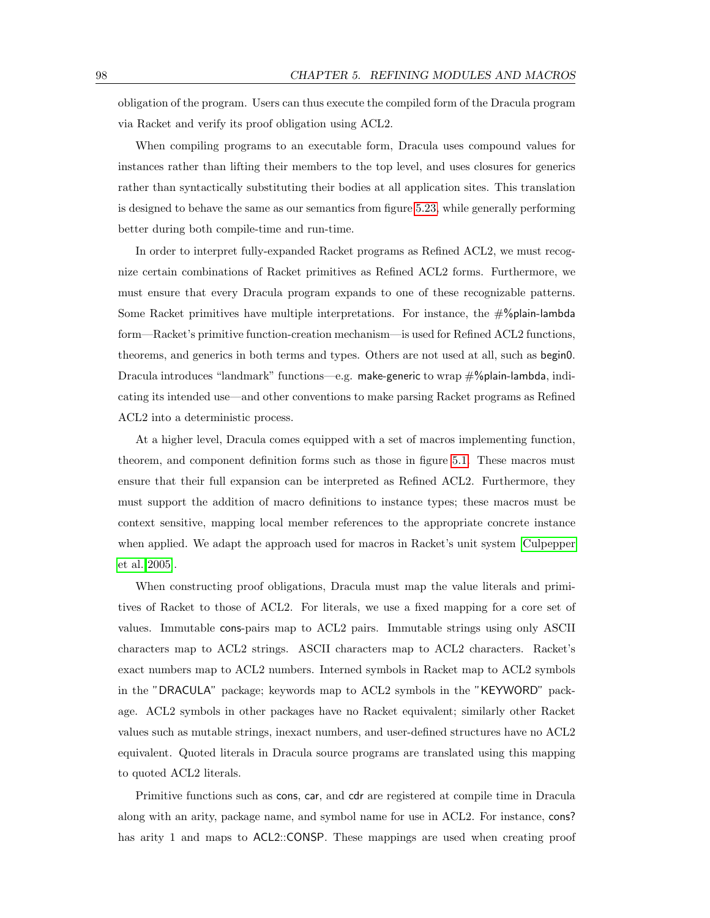obligation of the program. Users can thus execute the compiled form of the Dracula program via Racket and verify its proof obligation using ACL2.

When compiling programs to an executable form, Dracula uses compound values for instances rather than lifting their members to the top level, and uses closures for generics rather than syntactically substituting their bodies at all application sites. This translation is designed to behave the same as our semantics from figure 5.23, while generally performing better during both compile-time and run-time.

In order to interpret fully-expanded Racket programs as Refined ACL2, we must recognize certain combinations of Racket primitives as Refined ACL2 forms. Furthermore, we must ensure that every Dracula program expands to one of these recognizable patterns. Some Racket primitives have multiple interpretations. For instance, the #%plain-lambda form—Racket's primitive function-creation mechanism—is used for Refined ACL2 functions, theorems, and generics in both terms and types. Others are not used at all, such as begin0. Dracula introduces "landmark" functions—e.g. make-generic to wrap #%plain-lambda, indicating its intended use—and other conventions to make parsing Racket programs as Refined ACL2 into a deterministic process.

At a higher level, Dracula comes equipped with a set of macros implementing function, theorem, and component definition forms such as those in figure 5.1. These macros must ensure that their full expansion can be interpreted as Refined ACL2. Furthermore, they must support the addition of macro definitions to instance types; these macros must be context sensitive, mapping local member references to the appropriate concrete instance when applied. We adapt the approach used for macros in Racket's unit system [Culpepper et al. 2005].

When constructing proof obligations, Dracula must map the value literals and primitives of Racket to those of ACL2. For literals, we use a fixed mapping for a core set of values. Immutable cons-pairs map to ACL2 pairs. Immutable strings using only ASCII characters map to ACL2 strings. ASCII characters map to ACL2 characters. Racket's exact numbers map to ACL2 numbers. Interned symbols in Racket map to ACL2 symbols in the "DRACULA" package; keywords map to ACL2 symbols in the "KEYWORD" package. ACL2 symbols in other packages have no Racket equivalent; similarly other Racket values such as mutable strings, inexact numbers, and user-defined structures have no ACL2 equivalent. Quoted literals in Dracula source programs are translated using this mapping to quoted ACL2 literals.

Primitive functions such as cons, car, and cdr are registered at compile time in Dracula along with an arity, package name, and symbol name for use in ACL2. For instance, cons? has arity 1 and maps to ACL2::CONSP. These mappings are used when creating proof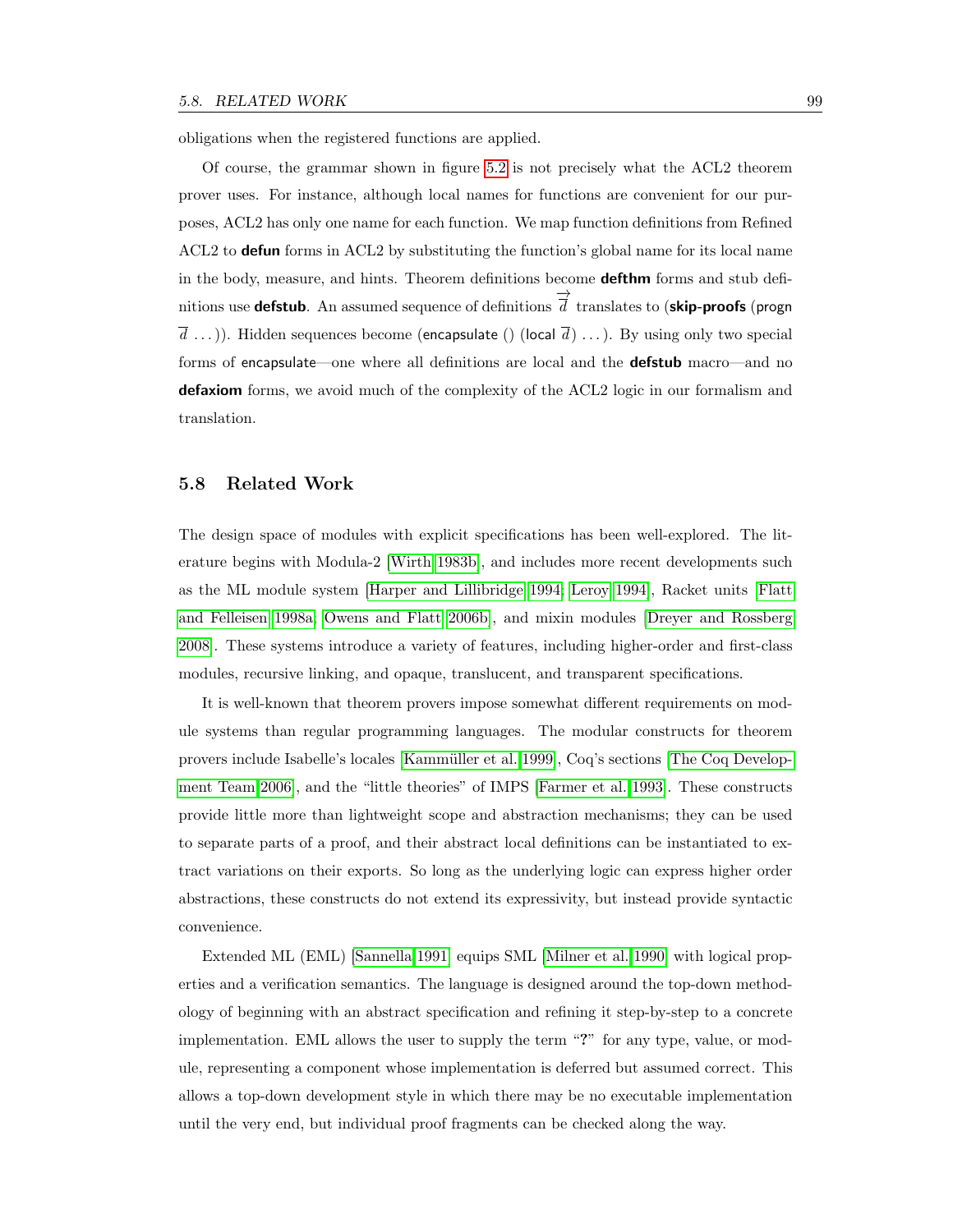obligations when the registered functions are applied.

Of course, the grammar shown in figure 5.2 is not precisely what the ACL2 theorem prover uses. For instance, although local names for functions are convenient for our purposes, ACL2 has only one name for each function. We map function definitions from Refined ACL2 to **defun** forms in ACL2 by substituting the function's global name for its local name in the body, measure, and hints. Theorem definitions become **defthm** forms and stub definitions use **defstub**. An assumed sequence of definitions $\overrightarrow{\overline{d}}$ translates to (**skip-proofs** (progn $\overline{d}$ ...)). Hidden sequences become (encapsulate () (local $\overline{d}$) ...). By using only two special forms of encapsulate—one where all definitions are local and the **defstub** macro—and no **defaxiom** forms, we avoid much of the complexity of the ACL2 logic in our formalism and translation.

## 5.8 Related Work

The design space of modules with explicit specifications has been well-explored. The literature begins with Modula-2 [Wirth 1983b], and includes more recent developments such as the ML module system [Harper and Lillibridge 1994; Leroy 1994], Racket units [Flatt and Felleisen 1998a; Owens and Flatt 2006b], and mixin modules [Dreyer and Rossberg 2008]. These systems introduce a variety of features, including higher-order and first-class modules, recursive linking, and opaque, translucent, and transparent specifications.

It is well-known that theorem provers impose somewhat different requirements on module systems than regular programming languages. The modular constructs for theorem provers include Isabelle's locales [Kammüller et al. 1999], Coq's sections [The Coq Development Team 2006], and the "little theories" of IMPS [Farmer et al. 1993]. These constructs provide little more than lightweight scope and abstraction mechanisms; they can be used to separate parts of a proof, and their abstract local definitions can be instantiated to extract variations on their exports. So long as the underlying logic can express higher order abstractions, these constructs do not extend its expressivity, but instead provide syntactic convenience.

Extended ML (EML) [Sannella 1991] equips SML [Milner et al. 1990] with logical properties and a verification semantics. The language is designed around the top-down methodology of beginning with an abstract specification and refining it step-by-step to a concrete implementation. EML allows the user to supply the term "**?**" for any type, value, or module, representing a component whose implementation is deferred but assumed correct. This allows a top-down development style in which there may be no executable implementation until the very end, but individual proof fragments can be checked along the way.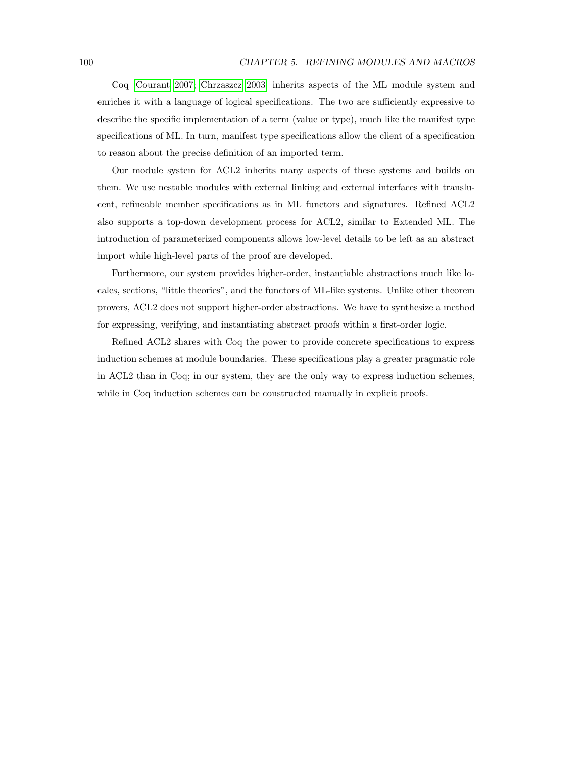Coq [Courant 2007, Chrzaszcz 2003] inherits aspects of the ML module system and enriches it with a language of logical specifications. The two are sufficiently expressive to describe the specific implementation of a term (value or type), much like the manifest type specifications of ML. In turn, manifest type specifications allow the client of a specification to reason about the precise definition of an imported term.

Our module system for ACL2 inherits many aspects of these systems and builds on them. We use nestable modules with external linking and external interfaces with translucent, refineable member specifications as in ML functors and signatures. Refined ACL2 also supports a top-down development process for ACL2, similar to Extended ML. The introduction of parameterized components allows low-level details to be left as an abstract import while high-level parts of the proof are developed.

Furthermore, our system provides higher-order, instantiable abstractions much like locales, sections, "little theories", and the functors of ML-like systems. Unlike other theorem provers, ACL2 does not support higher-order abstractions. We have to synthesize a method for expressing, verifying, and instantiating abstract proofs within a first-order logic.

Refined ACL2 shares with Coq the power to provide concrete specifications to express induction schemes at module boundaries. These specifications play a greater pragmatic role in ACL2 than in Coq; in our system, they are the only way to express induction schemes, while in Coq induction schemes can be constructed manually in explicit proofs.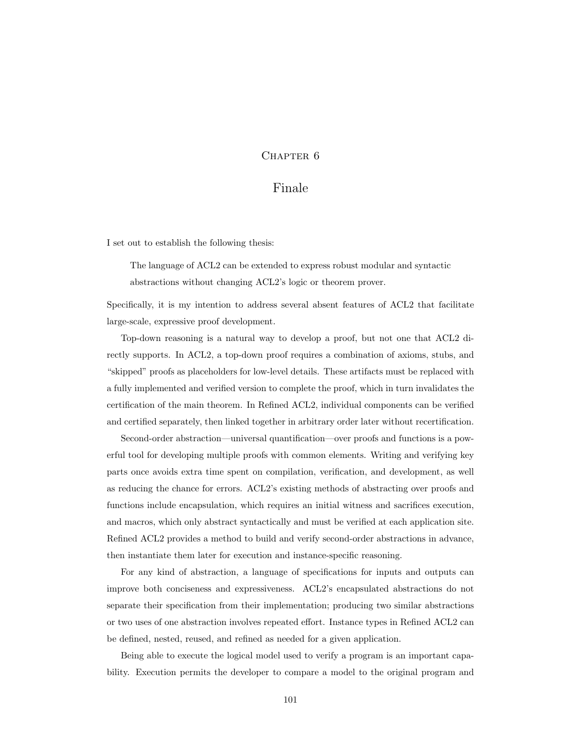# Chapter 6

# Finale

I set out to establish the following thesis:

> The language of ACL2 can be extended to express robust modular and syntactic abstractions without changing ACL2's logic or theorem prover.

Specifically, it is my intention to address several absent features of ACL2 that facilitate large-scale, expressive proof development.

Top-down reasoning is a natural way to develop a proof, but not one that ACL2 directly supports. In ACL2, a top-down proof requires a combination of axioms, stubs, and "skipped" proofs as placeholders for low-level details. These artifacts must be replaced with a fully implemented and verified version to complete the proof, which in turn invalidates the certification of the main theorem. In Refined ACL2, individual components can be verified and certified separately, then linked together in arbitrary order later without recertification.

Second-order abstraction—universal quantification—over proofs and functions is a powerful tool for developing multiple proofs with common elements. Writing and verifying key parts once avoids extra time spent on compilation, verification, and development, as well as reducing the chance for errors. ACL2's existing methods of abstracting over proofs and functions include encapsulation, which requires an initial witness and sacrifices execution, and macros, which only abstract syntactically and must be verified at each application site. Refined ACL2 provides a method to build and verify second-order abstractions in advance, then instantiate them later for execution and instance-specific reasoning.

For any kind of abstraction, a language of specifications for inputs and outputs can improve both conciseness and expressiveness. ACL2's encapsulated abstractions do not separate their specification from their implementation; producing two similar abstractions or two uses of one abstraction involves repeated effort. Instance types in Refined ACL2 can be defined, nested, reused, and refined as needed for a given application.

Being able to execute the logical model used to verify a program is an important capability. Execution permits the developer to compare a model to the original program and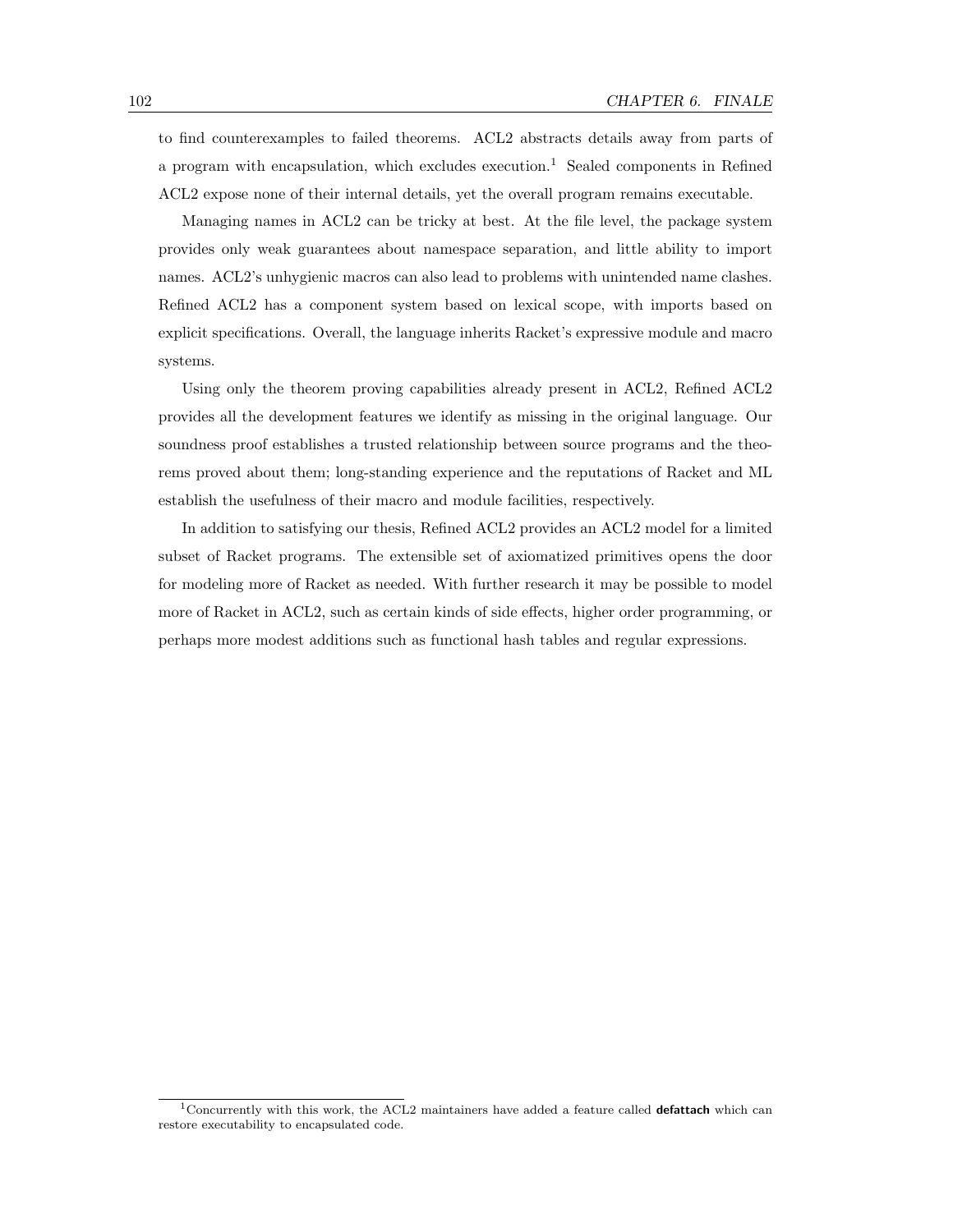to find counterexamples to failed theorems. ACL2 abstracts details away from parts of a program with encapsulation, which excludes execution.[1] Sealed components in Refined ACL2 expose none of their internal details, yet the overall program remains executable.

Managing names in ACL2 can be tricky at best. At the file level, the package system provides only weak guarantees about namespace separation, and little ability to import names. ACL2's unhygienic macros can also lead to problems with unintended name clashes. Refined ACL2 has a component system based on lexical scope, with imports based on explicit specifications. Overall, the language inherits Racket's expressive module and macro systems.

Using only the theorem proving capabilities already present in ACL2, Refined ACL2 provides all the development features we identify as missing in the original language. Our soundness proof establishes a trusted relationship between source programs and the theorems proved about them; long-standing experience and the reputations of Racket and ML establish the usefulness of their macro and module facilities, respectively.

In addition to satisfying our thesis, Refined ACL2 provides an ACL2 model for a limited subset of Racket programs. The extensible set of axiomatized primitives opens the door for modeling more of Racket as needed. With further research it may be possible to model more of Racket in ACL2, such as certain kinds of side effects, higher order programming, or perhaps more modest additions such as functional hash tables and regular expressions.

[1] Concurrently with this work, the ACL2 maintainers have added a feature called **defattach** which can restore executability to encapsulated code.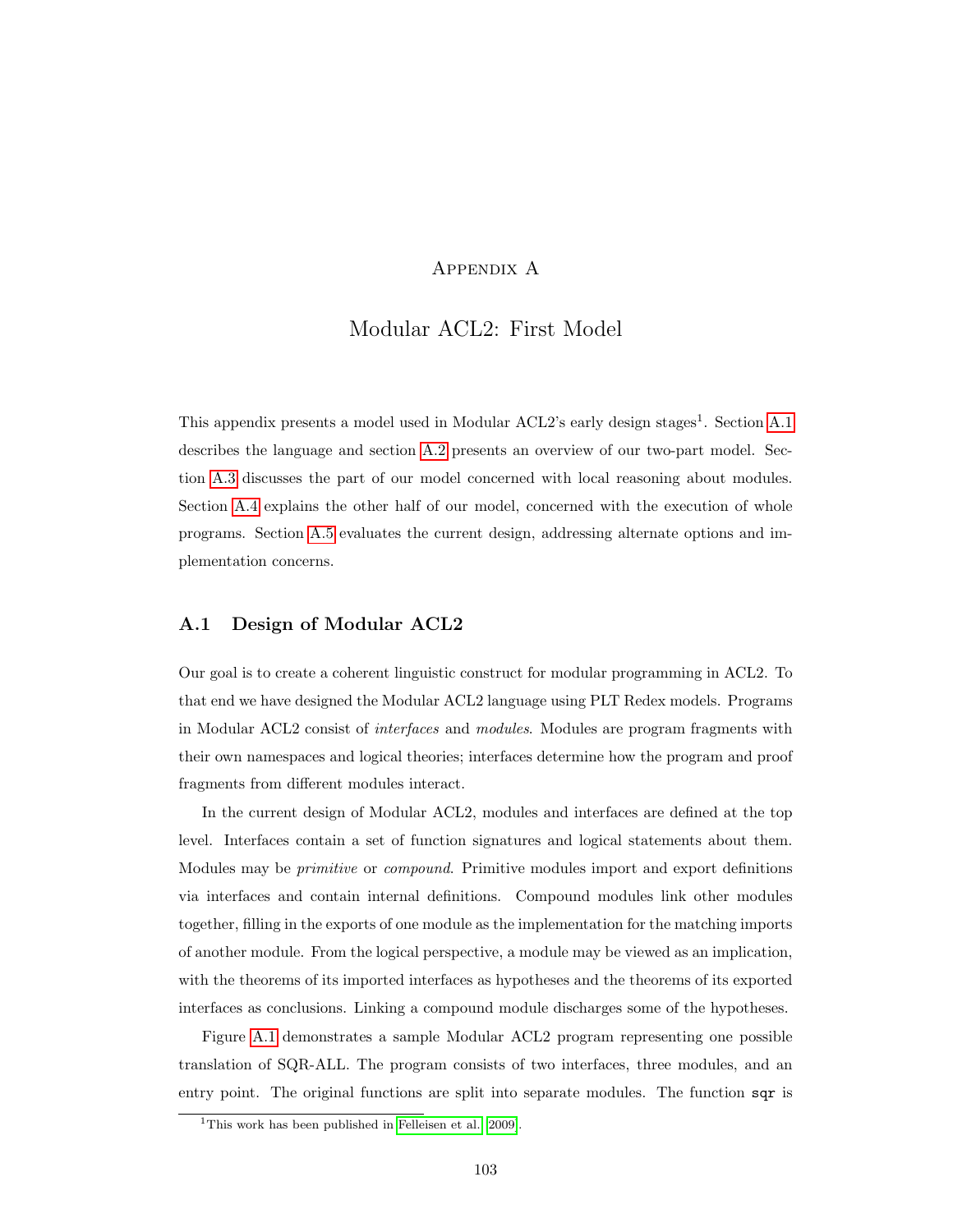# Appendix A

# Modular ACL2: First Model

This appendix presents a model used in Modular ACL2's early design stages[1]. Section A.1 describes the language and section A.2 presents an overview of our two-part model. Section A.3 discusses the part of our model concerned with local reasoning about modules. Section A.4 explains the other half of our model, concerned with the execution of whole programs. Section A.5 evaluates the current design, addressing alternate options and implementation concerns.

## A.1 Design of Modular ACL2

Our goal is to create a coherent linguistic construct for modular programming in ACL2. To that end we have designed the Modular ACL2 language using PLT Redex models. Programs in Modular ACL2 consist of *interfaces* and *modules*. Modules are program fragments with their own namespaces and logical theories; interfaces determine how the program and proof fragments from different modules interact.

In the current design of Modular ACL2, modules and interfaces are defined at the top level. Interfaces contain a set of function signatures and logical statements about them. Modules may be *primitive* or *compound*. Primitive modules import and export definitions via interfaces and contain internal definitions. Compound modules link other modules together, filling in the exports of one module as the implementation for the matching imports of another module. From the logical perspective, a module may be viewed as an implication, with the theorems of its imported interfaces as hypotheses and the theorems of its exported interfaces as conclusions. Linking a compound module discharges some of the hypotheses.

Figure A.1 demonstrates a sample Modular ACL2 program representing one possible translation of SQR-ALL. The program consists of two interfaces, three modules, and an entry point. The original functions are split into separate modules. The function `sqr` is

[1] This work has been published in Felleisen et al. [2009].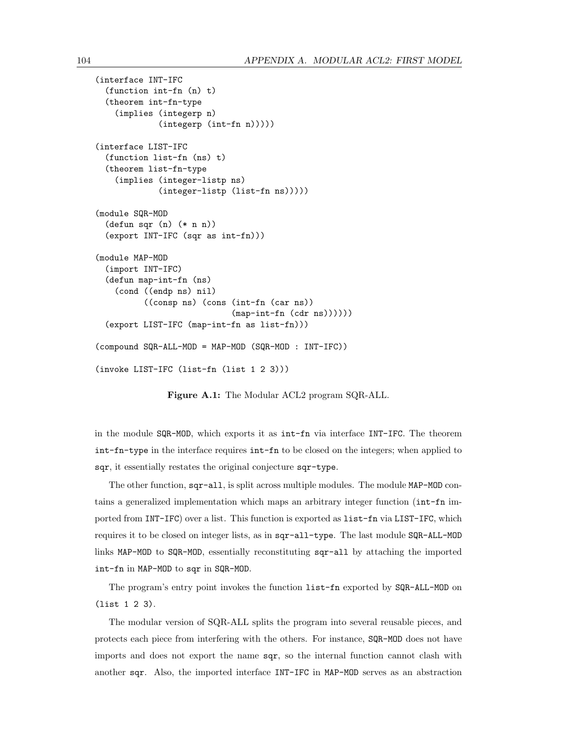```
(interface INT-IFC
  (function int-fn (n) t)
  (theorem int-fn-type
    (implies (integerp n)
             (integerp (int-fn n)))))

(interface LIST-IFC
  (function list-fn (ns) t)
  (theorem list-fn-type
    (implies (integer-listp ns)
             (integer-listp (list-fn ns)))))

(module SQR-MOD
  (defun sqr (n) (* n n))
  (export INT-IFC (sqr as int-fn)))

(module MAP-MOD
  (import INT-IFC)
  (defun map-int-fn (ns)
    (cond ((endp ns) nil)
          ((consp ns) (cons (int-fn (car ns))
                            (map-int-fn (cdr ns))))))
  (export LIST-IFC (map-int-fn as list-fn)))

(compound SQR-ALL-MOD = MAP-MOD (SQR-MOD : INT-IFC))

(invoke LIST-IFC (list-fn (list 1 2 3)))
```

**Figure A.1:** The Modular ACL2 program SQR-ALL.

in the module `SQR-MOD`, which exports it as `int-fn` via interface `INT-IFC`. The theorem `int-fn-type` in the interface requires `int-fn` to be closed on the integers; when applied to `sqr`, it essentially restates the original conjecture `sqr-type`.

The other function, `sqr-all`, is split across multiple modules. The module `MAP-MOD` contains a generalized implementation which maps an arbitrary integer function (`int-fn` imported from `INT-IFC`) over a list. This function is exported as `list-fn` via `LIST-IFC`, which requires it to be closed on integer lists, as in `sqr-all-type`. The last module `SQR-ALL-MOD` links `MAP-MOD` to `SQR-MOD`, essentially reconstituting `sqr-all` by attaching the imported `int-fn` in `MAP-MOD` to `sqr` in `SQR-MOD`.

The program's entry point invokes the function `list-fn` exported by `SQR-ALL-MOD` on `(list 1 2 3)`.

The modular version of SQR-ALL splits the program into several reusable pieces, and protects each piece from interfering with the others. For instance, `SQR-MOD` does not have imports and does not export the name `sqr`, so the internal function cannot clash with another `sqr`. Also, the imported interface `INT-IFC` in `MAP-MOD` serves as an abstraction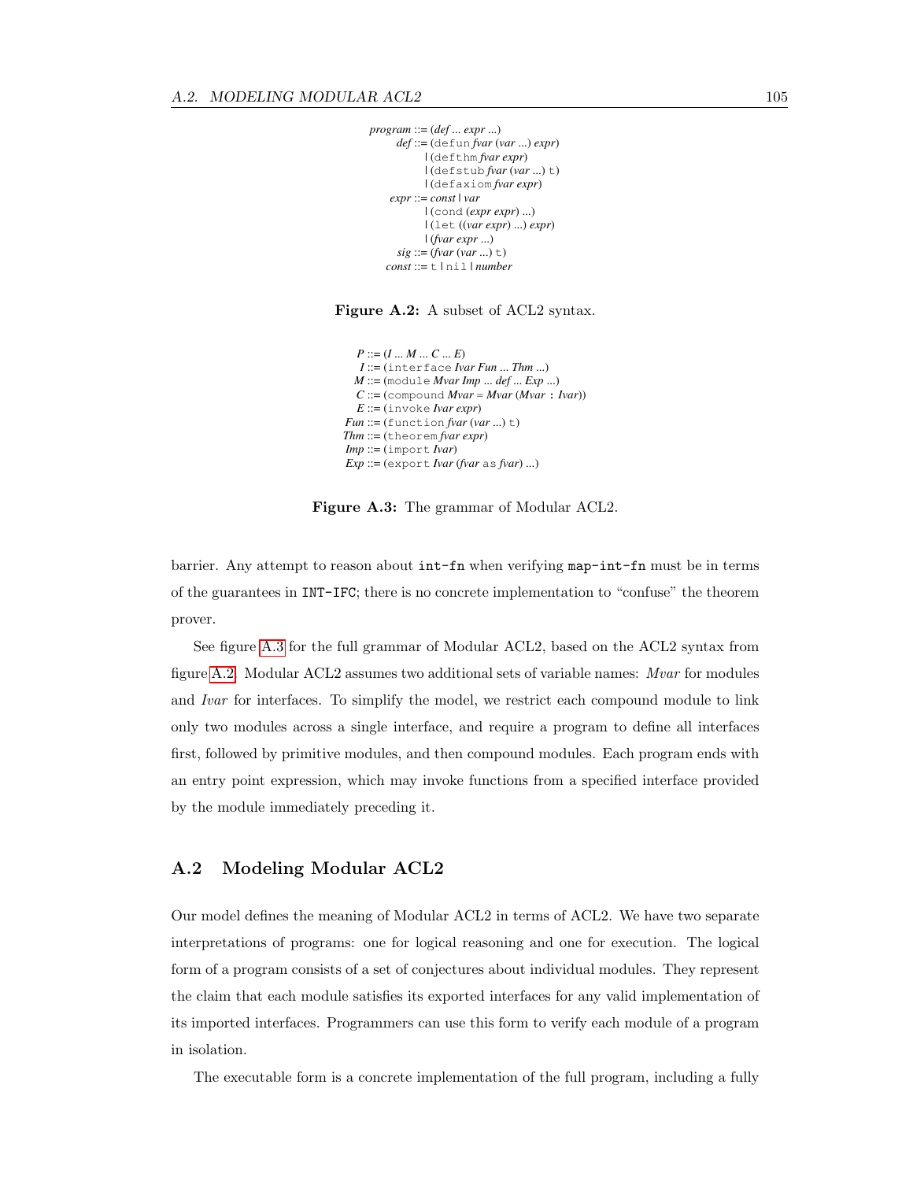```
program ::= (def ... expr ...)
    def ::= (defun fvar (var ...) expr)
          | (defthm fvar expr)
          | (defstub fvar (var ...) t)
          | (defaxiom fvar expr)
   expr ::= const | var
          | (cond (expr expr) ...)
          | (let ((var expr) ...) expr)
          | (fvar expr ...)
    sig ::= (fvar (var ...) t)
  const ::= t | nil | number
```

**Figure A.2:** A subset of ACL2 syntax.

```
   P ::= (I ... M ... C ... E)
   I ::= (interface Ivar Fun ... Thm ...)
   M ::= (module Mvar Imp ... def ... Exp ...)
   C ::= (compound Mvar = Mvar (Mvar : Ivar))
   E ::= (invoke Ivar expr)
 Fun ::= (function fvar (var ...) t)
 Thm ::= (theorem fvar expr)
 Imp ::= (import Ivar)
 Exp ::= (export Ivar (fvar as fvar) ...)
```

**Figure A.3:** The grammar of Modular ACL2.

barrier. Any attempt to reason about `int-fn` when verifying `map-int-fn` must be in terms of the guarantees in `INT-IFC`; there is no concrete implementation to "confuse" the theorem prover.

See figure A.3 for the full grammar of Modular ACL2, based on the ACL2 syntax from figure A.2. Modular ACL2 assumes two additional sets of variable names: *Mvar* for modules and *Ivar* for interfaces. To simplify the model, we restrict each compound module to link only two modules across a single interface, and require a program to define all interfaces first, followed by primitive modules, and then compound modules. Each program ends with an entry point expression, which may invoke functions from a specified interface provided by the module immediately preceding it.

## A.2 Modeling Modular ACL2

Our model defines the meaning of Modular ACL2 in terms of ACL2. We have two separate interpretations of programs: one for logical reasoning and one for execution. The logical form of a program consists of a set of conjectures about individual modules. They represent the claim that each module satisfies its exported interfaces for any valid implementation of its imported interfaces. Programmers can use this form to verify each module of a program in isolation.

The executable form is a concrete implementation of the full program, including a fully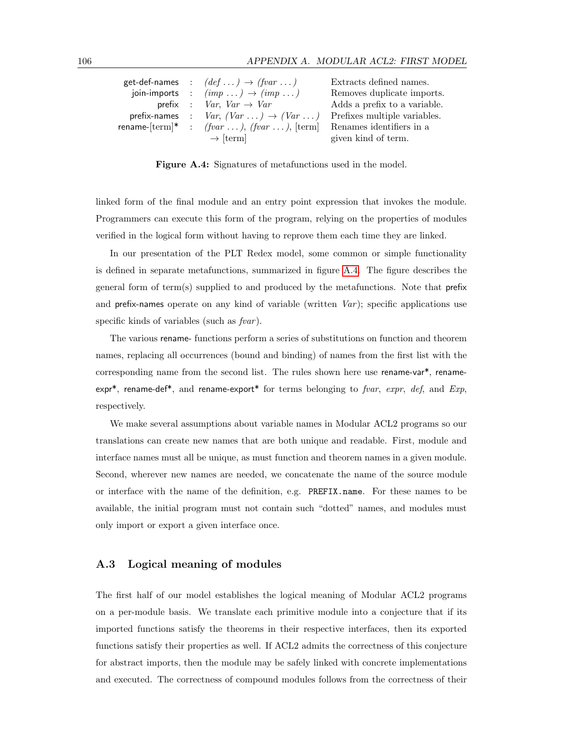| | | | |
|---|---|---|---|
| get-def-names | : | *(def . . . )* → *(fvar . . . )* | Extracts defined names. |
| join-imports | : | *(imp . . . )* → *(imp . . . )* | Removes duplicate imports. |
| prefix | : | *Var*, *Var* → *Var* | Adds a prefix to a variable. |
| prefix-names | : | *Var*, *(Var . . . )* → *(Var . . . )* | Prefixes multiple variables. |
| rename-[term]* | : | *(fvar . . . )*, *(fvar . . . )*, [term] → [term] | Renames identifiers in a given kind of term. |

**Figure A.4:** Signatures of metafunctions used in the model.

linked form of the final module and an entry point expression that invokes the module. Programmers can execute this form of the program, relying on the properties of modules verified in the logical form without having to reprove them each time they are linked.

In our presentation of the PLT Redex model, some common or simple functionality is defined in separate metafunctions, summarized in figure A.4. The figure describes the general form of term(s) supplied to and produced by the metafunctions. Note that prefix and prefix-names operate on any kind of variable (written *Var*); specific applications use specific kinds of variables (such as *fvar*).

The various rename- functions perform a series of substitutions on function and theorem names, replacing all occurrences (bound and binding) of names from the first list with the corresponding name from the second list. The rules shown here use rename-var*, rename-expr*, rename-def*, and rename-export* for terms belonging to *fvar*, *expr*, *def*, and *Exp*, respectively.

We make several assumptions about variable names in Modular ACL2 programs so our translations can create new names that are both unique and readable. First, module and interface names must all be unique, as must function and theorem names in a given module. Second, wherever new names are needed, we concatenate the name of the source module or interface with the name of the definition, e.g. `PREFIX.name`. For these names to be available, the initial program must not contain such "dotted" names, and modules must only import or export a given interface once.

## A.3 Logical meaning of modules

The first half of our model establishes the logical meaning of Modular ACL2 programs on a per-module basis. We translate each primitive module into a conjecture that if its imported functions satisfy the theorems in their respective interfaces, then its exported functions satisfy their properties as well. If ACL2 admits the correctness of this conjecture for abstract imports, then the module may be safely linked with concrete implementations and executed. The correctness of compound modules follows from the correctness of their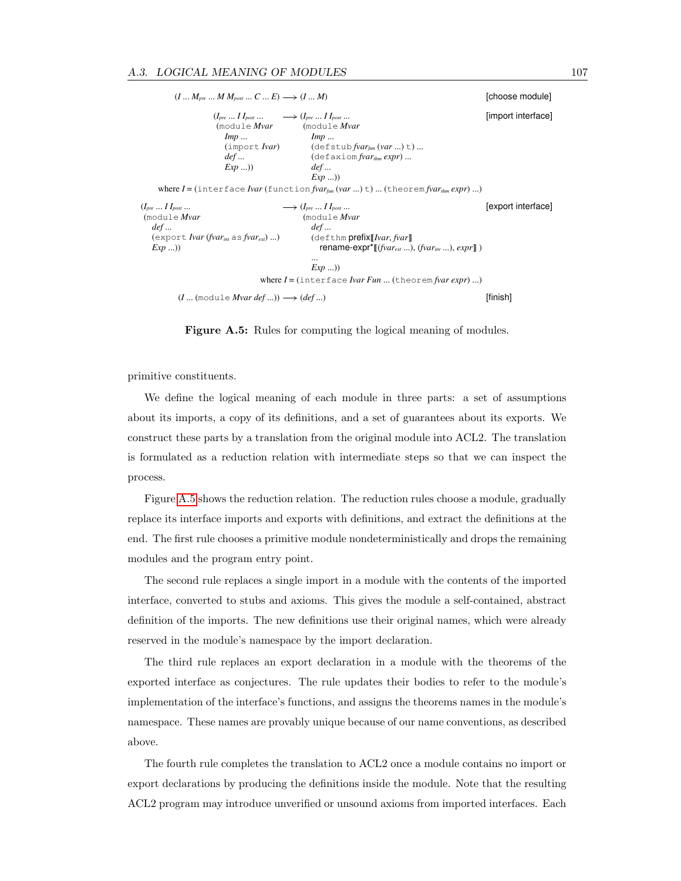```
(I ... Mpre ... M Mpost ... C ... E) ⟶ (I ... M)                                    [choose module]

        (Ipre ... I Ipost ...        ⟶ (Ipre ... I Ipost ...                        [import interface]
         (module Mvar                    (module Mvar
           Imp ...                         Imp ...
           (import Ivar)                   (defstub fvar_fun (var ...) t) ...
           def ...                         (defaxiom fvar_thm expr) ...
           Exp ...))                       def ...
                                           Exp ...))
   where I = (interface Ivar (function fvar_fun (var ...) t) ... (theorem fvar_thm expr) ...)

(Ipre ... I Ipost ...                    ⟶ (Ipre ... I Ipost ...                    [export interface]
 (module Mvar                               (module Mvar
   def ...                                    def ...
   (export Ivar (fvar_int as fvar_ext) ...)   (defthm prefix⟦Ivar, fvar⟧
   Exp ...))                                    rename-expr*⟦(fvar_ext ...), (fvar_int ...), expr⟧ )
                                              ...
                                              Exp ...))
                          where I = (interface Ivar Fun ... (theorem fvar expr) ...)

      (I ... (module Mvar def ...)) ⟶ (def ...)                                     [finish]
```

**Figure A.5:** Rules for computing the logical meaning of modules.

primitive constituents.

We define the logical meaning of each module in three parts: a set of assumptions about its imports, a copy of its definitions, and a set of guarantees about its exports. We construct these parts by a translation from the original module into ACL2. The translation is formulated as a reduction relation with intermediate steps so that we can inspect the process.

Figure A.5 shows the reduction relation. The reduction rules choose a module, gradually replace its interface imports and exports with definitions, and extract the definitions at the end. The first rule chooses a primitive module nondeterministically and drops the remaining modules and the program entry point.

The second rule replaces a single import in a module with the contents of the imported interface, converted to stubs and axioms. This gives the module a self-contained, abstract definition of the imports. The new definitions use their original names, which were already reserved in the module's namespace by the import declaration.

The third rule replaces an export declaration in a module with the theorems of the exported interface as conjectures. The rule updates their bodies to refer to the module's implementation of the interface's functions, and assigns the theorems names in the module's namespace. These names are provably unique because of our name conventions, as described above.

The fourth rule completes the translation to ACL2 once a module contains no import or export declarations by producing the definitions inside the module. Note that the resulting ACL2 program may introduce unverified or unsound axioms from imported interfaces. Each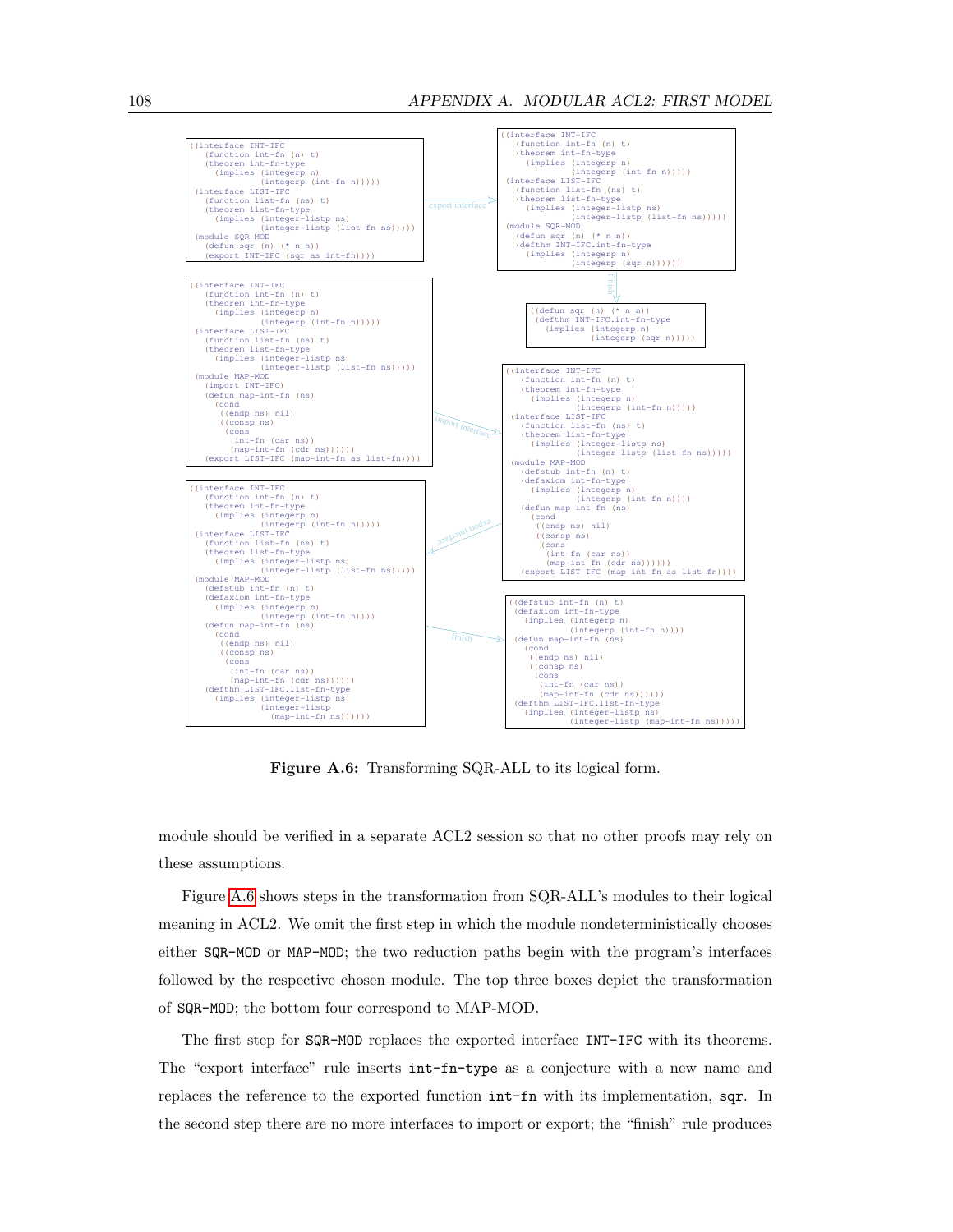```
((interface INT-IFC
   (function int-fn (n) t)
   (theorem int-fn-type
     (implies (integerp n)
              (integerp (int-fn n)))))
 (interface LIST-IFC
   (function list-fn (ns) t)
   (theorem list-fn-type
     (implies (integer-listp ns)
              (integer-listp (list-fn ns)))))
 (module SQR-MOD
   (defun sqr (n) (* n n))
   (export INT-IFC (sqr as int-fn))))
```

export interface →

```
((interface INT-IFC
   (function int-fn (n) t)
   (theorem int-fn-type
     (implies (integerp n)
              (integerp (int-fn n)))))
 (interface LIST-IFC
   (function list-fn (ns) t)
   (theorem list-fn-type
     (implies (integer-listp ns)
              (integer-listp (list-fn ns)))))
 (module SQR-MOD
   (defun sqr (n) (* n n))
   (defthm INT-IFC.int-fn-type
     (implies (integerp n)
              (integerp (sqr n))))))
```

finish ↓

```
((defun sqr (n) (* n n))
 (defthm INT-IFC.int-fn-type
   (implies (integerp n)
            (integerp (sqr n)))))
```

```
((interface INT-IFC
   (function int-fn (n) t)
   (theorem int-fn-type
     (implies (integerp n)
              (integerp (int-fn n)))))
 (interface LIST-IFC
   (function list-fn (ns) t)
   (theorem list-fn-type
     (implies (integer-listp ns)
              (integer-listp (list-fn ns)))))
 (module MAP-MOD
   (import INT-IFC)
   (defun map-int-fn (ns)
     (cond
      ((endp ns) nil)
      ((consp ns)
       (cons
        (int-fn (car ns))
        (map-int-fn (cdr ns))))))
   (export LIST-IFC (map-int-fn as list-fn))))
```

import interface →

```
((interface INT-IFC
   (function int-fn (n) t)
   (theorem int-fn-type
     (implies (integerp n)
              (integerp (int-fn n)))))
 (interface LIST-IFC
   (function list-fn (ns) t)
   (theorem list-fn-type
     (implies (integer-listp ns)
              (integer-listp (list-fn ns)))))
 (module MAP-MOD
   (defstub int-fn (n) t)
   (defaxiom int-fn-type
     (implies (integerp n)
              (integerp (int-fn n))))
   (defun map-int-fn (ns)
     (cond
      ((endp ns) nil)
      ((consp ns)
       (cons
        (int-fn (car ns))
        (map-int-fn (cdr ns))))))
   (export LIST-IFC (map-int-fn as list-fn))))
```

export interface →

```
((interface INT-IFC
   (function int-fn (n) t)
   (theorem int-fn-type
     (implies (integerp n)
              (integerp (int-fn n)))))
 (interface LIST-IFC
   (function list-fn (ns) t)
   (theorem list-fn-type
     (implies (integer-listp ns)
              (integer-listp (list-fn ns)))))
 (module MAP-MOD
   (defstub int-fn (n) t)
   (defaxiom int-fn-type
     (implies (integerp n)
              (integerp (int-fn n))))
   (defun map-int-fn (ns)
     (cond
      ((endp ns) nil)
      ((consp ns)
       (cons
        (int-fn (car ns))
        (map-int-fn (cdr ns))))))
   (defthm LIST-IFC.list-fn-type
     (implies (integer-listp ns)
              (integer-listp
                (map-int-fn ns))))))
```

finish →

```
((defstub int-fn (n) t)
 (defaxiom int-fn-type
   (implies (integerp n)
            (integerp (int-fn n))))
 (defun map-int-fn (ns)
   (cond
    ((endp ns) nil)
    ((consp ns)
     (cons
      (int-fn (car ns))
      (map-int-fn (cdr ns))))))
 (defthm LIST-IFC.list-fn-type
   (implies (integer-listp ns)
            (integer-listp (map-int-fn ns)))))
```

**Figure A.6:** Transforming SQR-ALL to its logical form.

module should be verified in a separate ACL2 session so that no other proofs may rely on these assumptions.

Figure A.6 shows steps in the transformation from SQR-ALL's modules to their logical meaning in ACL2. We omit the first step in which the module nondeterministically chooses either `SQR-MOD` or `MAP-MOD`; the two reduction paths begin with the program's interfaces followed by the respective chosen module. The top three boxes depict the transformation of `SQR-MOD`; the bottom four correspond to MAP-MOD.

The first step for `SQR-MOD` replaces the exported interface `INT-IFC` with its theorems. The "export interface" rule inserts `int-fn-type` as a conjecture with a new name and replaces the reference to the exported function `int-fn` with its implementation, `sqr`. In the second step there are no more interfaces to import or export; the "finish" rule produces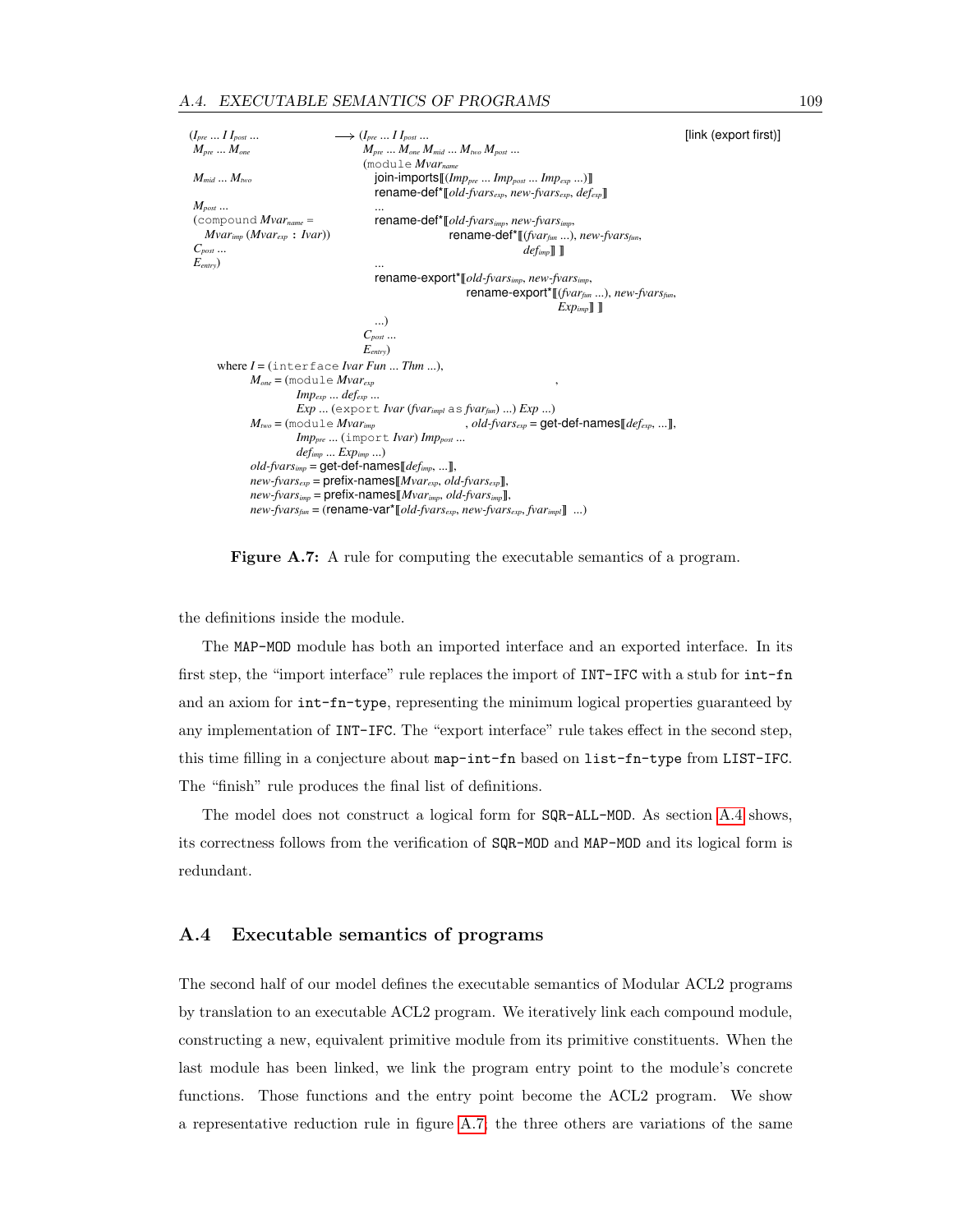```
(I_pre ... I I_post ...                ⟶ (I_pre ... I I_post ...                                          [link (export first)]
 M_pre ... M_one                          M_pre ... M_one M_mid ... M_two M_post ...
                                          (module Mvar_name
 M_mid ... M_two                            join-imports⟦(Imp_pre ... Imp_post ... Imp_exp ...)⟧
                                            rename-def*⟦old-fvars_exp, new-fvars_exp, def_exp⟧
 M_post ...                                 ...
 (compound Mvar_name =                      rename-def*⟦old-fvars_imp, new-fvars_imp,
   Mvar_imp (Mvar_exp : Ivar))                           rename-def*⟦(fvar_fun ...), new-fvars_fun,
 C_post ...                                                          def_imp⟧ ⟧
 E_entry)                                   ...
                                            rename-export*⟦old-fvars_imp, new-fvars_imp,
                                                             rename-export*⟦(fvar_fun ...), new-fvars_fun,
                                                                             Exp_imp⟧ ⟧
                                            ...)
                                          C_post ...
                                          E_entry)
    where I = (interface Ivar Fun ... Thm ...),
          M_one = (module Mvar_exp                                                ,
                     Imp_exp ... def_exp ...
                     Exp ... (export Ivar (fvar_impl as fvar_fun) ...) Exp ...)
          M_two = (module Mvar_imp                       , old-fvars_exp = get-def-names⟦def_exp, ...⟧,
                     Imp_pre ... (import Ivar) Imp_post ...
                     def_imp ... Exp_imp ...)
          old-fvars_imp = get-def-names⟦def_imp, ...⟧,
          new-fvars_exp = prefix-names⟦Mvar_exp, old-fvars_exp⟧,
          new-fvars_imp = prefix-names⟦Mvar_imp, old-fvars_imp⟧,
          new-fvars_fun = (rename-var*⟦old-fvars_exp, new-fvars_exp, fvar_impl⟧ ...)
```

**Figure A.7:** A rule for computing the executable semantics of a program.

the definitions inside the module.

The MAP-MOD module has both an imported interface and an exported interface. In its first step, the "import interface" rule replaces the import of INT-IFC with a stub for int-fn and an axiom for int-fn-type, representing the minimum logical properties guaranteed by any implementation of INT-IFC. The "export interface" rule takes effect in the second step, this time filling in a conjecture about map-int-fn based on list-fn-type from LIST-IFC. The "finish" rule produces the final list of definitions.

The model does not construct a logical form for SQR-ALL-MOD. As section A.4 shows, its correctness follows from the verification of SQR-MOD and MAP-MOD and its logical form is redundant.

## A.4 Executable semantics of programs

The second half of our model defines the executable semantics of Modular ACL2 programs by translation to an executable ACL2 program. We iteratively link each compound module, constructing a new, equivalent primitive module from its primitive constituents. When the last module has been linked, we link the program entry point to the module's concrete functions. Those functions and the entry point become the ACL2 program. We show a representative reduction rule in figure A.7; the three others are variations of the same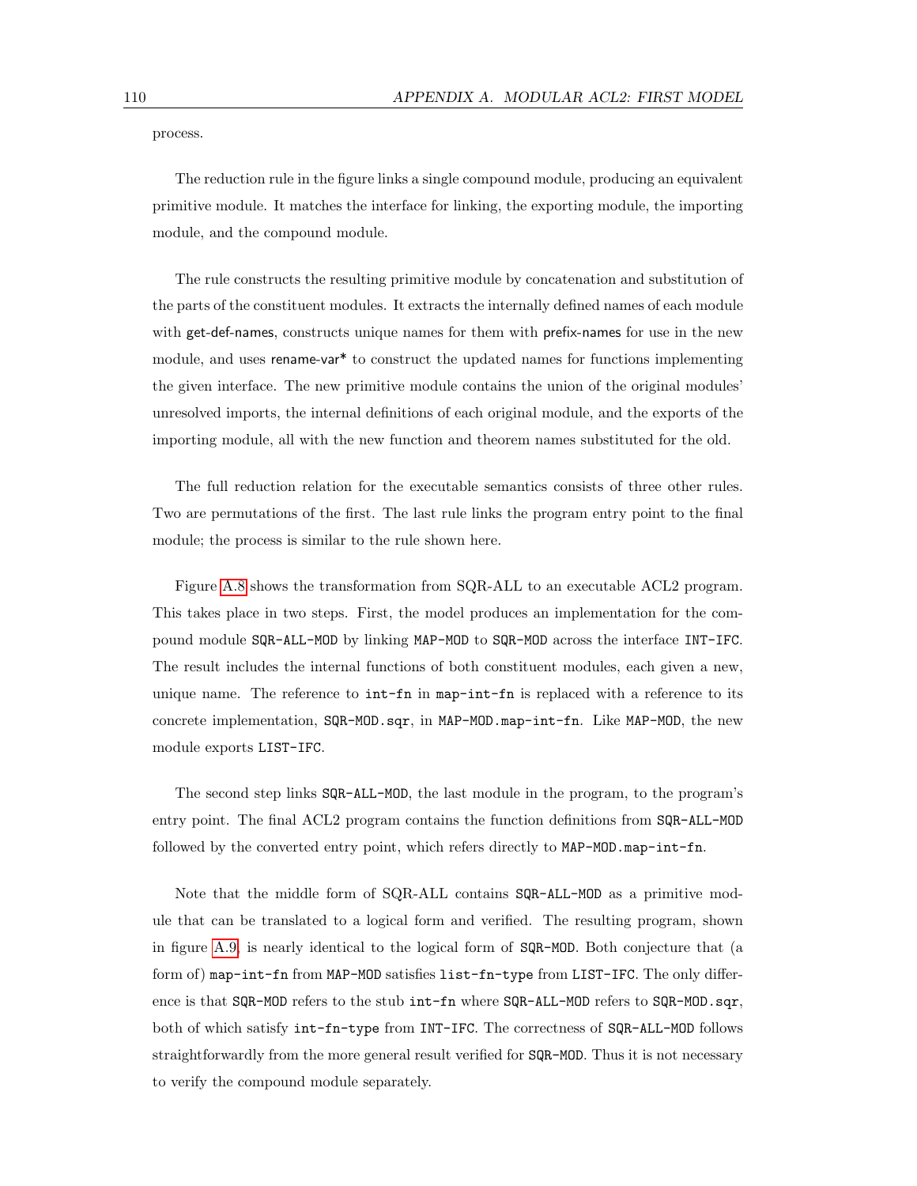process.

The reduction rule in the figure links a single compound module, producing an equivalent primitive module. It matches the interface for linking, the exporting module, the importing module, and the compound module.

The rule constructs the resulting primitive module by concatenation and substitution of the parts of the constituent modules. It extracts the internally defined names of each module with get-def-names, constructs unique names for them with prefix-names for use in the new module, and uses rename-var* to construct the updated names for functions implementing the given interface. The new primitive module contains the union of the original modules' unresolved imports, the internal definitions of each original module, and the exports of the importing module, all with the new function and theorem names substituted for the old.

The full reduction relation for the executable semantics consists of three other rules. Two are permutations of the first. The last rule links the program entry point to the final module; the process is similar to the rule shown here.

Figure A.8 shows the transformation from SQR-ALL to an executable ACL2 program. This takes place in two steps. First, the model produces an implementation for the compound module `SQR-ALL-MOD` by linking `MAP-MOD` to `SQR-MOD` across the interface `INT-IFC`. The result includes the internal functions of both constituent modules, each given a new, unique name. The reference to `int-fn` in `map-int-fn` is replaced with a reference to its concrete implementation, `SQR-MOD.sqr`, in `MAP-MOD.map-int-fn`. Like `MAP-MOD`, the new module exports `LIST-IFC`.

The second step links `SQR-ALL-MOD`, the last module in the program, to the program's entry point. The final ACL2 program contains the function definitions from `SQR-ALL-MOD` followed by the converted entry point, which refers directly to `MAP-MOD.map-int-fn`.

Note that the middle form of SQR-ALL contains `SQR-ALL-MOD` as a primitive module that can be translated to a logical form and verified. The resulting program, shown in figure A.9, is nearly identical to the logical form of `SQR-MOD`. Both conjecture that (a form of) `map-int-fn` from `MAP-MOD` satisfies `list-fn-type` from `LIST-IFC`. The only difference is that `SQR-MOD` refers to the stub `int-fn` where `SQR-ALL-MOD` refers to `SQR-MOD.sqr`, both of which satisfy `int-fn-type` from `INT-IFC`. The correctness of `SQR-ALL-MOD` follows straightforwardly from the more general result verified for `SQR-MOD`. Thus it is not necessary to verify the compound module separately.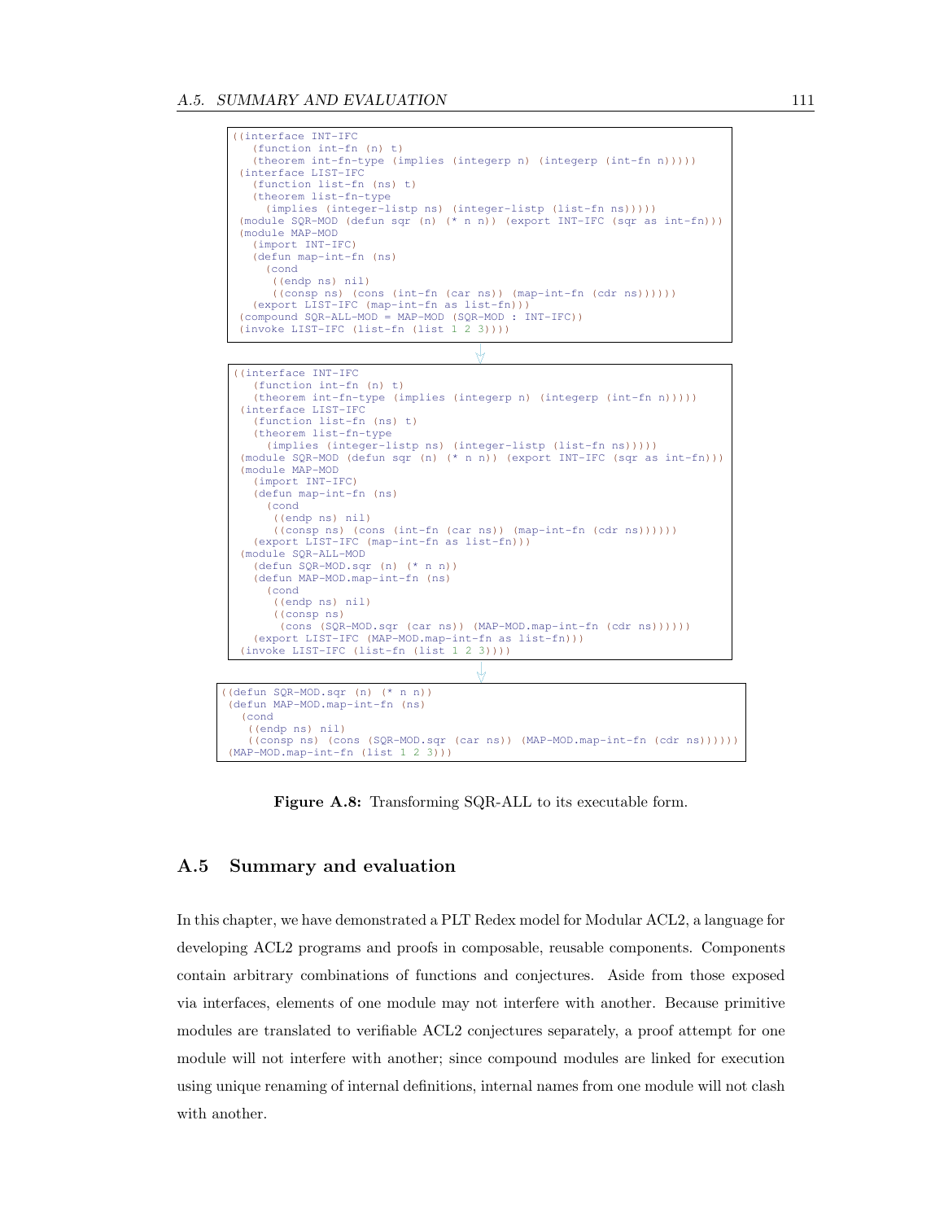```
((interface INT-IFC
   (function int-fn (n) t)
   (theorem int-fn-type (implies (integerp n) (integerp (int-fn n)))))
 (interface LIST-IFC
   (function list-fn (ns) t)
   (theorem list-fn-type
     (implies (integer-listp ns) (integer-listp (list-fn ns)))))
 (module SQR-MOD (defun sqr (n) (* n n)) (export INT-IFC (sqr as int-fn)))
 (module MAP-MOD
   (import INT-IFC)
   (defun map-int-fn (ns)
     (cond
      ((endp ns) nil)
      ((consp ns) (cons (int-fn (car ns)) (map-int-fn (cdr ns))))))
   (export LIST-IFC (map-int-fn as list-fn)))
 (compound SQR-ALL-MOD = MAP-MOD (SQR-MOD : INT-IFC))
 (invoke LIST-IFC (list-fn (list 1 2 3))))
```

↓

```
((interface INT-IFC
   (function int-fn (n) t)
   (theorem int-fn-type (implies (integerp n) (integerp (int-fn n)))))
 (interface LIST-IFC
   (function list-fn (ns) t)
   (theorem list-fn-type
     (implies (integer-listp ns) (integer-listp (list-fn ns)))))
 (module SQR-MOD (defun sqr (n) (* n n)) (export INT-IFC (sqr as int-fn)))
 (module MAP-MOD
   (import INT-IFC)
   (defun map-int-fn (ns)
     (cond
      ((endp ns) nil)
      ((consp ns) (cons (int-fn (car ns)) (map-int-fn (cdr ns))))))
   (export LIST-IFC (map-int-fn as list-fn)))
 (module SQR-ALL-MOD
   (defun SQR-MOD.sqr (n) (* n n))
   (defun MAP-MOD.map-int-fn (ns)
     (cond
      ((endp ns) nil)
      ((consp ns)
       (cons (SQR-MOD.sqr (car ns)) (MAP-MOD.map-int-fn (cdr ns))))))
   (export LIST-IFC (MAP-MOD.map-int-fn as list-fn)))
 (invoke LIST-IFC (list-fn (list 1 2 3))))
```

↓

```
((defun SQR-MOD.sqr (n) (* n n))
 (defun MAP-MOD.map-int-fn (ns)
   (cond
    ((endp ns) nil)
    ((consp ns) (cons (SQR-MOD.sqr (car ns)) (MAP-MOD.map-int-fn (cdr ns))))))
 (MAP-MOD.map-int-fn (list 1 2 3)))
```

**Figure A.8:** Transforming SQR-ALL to its executable form.

## A.5 Summary and evaluation

In this chapter, we have demonstrated a PLT Redex model for Modular ACL2, a language for developing ACL2 programs and proofs in composable, reusable components. Components contain arbitrary combinations of functions and conjectures. Aside from those exposed via interfaces, elements of one module may not interfere with another. Because primitive modules are translated to verifiable ACL2 conjectures separately, a proof attempt for one module will not interfere with another; since compound modules are linked for execution using unique renaming of internal definitions, internal names from one module will not clash with another.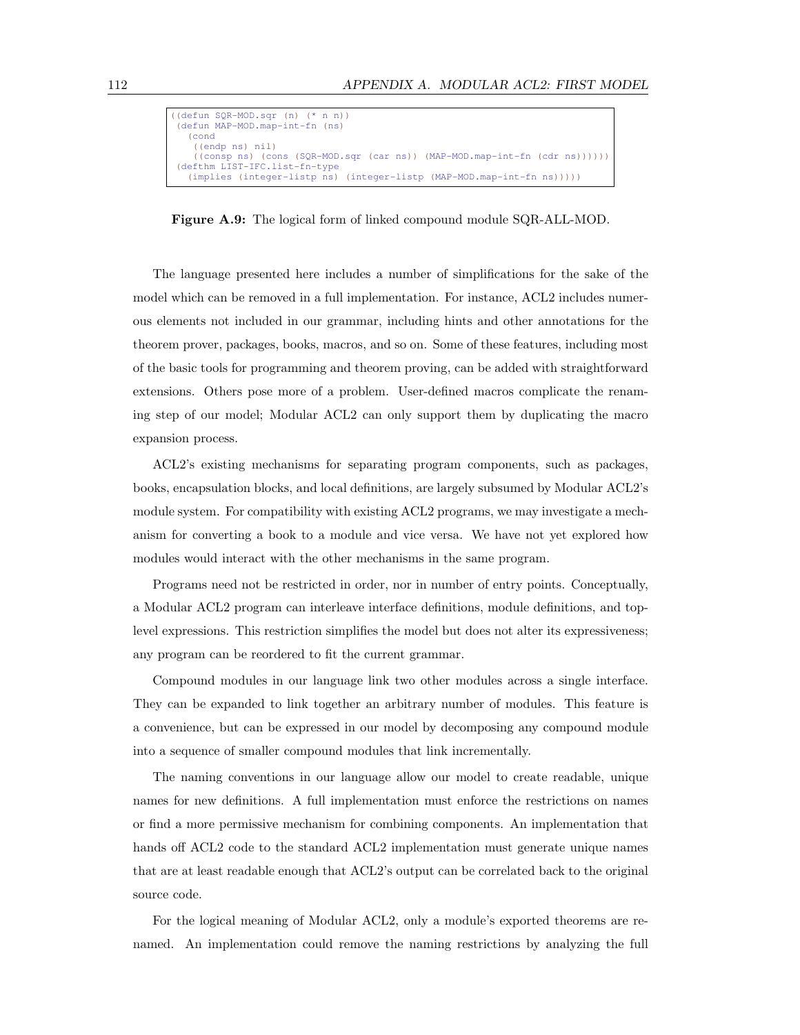```
((defun SQR-MOD.sqr (n) (* n n))
 (defun MAP-MOD.map-int-fn (ns)
   (cond
    ((endp ns) nil)
    ((consp ns) (cons (SQR-MOD.sqr (car ns)) (MAP-MOD.map-int-fn (cdr ns))))))
 (defthm LIST-IFC.list-fn-type
   (implies (integer-listp ns) (integer-listp (MAP-MOD.map-int-fn ns)))))
```

**Figure A.9:** The logical form of linked compound module SQR-ALL-MOD.

The language presented here includes a number of simplifications for the sake of the model which can be removed in a full implementation. For instance, ACL2 includes numerous elements not included in our grammar, including hints and other annotations for the theorem prover, packages, books, macros, and so on. Some of these features, including most of the basic tools for programming and theorem proving, can be added with straightforward extensions. Others pose more of a problem. User-defined macros complicate the renaming step of our model; Modular ACL2 can only support them by duplicating the macro expansion process.

ACL2's existing mechanisms for separating program components, such as packages, books, encapsulation blocks, and local definitions, are largely subsumed by Modular ACL2's module system. For compatibility with existing ACL2 programs, we may investigate a mechanism for converting a book to a module and vice versa. We have not yet explored how modules would interact with the other mechanisms in the same program.

Programs need not be restricted in order, nor in number of entry points. Conceptually, a Modular ACL2 program can interleave interface definitions, module definitions, and top-level expressions. This restriction simplifies the model but does not alter its expressiveness; any program can be reordered to fit the current grammar.

Compound modules in our language link two other modules across a single interface. They can be expanded to link together an arbitrary number of modules. This feature is a convenience, but can be expressed in our model by decomposing any compound module into a sequence of smaller compound modules that link incrementally.

The naming conventions in our language allow our model to create readable, unique names for new definitions. A full implementation must enforce the restrictions on names or find a more permissive mechanism for combining components. An implementation that hands off ACL2 code to the standard ACL2 implementation must generate unique names that are at least readable enough that ACL2's output can be correlated back to the original source code.

For the logical meaning of Modular ACL2, only a module's exported theorems are renamed. An implementation could remove the naming restrictions by analyzing the full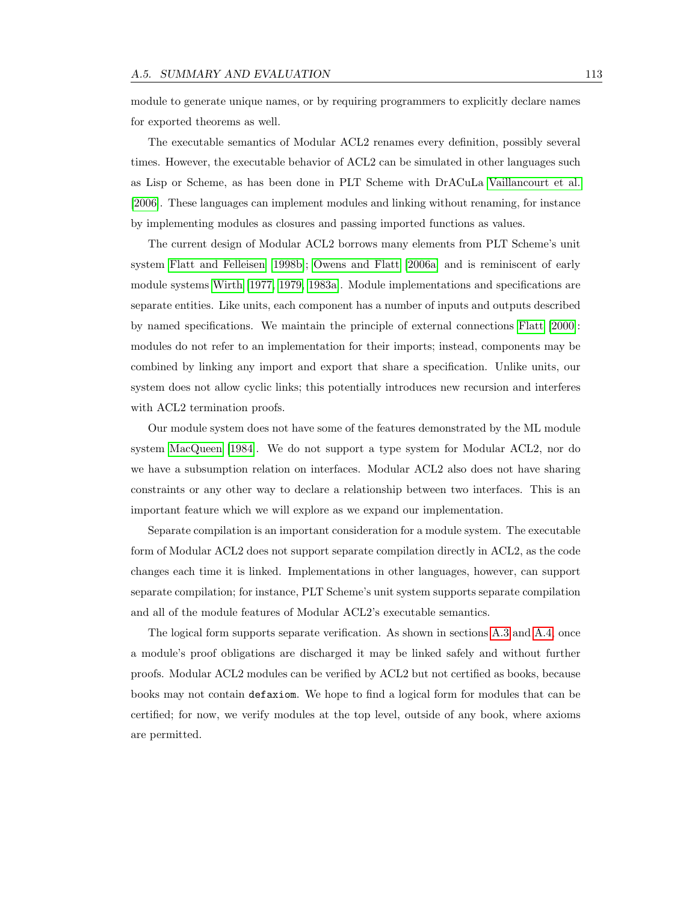module to generate unique names, or by requiring programmers to explicitly declare names for exported theorems as well.

The executable semantics of Modular ACL2 renames every definition, possibly several times. However, the executable behavior of ACL2 can be simulated in other languages such as Lisp or Scheme, as has been done in PLT Scheme with DrACuLa Vaillancourt et al. [2006]. These languages can implement modules and linking without renaming, for instance by implementing modules as closures and passing imported functions as values.

The current design of Modular ACL2 borrows many elements from PLT Scheme's unit system Flatt and Felleisen [1998b]; Owens and Flatt [2006a] and is reminiscent of early module systems Wirth [1977, 1979, 1983a]. Module implementations and specifications are separate entities. Like units, each component has a number of inputs and outputs described by named specifications. We maintain the principle of external connections Flatt [2000]: modules do not refer to an implementation for their imports; instead, components may be combined by linking any import and export that share a specification. Unlike units, our system does not allow cyclic links; this potentially introduces new recursion and interferes with ACL2 termination proofs.

Our module system does not have some of the features demonstrated by the ML module system MacQueen [1984]. We do not support a type system for Modular ACL2, nor do we have a subsumption relation on interfaces. Modular ACL2 also does not have sharing constraints or any other way to declare a relationship between two interfaces. This is an important feature which we will explore as we expand our implementation.

Separate compilation is an important consideration for a module system. The executable form of Modular ACL2 does not support separate compilation directly in ACL2, as the code changes each time it is linked. Implementations in other languages, however, can support separate compilation; for instance, PLT Scheme's unit system supports separate compilation and all of the module features of Modular ACL2's executable semantics.

The logical form supports separate verification. As shown in sections A.3 and A.4, once a module's proof obligations are discharged it may be linked safely and without further proofs. Modular ACL2 modules can be verified by ACL2 but not certified as books, because books may not contain `defaxiom`. We hope to find a logical form for modules that can be certified; for now, we verify modules at the top level, outside of any book, where axioms are permitted.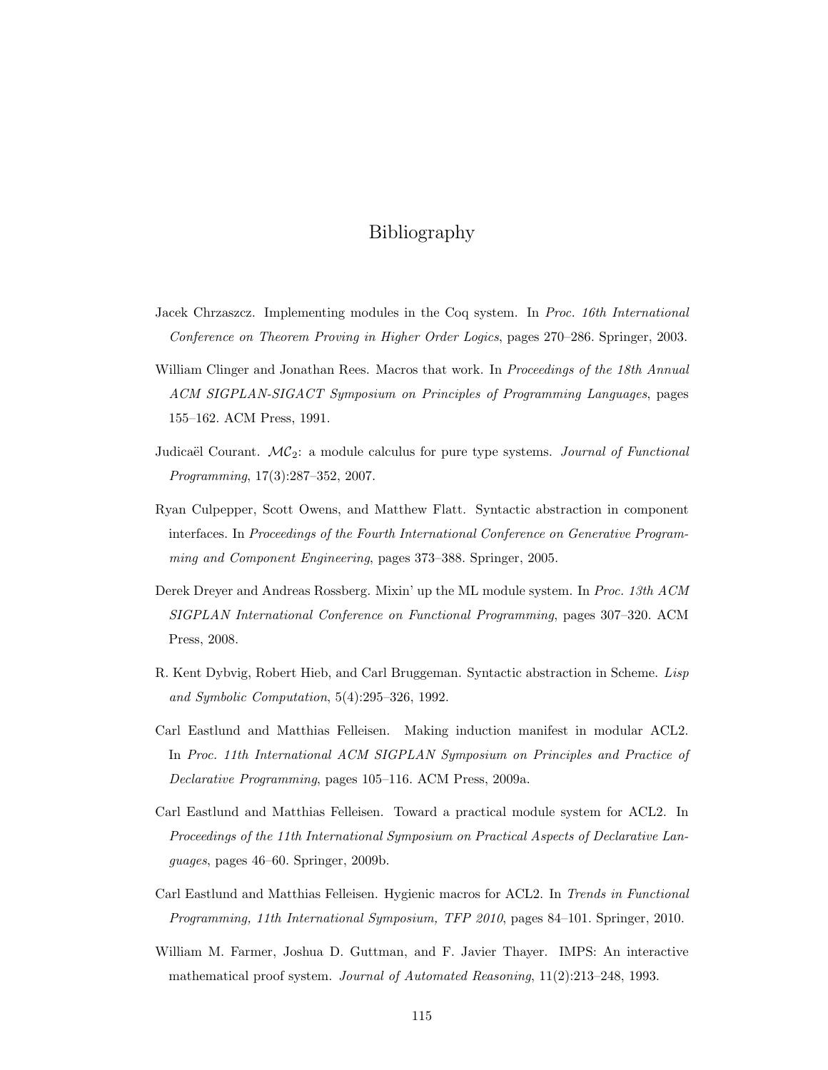# Bibliography

Jacek Chrzaszcz. Implementing modules in the Coq system. In *Proc. 16th International Conference on Theorem Proving in Higher Order Logics*, pages 270–286. Springer, 2003.

William Clinger and Jonathan Rees. Macros that work. In *Proceedings of the 18th Annual ACM SIGPLAN-SIGACT Symposium on Principles of Programming Languages*, pages 155–162. ACM Press, 1991.

Judicaël Courant. $\mathcal{MC}_2$: a module calculus for pure type systems. *Journal of Functional Programming*, 17(3):287–352, 2007.

Ryan Culpepper, Scott Owens, and Matthew Flatt. Syntactic abstraction in component interfaces. In *Proceedings of the Fourth International Conference on Generative Programming and Component Engineering*, pages 373–388. Springer, 2005.

Derek Dreyer and Andreas Rossberg. Mixin' up the ML module system. In *Proc. 13th ACM SIGPLAN International Conference on Functional Programming*, pages 307–320. ACM Press, 2008.

R. Kent Dybvig, Robert Hieb, and Carl Bruggeman. Syntactic abstraction in Scheme. *Lisp and Symbolic Computation*, 5(4):295–326, 1992.

Carl Eastlund and Matthias Felleisen. Making induction manifest in modular ACL2. In *Proc. 11th International ACM SIGPLAN Symposium on Principles and Practice of Declarative Programming*, pages 105–116. ACM Press, 2009a.

Carl Eastlund and Matthias Felleisen. Toward a practical module system for ACL2. In *Proceedings of the 11th International Symposium on Practical Aspects of Declarative Languages*, pages 46–60. Springer, 2009b.

Carl Eastlund and Matthias Felleisen. Hygienic macros for ACL2. In *Trends in Functional Programming, 11th International Symposium, TFP 2010*, pages 84–101. Springer, 2010.

William M. Farmer, Joshua D. Guttman, and F. Javier Thayer. IMPS: An interactive mathematical proof system. *Journal of Automated Reasoning*, 11(2):213–248, 1993.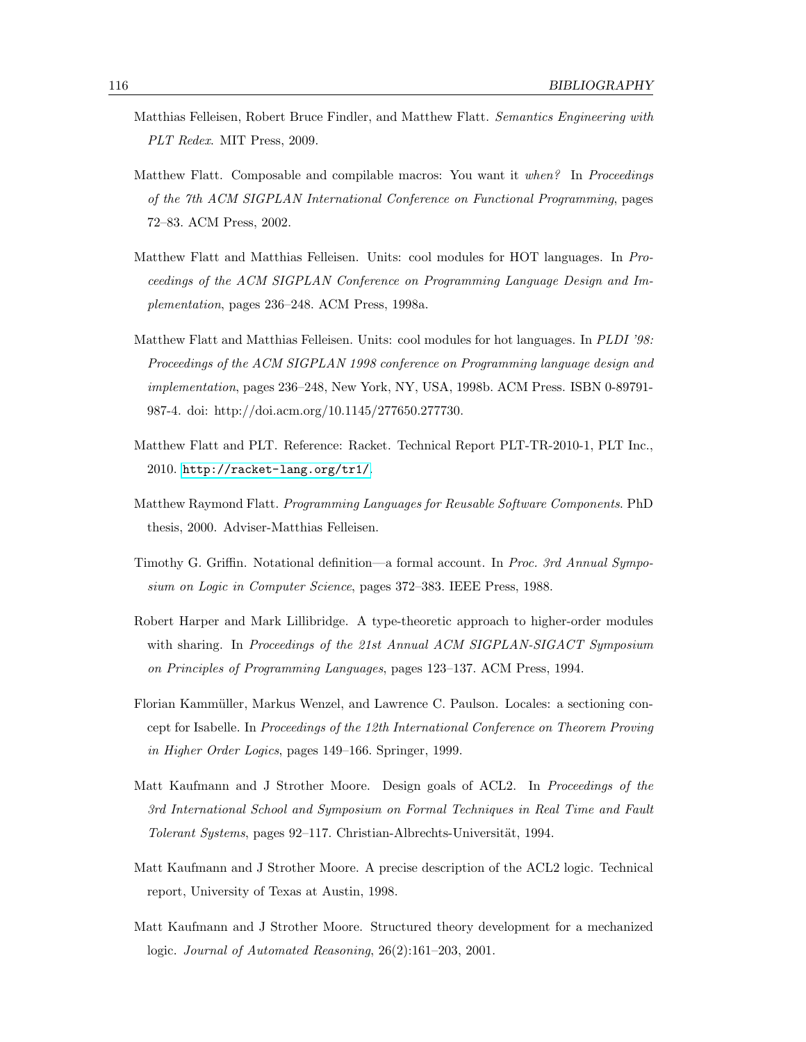Matthias Felleisen, Robert Bruce Findler, and Matthew Flatt. *Semantics Engineering with PLT Redex*. MIT Press, 2009.

Matthew Flatt. Composable and compilable macros: You want it *when?* In *Proceedings of the 7th ACM SIGPLAN International Conference on Functional Programming*, pages 72–83. ACM Press, 2002.

Matthew Flatt and Matthias Felleisen. Units: cool modules for HOT languages. In *Proceedings of the ACM SIGPLAN Conference on Programming Language Design and Implementation*, pages 236–248. ACM Press, 1998a.

Matthew Flatt and Matthias Felleisen. Units: cool modules for hot languages. In *PLDI '98: Proceedings of the ACM SIGPLAN 1998 conference on Programming language design and implementation*, pages 236–248, New York, NY, USA, 1998b. ACM Press. ISBN 0-89791-987-4. doi: http://doi.acm.org/10.1145/277650.277730.

Matthew Flatt and PLT. Reference: Racket. Technical Report PLT-TR-2010-1, PLT Inc., 2010. http://racket-lang.org/tr1/.

Matthew Raymond Flatt. *Programming Languages for Reusable Software Components*. PhD thesis, 2000. Adviser-Matthias Felleisen.

Timothy G. Griffin. Notational definition—a formal account. In *Proc. 3rd Annual Symposium on Logic in Computer Science*, pages 372–383. IEEE Press, 1988.

Robert Harper and Mark Lillibridge. A type-theoretic approach to higher-order modules with sharing. In *Proceedings of the 21st Annual ACM SIGPLAN-SIGACT Symposium on Principles of Programming Languages*, pages 123–137. ACM Press, 1994.

Florian Kammüller, Markus Wenzel, and Lawrence C. Paulson. Locales: a sectioning concept for Isabelle. In *Proceedings of the 12th International Conference on Theorem Proving in Higher Order Logics*, pages 149–166. Springer, 1999.

Matt Kaufmann and J Strother Moore. Design goals of ACL2. In *Proceedings of the 3rd International School and Symposium on Formal Techniques in Real Time and Fault Tolerant Systems*, pages 92–117. Christian-Albrechts-Universität, 1994.

Matt Kaufmann and J Strother Moore. A precise description of the ACL2 logic. Technical report, University of Texas at Austin, 1998.

Matt Kaufmann and J Strother Moore. Structured theory development for a mechanized logic. *Journal of Automated Reasoning*, 26(2):161–203, 2001.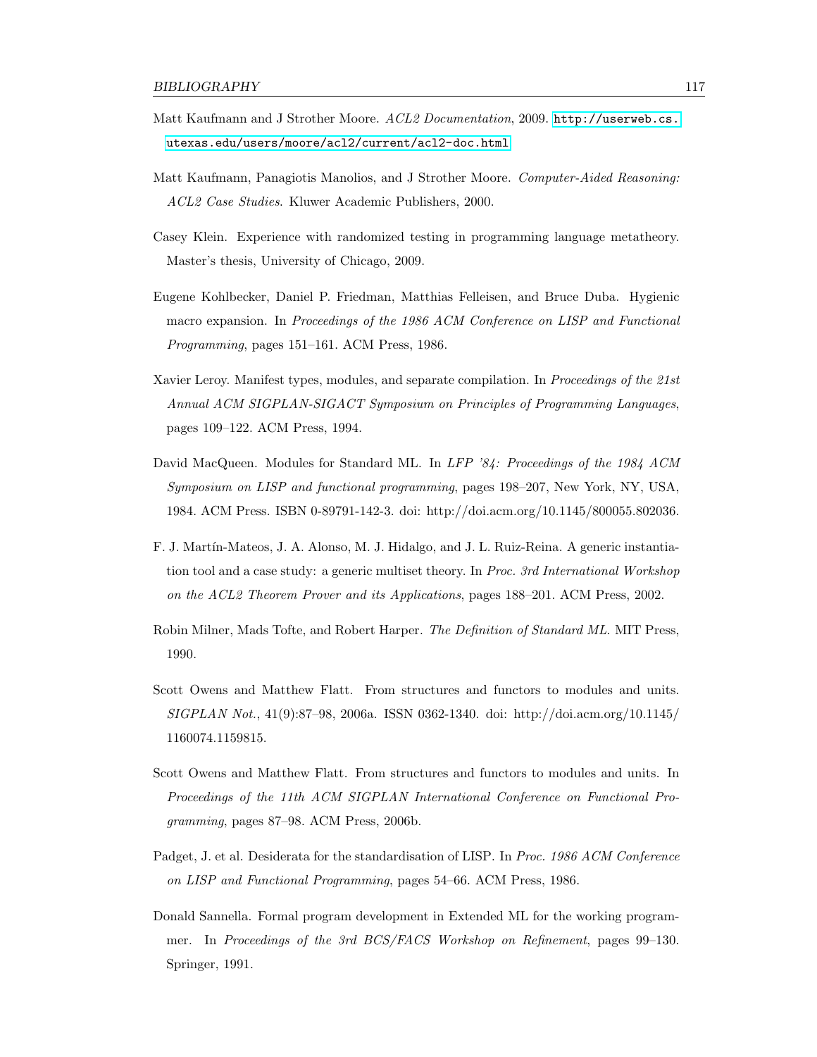Matt Kaufmann and J Strother Moore. *ACL2 Documentation*, 2009. http://userweb.cs.utexas.edu/users/moore/acl2/current/acl2-doc.html

Matt Kaufmann, Panagiotis Manolios, and J Strother Moore. *Computer-Aided Reasoning: ACL2 Case Studies*. Kluwer Academic Publishers, 2000.

Casey Klein. Experience with randomized testing in programming language metatheory. Master's thesis, University of Chicago, 2009.

Eugene Kohlbecker, Daniel P. Friedman, Matthias Felleisen, and Bruce Duba. Hygienic macro expansion. In *Proceedings of the 1986 ACM Conference on LISP and Functional Programming*, pages 151–161. ACM Press, 1986.

Xavier Leroy. Manifest types, modules, and separate compilation. In *Proceedings of the 21st Annual ACM SIGPLAN-SIGACT Symposium on Principles of Programming Languages*, pages 109–122. ACM Press, 1994.

David MacQueen. Modules for Standard ML. In *LFP '84: Proceedings of the 1984 ACM Symposium on LISP and functional programming*, pages 198–207, New York, NY, USA, 1984. ACM Press. ISBN 0-89791-142-3. doi: http://doi.acm.org/10.1145/800055.802036.

F. J. Martín-Mateos, J. A. Alonso, M. J. Hidalgo, and J. L. Ruiz-Reina. A generic instantiation tool and a case study: a generic multiset theory. In *Proc. 3rd International Workshop on the ACL2 Theorem Prover and its Applications*, pages 188–201. ACM Press, 2002.

Robin Milner, Mads Tofte, and Robert Harper. *The Definition of Standard ML*. MIT Press, 1990.

Scott Owens and Matthew Flatt. From structures and functors to modules and units. *SIGPLAN Not.*, 41(9):87–98, 2006a. ISSN 0362-1340. doi: http://doi.acm.org/10.1145/1160074.1159815.

Scott Owens and Matthew Flatt. From structures and functors to modules and units. In *Proceedings of the 11th ACM SIGPLAN International Conference on Functional Programming*, pages 87–98. ACM Press, 2006b.

Padget, J. et al. Desiderata for the standardisation of LISP. In *Proc. 1986 ACM Conference on LISP and Functional Programming*, pages 54–66. ACM Press, 1986.

Donald Sannella. Formal program development in Extended ML for the working programmer. In *Proceedings of the 3rd BCS/FACS Workshop on Refinement*, pages 99–130. Springer, 1991.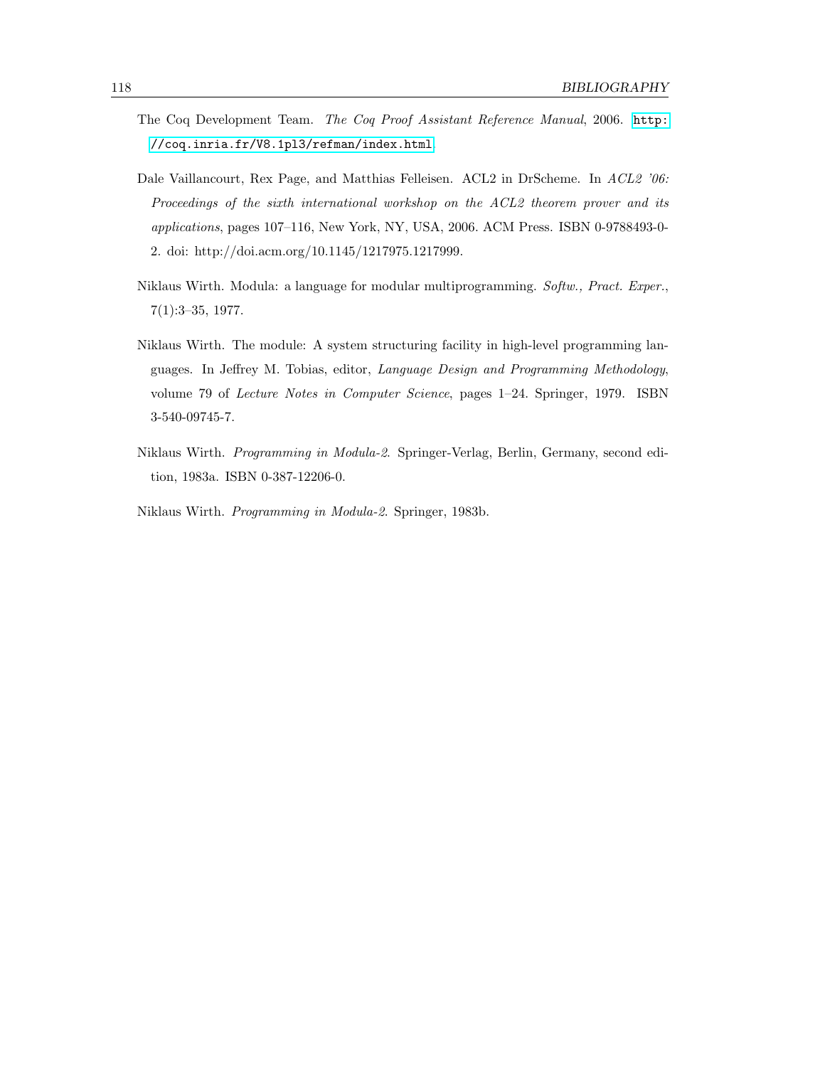The Coq Development Team. *The Coq Proof Assistant Reference Manual*, 2006. http://coq.inria.fr/V8.1pl3/refman/index.html.

Dale Vaillancourt, Rex Page, and Matthias Felleisen. ACL2 in DrScheme. In *ACL2 '06: Proceedings of the sixth international workshop on the ACL2 theorem prover and its applications*, pages 107–116, New York, NY, USA, 2006. ACM Press. ISBN 0-9788493-0-2. doi: http://doi.acm.org/10.1145/1217975.1217999.

Niklaus Wirth. Modula: a language for modular multiprogramming. *Softw., Pract. Exper.*, 7(1):3–35, 1977.

Niklaus Wirth. The module: A system structuring facility in high-level programming languages. In Jeffrey M. Tobias, editor, *Language Design and Programming Methodology*, volume 79 of *Lecture Notes in Computer Science*, pages 1–24. Springer, 1979. ISBN 3-540-09745-7.

Niklaus Wirth. *Programming in Modula-2*. Springer-Verlag, Berlin, Germany, second edition, 1983a. ISBN 0-387-12206-0.

Niklaus Wirth. *Programming in Modula-2*. Springer, 1983b.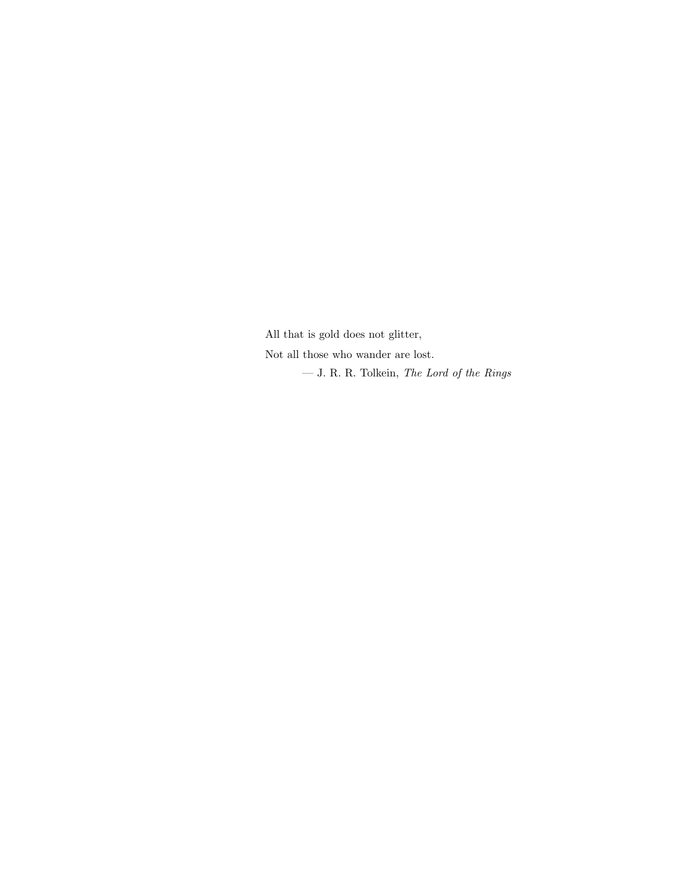All that is gold does not glitter,

Not all those who wander are lost.

— J. R. R. Tolkein, *The Lord of the Rings*